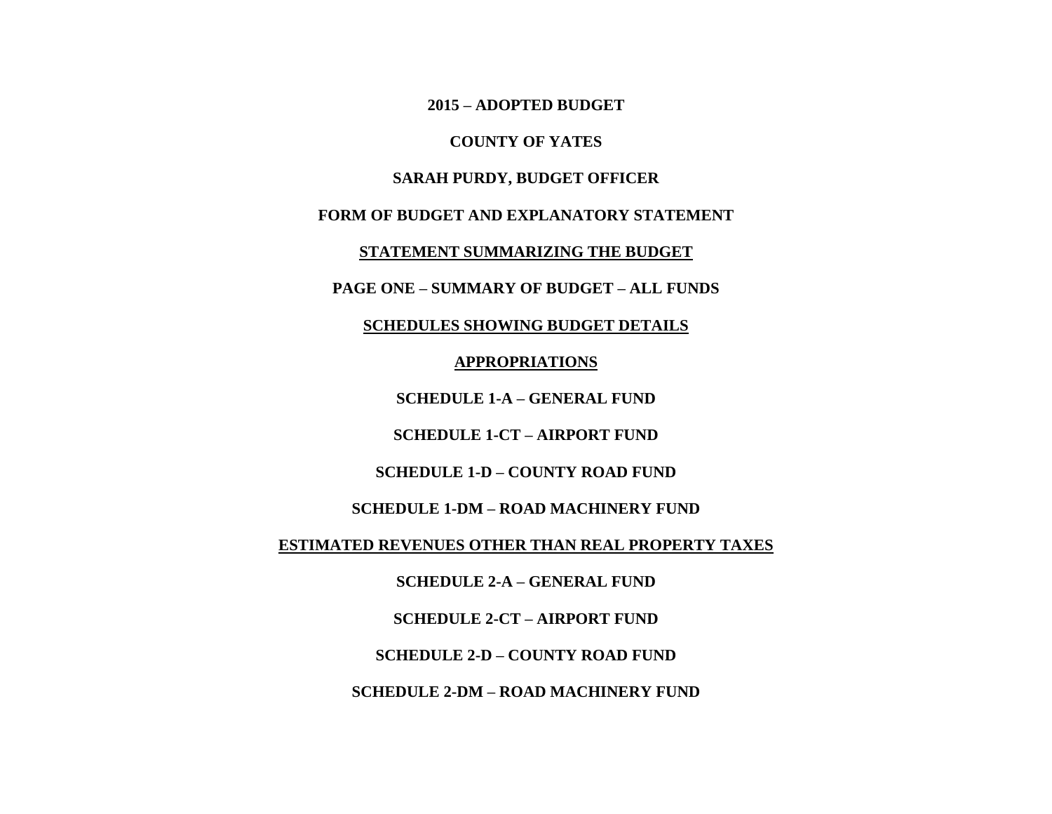**2015 – ADOPTED BUDGET**

**COUNTY OF YATES**

**SARAH PURDY, BUDGET OFFICER**

**FORM OF BUDGET AND EXPLANATORY STATEMENT**

**STATEMENT SUMMARIZING THE BUDGET**

**PAGE ONE – SUMMARY OF BUDGET – ALL FUNDS**

**SCHEDULES SHOWING BUDGET DETAILS**

**APPROPRIATIONS**

**SCHEDULE 1-A – GENERAL FUND**

**SCHEDULE 1-CT – AIRPORT FUND**

**SCHEDULE 1-D – COUNTY ROAD FUND**

**SCHEDULE 1-DM – ROAD MACHINERY FUND**

**ESTIMATED REVENUES OTHER THAN REAL PROPERTY TAXES**

**SCHEDULE 2-A – GENERAL FUND**

**SCHEDULE 2-CT – AIRPORT FUND**

**SCHEDULE 2-D – COUNTY ROAD FUND**

**SCHEDULE 2-DM – ROAD MACHINERY FUND**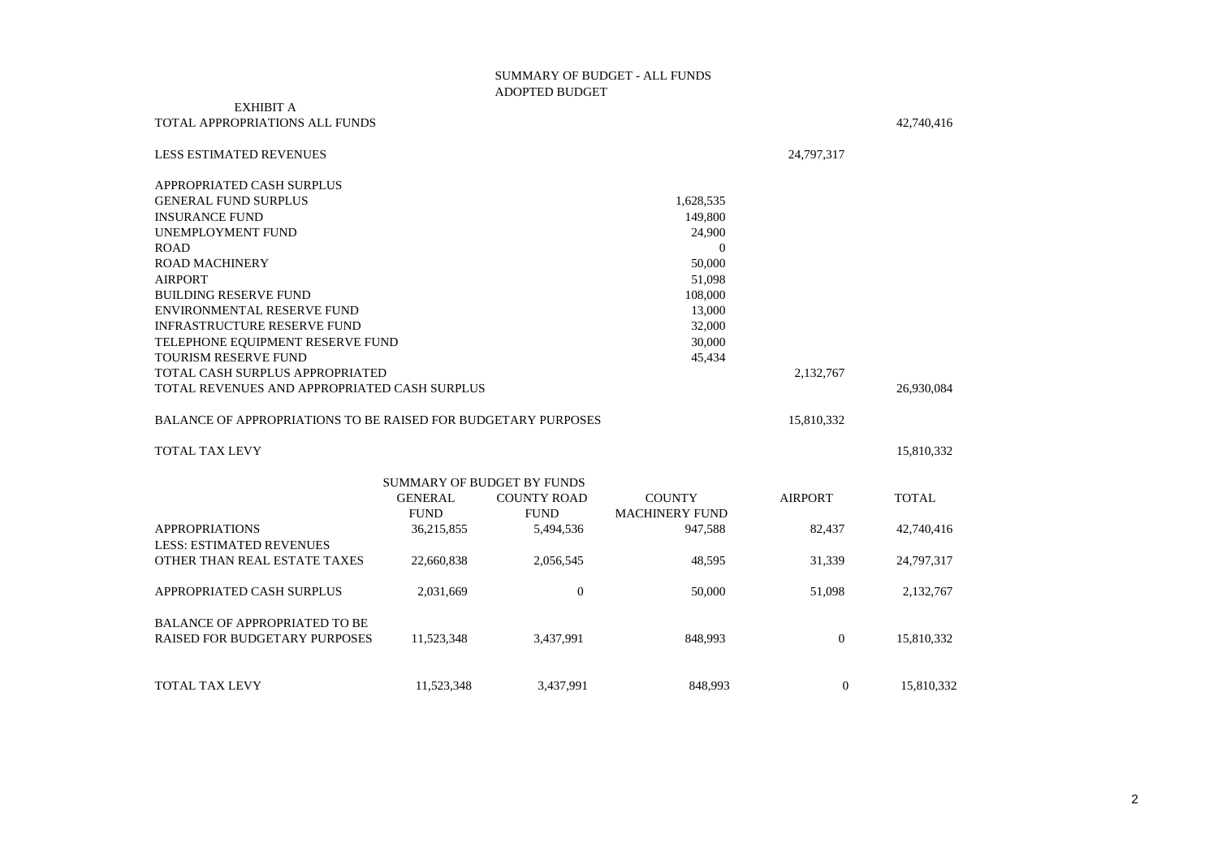# SUMMARY OF BUDGET - ALL FUNDS

## ADOPTED BUDGET

EXHIBIT A

| | | | |
|---|---|---|---|
| TOTAL APPROPRIATIONS ALL FUNDS | | | 42,740,416 |
| LESS ESTIMATED REVENUES | | 24,797,317 | |
| APPROPRIATED CASH SURPLUS | | | |
| GENERAL FUND SURPLUS | 1,628,535 | | |
| INSURANCE FUND | 149,800 | | |
| UNEMPLOYMENT FUND | 24,900 | | |
| ROAD | 0 | | |
| ROAD MACHINERY | 50,000 | | |
| AIRPORT | 51,098 | | |
| BUILDING RESERVE FUND | 108,000 | | |
| ENVIRONMENTAL RESERVE FUND | 13,000 | | |
| INFRASTRUCTURE RESERVE FUND | 32,000 | | |
| TELEPHONE EQUIPMENT RESERVE FUND | 30,000 | | |
| TOURISM RESERVE FUND | 45,434 | | |
| TOTAL CASH SURPLUS APPROPRIATED | | 2,132,767 | |
| TOTAL REVENUES AND APPROPRIATED CASH SURPLUS | | | 26,930,084 |
| BALANCE OF APPROPRIATIONS TO BE RAISED FOR BUDGETARY PURPOSES | | 15,810,332 | |
| TOTAL TAX LEVY | | | 15,810,332 |

SUMMARY OF BUDGET BY FUNDS

| | GENERAL FUND | COUNTY ROAD FUND | COUNTY MACHINERY FUND | AIRPORT | TOTAL |
|---|---|---|---|---|---|
| APPROPRIATIONS | 36,215,855 | 5,494,536 | 947,588 | 82,437 | 42,740,416 |
| LESS: ESTIMATED REVENUES OTHER THAN REAL ESTATE TAXES | 22,660,838 | 2,056,545 | 48,595 | 31,339 | 24,797,317 |
| APPROPRIATED CASH SURPLUS | 2,031,669 | 0 | 50,000 | 51,098 | 2,132,767 |
| BALANCE OF APPROPRIATED TO BE RAISED FOR BUDGETARY PURPOSES | 11,523,348 | 3,437,991 | 848,993 | 0 | 15,810,332 |
| TOTAL TAX LEVY | 11,523,348 | 3,437,991 | 848,993 | 0 | 15,810,332 |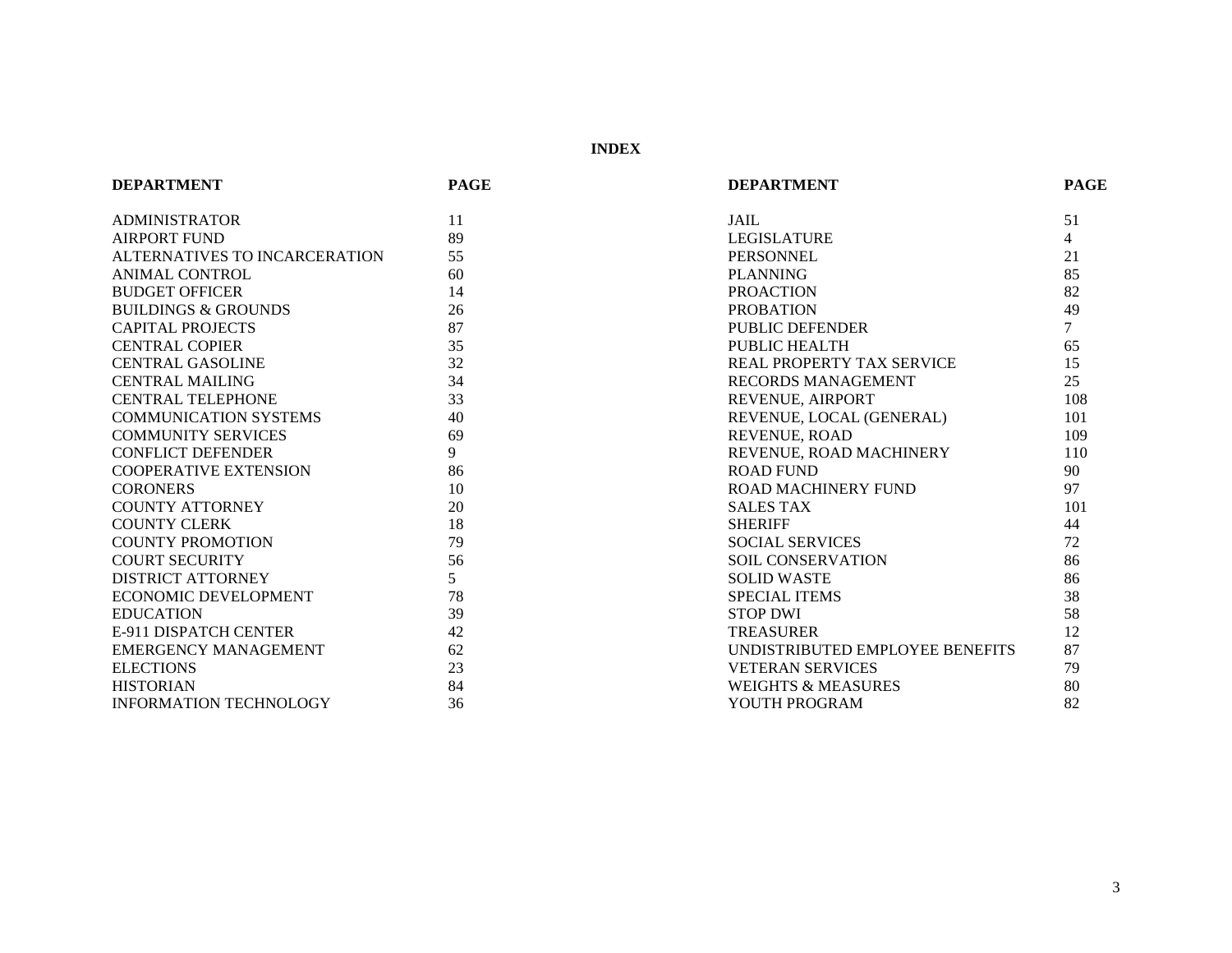# INDEX

| DEPARTMENT | PAGE | DEPARTMENT | PAGE |
|---|---|---|---|
| ADMINISTRATOR | 11 | JAIL | 51 |
| AIRPORT FUND | 89 | LEGISLATURE | 4 |
| ALTERNATIVES TO INCARCERATION | 55 | PERSONNEL | 21 |
| ANIMAL CONTROL | 60 | PLANNING | 85 |
| BUDGET OFFICER | 14 | PROACTION | 82 |
| BUILDINGS & GROUNDS | 26 | PROBATION | 49 |
| CAPITAL PROJECTS | 87 | PUBLIC DEFENDER | 7 |
| CENTRAL COPIER | 35 | PUBLIC HEALTH | 65 |
| CENTRAL GASOLINE | 32 | REAL PROPERTY TAX SERVICE | 15 |
| CENTRAL MAILING | 34 | RECORDS MANAGEMENT | 25 |
| CENTRAL TELEPHONE | 33 | REVENUE, AIRPORT | 108 |
| COMMUNICATION SYSTEMS | 40 | REVENUE, LOCAL (GENERAL) | 101 |
| COMMUNITY SERVICES | 69 | REVENUE, ROAD | 109 |
| CONFLICT DEFENDER | 9 | REVENUE, ROAD MACHINERY | 110 |
| COOPERATIVE EXTENSION | 86 | ROAD FUND | 90 |
| CORONERS | 10 | ROAD MACHINERY FUND | 97 |
| COUNTY ATTORNEY | 20 | SALES TAX | 101 |
| COUNTY CLERK | 18 | SHERIFF | 44 |
| COUNTY PROMOTION | 79 | SOCIAL SERVICES | 72 |
| COURT SECURITY | 56 | SOIL CONSERVATION | 86 |
| DISTRICT ATTORNEY | 5 | SOLID WASTE | 86 |
| ECONOMIC DEVELOPMENT | 78 | SPECIAL ITEMS | 38 |
| EDUCATION | 39 | STOP DWI | 58 |
| E-911 DISPATCH CENTER | 42 | TREASURER | 12 |
| EMERGENCY MANAGEMENT | 62 | UNDISTRIBUTED EMPLOYEE BENEFITS | 87 |
| ELECTIONS | 23 | VETERAN SERVICES | 79 |
| HISTORIAN | 84 | WEIGHTS & MEASURES | 80 |
| INFORMATION TECHNOLOGY | 36 | YOUTH PROGRAM | 82 |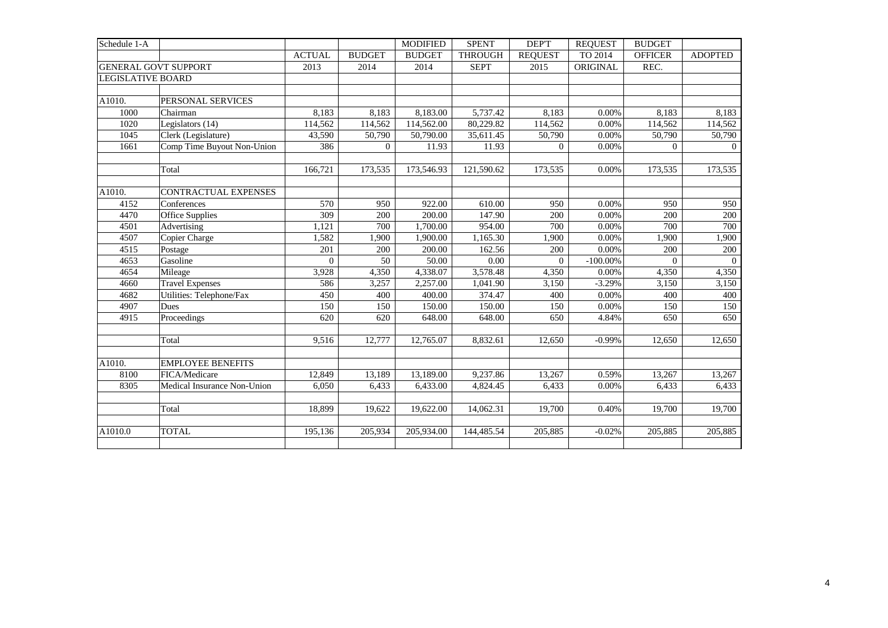| Schedule 1-A | | | | MODIFIED | SPENT | DEP'T | REQUEST | BUDGET | |
|---|---|---|---|---|---|---|---|---|---|
| | | ACTUAL | BUDGET | BUDGET | THROUGH | REQUEST | TO 2014 | OFFICER | ADOPTED |
| GENERAL GOVT SUPPORT | | 2013 | 2014 | 2014 | SEPT | 2015 | ORIGINAL | REC. | |
| LEGISLATIVE BOARD | | | | | | | | | |
| | | | | | | | | | |
| A1010. | PERSONAL SERVICES | | | | | | | | |
| 1000 | Chairman | 8,183 | 8,183 | 8,183.00 | 5,737.42 | 8,183 | 0.00% | 8,183 | 8,183 |
| 1020 | Legislators (14) | 114,562 | 114,562 | 114,562.00 | 80,229.82 | 114,562 | 0.00% | 114,562 | 114,562 |
| 1045 | Clerk (Legislature) | 43,590 | 50,790 | 50,790.00 | 35,611.45 | 50,790 | 0.00% | 50,790 | 50,790 |
| 1661 | Comp Time Buyout Non-Union | 386 | 0 | 11.93 | 11.93 | 0 | 0.00% | 0 | 0 |
| | | | | | | | | | |
| | Total | 166,721 | 173,535 | 173,546.93 | 121,590.62 | 173,535 | 0.00% | 173,535 | 173,535 |
| | | | | | | | | | |
| A1010. | CONTRACTUAL EXPENSES | | | | | | | | |
| 4152 | Conferences | 570 | 950 | 922.00 | 610.00 | 950 | 0.00% | 950 | 950 |
| 4470 | Office Supplies | 309 | 200 | 200.00 | 147.90 | 200 | 0.00% | 200 | 200 |
| 4501 | Advertising | 1,121 | 700 | 1,700.00 | 954.00 | 700 | 0.00% | 700 | 700 |
| 4507 | Copier Charge | 1,582 | 1,900 | 1,900.00 | 1,165.30 | 1,900 | 0.00% | 1,900 | 1,900 |
| 4515 | Postage | 201 | 200 | 200.00 | 162.56 | 200 | 0.00% | 200 | 200 |
| 4653 | Gasoline | 0 | 50 | 50.00 | 0.00 | 0 | -100.00% | 0 | 0 |
| 4654 | Mileage | 3,928 | 4,350 | 4,338.07 | 3,578.48 | 4,350 | 0.00% | 4,350 | 4,350 |
| 4660 | Travel Expenses | 586 | 3,257 | 2,257.00 | 1,041.90 | 3,150 | -3.29% | 3,150 | 3,150 |
| 4682 | Utilities: Telephone/Fax | 450 | 400 | 400.00 | 374.47 | 400 | 0.00% | 400 | 400 |
| 4907 | Dues | 150 | 150 | 150.00 | 150.00 | 150 | 0.00% | 150 | 150 |
| 4915 | Proceedings | 620 | 620 | 648.00 | 648.00 | 650 | 4.84% | 650 | 650 |
| | | | | | | | | | |
| | Total | 9,516 | 12,777 | 12,765.07 | 8,832.61 | 12,650 | -0.99% | 12,650 | 12,650 |
| | | | | | | | | | |
| A1010. | EMPLOYEE BENEFITS | | | | | | | | |
| 8100 | FICA/Medicare | 12,849 | 13,189 | 13,189.00 | 9,237.86 | 13,267 | 0.59% | 13,267 | 13,267 |
| 8305 | Medical Insurance Non-Union | 6,050 | 6,433 | 6,433.00 | 4,824.45 | 6,433 | 0.00% | 6,433 | 6,433 |
| | | | | | | | | | |
| | Total | 18,899 | 19,622 | 19,622.00 | 14,062.31 | 19,700 | 0.40% | 19,700 | 19,700 |
| | | | | | | | | | |
| A1010.0 | TOTAL | 195,136 | 205,934 | 205,934.00 | 144,485.54 | 205,885 | -0.02% | 205,885 | 205,885 |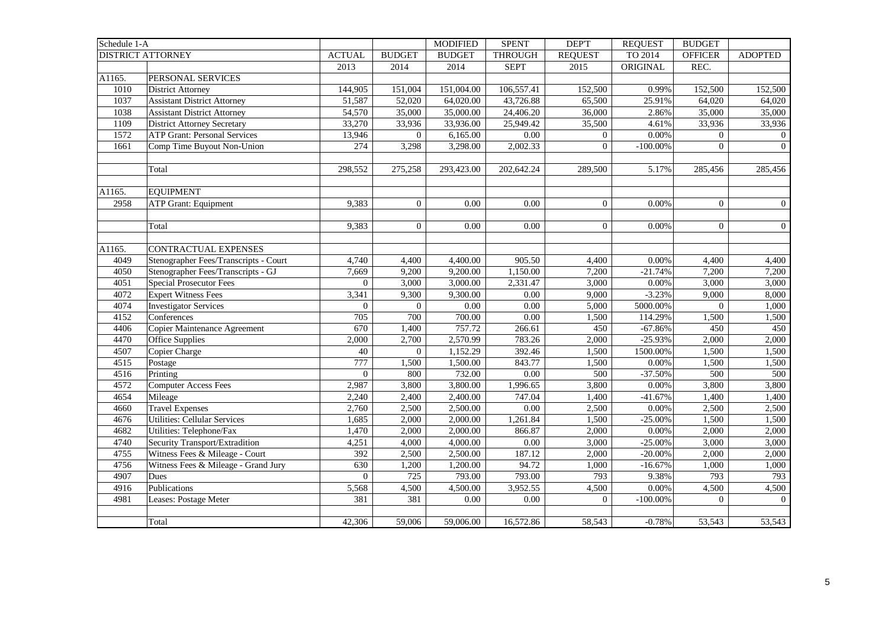| Schedule 1-A | | | | MODIFIED | SPENT | DEP'T | REQUEST | BUDGET | |
|---|---|---|---|---|---|---|---|---|---|
| DISTRICT ATTORNEY | | ACTUAL | BUDGET | BUDGET | THROUGH | REQUEST | TO 2014 | OFFICER | ADOPTED |
| | | 2013 | 2014 | 2014 | SEPT | 2015 | ORIGINAL | REC. | |
| A1165. | PERSONAL SERVICES | | | | | | | | |
| 1010 | District Attorney | 144,905 | 151,004 | 151,004.00 | 106,557.41 | 152,500 | 0.99% | 152,500 | 152,500 |
| 1037 | Assistant District Attorney | 51,587 | 52,020 | 64,020.00 | 43,726.88 | 65,500 | 25.91% | 64,020 | 64,020 |
| 1038 | Assistant District Attorney | 54,570 | 35,000 | 35,000.00 | 24,406.20 | 36,000 | 2.86% | 35,000 | 35,000 |
| 1109 | District Attorney Secretary | 33,270 | 33,936 | 33,936.00 | 25,949.42 | 35,500 | 4.61% | 33,936 | 33,936 |
| 1572 | ATP Grant: Personal Services | 13,946 | 0 | 6,165.00 | 0.00 | 0 | 0.00% | 0 | 0 |
| 1661 | Comp Time Buyout Non-Union | 274 | 3,298 | 3,298.00 | 2,002.33 | 0 | -100.00% | 0 | 0 |
| | | | | | | | | | |
| | Total | 298,552 | 275,258 | 293,423.00 | 202,642.24 | 289,500 | 5.17% | 285,456 | 285,456 |
| | | | | | | | | | |
| A1165. | EQUIPMENT | | | | | | | | |
| 2958 | ATP Grant: Equipment | 9,383 | 0 | 0.00 | 0.00 | 0 | 0.00% | 0 | 0 |
| | | | | | | | | | |
| | Total | 9,383 | 0 | 0.00 | 0.00 | 0 | 0.00% | 0 | 0 |
| | | | | | | | | | |
| A1165. | CONTRACTUAL EXPENSES | | | | | | | | |
| 4049 | Stenographer Fees/Transcripts - Court | 4,740 | 4,400 | 4,400.00 | 905.50 | 4,400 | 0.00% | 4,400 | 4,400 |
| 4050 | Stenographer Fees/Transcripts - GJ | 7,669 | 9,200 | 9,200.00 | 1,150.00 | 7,200 | -21.74% | 7,200 | 7,200 |
| 4051 | Special Prosecutor Fees | 0 | 3,000 | 3,000.00 | 2,331.47 | 3,000 | 0.00% | 3,000 | 3,000 |
| 4072 | Expert Witness Fees | 3,341 | 9,300 | 9,300.00 | 0.00 | 9,000 | -3.23% | 9,000 | 8,000 |
| 4074 | Investigator Services | 0 | 0 | 0.00 | 0.00 | 5,000 | 5000.00% | 0 | 1,000 |
| 4152 | Conferences | 705 | 700 | 700.00 | 0.00 | 1,500 | 114.29% | 1,500 | 1,500 |
| 4406 | Copier Maintenance Agreement | 670 | 1,400 | 757.72 | 266.61 | 450 | -67.86% | 450 | 450 |
| 4470 | Office Supplies | 2,000 | 2,700 | 2,570.99 | 783.26 | 2,000 | -25.93% | 2,000 | 2,000 |
| 4507 | Copier Charge | 40 | 0 | 1,152.29 | 392.46 | 1,500 | 1500.00% | 1,500 | 1,500 |
| 4515 | Postage | 777 | 1,500 | 1,500.00 | 843.77 | 1,500 | 0.00% | 1,500 | 1,500 |
| 4516 | Printing | 0 | 800 | 732.00 | 0.00 | 500 | -37.50% | 500 | 500 |
| 4572 | Computer Access Fees | 2,987 | 3,800 | 3,800.00 | 1,996.65 | 3,800 | 0.00% | 3,800 | 3,800 |
| 4654 | Mileage | 2,240 | 2,400 | 2,400.00 | 747.04 | 1,400 | -41.67% | 1,400 | 1,400 |
| 4660 | Travel Expenses | 2,760 | 2,500 | 2,500.00 | 0.00 | 2,500 | 0.00% | 2,500 | 2,500 |
| 4676 | Utilities: Cellular Services | 1,685 | 2,000 | 2,000.00 | 1,261.84 | 1,500 | -25.00% | 1,500 | 1,500 |
| 4682 | Utilities: Telephone/Fax | 1,470 | 2,000 | 2,000.00 | 866.87 | 2,000 | 0.00% | 2,000 | 2,000 |
| 4740 | Security Transport/Extradition | 4,251 | 4,000 | 4,000.00 | 0.00 | 3,000 | -25.00% | 3,000 | 3,000 |
| 4755 | Witness Fees & Mileage - Court | 392 | 2,500 | 2,500.00 | 187.12 | 2,000 | -20.00% | 2,000 | 2,000 |
| 4756 | Witness Fees & Mileage - Grand Jury | 630 | 1,200 | 1,200.00 | 94.72 | 1,000 | -16.67% | 1,000 | 1,000 |
| 4907 | Dues | 0 | 725 | 793.00 | 793.00 | 793 | 9.38% | 793 | 793 |
| 4916 | Publications | 5,568 | 4,500 | 4,500.00 | 3,952.55 | 4,500 | 0.00% | 4,500 | 4,500 |
| 4981 | Leases: Postage Meter | 381 | 381 | 0.00 | 0.00 | 0 | -100.00% | 0 | 0 |
| | | | | | | | | | |
| | Total | 42,306 | 59,006 | 59,006.00 | 16,572.86 | 58,543 | -0.78% | 53,543 | 53,543 |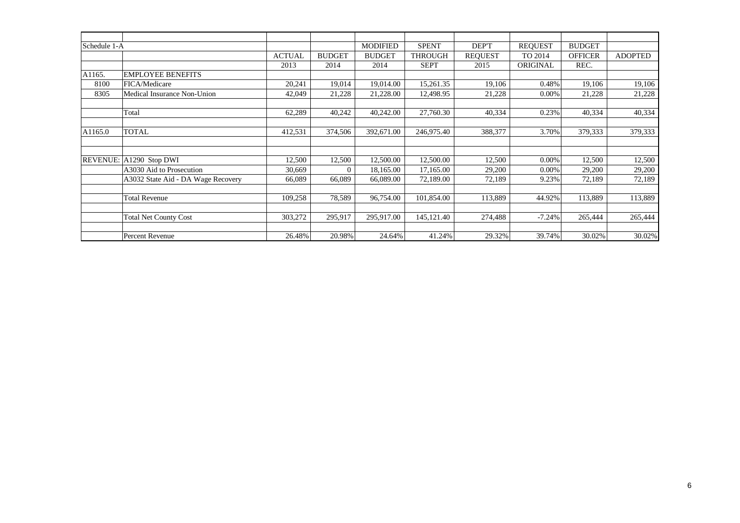| Schedule 1-A | | ACTUAL | BUDGET | MODIFIED BUDGET | SPENT THROUGH | DEP'T REQUEST | REQUEST TO 2014 | BUDGET OFFICER | ADOPTED |
|---|---|---|---|---|---|---|---|---|---|
| | | 2013 | 2014 | 2014 | SEPT | 2015 | ORIGINAL | REC. | |
| A1165. | EMPLOYEE BENEFITS | | | | | | | | |
| 8100 | FICA/Medicare | 20,241 | 19,014 | 19,014.00 | 15,261.35 | 19,106 | 0.48% | 19,106 | 19,106 |
| 8305 | Medical Insurance Non-Union | 42,049 | 21,228 | 21,228.00 | 12,498.95 | 21,228 | 0.00% | 21,228 | 21,228 |
| | | | | | | | | | |
| | Total | 62,289 | 40,242 | 40,242.00 | 27,760.30 | 40,334 | 0.23% | 40,334 | 40,334 |
| | | | | | | | | | |
| A1165.0 | TOTAL | 412,531 | 374,506 | 392,671.00 | 246,975.40 | 388,377 | 3.70% | 379,333 | 379,333 |
| | | | | | | | | | |
| | | | | | | | | | |
| REVENUE: | A1290 Stop DWI | 12,500 | 12,500 | 12,500.00 | 12,500.00 | 12,500 | 0.00% | 12,500 | 12,500 |
| | A3030 Aid to Prosecution | 30,669 | 0 | 18,165.00 | 17,165.00 | 29,200 | 0.00% | 29,200 | 29,200 |
| | A3032 State Aid - DA Wage Recovery | 66,089 | 66,089 | 66,089.00 | 72,189.00 | 72,189 | 9.23% | 72,189 | 72,189 |
| | | | | | | | | | |
| | Total Revenue | 109,258 | 78,589 | 96,754.00 | 101,854.00 | 113,889 | 44.92% | 113,889 | 113,889 |
| | | | | | | | | | |
| | Total Net County Cost | 303,272 | 295,917 | 295,917.00 | 145,121.40 | 274,488 | -7.24% | 265,444 | 265,444 |
| | | | | | | | | | |
| | Percent Revenue | 26.48% | 20.98% | 24.64% | 41.24% | 29.32% | 39.74% | 30.02% | 30.02% |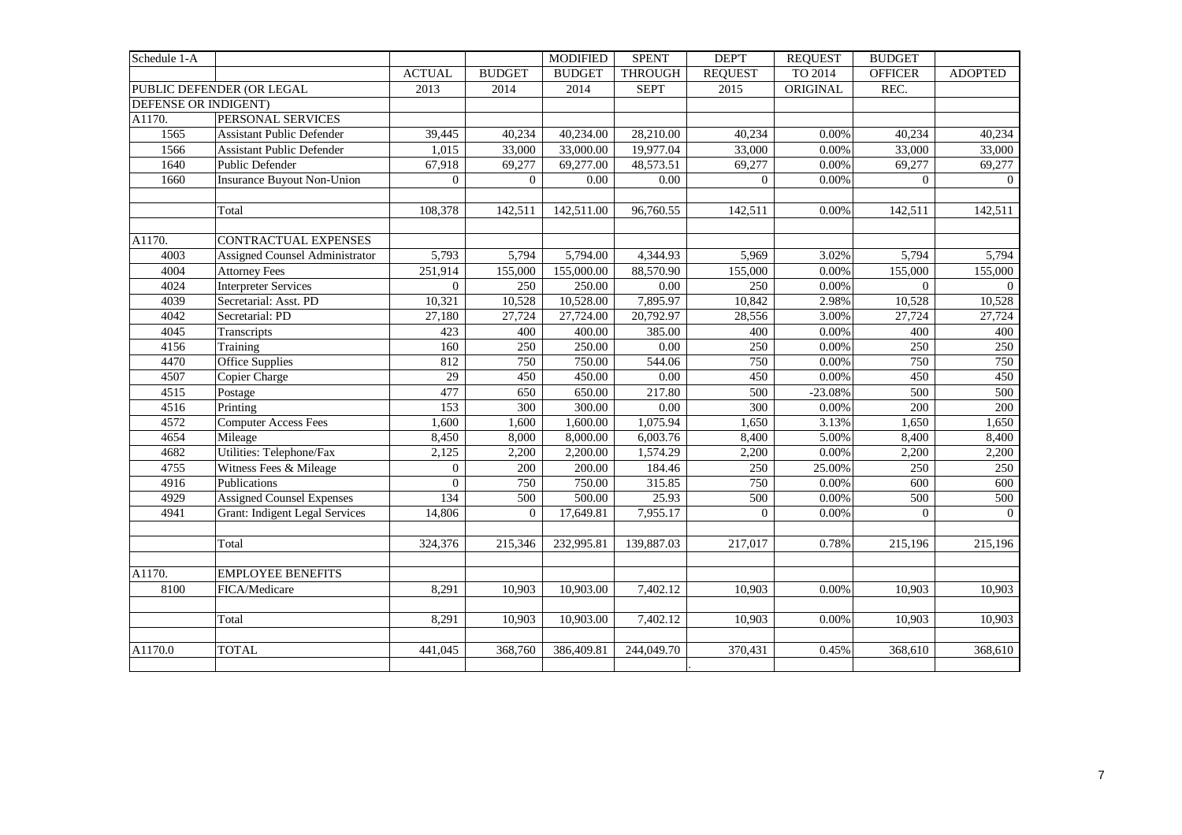| Schedule 1-A | | | | MODIFIED | SPENT | DEP'T | REQUEST | BUDGET | |
|---|---|---|---|---|---|---|---|---|---|
| | | ACTUAL | BUDGET | BUDGET | THROUGH | REQUEST | TO 2014 | OFFICER | ADOPTED |
| PUBLIC DEFENDER (OR LEGAL | | 2013 | 2014 | 2014 | SEPT | 2015 | ORIGINAL | REC. | |
| DEFENSE OR INDIGENT) | | | | | | | | | |
| A1170. | PERSONAL SERVICES | | | | | | | | |
| 1565 | Assistant Public Defender | 39,445 | 40,234 | 40,234.00 | 28,210.00 | 40,234 | 0.00% | 40,234 | 40,234 |
| 1566 | Assistant Public Defender | 1,015 | 33,000 | 33,000.00 | 19,977.04 | 33,000 | 0.00% | 33,000 | 33,000 |
| 1640 | Public Defender | 67,918 | 69,277 | 69,277.00 | 48,573.51 | 69,277 | 0.00% | 69,277 | 69,277 |
| 1660 | Insurance Buyout Non-Union | 0 | 0 | 0.00 | 0.00 | 0 | 0.00% | 0 | 0 |
| | | | | | | | | | |
| | Total | 108,378 | 142,511 | 142,511.00 | 96,760.55 | 142,511 | 0.00% | 142,511 | 142,511 |
| | | | | | | | | | |
| A1170. | CONTRACTUAL EXPENSES | | | | | | | | |
| 4003 | Assigned Counsel Administrator | 5,793 | 5,794 | 5,794.00 | 4,344.93 | 5,969 | 3.02% | 5,794 | 5,794 |
| 4004 | Attorney Fees | 251,914 | 155,000 | 155,000.00 | 88,570.90 | 155,000 | 0.00% | 155,000 | 155,000 |
| 4024 | Interpreter Services | 0 | 250 | 250.00 | 0.00 | 250 | 0.00% | 0 | 0 |
| 4039 | Secretarial: Asst. PD | 10,321 | 10,528 | 10,528.00 | 7,895.97 | 10,842 | 2.98% | 10,528 | 10,528 |
| 4042 | Secretarial: PD | 27,180 | 27,724 | 27,724.00 | 20,792.97 | 28,556 | 3.00% | 27,724 | 27,724 |
| 4045 | Transcripts | 423 | 400 | 400.00 | 385.00 | 400 | 0.00% | 400 | 400 |
| 4156 | Training | 160 | 250 | 250.00 | 0.00 | 250 | 0.00% | 250 | 250 |
| 4470 | Office Supplies | 812 | 750 | 750.00 | 544.06 | 750 | 0.00% | 750 | 750 |
| 4507 | Copier Charge | 29 | 450 | 450.00 | 0.00 | 450 | 0.00% | 450 | 450 |
| 4515 | Postage | 477 | 650 | 650.00 | 217.80 | 500 | -23.08% | 500 | 500 |
| 4516 | Printing | 153 | 300 | 300.00 | 0.00 | 300 | 0.00% | 200 | 200 |
| 4572 | Computer Access Fees | 1,600 | 1,600 | 1,600.00 | 1,075.94 | 1,650 | 3.13% | 1,650 | 1,650 |
| 4654 | Mileage | 8,450 | 8,000 | 8,000.00 | 6,003.76 | 8,400 | 5.00% | 8,400 | 8,400 |
| 4682 | Utilities: Telephone/Fax | 2,125 | 2,200 | 2,200.00 | 1,574.29 | 2,200 | 0.00% | 2,200 | 2,200 |
| 4755 | Witness Fees & Mileage | 0 | 200 | 200.00 | 184.46 | 250 | 25.00% | 250 | 250 |
| 4916 | Publications | 0 | 750 | 750.00 | 315.85 | 750 | 0.00% | 600 | 600 |
| 4929 | Assigned Counsel Expenses | 134 | 500 | 500.00 | 25.93 | 500 | 0.00% | 500 | 500 |
| 4941 | Grant: Indigent Legal Services | 14,806 | 0 | 17,649.81 | 7,955.17 | 0 | 0.00% | 0 | 0 |
| | | | | | | | | | |
| | Total | 324,376 | 215,346 | 232,995.81 | 139,887.03 | 217,017 | 0.78% | 215,196 | 215,196 |
| | | | | | | | | | |
| A1170. | EMPLOYEE BENEFITS | | | | | | | | |
| 8100 | FICA/Medicare | 8,291 | 10,903 | 10,903.00 | 7,402.12 | 10,903 | 0.00% | 10,903 | 10,903 |
| | | | | | | | | | |
| | Total | 8,291 | 10,903 | 10,903.00 | 7,402.12 | 10,903 | 0.00% | 10,903 | 10,903 |
| | | | | | | | | | |
| A1170.0 | TOTAL | 441,045 | 368,760 | 386,409.81 | 244,049.70 | 370,431 | 0.45% | 368,610 | 368,610 |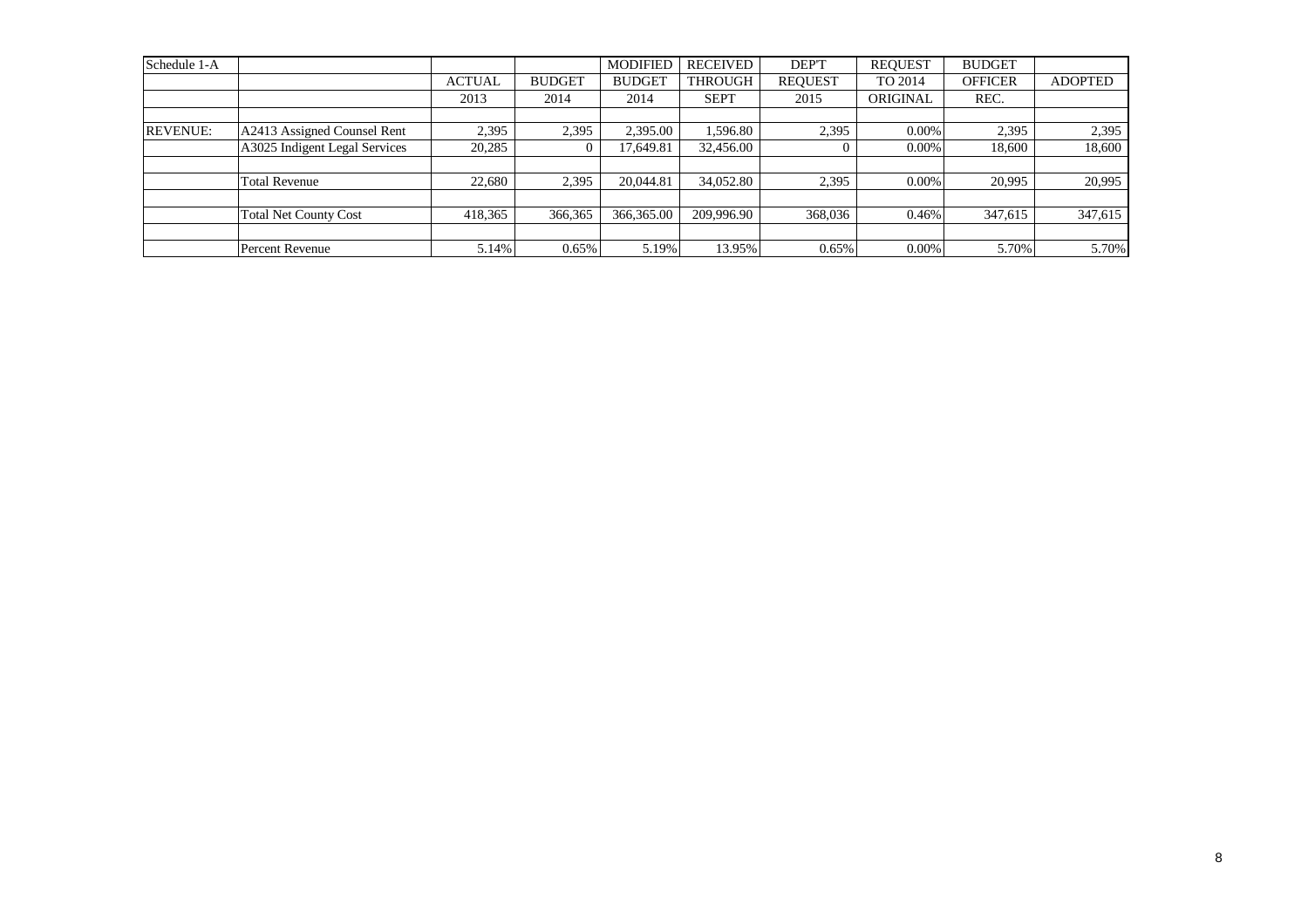| Schedule 1-A | | | | MODIFIED | RECEIVED | DEP'T | REQUEST | BUDGET | |
|---|---|---|---|---|---|---|---|---|---|
| | | ACTUAL | BUDGET | BUDGET | THROUGH | REQUEST | TO 2014 | OFFICER | ADOPTED |
| | | 2013 | 2014 | 2014 | SEPT | 2015 | ORIGINAL | REC. | |
| | | | | | | | | | |
| REVENUE: | A2413 Assigned Counsel Rent | 2,395 | 2,395 | 2,395.00 | 1,596.80 | 2,395 | 0.00% | 2,395 | 2,395 |
| | A3025 Indigent Legal Services | 20,285 | 0 | 17,649.81 | 32,456.00 | 0 | 0.00% | 18,600 | 18,600 |
| | | | | | | | | | |
| | Total Revenue | 22,680 | 2,395 | 20,044.81 | 34,052.80 | 2,395 | 0.00% | 20,995 | 20,995 |
| | | | | | | | | | |
| | Total Net County Cost | 418,365 | 366,365 | 366,365.00 | 209,996.90 | 368,036 | 0.46% | 347,615 | 347,615 |
| | | | | | | | | | |
| | Percent Revenue | 5.14% | 0.65% | 5.19% | 13.95% | 0.65% | 0.00% | 5.70% | 5.70% |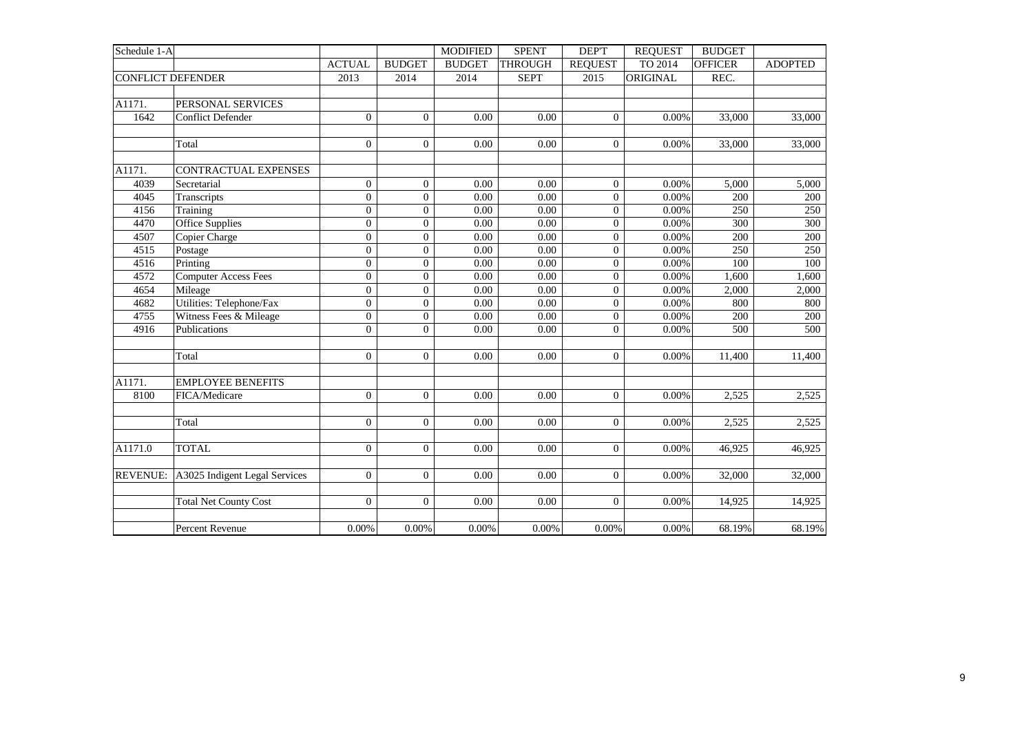| Schedule 1-A | | | | MODIFIED | SPENT | DEP'T | REQUEST | BUDGET | |
|---|---|---|---|---|---|---|---|---|---|
| | | ACTUAL | BUDGET | BUDGET | THROUGH | REQUEST | TO 2014 | OFFICER | ADOPTED |
| CONFLICT DEFENDER | | 2013 | 2014 | 2014 | SEPT | 2015 | ORIGINAL | REC. | |
| | | | | | | | | | |
| A1171. | PERSONAL SERVICES | | | | | | | | |
| 1642 | Conflict Defender | 0 | 0 | 0.00 | 0.00 | 0 | 0.00% | 33,000 | 33,000 |
| | | | | | | | | | |
| | Total | 0 | 0 | 0.00 | 0.00 | 0 | 0.00% | 33,000 | 33,000 |
| | | | | | | | | | |
| A1171. | CONTRACTUAL EXPENSES | | | | | | | | |
| 4039 | Secretarial | 0 | 0 | 0.00 | 0.00 | 0 | 0.00% | 5,000 | 5,000 |
| 4045 | Transcripts | 0 | 0 | 0.00 | 0.00 | 0 | 0.00% | 200 | 200 |
| 4156 | Training | 0 | 0 | 0.00 | 0.00 | 0 | 0.00% | 250 | 250 |
| 4470 | Office Supplies | 0 | 0 | 0.00 | 0.00 | 0 | 0.00% | 300 | 300 |
| 4507 | Copier Charge | 0 | 0 | 0.00 | 0.00 | 0 | 0.00% | 200 | 200 |
| 4515 | Postage | 0 | 0 | 0.00 | 0.00 | 0 | 0.00% | 250 | 250 |
| 4516 | Printing | 0 | 0 | 0.00 | 0.00 | 0 | 0.00% | 100 | 100 |
| 4572 | Computer Access Fees | 0 | 0 | 0.00 | 0.00 | 0 | 0.00% | 1,600 | 1,600 |
| 4654 | Mileage | 0 | 0 | 0.00 | 0.00 | 0 | 0.00% | 2,000 | 2,000 |
| 4682 | Utilities: Telephone/Fax | 0 | 0 | 0.00 | 0.00 | 0 | 0.00% | 800 | 800 |
| 4755 | Witness Fees & Mileage | 0 | 0 | 0.00 | 0.00 | 0 | 0.00% | 200 | 200 |
| 4916 | Publications | 0 | 0 | 0.00 | 0.00 | 0 | 0.00% | 500 | 500 |
| | | | | | | | | | |
| | Total | 0 | 0 | 0.00 | 0.00 | 0 | 0.00% | 11,400 | 11,400 |
| | | | | | | | | | |
| A1171. | EMPLOYEE BENEFITS | | | | | | | | |
| 8100 | FICA/Medicare | 0 | 0 | 0.00 | 0.00 | 0 | 0.00% | 2,525 | 2,525 |
| | | | | | | | | | |
| | Total | 0 | 0 | 0.00 | 0.00 | 0 | 0.00% | 2,525 | 2,525 |
| | | | | | | | | | |
| A1171.0 | TOTAL | 0 | 0 | 0.00 | 0.00 | 0 | 0.00% | 46,925 | 46,925 |
| | | | | | | | | | |
| REVENUE: | A3025 Indigent Legal Services | 0 | 0 | 0.00 | 0.00 | 0 | 0.00% | 32,000 | 32,000 |
| | | | | | | | | | |
| | Total Net County Cost | 0 | 0 | 0.00 | 0.00 | 0 | 0.00% | 14,925 | 14,925 |
| | | | | | | | | | |
| | Percent Revenue | 0.00% | 0.00% | 0.00% | 0.00% | 0.00% | 0.00% | 68.19% | 68.19% |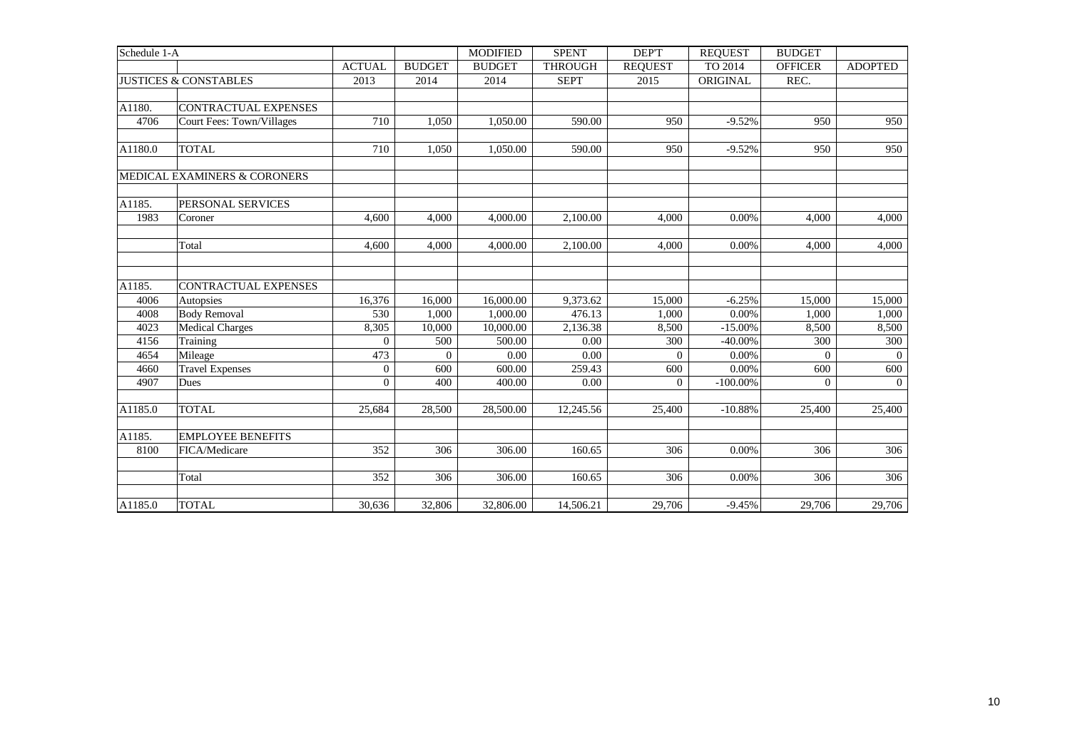| Schedule 1-A | | | | MODIFIED | SPENT | DEP'T | REQUEST | BUDGET | |
|---|---|---|---|---|---|---|---|---|---|
| | | ACTUAL | BUDGET | BUDGET | THROUGH | REQUEST | TO 2014 | OFFICER | ADOPTED |
| JUSTICES & CONSTABLES | | 2013 | 2014 | 2014 | SEPT | 2015 | ORIGINAL | REC. | |
| | | | | | | | | | |
| A1180. | CONTRACTUAL EXPENSES | | | | | | | | |
| 4706 | Court Fees: Town/Villages | 710 | 1,050 | 1,050.00 | 590.00 | 950 | -9.52% | 950 | 950 |
| | | | | | | | | | |
| A1180.0 | TOTAL | 710 | 1,050 | 1,050.00 | 590.00 | 950 | -9.52% | 950 | 950 |
| | | | | | | | | | |
| MEDICAL EXAMINERS & CORONERS | | | | | | | | | |
| | | | | | | | | | |
| A1185. | PERSONAL SERVICES | | | | | | | | |
| 1983 | Coroner | 4,600 | 4,000 | 4,000.00 | 2,100.00 | 4,000 | 0.00% | 4,000 | 4,000 |
| | | | | | | | | | |
| | Total | 4,600 | 4,000 | 4,000.00 | 2,100.00 | 4,000 | 0.00% | 4,000 | 4,000 |
| | | | | | | | | | |
| | | | | | | | | | |
| A1185. | CONTRACTUAL EXPENSES | | | | | | | | |
| 4006 | Autopsies | 16,376 | 16,000 | 16,000.00 | 9,373.62 | 15,000 | -6.25% | 15,000 | 15,000 |
| 4008 | Body Removal | 530 | 1,000 | 1,000.00 | 476.13 | 1,000 | 0.00% | 1,000 | 1,000 |
| 4023 | Medical Charges | 8,305 | 10,000 | 10,000.00 | 2,136.38 | 8,500 | -15.00% | 8,500 | 8,500 |
| 4156 | Training | 0 | 500 | 500.00 | 0.00 | 300 | -40.00% | 300 | 300 |
| 4654 | Mileage | 473 | 0 | 0.00 | 0.00 | 0 | 0.00% | 0 | 0 |
| 4660 | Travel Expenses | 0 | 600 | 600.00 | 259.43 | 600 | 0.00% | 600 | 600 |
| 4907 | Dues | 0 | 400 | 400.00 | 0.00 | 0 | -100.00% | 0 | 0 |
| | | | | | | | | | |
| A1185.0 | TOTAL | 25,684 | 28,500 | 28,500.00 | 12,245.56 | 25,400 | -10.88% | 25,400 | 25,400 |
| | | | | | | | | | |
| A1185. | EMPLOYEE BENEFITS | | | | | | | | |
| 8100 | FICA/Medicare | 352 | 306 | 306.00 | 160.65 | 306 | 0.00% | 306 | 306 |
| | | | | | | | | | |
| | Total | 352 | 306 | 306.00 | 160.65 | 306 | 0.00% | 306 | 306 |
| | | | | | | | | | |
| A1185.0 | TOTAL | 30,636 | 32,806 | 32,806.00 | 14,506.21 | 29,706 | -9.45% | 29,706 | 29,706 |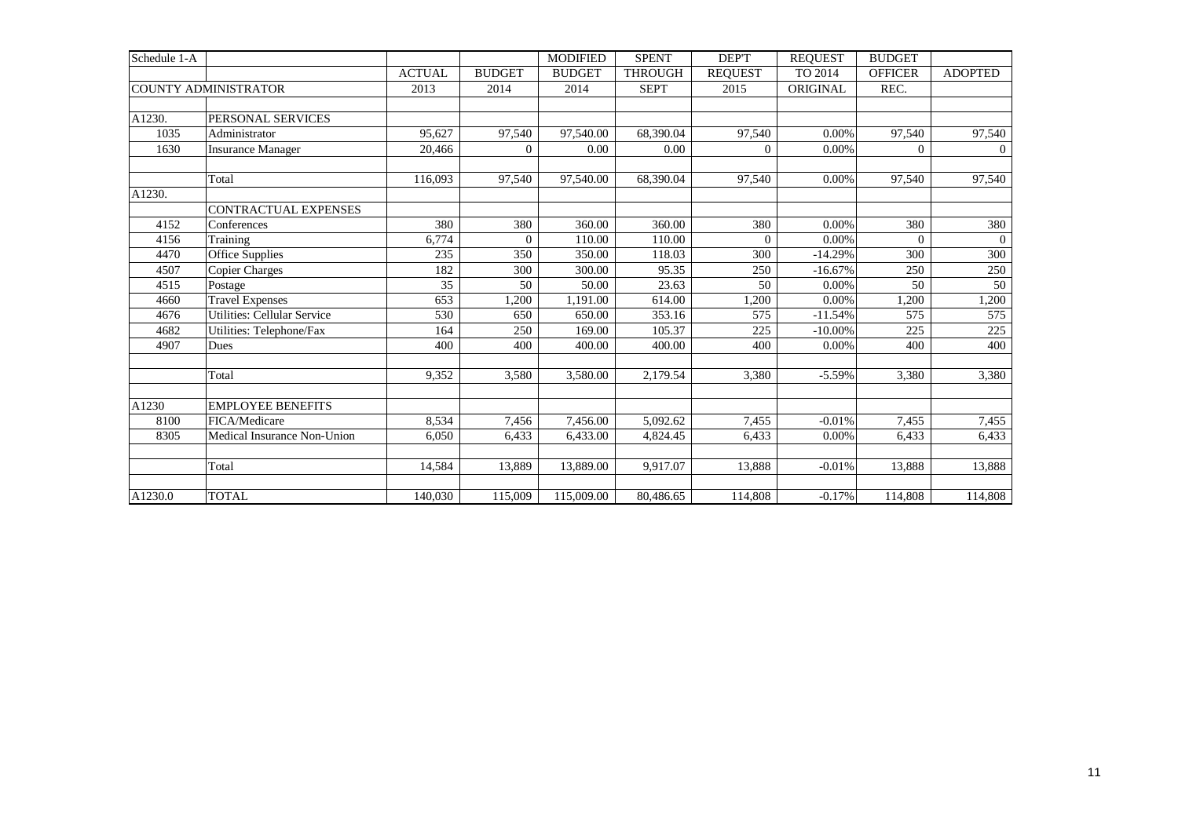| Schedule 1-A | | | | MODIFIED | SPENT | DEP'T | REQUEST | BUDGET | |
|---|---|---|---|---|---|---|---|---|---|
| | | ACTUAL | BUDGET | BUDGET | THROUGH | REQUEST | TO 2014 | OFFICER | ADOPTED |
| COUNTY ADMINISTRATOR | | 2013 | 2014 | 2014 | SEPT | 2015 | ORIGINAL | REC. | |
| | | | | | | | | | |
| A1230. | PERSONAL SERVICES | | | | | | | | |
| 1035 | Administrator | 95,627 | 97,540 | 97,540.00 | 68,390.04 | 97,540 | 0.00% | 97,540 | 97,540 |
| 1630 | Insurance Manager | 20,466 | 0 | 0.00 | 0.00 | 0 | 0.00% | 0 | 0 |
| | | | | | | | | | |
| | Total | 116,093 | 97,540 | 97,540.00 | 68,390.04 | 97,540 | 0.00% | 97,540 | 97,540 |
| A1230. | | | | | | | | | |
| | CONTRACTUAL EXPENSES | | | | | | | | |
| 4152 | Conferences | 380 | 380 | 360.00 | 360.00 | 380 | 0.00% | 380 | 380 |
| 4156 | Training | 6,774 | 0 | 110.00 | 110.00 | 0 | 0.00% | 0 | 0 |
| 4470 | Office Supplies | 235 | 350 | 350.00 | 118.03 | 300 | -14.29% | 300 | 300 |
| 4507 | Copier Charges | 182 | 300 | 300.00 | 95.35 | 250 | -16.67% | 250 | 250 |
| 4515 | Postage | 35 | 50 | 50.00 | 23.63 | 50 | 0.00% | 50 | 50 |
| 4660 | Travel Expenses | 653 | 1,200 | 1,191.00 | 614.00 | 1,200 | 0.00% | 1,200 | 1,200 |
| 4676 | Utilities: Cellular Service | 530 | 650 | 650.00 | 353.16 | 575 | -11.54% | 575 | 575 |
| 4682 | Utilities: Telephone/Fax | 164 | 250 | 169.00 | 105.37 | 225 | -10.00% | 225 | 225 |
| 4907 | Dues | 400 | 400 | 400.00 | 400.00 | 400 | 0.00% | 400 | 400 |
| | | | | | | | | | |
| | Total | 9,352 | 3,580 | 3,580.00 | 2,179.54 | 3,380 | -5.59% | 3,380 | 3,380 |
| | | | | | | | | | |
| A1230 | EMPLOYEE BENEFITS | | | | | | | | |
| 8100 | FICA/Medicare | 8,534 | 7,456 | 7,456.00 | 5,092.62 | 7,455 | -0.01% | 7,455 | 7,455 |
| 8305 | Medical Insurance Non-Union | 6,050 | 6,433 | 6,433.00 | 4,824.45 | 6,433 | 0.00% | 6,433 | 6,433 |
| | | | | | | | | | |
| | Total | 14,584 | 13,889 | 13,889.00 | 9,917.07 | 13,888 | -0.01% | 13,888 | 13,888 |
| | | | | | | | | | |
| A1230.0 | TOTAL | 140,030 | 115,009 | 115,009.00 | 80,486.65 | 114,808 | -0.17% | 114,808 | 114,808 |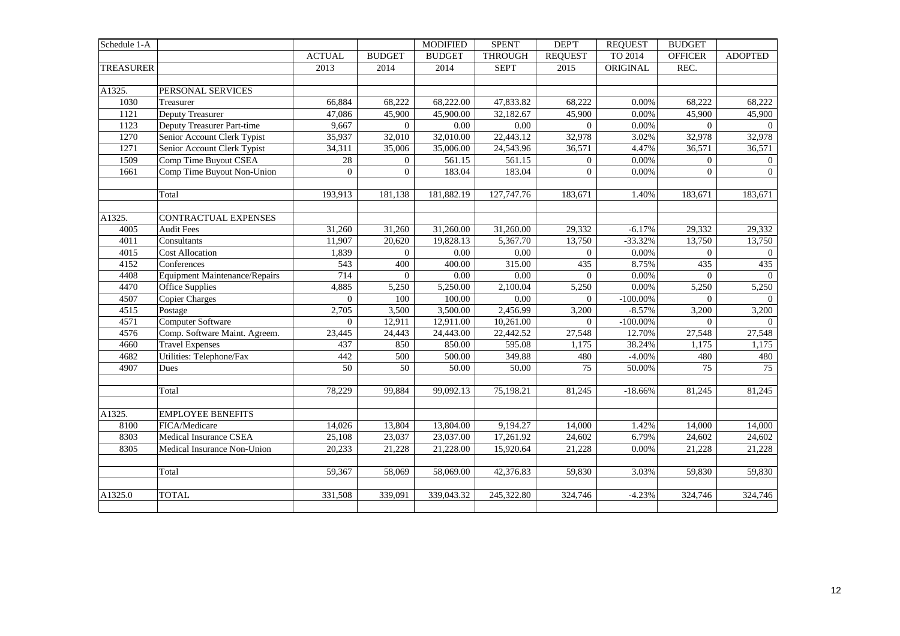| Schedule 1-A | | | | MODIFIED | SPENT | DEP'T | REQUEST | BUDGET | |
|---|---|---|---|---|---|---|---|---|---|
| | | ACTUAL | BUDGET | BUDGET | THROUGH | REQUEST | TO 2014 | OFFICER | ADOPTED |
| TREASURER | | 2013 | 2014 | 2014 | SEPT | 2015 | ORIGINAL | REC. | |
| | | | | | | | | | |
| A1325. | PERSONAL SERVICES | | | | | | | | |
| 1030 | Treasurer | 66,884 | 68,222 | 68,222.00 | 47,833.82 | 68,222 | 0.00% | 68,222 | 68,222 |
| 1121 | Deputy Treasurer | 47,086 | 45,900 | 45,900.00 | 32,182.67 | 45,900 | 0.00% | 45,900 | 45,900 |
| 1123 | Deputy Treasurer Part-time | 9,667 | 0 | 0.00 | 0.00 | 0 | 0.00% | 0 | 0 |
| 1270 | Senior Account Clerk Typist | 35,937 | 32,010 | 32,010.00 | 22,443.12 | 32,978 | 3.02% | 32,978 | 32,978 |
| 1271 | Senior Account Clerk Typist | 34,311 | 35,006 | 35,006.00 | 24,543.96 | 36,571 | 4.47% | 36,571 | 36,571 |
| 1509 | Comp Time Buyout CSEA | 28 | 0 | 561.15 | 561.15 | 0 | 0.00% | 0 | 0 |
| 1661 | Comp Time Buyout Non-Union | 0 | 0 | 183.04 | 183.04 | 0 | 0.00% | 0 | 0 |
| | | | | | | | | | |
| | Total | 193,913 | 181,138 | 181,882.19 | 127,747.76 | 183,671 | 1.40% | 183,671 | 183,671 |
| | | | | | | | | | |
| A1325. | CONTRACTUAL EXPENSES | | | | | | | | |
| 4005 | Audit Fees | 31,260 | 31,260 | 31,260.00 | 31,260.00 | 29,332 | -6.17% | 29,332 | 29,332 |
| 4011 | Consultants | 11,907 | 20,620 | 19,828.13 | 5,367.70 | 13,750 | -33.32% | 13,750 | 13,750 |
| 4015 | Cost Allocation | 1,839 | 0 | 0.00 | 0.00 | 0 | 0.00% | 0 | 0 |
| 4152 | Conferences | 543 | 400 | 400.00 | 315.00 | 435 | 8.75% | 435 | 435 |
| 4408 | Equipment Maintenance/Repairs | 714 | 0 | 0.00 | 0.00 | 0 | 0.00% | 0 | 0 |
| 4470 | Office Supplies | 4,885 | 5,250 | 5,250.00 | 2,100.04 | 5,250 | 0.00% | 5,250 | 5,250 |
| 4507 | Copier Charges | 0 | 100 | 100.00 | 0.00 | 0 | -100.00% | 0 | 0 |
| 4515 | Postage | 2,705 | 3,500 | 3,500.00 | 2,456.99 | 3,200 | -8.57% | 3,200 | 3,200 |
| 4571 | Computer Software | 0 | 12,911 | 12,911.00 | 10,261.00 | 0 | -100.00% | 0 | 0 |
| 4576 | Comp. Software Maint. Agreem. | 23,445 | 24,443 | 24,443.00 | 22,442.52 | 27,548 | 12.70% | 27,548 | 27,548 |
| 4660 | Travel Expenses | 437 | 850 | 850.00 | 595.08 | 1,175 | 38.24% | 1,175 | 1,175 |
| 4682 | Utilities: Telephone/Fax | 442 | 500 | 500.00 | 349.88 | 480 | -4.00% | 480 | 480 |
| 4907 | Dues | 50 | 50 | 50.00 | 50.00 | 75 | 50.00% | 75 | 75 |
| | | | | | | | | | |
| | Total | 78,229 | 99,884 | 99,092.13 | 75,198.21 | 81,245 | -18.66% | 81,245 | 81,245 |
| | | | | | | | | | |
| A1325. | EMPLOYEE BENEFITS | | | | | | | | |
| 8100 | FICA/Medicare | 14,026 | 13,804 | 13,804.00 | 9,194.27 | 14,000 | 1.42% | 14,000 | 14,000 |
| 8303 | Medical Insurance CSEA | 25,108 | 23,037 | 23,037.00 | 17,261.92 | 24,602 | 6.79% | 24,602 | 24,602 |
| 8305 | Medical Insurance Non-Union | 20,233 | 21,228 | 21,228.00 | 15,920.64 | 21,228 | 0.00% | 21,228 | 21,228 |
| | | | | | | | | | |
| | Total | 59,367 | 58,069 | 58,069.00 | 42,376.83 | 59,830 | 3.03% | 59,830 | 59,830 |
| | | | | | | | | | |
| A1325.0 | TOTAL | 331,508 | 339,091 | 339,043.32 | 245,322.80 | 324,746 | -4.23% | 324,746 | 324,746 |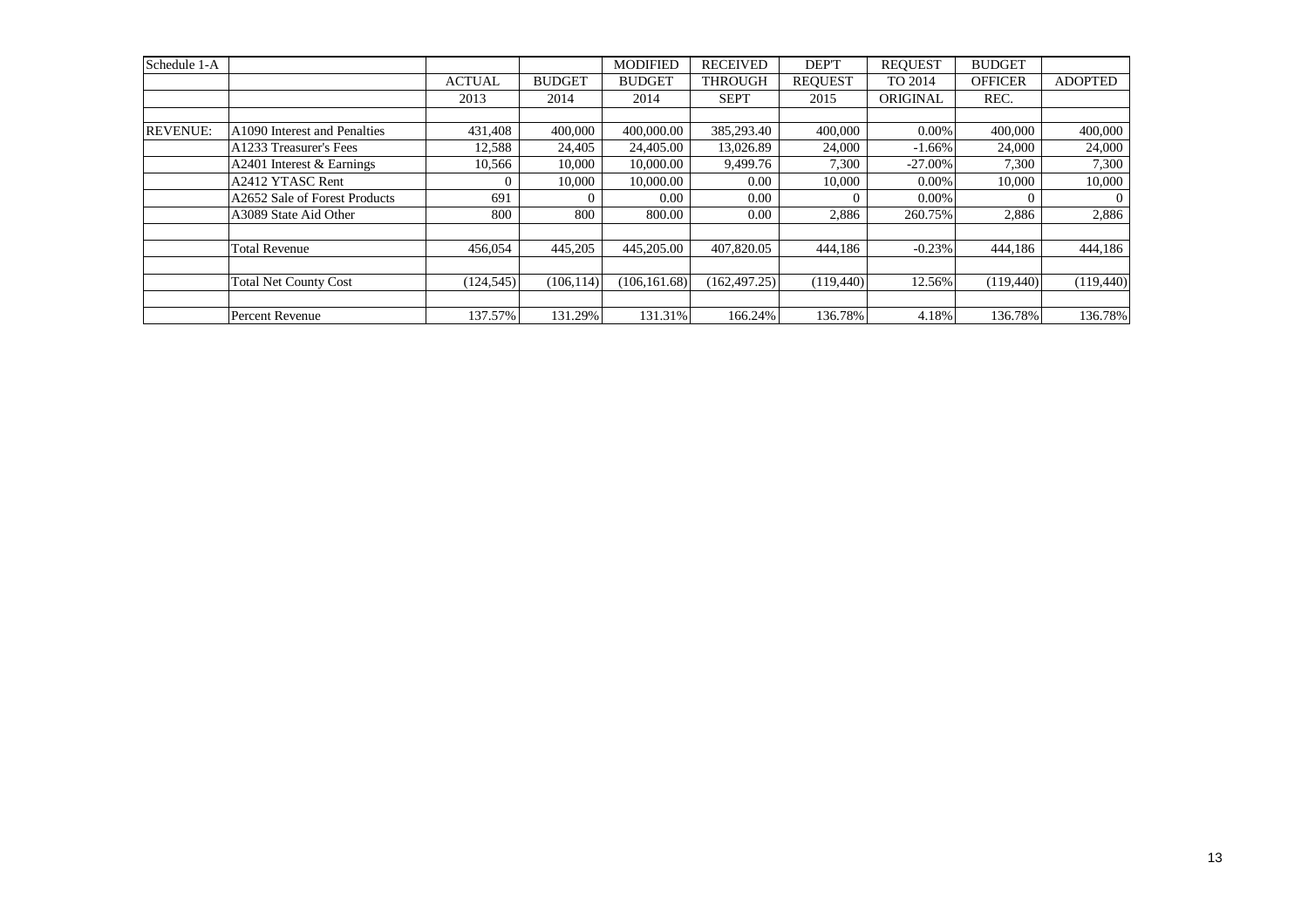| Schedule 1-A | | | | MODIFIED | RECEIVED | DEP'T | REQUEST | BUDGET | |
|---|---|---|---|---|---|---|---|---|---|
| | | ACTUAL | BUDGET | BUDGET | THROUGH | REQUEST | TO 2014 | OFFICER | ADOPTED |
| | | 2013 | 2014 | 2014 | SEPT | 2015 | ORIGINAL | REC. | |
| | | | | | | | | | |
| REVENUE: | A1090 Interest and Penalties | 431,408 | 400,000 | 400,000.00 | 385,293.40 | 400,000 | 0.00% | 400,000 | 400,000 |
| | A1233 Treasurer's Fees | 12,588 | 24,405 | 24,405.00 | 13,026.89 | 24,000 | -1.66% | 24,000 | 24,000 |
| | A2401 Interest & Earnings | 10,566 | 10,000 | 10,000.00 | 9,499.76 | 7,300 | -27.00% | 7,300 | 7,300 |
| | A2412 YTASC Rent | 0 | 10,000 | 10,000.00 | 0.00 | 10,000 | 0.00% | 10,000 | 10,000 |
| | A2652 Sale of Forest Products | 691 | 0 | 0.00 | 0.00 | 0 | 0.00% | 0 | 0 |
| | A3089 State Aid Other | 800 | 800 | 800.00 | 0.00 | 2,886 | 260.75% | 2,886 | 2,886 |
| | | | | | | | | | |
| | Total Revenue | 456,054 | 445,205 | 445,205.00 | 407,820.05 | 444,186 | -0.23% | 444,186 | 444,186 |
| | | | | | | | | | |
| | Total Net County Cost | (124,545) | (106,114) | (106,161.68) | (162,497.25) | (119,440) | 12.56% | (119,440) | (119,440) |
| | | | | | | | | | |
| | Percent Revenue | 137.57% | 131.29% | 131.31% | 166.24% | 136.78% | 4.18% | 136.78% | 136.78% |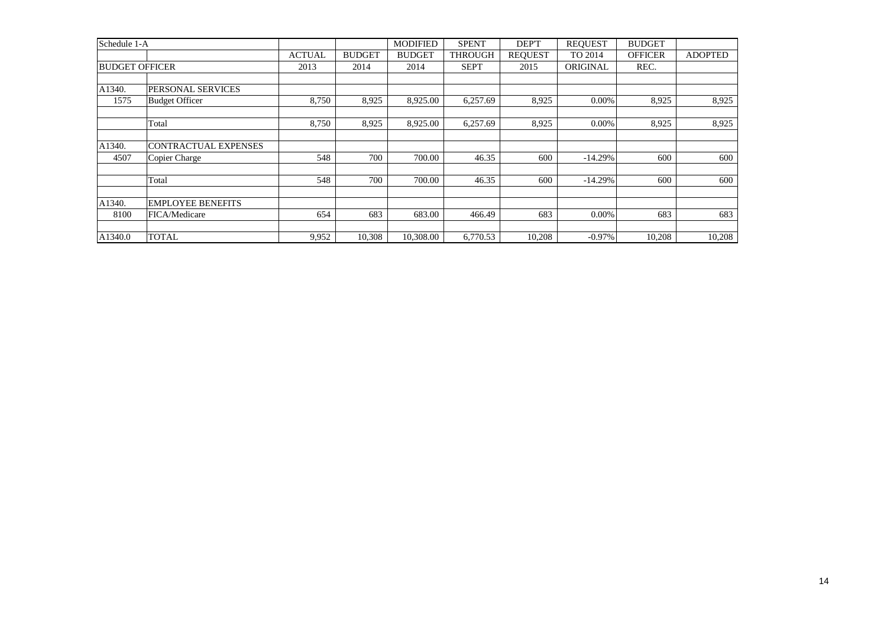| Schedule 1-A | | | | MODIFIED | SPENT | DEP'T | REQUEST | BUDGET | |
|---|---|---|---|---|---|---|---|---|---|
| | | ACTUAL | BUDGET | BUDGET | THROUGH | REQUEST | TO 2014 | OFFICER | ADOPTED |
| BUDGET OFFICER | | 2013 | 2014 | 2014 | SEPT | 2015 | ORIGINAL | REC. | |
| | | | | | | | | | |
| A1340. | PERSONAL SERVICES | | | | | | | | |
| 1575 | Budget Officer | 8,750 | 8,925 | 8,925.00 | 6,257.69 | 8,925 | 0.00% | 8,925 | 8,925 |
| | | | | | | | | | |
| | Total | 8,750 | 8,925 | 8,925.00 | 6,257.69 | 8,925 | 0.00% | 8,925 | 8,925 |
| | | | | | | | | | |
| A1340. | CONTRACTUAL EXPENSES | | | | | | | | |
| 4507 | Copier Charge | 548 | 700 | 700.00 | 46.35 | 600 | -14.29% | 600 | 600 |
| | | | | | | | | | |
| | Total | 548 | 700 | 700.00 | 46.35 | 600 | -14.29% | 600 | 600 |
| | | | | | | | | | |
| A1340. | EMPLOYEE BENEFITS | | | | | | | | |
| 8100 | FICA/Medicare | 654 | 683 | 683.00 | 466.49 | 683 | 0.00% | 683 | 683 |
| | | | | | | | | | |
| A1340.0 | TOTAL | 9,952 | 10,308 | 10,308.00 | 6,770.53 | 10,208 | -0.97% | 10,208 | 10,208 |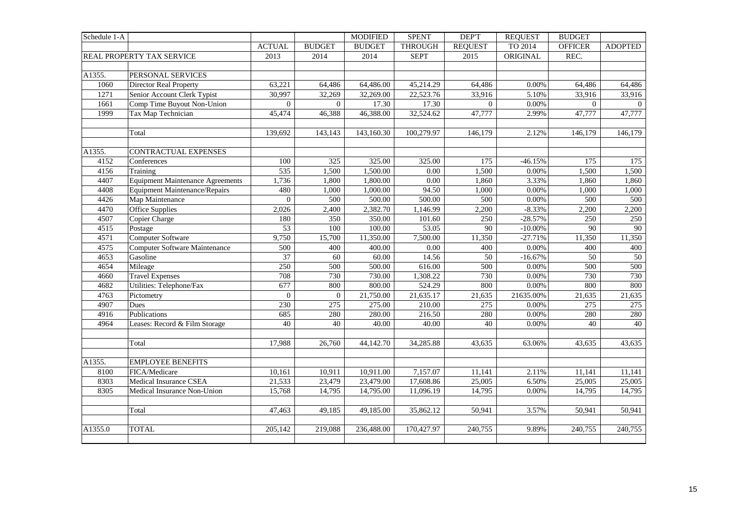| Schedule 1-A | | | | MODIFIED | SPENT | DEP'T | REQUEST | BUDGET | |
|---|---|---|---|---|---|---|---|---|---|
| | | ACTUAL | BUDGET | BUDGET | THROUGH | REQUEST | TO 2014 | OFFICER | ADOPTED |
| | REAL PROPERTY TAX SERVICE | 2013 | 2014 | 2014 | SEPT | 2015 | ORIGINAL | REC. | |
| | | | | | | | | | |
| A1355. | PERSONAL SERVICES | | | | | | | | |
| 1060 | Director Real Property | 63,221 | 64,486 | 64,486.00 | 45,214.29 | 64,486 | 0.00% | 64,486 | 64,486 |
| 1271 | Senior Account Clerk Typist | 30,997 | 32,269 | 32,269.00 | 22,523.76 | 33,916 | 5.10% | 33,916 | 33,916 |
| 1661 | Comp Time Buyout Non-Union | 0 | 0 | 17.30 | 17.30 | 0 | 0.00% | 0 | 0 |
| 1999 | Tax Map Technician | 45,474 | 46,388 | 46,388.00 | 32,524.62 | 47,777 | 2.99% | 47,777 | 47,777 |
| | | | | | | | | | |
| | Total | 139,692 | 143,143 | 143,160.30 | 100,279.97 | 146,179 | 2.12% | 146,179 | 146,179 |
| | | | | | | | | | |
| A1355. | CONTRACTUAL EXPENSES | | | | | | | | |
| 4152 | Conferences | 100 | 325 | 325.00 | 325.00 | 175 | -46.15% | 175 | 175 |
| 4156 | Training | 535 | 1,500 | 1,500.00 | 0.00 | 1,500 | 0.00% | 1,500 | 1,500 |
| 4407 | Equipment Maintenance Agreements | 1,736 | 1,800 | 1,800.00 | 0.00 | 1,860 | 3.33% | 1,860 | 1,860 |
| 4408 | Equipment Maintenance/Repairs | 480 | 1,000 | 1,000.00 | 94.50 | 1,000 | 0.00% | 1,000 | 1,000 |
| 4426 | Map Maintenance | 0 | 500 | 500.00 | 500.00 | 500 | 0.00% | 500 | 500 |
| 4470 | Office Supplies | 2,026 | 2,400 | 2,382.70 | 1,146.99 | 2,200 | -8.33% | 2,200 | 2,200 |
| 4507 | Copier Charge | 180 | 350 | 350.00 | 101.60 | 250 | -28.57% | 250 | 250 |
| 4515 | Postage | 53 | 100 | 100.00 | 53.05 | 90 | -10.00% | 90 | 90 |
| 4571 | Computer Software | 9,750 | 15,700 | 11,350.00 | 7,500.00 | 11,350 | -27.71% | 11,350 | 11,350 |
| 4575 | Computer Software Maintenance | 500 | 400 | 400.00 | 0.00 | 400 | 0.00% | 400 | 400 |
| 4653 | Gasoline | 37 | 60 | 60.00 | 14.56 | 50 | -16.67% | 50 | 50 |
| 4654 | Mileage | 250 | 500 | 500.00 | 616.00 | 500 | 0.00% | 500 | 500 |
| 4660 | Travel Expenses | 708 | 730 | 730.00 | 1,308.22 | 730 | 0.00% | 730 | 730 |
| 4682 | Utilities: Telephone/Fax | 677 | 800 | 800.00 | 524.29 | 800 | 0.00% | 800 | 800 |
| 4763 | Pictometry | 0 | 0 | 21,750.00 | 21,635.17 | 21,635 | 21635.00% | 21,635 | 21,635 |
| 4907 | Dues | 230 | 275 | 275.00 | 210.00 | 275 | 0.00% | 275 | 275 |
| 4916 | Publications | 685 | 280 | 280.00 | 216.50 | 280 | 0.00% | 280 | 280 |
| 4964 | Leases: Record & Film Storage | 40 | 40 | 40.00 | 40.00 | 40 | 0.00% | 40 | 40 |
| | | | | | | | | | |
| | Total | 17,988 | 26,760 | 44,142.70 | 34,285.88 | 43,635 | 63.06% | 43,635 | 43,635 |
| | | | | | | | | | |
| A1355. | EMPLOYEE BENEFITS | | | | | | | | |
| 8100 | FICA/Medicare | 10,161 | 10,911 | 10,911.00 | 7,157.07 | 11,141 | 2.11% | 11,141 | 11,141 |
| 8303 | Medical Insurance CSEA | 21,533 | 23,479 | 23,479.00 | 17,608.86 | 25,005 | 6.50% | 25,005 | 25,005 |
| 8305 | Medical Insurance Non-Union | 15,768 | 14,795 | 14,795.00 | 11,096.19 | 14,795 | 0.00% | 14,795 | 14,795 |
| | | | | | | | | | |
| | Total | 47,463 | 49,185 | 49,185.00 | 35,862.12 | 50,941 | 3.57% | 50,941 | 50,941 |
| | | | | | | | | | |
| A1355.0 | TOTAL | 205,142 | 219,088 | 236,488.00 | 170,427.97 | 240,755 | 9.89% | 240,755 | 240,755 |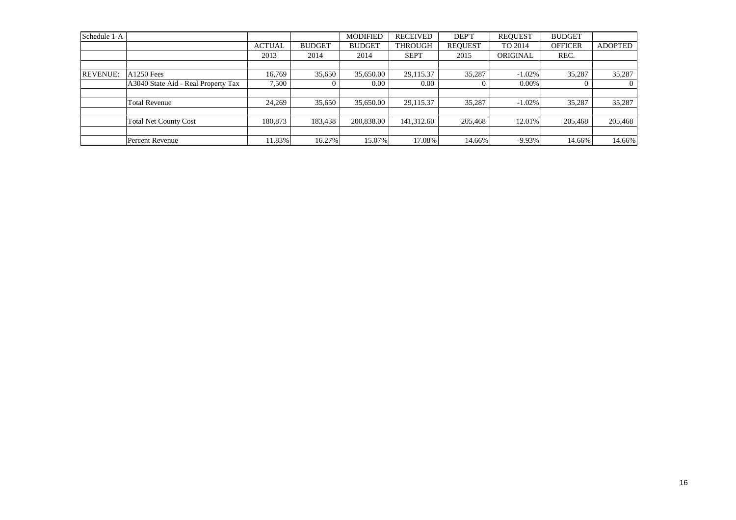| Schedule 1-A | | ACTUAL 2013 | BUDGET 2014 | MODIFIED BUDGET 2014 | RECEIVED THROUGH SEPT | DEP'T REQUEST 2015 | REQUEST TO 2014 ORIGINAL | BUDGET OFFICER REC. | ADOPTED |
|---|---|---|---|---|---|---|---|---|---|
| | | | | | | | | | |
| REVENUE: | A1250 Fees | 16,769 | 35,650 | 35,650.00 | 29,115.37 | 35,287 | -1.02% | 35,287 | 35,287 |
| | A3040 State Aid - Real Property Tax | 7,500 | 0 | 0.00 | 0.00 | 0 | 0.00% | 0 | 0 |
| | | | | | | | | | |
| | Total Revenue | 24,269 | 35,650 | 35,650.00 | 29,115.37 | 35,287 | -1.02% | 35,287 | 35,287 |
| | | | | | | | | | |
| | Total Net County Cost | 180,873 | 183,438 | 200,838.00 | 141,312.60 | 205,468 | 12.01% | 205,468 | 205,468 |
| | | | | | | | | | |
| | Percent Revenue | 11.83% | 16.27% | 15.07% | 17.08% | 14.66% | -9.93% | 14.66% | 14.66% |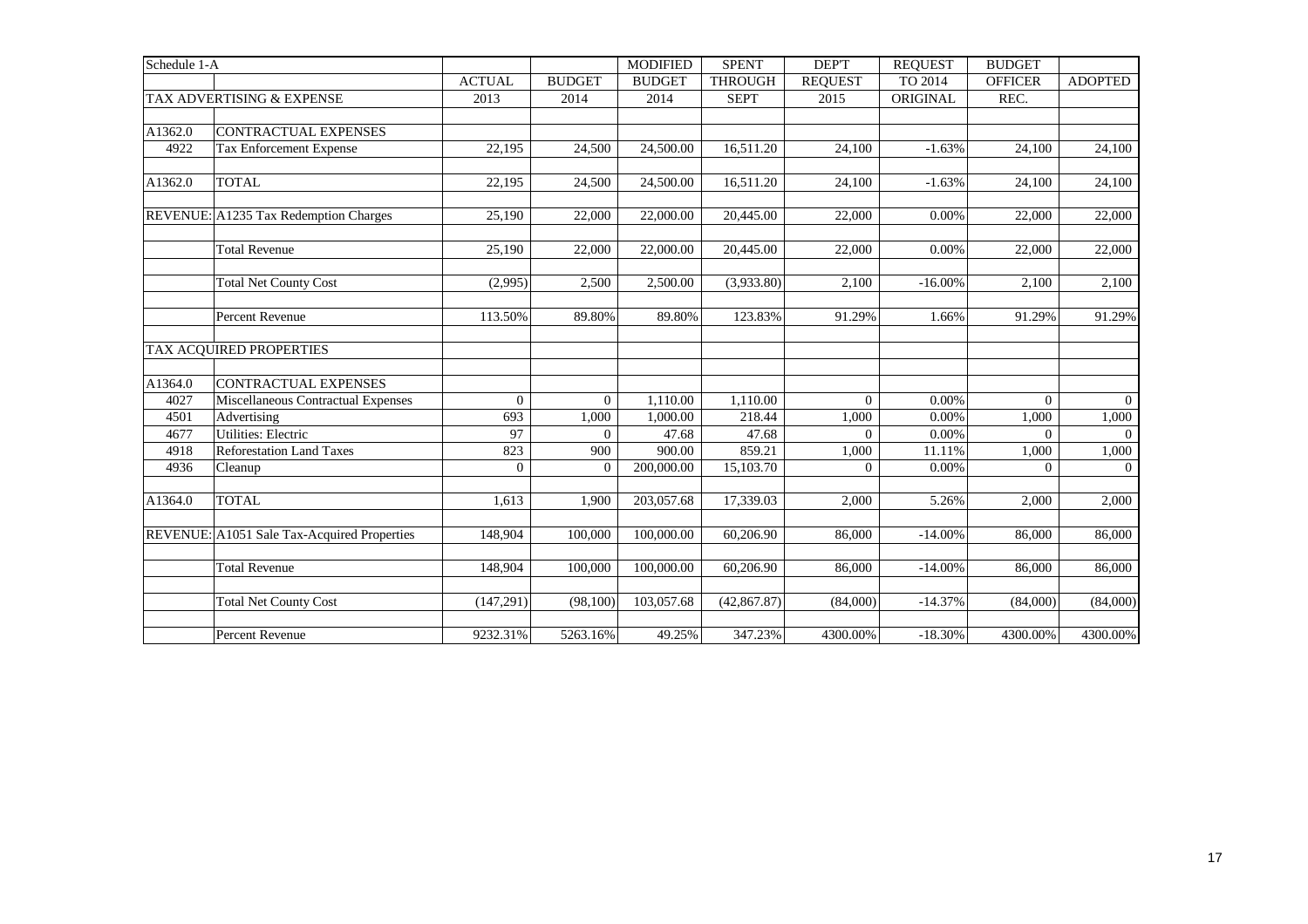| Schedule 1-A | | ACTUAL | BUDGET | MODIFIED BUDGET | SPENT THROUGH | DEP'T REQUEST | REQUEST TO 2014 | BUDGET OFFICER | ADOPTED |
|---|---|---|---|---|---|---|---|---|---|
| | TAX ADVERTISING & EXPENSE | 2013 | 2014 | 2014 | SEPT | 2015 | ORIGINAL | REC. | |
| | | | | | | | | | |
| A1362.0 | CONTRACTUAL EXPENSES | | | | | | | | |
| 4922 | Tax Enforcement Expense | 22,195 | 24,500 | 24,500.00 | 16,511.20 | 24,100 | -1.63% | 24,100 | 24,100 |
| | | | | | | | | | |
| A1362.0 | TOTAL | 22,195 | 24,500 | 24,500.00 | 16,511.20 | 24,100 | -1.63% | 24,100 | 24,100 |
| | | | | | | | | | |
| REVENUE: | A1235 Tax Redemption Charges | 25,190 | 22,000 | 22,000.00 | 20,445.00 | 22,000 | 0.00% | 22,000 | 22,000 |
| | | | | | | | | | |
| | Total Revenue | 25,190 | 22,000 | 22,000.00 | 20,445.00 | 22,000 | 0.00% | 22,000 | 22,000 |
| | | | | | | | | | |
| | Total Net County Cost | (2,995) | 2,500 | 2,500.00 | (3,933.80) | 2,100 | -16.00% | 2,100 | 2,100 |
| | | | | | | | | | |
| | Percent Revenue | 113.50% | 89.80% | 89.80% | 123.83% | 91.29% | 1.66% | 91.29% | 91.29% |
| | | | | | | | | | |
| | TAX ACQUIRED PROPERTIES | | | | | | | | |
| | | | | | | | | | |
| A1364.0 | CONTRACTUAL EXPENSES | | | | | | | | |
| 4027 | Miscellaneous Contractual Expenses | 0 | 0 | 1,110.00 | 1,110.00 | 0 | 0.00% | 0 | 0 |
| 4501 | Advertising | 693 | 1,000 | 1,000.00 | 218.44 | 1,000 | 0.00% | 1,000 | 1,000 |
| 4677 | Utilities: Electric | 97 | 0 | 47.68 | 47.68 | 0 | 0.00% | 0 | 0 |
| 4918 | Reforestation Land Taxes | 823 | 900 | 900.00 | 859.21 | 1,000 | 11.11% | 1,000 | 1,000 |
| 4936 | Cleanup | 0 | 0 | 200,000.00 | 15,103.70 | 0 | 0.00% | 0 | 0 |
| | | | | | | | | | |
| A1364.0 | TOTAL | 1,613 | 1,900 | 203,057.68 | 17,339.03 | 2,000 | 5.26% | 2,000 | 2,000 |
| | | | | | | | | | |
| REVENUE: | A1051 Sale Tax-Acquired Properties | 148,904 | 100,000 | 100,000.00 | 60,206.90 | 86,000 | -14.00% | 86,000 | 86,000 |
| | | | | | | | | | |
| | Total Revenue | 148,904 | 100,000 | 100,000.00 | 60,206.90 | 86,000 | -14.00% | 86,000 | 86,000 |
| | | | | | | | | | |
| | Total Net County Cost | (147,291) | (98,100) | 103,057.68 | (42,867.87) | (84,000) | -14.37% | (84,000) | (84,000) |
| | | | | | | | | | |
| | Percent Revenue | 9232.31% | 5263.16% | 49.25% | 347.23% | 4300.00% | -18.30% | 4300.00% | 4300.00% |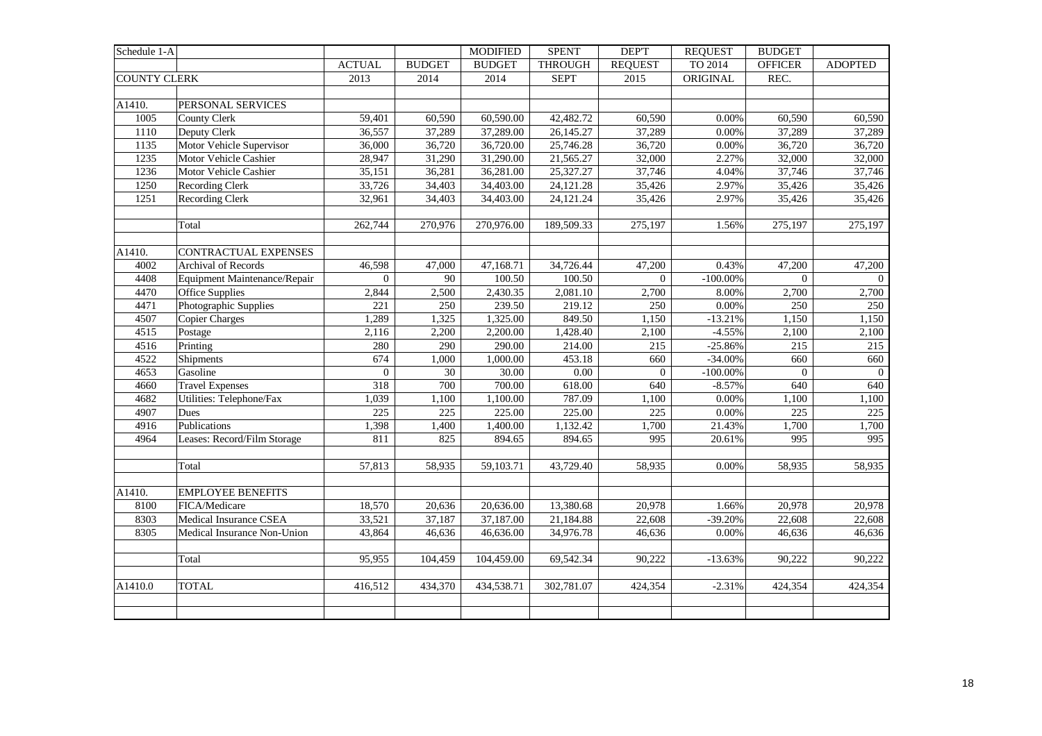| Schedule 1-A | | | | MODIFIED | SPENT | DEP'T | REQUEST | BUDGET | |
|---|---|---|---|---|---|---|---|---|---|
| | | ACTUAL | BUDGET | BUDGET | THROUGH | REQUEST | TO 2014 | OFFICER | ADOPTED |
| COUNTY CLERK | | 2013 | 2014 | 2014 | SEPT | 2015 | ORIGINAL | REC. | |
| | | | | | | | | | |
| A1410. | PERSONAL SERVICES | | | | | | | | |
| 1005 | County Clerk | 59,401 | 60,590 | 60,590.00 | 42,482.72 | 60,590 | 0.00% | 60,590 | 60,590 |
| 1110 | Deputy Clerk | 36,557 | 37,289 | 37,289.00 | 26,145.27 | 37,289 | 0.00% | 37,289 | 37,289 |
| 1135 | Motor Vehicle Supervisor | 36,000 | 36,720 | 36,720.00 | 25,746.28 | 36,720 | 0.00% | 36,720 | 36,720 |
| 1235 | Motor Vehicle Cashier | 28,947 | 31,290 | 31,290.00 | 21,565.27 | 32,000 | 2.27% | 32,000 | 32,000 |
| 1236 | Motor Vehicle Cashier | 35,151 | 36,281 | 36,281.00 | 25,327.27 | 37,746 | 4.04% | 37,746 | 37,746 |
| 1250 | Recording Clerk | 33,726 | 34,403 | 34,403.00 | 24,121.28 | 35,426 | 2.97% | 35,426 | 35,426 |
| 1251 | Recording Clerk | 32,961 | 34,403 | 34,403.00 | 24,121.24 | 35,426 | 2.97% | 35,426 | 35,426 |
| | | | | | | | | | |
| | Total | 262,744 | 270,976 | 270,976.00 | 189,509.33 | 275,197 | 1.56% | 275,197 | 275,197 |
| | | | | | | | | | |
| A1410. | CONTRACTUAL EXPENSES | | | | | | | | |
| 4002 | Archival of Records | 46,598 | 47,000 | 47,168.71 | 34,726.44 | 47,200 | 0.43% | 47,200 | 47,200 |
| 4408 | Equipment Maintenance/Repair | 0 | 90 | 100.50 | 100.50 | 0 | -100.00% | 0 | 0 |
| 4470 | Office Supplies | 2,844 | 2,500 | 2,430.35 | 2,081.10 | 2,700 | 8.00% | 2,700 | 2,700 |
| 4471 | Photographic Supplies | 221 | 250 | 239.50 | 219.12 | 250 | 0.00% | 250 | 250 |
| 4507 | Copier Charges | 1,289 | 1,325 | 1,325.00 | 849.50 | 1,150 | -13.21% | 1,150 | 1,150 |
| 4515 | Postage | 2,116 | 2,200 | 2,200.00 | 1,428.40 | 2,100 | -4.55% | 2,100 | 2,100 |
| 4516 | Printing | 280 | 290 | 290.00 | 214.00 | 215 | -25.86% | 215 | 215 |
| 4522 | Shipments | 674 | 1,000 | 1,000.00 | 453.18 | 660 | -34.00% | 660 | 660 |
| 4653 | Gasoline | 0 | 30 | 30.00 | 0.00 | 0 | -100.00% | 0 | 0 |
| 4660 | Travel Expenses | 318 | 700 | 700.00 | 618.00 | 640 | -8.57% | 640 | 640 |
| 4682 | Utilities: Telephone/Fax | 1,039 | 1,100 | 1,100.00 | 787.09 | 1,100 | 0.00% | 1,100 | 1,100 |
| 4907 | Dues | 225 | 225 | 225.00 | 225.00 | 225 | 0.00% | 225 | 225 |
| 4916 | Publications | 1,398 | 1,400 | 1,400.00 | 1,132.42 | 1,700 | 21.43% | 1,700 | 1,700 |
| 4964 | Leases: Record/Film Storage | 811 | 825 | 894.65 | 894.65 | 995 | 20.61% | 995 | 995 |
| | | | | | | | | | |
| | Total | 57,813 | 58,935 | 59,103.71 | 43,729.40 | 58,935 | 0.00% | 58,935 | 58,935 |
| | | | | | | | | | |
| A1410. | EMPLOYEE BENEFITS | | | | | | | | |
| 8100 | FICA/Medicare | 18,570 | 20,636 | 20,636.00 | 13,380.68 | 20,978 | 1.66% | 20,978 | 20,978 |
| 8303 | Medical Insurance CSEA | 33,521 | 37,187 | 37,187.00 | 21,184.88 | 22,608 | -39.20% | 22,608 | 22,608 |
| 8305 | Medical Insurance Non-Union | 43,864 | 46,636 | 46,636.00 | 34,976.78 | 46,636 | 0.00% | 46,636 | 46,636 |
| | | | | | | | | | |
| | Total | 95,955 | 104,459 | 104,459.00 | 69,542.34 | 90,222 | -13.63% | 90,222 | 90,222 |
| | | | | | | | | | |
| A1410.0 | TOTAL | 416,512 | 434,370 | 434,538.71 | 302,781.07 | 424,354 | -2.31% | 424,354 | 424,354 |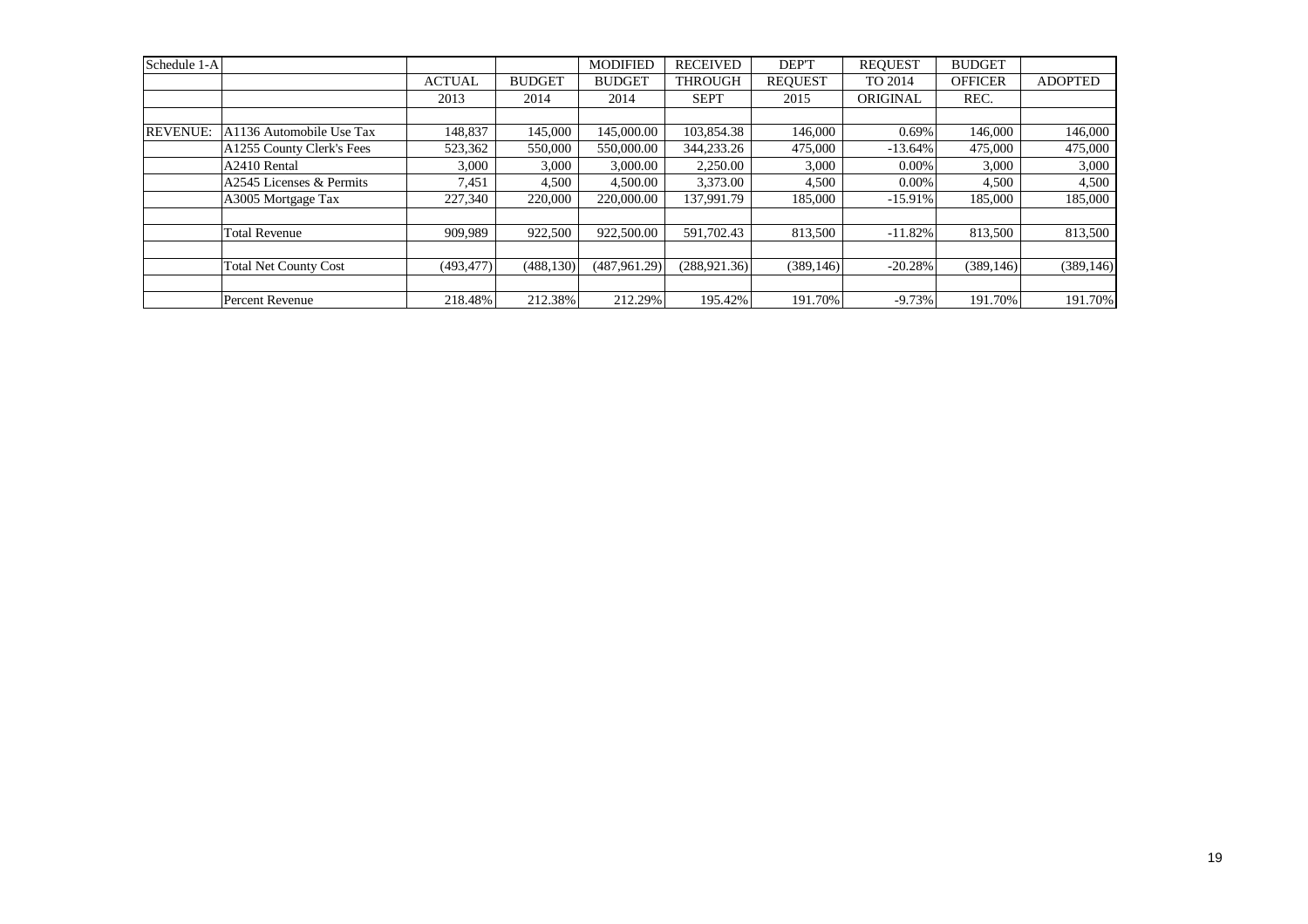| Schedule 1-A | | ACTUAL | BUDGET | MODIFIED BUDGET | RECEIVED THROUGH | DEP'T REQUEST | REQUEST TO 2014 | BUDGET OFFICER | ADOPTED |
|---|---|---|---|---|---|---|---|---|---|
| | | 2013 | 2014 | 2014 | SEPT | 2015 | ORIGINAL | REC. | |
| | | | | | | | | | |
| REVENUE: | A1136 Automobile Use Tax | 148,837 | 145,000 | 145,000.00 | 103,854.38 | 146,000 | 0.69% | 146,000 | 146,000 |
| | A1255 County Clerk's Fees | 523,362 | 550,000 | 550,000.00 | 344,233.26 | 475,000 | -13.64% | 475,000 | 475,000 |
| | A2410 Rental | 3,000 | 3,000 | 3,000.00 | 2,250.00 | 3,000 | 0.00% | 3,000 | 3,000 |
| | A2545 Licenses & Permits | 7,451 | 4,500 | 4,500.00 | 3,373.00 | 4,500 | 0.00% | 4,500 | 4,500 |
| | A3005 Mortgage Tax | 227,340 | 220,000 | 220,000.00 | 137,991.79 | 185,000 | -15.91% | 185,000 | 185,000 |
| | | | | | | | | | |
| | Total Revenue | 909,989 | 922,500 | 922,500.00 | 591,702.43 | 813,500 | -11.82% | 813,500 | 813,500 |
| | | | | | | | | | |
| | Total Net County Cost | (493,477) | (488,130) | (487,961.29) | (288,921.36) | (389,146) | -20.28% | (389,146) | (389,146) |
| | | | | | | | | | |
| | Percent Revenue | 218.48% | 212.38% | 212.29% | 195.42% | 191.70% | -9.73% | 191.70% | 191.70% |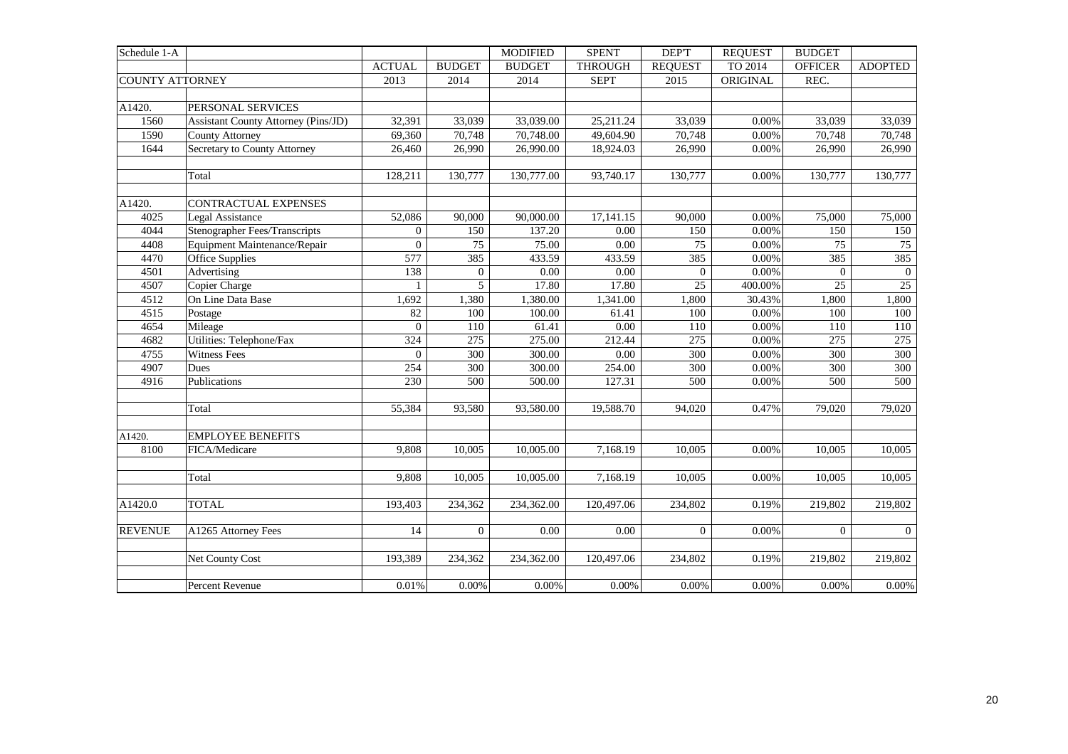| Schedule 1-A | | | | MODIFIED | SPENT | DEP'T | REQUEST | BUDGET | |
|---|---|---|---|---|---|---|---|---|---|
| | | ACTUAL | BUDGET | BUDGET | THROUGH | REQUEST | TO 2014 | OFFICER | ADOPTED |
| COUNTY ATTORNEY | | 2013 | 2014 | 2014 | SEPT | 2015 | ORIGINAL | REC. | |
| | | | | | | | | | |
| A1420. | PERSONAL SERVICES | | | | | | | | |
| 1560 | Assistant County Attorney (Pins/JD) | 32,391 | 33,039 | 33,039.00 | 25,211.24 | 33,039 | 0.00% | 33,039 | 33,039 |
| 1590 | County Attorney | 69,360 | 70,748 | 70,748.00 | 49,604.90 | 70,748 | 0.00% | 70,748 | 70,748 |
| 1644 | Secretary to County Attorney | 26,460 | 26,990 | 26,990.00 | 18,924.03 | 26,990 | 0.00% | 26,990 | 26,990 |
| | | | | | | | | | |
| | Total | 128,211 | 130,777 | 130,777.00 | 93,740.17 | 130,777 | 0.00% | 130,777 | 130,777 |
| | | | | | | | | | |
| A1420. | CONTRACTUAL EXPENSES | | | | | | | | |
| 4025 | Legal Assistance | 52,086 | 90,000 | 90,000.00 | 17,141.15 | 90,000 | 0.00% | 75,000 | 75,000 |
| 4044 | Stenographer Fees/Transcripts | 0 | 150 | 137.20 | 0.00 | 150 | 0.00% | 150 | 150 |
| 4408 | Equipment Maintenance/Repair | 0 | 75 | 75.00 | 0.00 | 75 | 0.00% | 75 | 75 |
| 4470 | Office Supplies | 577 | 385 | 433.59 | 433.59 | 385 | 0.00% | 385 | 385 |
| 4501 | Advertising | 138 | 0 | 0.00 | 0.00 | 0 | 0.00% | 0 | 0 |
| 4507 | Copier Charge | 1 | 5 | 17.80 | 17.80 | 25 | 400.00% | 25 | 25 |
| 4512 | On Line Data Base | 1,692 | 1,380 | 1,380.00 | 1,341.00 | 1,800 | 30.43% | 1,800 | 1,800 |
| 4515 | Postage | 82 | 100 | 100.00 | 61.41 | 100 | 0.00% | 100 | 100 |
| 4654 | Mileage | 0 | 110 | 61.41 | 0.00 | 110 | 0.00% | 110 | 110 |
| 4682 | Utilities: Telephone/Fax | 324 | 275 | 275.00 | 212.44 | 275 | 0.00% | 275 | 275 |
| 4755 | Witness Fees | 0 | 300 | 300.00 | 0.00 | 300 | 0.00% | 300 | 300 |
| 4907 | Dues | 254 | 300 | 300.00 | 254.00 | 300 | 0.00% | 300 | 300 |
| 4916 | Publications | 230 | 500 | 500.00 | 127.31 | 500 | 0.00% | 500 | 500 |
| | | | | | | | | | |
| | Total | 55,384 | 93,580 | 93,580.00 | 19,588.70 | 94,020 | 0.47% | 79,020 | 79,020 |
| | | | | | | | | | |
| A1420. | EMPLOYEE BENEFITS | | | | | | | | |
| 8100 | FICA/Medicare | 9,808 | 10,005 | 10,005.00 | 7,168.19 | 10,005 | 0.00% | 10,005 | 10,005 |
| | | | | | | | | | |
| | Total | 9,808 | 10,005 | 10,005.00 | 7,168.19 | 10,005 | 0.00% | 10,005 | 10,005 |
| | | | | | | | | | |
| A1420.0 | TOTAL | 193,403 | 234,362 | 234,362.00 | 120,497.06 | 234,802 | 0.19% | 219,802 | 219,802 |
| | | | | | | | | | |
| REVENUE | A1265 Attorney Fees | 14 | 0 | 0.00 | 0.00 | 0 | 0.00% | 0 | 0 |
| | | | | | | | | | |
| | Net County Cost | 193,389 | 234,362 | 234,362.00 | 120,497.06 | 234,802 | 0.19% | 219,802 | 219,802 |
| | | | | | | | | | |
| | Percent Revenue | 0.01% | 0.00% | 0.00% | 0.00% | 0.00% | 0.00% | 0.00% | 0.00% |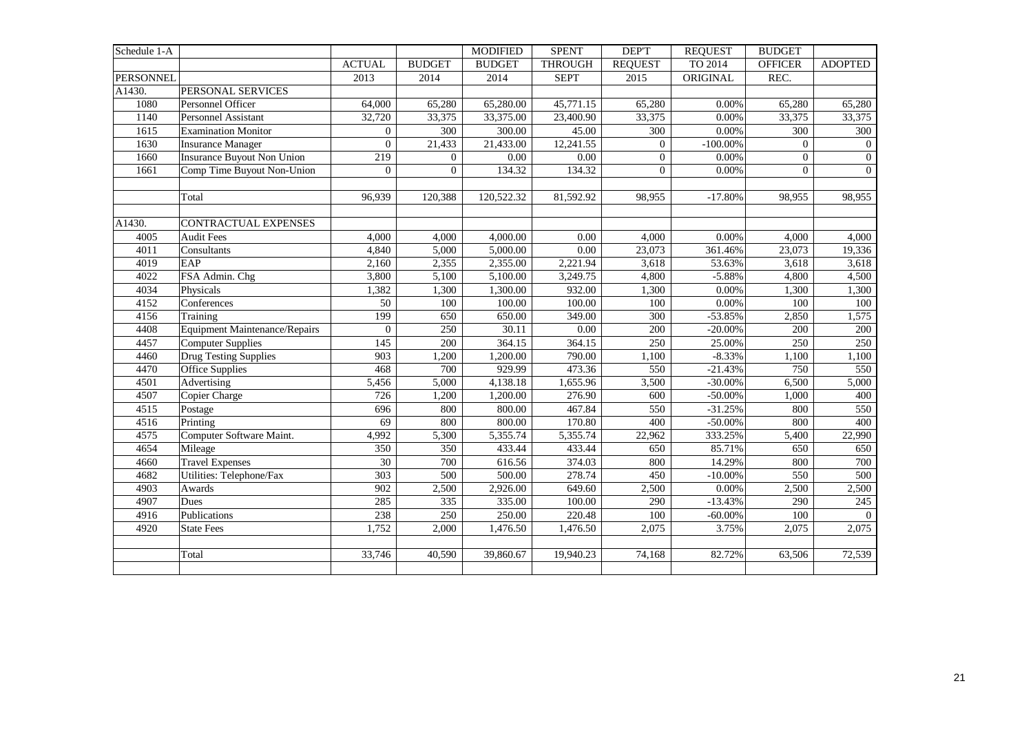| Schedule 1-A | | | | MODIFIED | SPENT | DEP'T | REQUEST | BUDGET | |
|---|---|---|---|---|---|---|---|---|---|
| | | ACTUAL | BUDGET | BUDGET | THROUGH | REQUEST | TO 2014 | OFFICER | ADOPTED |
| PERSONNEL | | 2013 | 2014 | 2014 | SEPT | 2015 | ORIGINAL | REC. | |
| A1430. | PERSONAL SERVICES | | | | | | | | |
| 1080 | Personnel Officer | 64,000 | 65,280 | 65,280.00 | 45,771.15 | 65,280 | 0.00% | 65,280 | 65,280 |
| 1140 | Personnel Assistant | 32,720 | 33,375 | 33,375.00 | 23,400.90 | 33,375 | 0.00% | 33,375 | 33,375 |
| 1615 | Examination Monitor | 0 | 300 | 300.00 | 45.00 | 300 | 0.00% | 300 | 300 |
| 1630 | Insurance Manager | 0 | 21,433 | 21,433.00 | 12,241.55 | 0 | -100.00% | 0 | 0 |
| 1660 | Insurance Buyout Non Union | 219 | 0 | 0.00 | 0.00 | 0 | 0.00% | 0 | 0 |
| 1661 | Comp Time Buyout Non-Union | 0 | 0 | 134.32 | 134.32 | 0 | 0.00% | 0 | 0 |
| | | | | | | | | | |
| | Total | 96,939 | 120,388 | 120,522.32 | 81,592.92 | 98,955 | -17.80% | 98,955 | 98,955 |
| | | | | | | | | | |
| A1430. | CONTRACTUAL EXPENSES | | | | | | | | |
| 4005 | Audit Fees | 4,000 | 4,000 | 4,000.00 | 0.00 | 4,000 | 0.00% | 4,000 | 4,000 |
| 4011 | Consultants | 4,840 | 5,000 | 5,000.00 | 0.00 | 23,073 | 361.46% | 23,073 | 19,336 |
| 4019 | EAP | 2,160 | 2,355 | 2,355.00 | 2,221.94 | 3,618 | 53.63% | 3,618 | 3,618 |
| 4022 | FSA Admin. Chg | 3,800 | 5,100 | 5,100.00 | 3,249.75 | 4,800 | -5.88% | 4,800 | 4,500 |
| 4034 | Physicals | 1,382 | 1,300 | 1,300.00 | 932.00 | 1,300 | 0.00% | 1,300 | 1,300 |
| 4152 | Conferences | 50 | 100 | 100.00 | 100.00 | 100 | 0.00% | 100 | 100 |
| 4156 | Training | 199 | 650 | 650.00 | 349.00 | 300 | -53.85% | 2,850 | 1,575 |
| 4408 | Equipment Maintenance/Repairs | 0 | 250 | 30.11 | 0.00 | 200 | -20.00% | 200 | 200 |
| 4457 | Computer Supplies | 145 | 200 | 364.15 | 364.15 | 250 | 25.00% | 250 | 250 |
| 4460 | Drug Testing Supplies | 903 | 1,200 | 1,200.00 | 790.00 | 1,100 | -8.33% | 1,100 | 1,100 |
| 4470 | Office Supplies | 468 | 700 | 929.99 | 473.36 | 550 | -21.43% | 750 | 550 |
| 4501 | Advertising | 5,456 | 5,000 | 4,138.18 | 1,655.96 | 3,500 | -30.00% | 6,500 | 5,000 |
| 4507 | Copier Charge | 726 | 1,200 | 1,200.00 | 276.90 | 600 | -50.00% | 1,000 | 400 |
| 4515 | Postage | 696 | 800 | 800.00 | 467.84 | 550 | -31.25% | 800 | 550 |
| 4516 | Printing | 69 | 800 | 800.00 | 170.80 | 400 | -50.00% | 800 | 400 |
| 4575 | Computer Software Maint. | 4,992 | 5,300 | 5,355.74 | 5,355.74 | 22,962 | 333.25% | 5,400 | 22,990 |
| 4654 | Mileage | 350 | 350 | 433.44 | 433.44 | 650 | 85.71% | 650 | 650 |
| 4660 | Travel Expenses | 30 | 700 | 616.56 | 374.03 | 800 | 14.29% | 800 | 700 |
| 4682 | Utilities: Telephone/Fax | 303 | 500 | 500.00 | 278.74 | 450 | -10.00% | 550 | 500 |
| 4903 | Awards | 902 | 2,500 | 2,926.00 | 649.60 | 2,500 | 0.00% | 2,500 | 2,500 |
| 4907 | Dues | 285 | 335 | 335.00 | 100.00 | 290 | -13.43% | 290 | 245 |
| 4916 | Publications | 238 | 250 | 250.00 | 220.48 | 100 | -60.00% | 100 | 0 |
| 4920 | State Fees | 1,752 | 2,000 | 1,476.50 | 1,476.50 | 2,075 | 3.75% | 2,075 | 2,075 |
| | | | | | | | | | |
| | Total | 33,746 | 40,590 | 39,860.67 | 19,940.23 | 74,168 | 82.72% | 63,506 | 72,539 |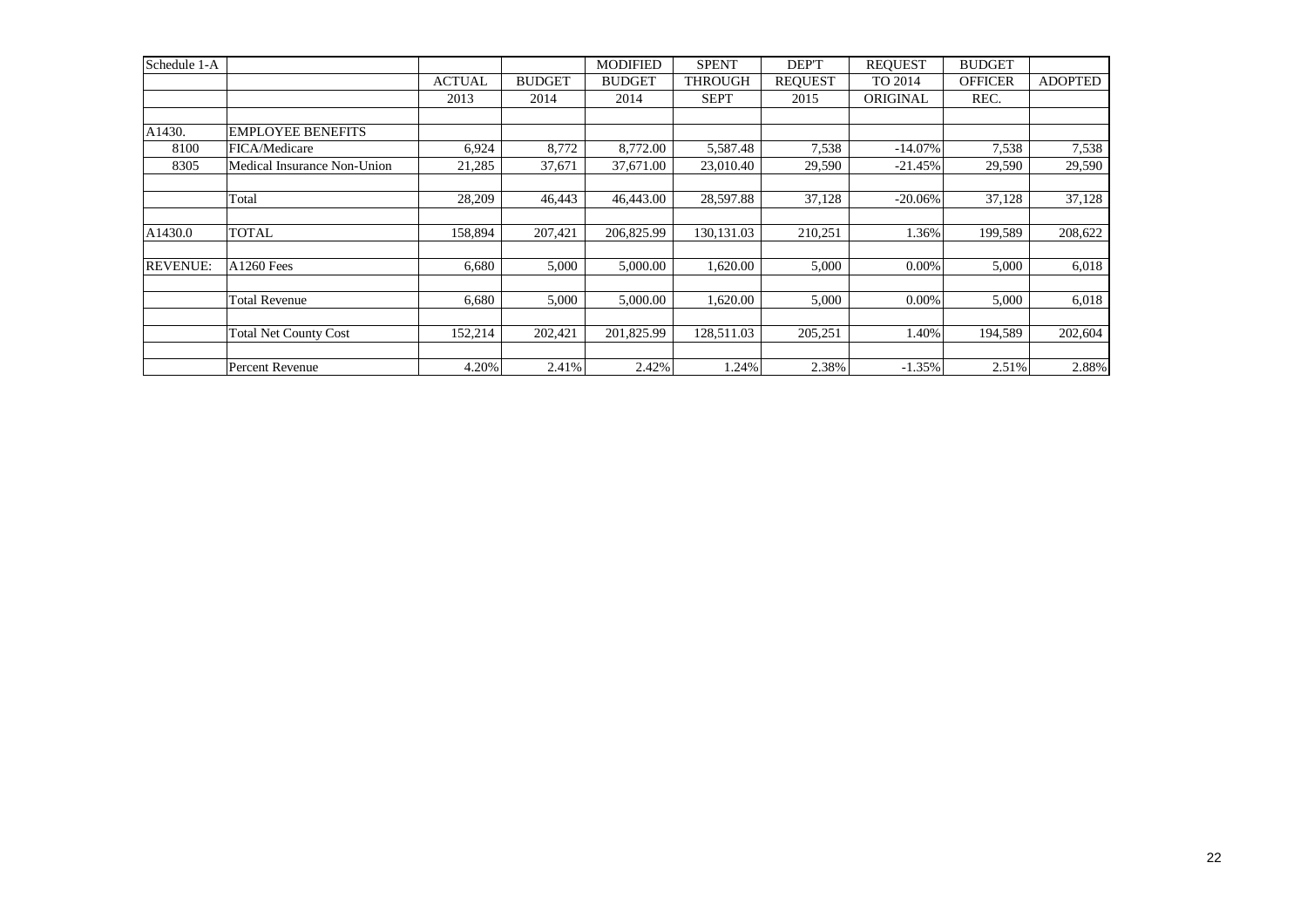| Schedule 1-A | | | | MODIFIED | SPENT | DEP'T | REQUEST | BUDGET | |
|---|---|---|---|---|---|---|---|---|---|
| | | ACTUAL | BUDGET | BUDGET | THROUGH | REQUEST | TO 2014 | OFFICER | ADOPTED |
| | | 2013 | 2014 | 2014 | SEPT | 2015 | ORIGINAL | REC. | |
| | | | | | | | | | |
| A1430. | EMPLOYEE BENEFITS | | | | | | | | |
| 8100 | FICA/Medicare | 6,924 | 8,772 | 8,772.00 | 5,587.48 | 7,538 | -14.07% | 7,538 | 7,538 |
| 8305 | Medical Insurance Non-Union | 21,285 | 37,671 | 37,671.00 | 23,010.40 | 29,590 | -21.45% | 29,590 | 29,590 |
| | | | | | | | | | |
| | Total | 28,209 | 46,443 | 46,443.00 | 28,597.88 | 37,128 | -20.06% | 37,128 | 37,128 |
| | | | | | | | | | |
| A1430.0 | TOTAL | 158,894 | 207,421 | 206,825.99 | 130,131.03 | 210,251 | 1.36% | 199,589 | 208,622 |
| | | | | | | | | | |
| REVENUE: | A1260 Fees | 6,680 | 5,000 | 5,000.00 | 1,620.00 | 5,000 | 0.00% | 5,000 | 6,018 |
| | | | | | | | | | |
| | Total Revenue | 6,680 | 5,000 | 5,000.00 | 1,620.00 | 5,000 | 0.00% | 5,000 | 6,018 |
| | | | | | | | | | |
| | Total Net County Cost | 152,214 | 202,421 | 201,825.99 | 128,511.03 | 205,251 | 1.40% | 194,589 | 202,604 |
| | | | | | | | | | |
| | Percent Revenue | 4.20% | 2.41% | 2.42% | 1.24% | 2.38% | -1.35% | 2.51% | 2.88% |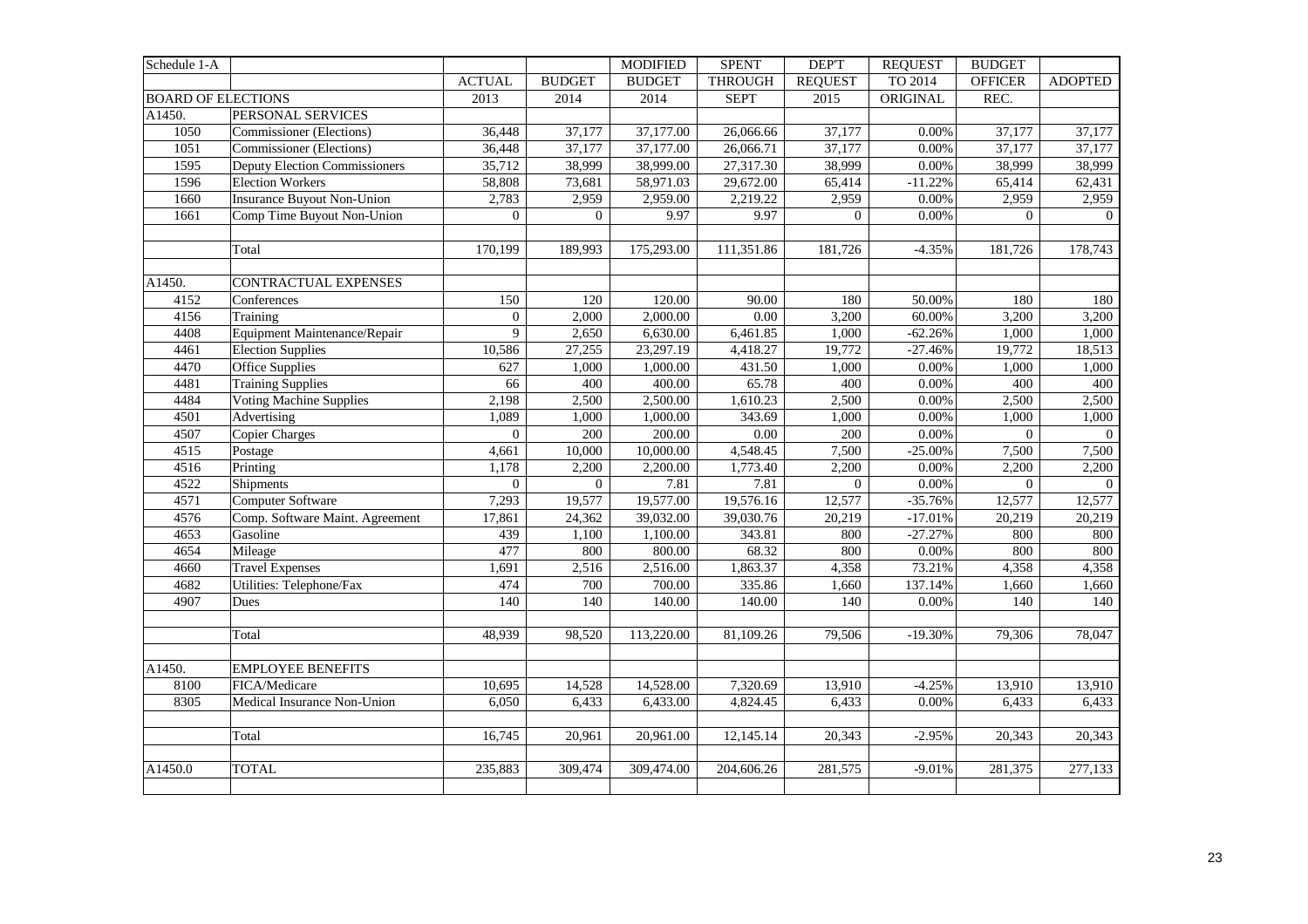| Schedule 1-A | | | | MODIFIED | SPENT | DEP'T | REQUEST | BUDGET | |
|---|---|---|---|---|---|---|---|---|---|
| | | ACTUAL | BUDGET | BUDGET | THROUGH | REQUEST | TO 2014 | OFFICER | ADOPTED |
| BOARD OF ELECTIONS | | 2013 | 2014 | 2014 | SEPT | 2015 | ORIGINAL | REC. | |
| A1450. | PERSONAL SERVICES | | | | | | | | |
| 1050 | Commissioner (Elections) | 36,448 | 37,177 | 37,177.00 | 26,066.66 | 37,177 | 0.00% | 37,177 | 37,177 |
| 1051 | Commissioner (Elections) | 36,448 | 37,177 | 37,177.00 | 26,066.71 | 37,177 | 0.00% | 37,177 | 37,177 |
| 1595 | Deputy Election Commissioners | 35,712 | 38,999 | 38,999.00 | 27,317.30 | 38,999 | 0.00% | 38,999 | 38,999 |
| 1596 | Election Workers | 58,808 | 73,681 | 58,971.03 | 29,672.00 | 65,414 | -11.22% | 65,414 | 62,431 |
| 1660 | Insurance Buyout Non-Union | 2,783 | 2,959 | 2,959.00 | 2,219.22 | 2,959 | 0.00% | 2,959 | 2,959 |
| 1661 | Comp Time Buyout Non-Union | 0 | 0 | 9.97 | 9.97 | 0 | 0.00% | 0 | 0 |
| | | | | | | | | | |
| | Total | 170,199 | 189,993 | 175,293.00 | 111,351.86 | 181,726 | -4.35% | 181,726 | 178,743 |
| | | | | | | | | | |
| A1450. | CONTRACTUAL EXPENSES | | | | | | | | |
| 4152 | Conferences | 150 | 120 | 120.00 | 90.00 | 180 | 50.00% | 180 | 180 |
| 4156 | Training | 0 | 2,000 | 2,000.00 | 0.00 | 3,200 | 60.00% | 3,200 | 3,200 |
| 4408 | Equipment Maintenance/Repair | 9 | 2,650 | 6,630.00 | 6,461.85 | 1,000 | -62.26% | 1,000 | 1,000 |
| 4461 | Election Supplies | 10,586 | 27,255 | 23,297.19 | 4,418.27 | 19,772 | -27.46% | 19,772 | 18,513 |
| 4470 | Office Supplies | 627 | 1,000 | 1,000.00 | 431.50 | 1,000 | 0.00% | 1,000 | 1,000 |
| 4481 | Training Supplies | 66 | 400 | 400.00 | 65.78 | 400 | 0.00% | 400 | 400 |
| 4484 | Voting Machine Supplies | 2,198 | 2,500 | 2,500.00 | 1,610.23 | 2,500 | 0.00% | 2,500 | 2,500 |
| 4501 | Advertising | 1,089 | 1,000 | 1,000.00 | 343.69 | 1,000 | 0.00% | 1,000 | 1,000 |
| 4507 | Copier Charges | 0 | 200 | 200.00 | 0.00 | 200 | 0.00% | 0 | 0 |
| 4515 | Postage | 4,661 | 10,000 | 10,000.00 | 4,548.45 | 7,500 | -25.00% | 7,500 | 7,500 |
| 4516 | Printing | 1,178 | 2,200 | 2,200.00 | 1,773.40 | 2,200 | 0.00% | 2,200 | 2,200 |
| 4522 | Shipments | 0 | 0 | 7.81 | 7.81 | 0 | 0.00% | 0 | 0 |
| 4571 | Computer Software | 7,293 | 19,577 | 19,577.00 | 19,576.16 | 12,577 | -35.76% | 12,577 | 12,577 |
| 4576 | Comp. Software Maint. Agreement | 17,861 | 24,362 | 39,032.00 | 39,030.76 | 20,219 | -17.01% | 20,219 | 20,219 |
| 4653 | Gasoline | 439 | 1,100 | 1,100.00 | 343.81 | 800 | -27.27% | 800 | 800 |
| 4654 | Mileage | 477 | 800 | 800.00 | 68.32 | 800 | 0.00% | 800 | 800 |
| 4660 | Travel Expenses | 1,691 | 2,516 | 2,516.00 | 1,863.37 | 4,358 | 73.21% | 4,358 | 4,358 |
| 4682 | Utilities: Telephone/Fax | 474 | 700 | 700.00 | 335.86 | 1,660 | 137.14% | 1,660 | 1,660 |
| 4907 | Dues | 140 | 140 | 140.00 | 140.00 | 140 | 0.00% | 140 | 140 |
| | | | | | | | | | |
| | Total | 48,939 | 98,520 | 113,220.00 | 81,109.26 | 79,506 | -19.30% | 79,306 | 78,047 |
| | | | | | | | | | |
| A1450. | EMPLOYEE BENEFITS | | | | | | | | |
| 8100 | FICA/Medicare | 10,695 | 14,528 | 14,528.00 | 7,320.69 | 13,910 | -4.25% | 13,910 | 13,910 |
| 8305 | Medical Insurance Non-Union | 6,050 | 6,433 | 6,433.00 | 4,824.45 | 6,433 | 0.00% | 6,433 | 6,433 |
| | | | | | | | | | |
| | Total | 16,745 | 20,961 | 20,961.00 | 12,145.14 | 20,343 | -2.95% | 20,343 | 20,343 |
| | | | | | | | | | |
| A1450.0 | TOTAL | 235,883 | 309,474 | 309,474.00 | 204,606.26 | 281,575 | -9.01% | 281,375 | 277,133 |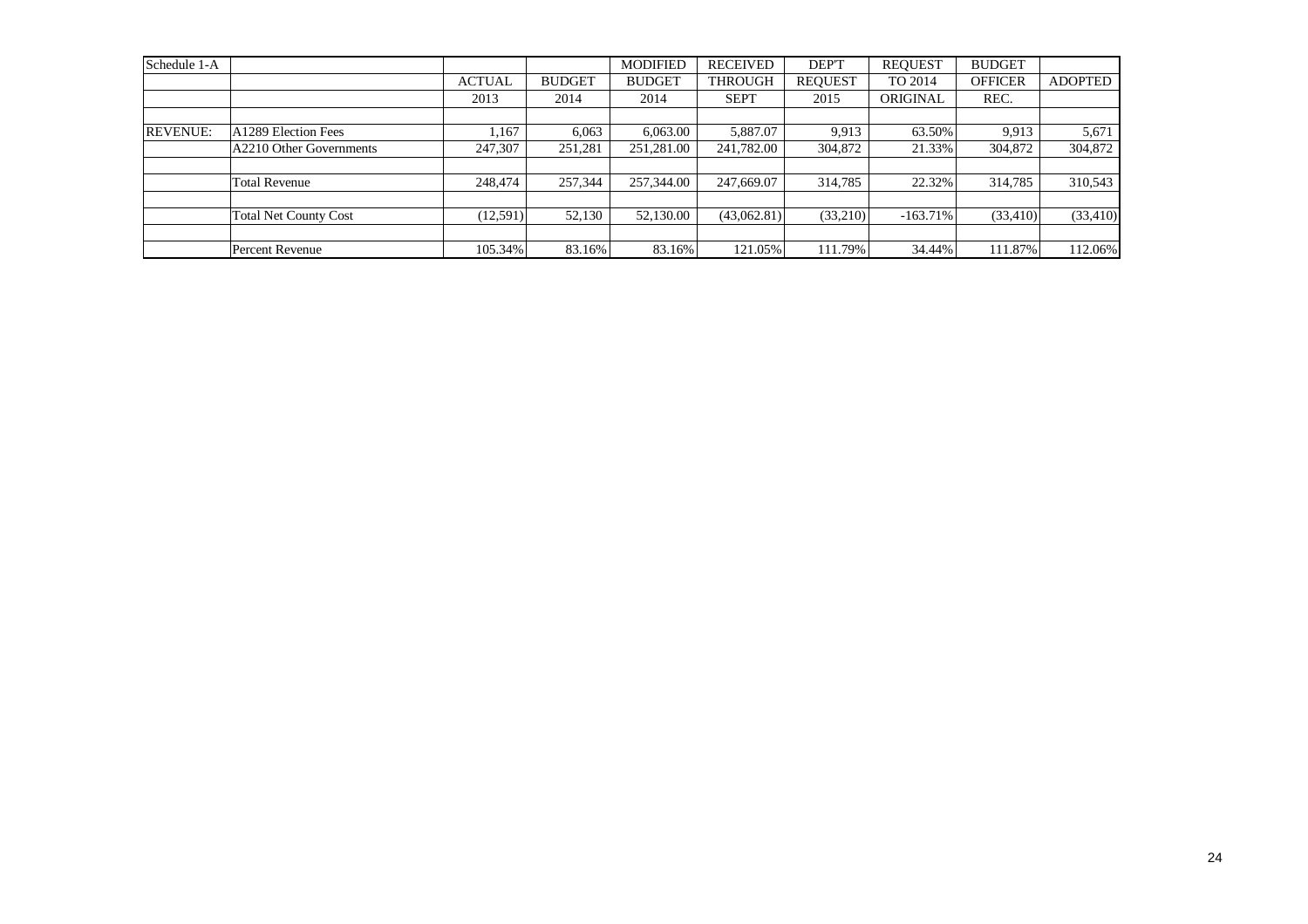| Schedule 1-A | | ACTUAL | BUDGET | MODIFIED BUDGET | RECEIVED THROUGH | DEP'T REQUEST | REQUEST TO 2014 | BUDGET OFFICER | ADOPTED |
|---|---|---|---|---|---|---|---|---|---|
| | | 2013 | 2014 | 2014 | SEPT | 2015 | ORIGINAL | REC. | |
| | | | | | | | | | |
| REVENUE: | A1289 Election Fees | 1,167 | 6,063 | 6,063.00 | 5,887.07 | 9,913 | 63.50% | 9,913 | 5,671 |
| | A2210 Other Governments | 247,307 | 251,281 | 251,281.00 | 241,782.00 | 304,872 | 21.33% | 304,872 | 304,872 |
| | | | | | | | | | |
| | Total Revenue | 248,474 | 257,344 | 257,344.00 | 247,669.07 | 314,785 | 22.32% | 314,785 | 310,543 |
| | | | | | | | | | |
| | Total Net County Cost | (12,591) | 52,130 | 52,130.00 | (43,062.81) | (33,210) | -163.71% | (33,410) | (33,410) |
| | | | | | | | | | |
| | Percent Revenue | 105.34% | 83.16% | 83.16% | 121.05% | 111.79% | 34.44% | 111.87% | 112.06% |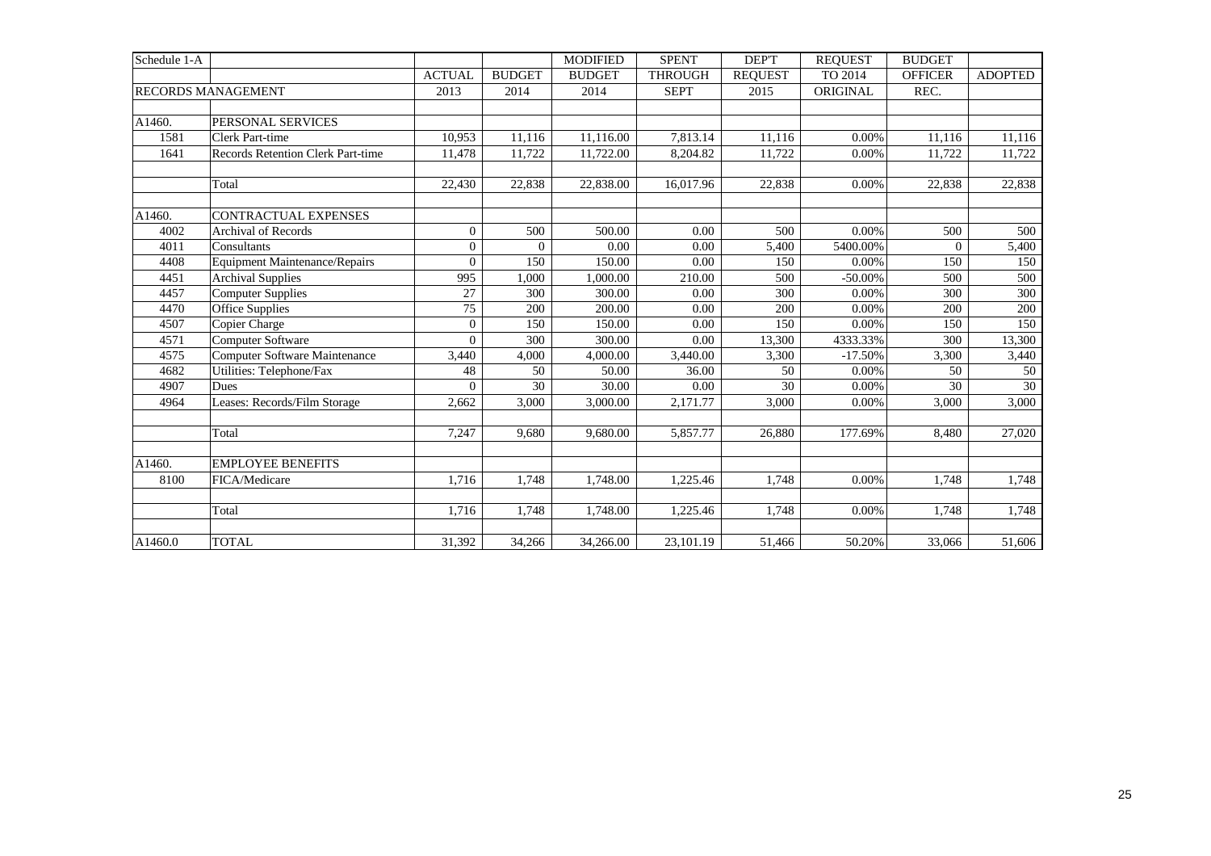| Schedule 1-A | | | | MODIFIED | SPENT | DEP'T | REQUEST | BUDGET | |
|---|---|---|---|---|---|---|---|---|---|
| | | ACTUAL | BUDGET | BUDGET | THROUGH | REQUEST | TO 2014 | OFFICER | ADOPTED |
| RECORDS MANAGEMENT | | 2013 | 2014 | 2014 | SEPT | 2015 | ORIGINAL | REC. | |
| | | | | | | | | | |
| A1460. | PERSONAL SERVICES | | | | | | | | |
| 1581 | Clerk Part-time | 10,953 | 11,116 | 11,116.00 | 7,813.14 | 11,116 | 0.00% | 11,116 | 11,116 |
| 1641 | Records Retention Clerk Part-time | 11,478 | 11,722 | 11,722.00 | 8,204.82 | 11,722 | 0.00% | 11,722 | 11,722 |
| | | | | | | | | | |
| | Total | 22,430 | 22,838 | 22,838.00 | 16,017.96 | 22,838 | 0.00% | 22,838 | 22,838 |
| | | | | | | | | | |
| A1460. | CONTRACTUAL EXPENSES | | | | | | | | |
| 4002 | Archival of Records | 0 | 500 | 500.00 | 0.00 | 500 | 0.00% | 500 | 500 |
| 4011 | Consultants | 0 | 0 | 0.00 | 0.00 | 5,400 | 5400.00% | 0 | 5,400 |
| 4408 | Equipment Maintenance/Repairs | 0 | 150 | 150.00 | 0.00 | 150 | 0.00% | 150 | 150 |
| 4451 | Archival Supplies | 995 | 1,000 | 1,000.00 | 210.00 | 500 | -50.00% | 500 | 500 |
| 4457 | Computer Supplies | 27 | 300 | 300.00 | 0.00 | 300 | 0.00% | 300 | 300 |
| 4470 | Office Supplies | 75 | 200 | 200.00 | 0.00 | 200 | 0.00% | 200 | 200 |
| 4507 | Copier Charge | 0 | 150 | 150.00 | 0.00 | 150 | 0.00% | 150 | 150 |
| 4571 | Computer Software | 0 | 300 | 300.00 | 0.00 | 13,300 | 4333.33% | 300 | 13,300 |
| 4575 | Computer Software Maintenance | 3,440 | 4,000 | 4,000.00 | 3,440.00 | 3,300 | -17.50% | 3,300 | 3,440 |
| 4682 | Utilities: Telephone/Fax | 48 | 50 | 50.00 | 36.00 | 50 | 0.00% | 50 | 50 |
| 4907 | Dues | 0 | 30 | 30.00 | 0.00 | 30 | 0.00% | 30 | 30 |
| 4964 | Leases: Records/Film Storage | 2,662 | 3,000 | 3,000.00 | 2,171.77 | 3,000 | 0.00% | 3,000 | 3,000 |
| | | | | | | | | | |
| | Total | 7,247 | 9,680 | 9,680.00 | 5,857.77 | 26,880 | 177.69% | 8,480 | 27,020 |
| | | | | | | | | | |
| A1460. | EMPLOYEE BENEFITS | | | | | | | | |
| 8100 | FICA/Medicare | 1,716 | 1,748 | 1,748.00 | 1,225.46 | 1,748 | 0.00% | 1,748 | 1,748 |
| | | | | | | | | | |
| | Total | 1,716 | 1,748 | 1,748.00 | 1,225.46 | 1,748 | 0.00% | 1,748 | 1,748 |
| | | | | | | | | | |
| A1460.0 | TOTAL | 31,392 | 34,266 | 34,266.00 | 23,101.19 | 51,466 | 50.20% | 33,066 | 51,606 |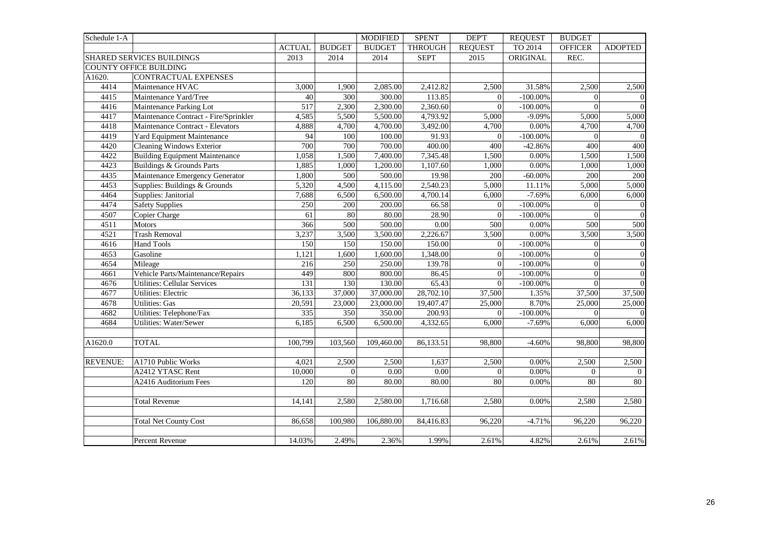| Schedule 1-A | | | | MODIFIED | SPENT | DEP'T | REQUEST | BUDGET | |
|---|---|---|---|---|---|---|---|---|---|
| | | ACTUAL | BUDGET | BUDGET | THROUGH | REQUEST | TO 2014 | OFFICER | ADOPTED |
| SHARED SERVICES BUILDINGS | | 2013 | 2014 | 2014 | SEPT | 2015 | ORIGINAL | REC. | |
| COUNTY OFFICE BUILDING | | | | | | | | | |
| A1620. | CONTRACTUAL EXPENSES | | | | | | | | |
| 4414 | Maintenance HVAC | 3,000 | 1,900 | 2,085.00 | 2,412.82 | 2,500 | 31.58% | 2,500 | 2,500 |
| 4415 | Maintenance Yard/Tree | 40 | 300 | 300.00 | 113.85 | 0 | -100.00% | 0 | 0 |
| 4416 | Maintenance Parking Lot | 517 | 2,300 | 2,300.00 | 2,360.60 | 0 | -100.00% | 0 | 0 |
| 4417 | Maintenance Contract - Fire/Sprinkler | 4,585 | 5,500 | 5,500.00 | 4,793.92 | 5,000 | -9.09% | 5,000 | 5,000 |
| 4418 | Maintenance Contract - Elevators | 4,888 | 4,700 | 4,700.00 | 3,492.00 | 4,700 | 0.00% | 4,700 | 4,700 |
| 4419 | Yard Equipment Maintenance | 94 | 100 | 100.00 | 91.93 | 0 | -100.00% | 0 | 0 |
| 4420 | Cleaning Windows Exterior | 700 | 700 | 700.00 | 400.00 | 400 | -42.86% | 400 | 400 |
| 4422 | Building Equipment Maintenance | 1,058 | 1,500 | 7,400.00 | 7,345.48 | 1,500 | 0.00% | 1,500 | 1,500 |
| 4423 | Buildings & Grounds Parts | 1,885 | 1,000 | 1,200.00 | 1,107.60 | 1,000 | 0.00% | 1,000 | 1,000 |
| 4435 | Maintenance Emergency Generator | 1,800 | 500 | 500.00 | 19.98 | 200 | -60.00% | 200 | 200 |
| 4453 | Supplies: Buildings & Grounds | 5,320 | 4,500 | 4,115.00 | 2,540.23 | 5,000 | 11.11% | 5,000 | 5,000 |
| 4464 | Supplies: Janitorial | 7,688 | 6,500 | 6,500.00 | 4,700.14 | 6,000 | -7.69% | 6,000 | 6,000 |
| 4474 | Safety Supplies | 250 | 200 | 200.00 | 66.58 | 0 | -100.00% | 0 | 0 |
| 4507 | Copier Charge | 61 | 80 | 80.00 | 28.90 | 0 | -100.00% | 0 | 0 |
| 4511 | Motors | 366 | 500 | 500.00 | 0.00 | 500 | 0.00% | 500 | 500 |
| 4521 | Trash Removal | 3,237 | 3,500 | 3,500.00 | 2,226.67 | 3,500 | 0.00% | 3,500 | 3,500 |
| 4616 | Hand Tools | 150 | 150 | 150.00 | 150.00 | 0 | -100.00% | 0 | 0 |
| 4653 | Gasoline | 1,121 | 1,600 | 1,600.00 | 1,348.00 | 0 | -100.00% | 0 | 0 |
| 4654 | Mileage | 216 | 250 | 250.00 | 139.78 | 0 | -100.00% | 0 | 0 |
| 4661 | Vehicle Parts/Maintenance/Repairs | 449 | 800 | 800.00 | 86.45 | 0 | -100.00% | 0 | 0 |
| 4676 | Utilities: Cellular Services | 131 | 130 | 130.00 | 65.43 | 0 | -100.00% | 0 | 0 |
| 4677 | Utilities: Electric | 36,133 | 37,000 | 37,000.00 | 28,702.10 | 37,500 | 1.35% | 37,500 | 37,500 |
| 4678 | Utilities: Gas | 20,591 | 23,000 | 23,000.00 | 19,407.47 | 25,000 | 8.70% | 25,000 | 25,000 |
| 4682 | Utilities: Telephone/Fax | 335 | 350 | 350.00 | 200.93 | 0 | -100.00% | 0 | 0 |
| 4684 | Utilities: Water/Sewer | 6,185 | 6,500 | 6,500.00 | 4,332.65 | 6,000 | -7.69% | 6,000 | 6,000 |
| | | | | | | | | | |
| A1620.0 | TOTAL | 100,799 | 103,560 | 109,460.00 | 86,133.51 | 98,800 | -4.60% | 98,800 | 98,800 |
| | | | | | | | | | |
| REVENUE: | A1710 Public Works | 4,021 | 2,500 | 2,500 | 1,637 | 2,500 | 0.00% | 2,500 | 2,500 |
| | A2412 YTASC Rent | 10,000 | 0 | 0.00 | 0.00 | 0 | 0.00% | 0 | 0 |
| | A2416 Auditorium Fees | 120 | 80 | 80.00 | 80.00 | 80 | 0.00% | 80 | 80 |
| | | | | | | | | | |
| | Total Revenue | 14,141 | 2,580 | 2,580.00 | 1,716.68 | 2,580 | 0.00% | 2,580 | 2,580 |
| | | | | | | | | | |
| | Total Net County Cost | 86,658 | 100,980 | 106,880.00 | 84,416.83 | 96,220 | -4.71% | 96,220 | 96,220 |
| | | | | | | | | | |
| | Percent Revenue | 14.03% | 2.49% | 2.36% | 1.99% | 2.61% | 4.82% | 2.61% | 2.61% |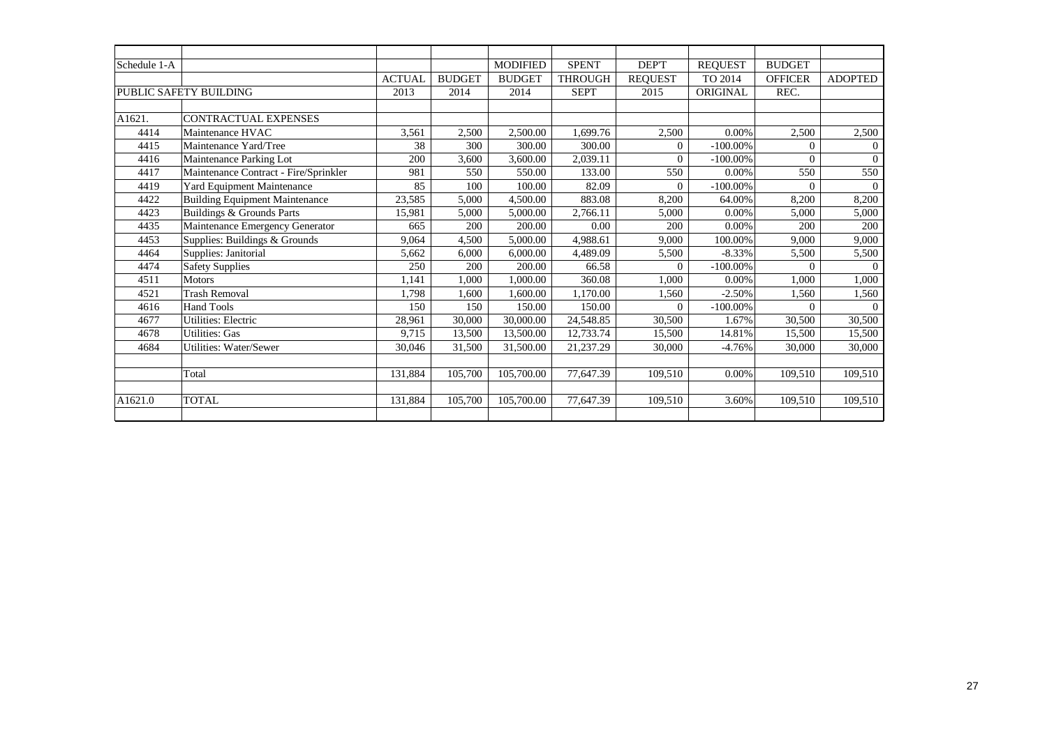| Schedule 1-A | | ACTUAL | BUDGET | MODIFIED BUDGET | SPENT THROUGH | DEP'T REQUEST | REQUEST TO 2014 | BUDGET OFFICER | ADOPTED |
|---|---|---|---|---|---|---|---|---|---|
| PUBLIC SAFETY BUILDING | | 2013 | 2014 | 2014 | SEPT | 2015 | ORIGINAL | REC. | |
| | | | | | | | | | |
| A1621. | CONTRACTUAL EXPENSES | | | | | | | | |
| 4414 | Maintenance HVAC | 3,561 | 2,500 | 2,500.00 | 1,699.76 | 2,500 | 0.00% | 2,500 | 2,500 |
| 4415 | Maintenance Yard/Tree | 38 | 300 | 300.00 | 300.00 | 0 | -100.00% | 0 | 0 |
| 4416 | Maintenance Parking Lot | 200 | 3,600 | 3,600.00 | 2,039.11 | 0 | -100.00% | 0 | 0 |
| 4417 | Maintenance Contract - Fire/Sprinkler | 981 | 550 | 550.00 | 133.00 | 550 | 0.00% | 550 | 550 |
| 4419 | Yard Equipment Maintenance | 85 | 100 | 100.00 | 82.09 | 0 | -100.00% | 0 | 0 |
| 4422 | Building Equipment Maintenance | 23,585 | 5,000 | 4,500.00 | 883.08 | 8,200 | 64.00% | 8,200 | 8,200 |
| 4423 | Buildings & Grounds Parts | 15,981 | 5,000 | 5,000.00 | 2,766.11 | 5,000 | 0.00% | 5,000 | 5,000 |
| 4435 | Maintenance Emergency Generator | 665 | 200 | 200.00 | 0.00 | 200 | 0.00% | 200 | 200 |
| 4453 | Supplies: Buildings & Grounds | 9,064 | 4,500 | 5,000.00 | 4,988.61 | 9,000 | 100.00% | 9,000 | 9,000 |
| 4464 | Supplies: Janitorial | 5,662 | 6,000 | 6,000.00 | 4,489.09 | 5,500 | -8.33% | 5,500 | 5,500 |
| 4474 | Safety Supplies | 250 | 200 | 200.00 | 66.58 | 0 | -100.00% | 0 | 0 |
| 4511 | Motors | 1,141 | 1,000 | 1,000.00 | 360.08 | 1,000 | 0.00% | 1,000 | 1,000 |
| 4521 | Trash Removal | 1,798 | 1,600 | 1,600.00 | 1,170.00 | 1,560 | -2.50% | 1,560 | 1,560 |
| 4616 | Hand Tools | 150 | 150 | 150.00 | 150.00 | 0 | -100.00% | 0 | 0 |
| 4677 | Utilities: Electric | 28,961 | 30,000 | 30,000.00 | 24,548.85 | 30,500 | 1.67% | 30,500 | 30,500 |
| 4678 | Utilities: Gas | 9,715 | 13,500 | 13,500.00 | 12,733.74 | 15,500 | 14.81% | 15,500 | 15,500 |
| 4684 | Utilities: Water/Sewer | 30,046 | 31,500 | 31,500.00 | 21,237.29 | 30,000 | -4.76% | 30,000 | 30,000 |
| | | | | | | | | | |
| | Total | 131,884 | 105,700 | 105,700.00 | 77,647.39 | 109,510 | 0.00% | 109,510 | 109,510 |
| | | | | | | | | | |
| A1621.0 | TOTAL | 131,884 | 105,700 | 105,700.00 | 77,647.39 | 109,510 | 3.60% | 109,510 | 109,510 |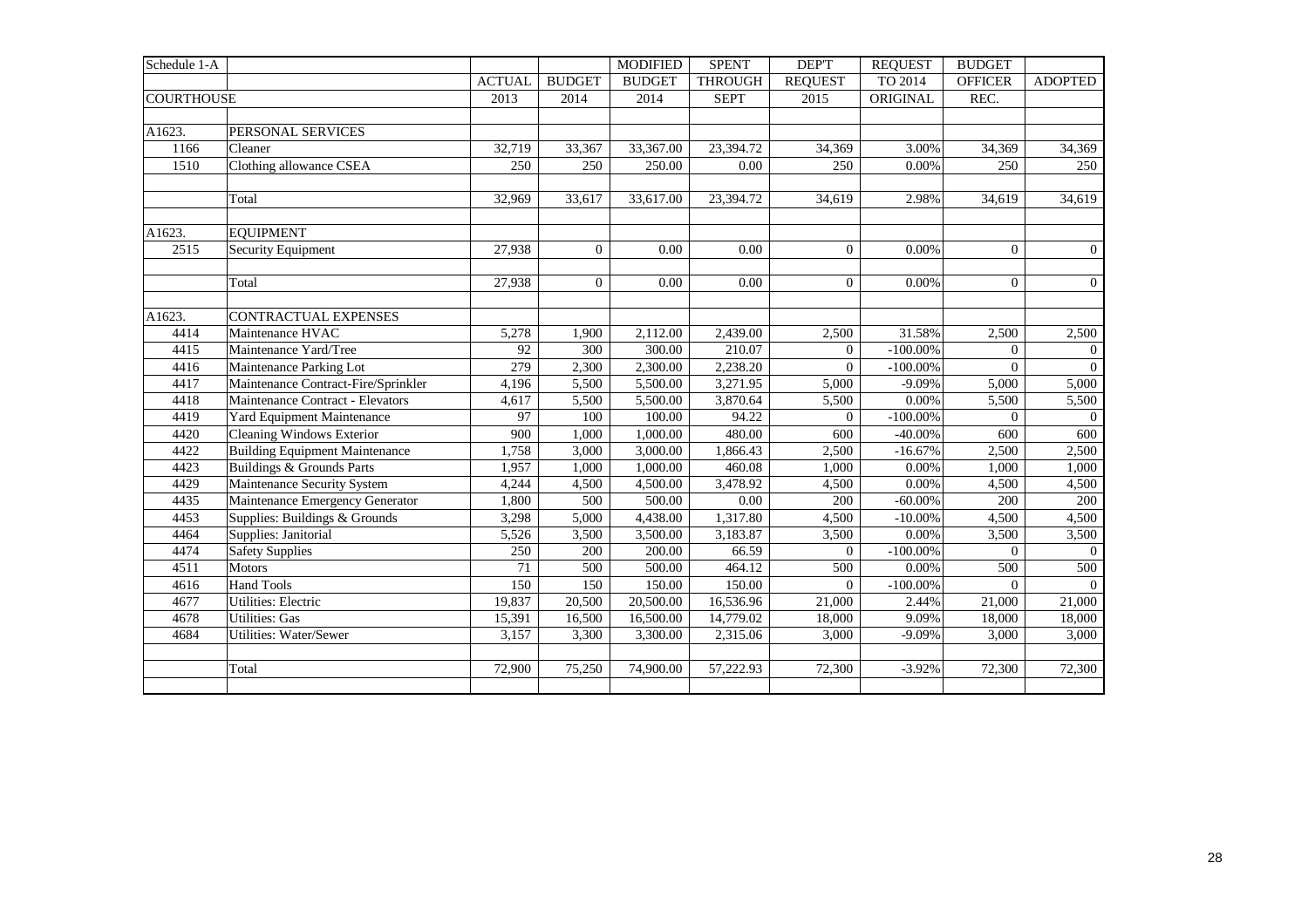| Schedule 1-A | | | | MODIFIED | SPENT | DEP'T | REQUEST | BUDGET | |
|---|---|---|---|---|---|---|---|---|---|
| | | ACTUAL | BUDGET | BUDGET | THROUGH | REQUEST | TO 2014 | OFFICER | ADOPTED |
| COURTHOUSE | | 2013 | 2014 | 2014 | SEPT | 2015 | ORIGINAL | REC. | |
| | | | | | | | | | |
| A1623. | PERSONAL SERVICES | | | | | | | | |
| 1166 | Cleaner | 32,719 | 33,367 | 33,367.00 | 23,394.72 | 34,369 | 3.00% | 34,369 | 34,369 |
| 1510 | Clothing allowance CSEA | 250 | 250 | 250.00 | 0.00 | 250 | 0.00% | 250 | 250 |
| | | | | | | | | | |
| | Total | 32,969 | 33,617 | 33,617.00 | 23,394.72 | 34,619 | 2.98% | 34,619 | 34,619 |
| | | | | | | | | | |
| A1623. | EQUIPMENT | | | | | | | | |
| 2515 | Security Equipment | 27,938 | 0 | 0.00 | 0.00 | 0 | 0.00% | 0 | 0 |
| | | | | | | | | | |
| | Total | 27,938 | 0 | 0.00 | 0.00 | 0 | 0.00% | 0 | 0 |
| | | | | | | | | | |
| A1623. | CONTRACTUAL EXPENSES | | | | | | | | |
| 4414 | Maintenance HVAC | 5,278 | 1,900 | 2,112.00 | 2,439.00 | 2,500 | 31.58% | 2,500 | 2,500 |
| 4415 | Maintenance Yard/Tree | 92 | 300 | 300.00 | 210.07 | 0 | -100.00% | 0 | 0 |
| 4416 | Maintenance Parking Lot | 279 | 2,300 | 2,300.00 | 2,238.20 | 0 | -100.00% | 0 | 0 |
| 4417 | Maintenance Contract-Fire/Sprinkler | 4,196 | 5,500 | 5,500.00 | 3,271.95 | 5,000 | -9.09% | 5,000 | 5,000 |
| 4418 | Maintenance Contract - Elevators | 4,617 | 5,500 | 5,500.00 | 3,870.64 | 5,500 | 0.00% | 5,500 | 5,500 |
| 4419 | Yard Equipment Maintenance | 97 | 100 | 100.00 | 94.22 | 0 | -100.00% | 0 | 0 |
| 4420 | Cleaning Windows Exterior | 900 | 1,000 | 1,000.00 | 480.00 | 600 | -40.00% | 600 | 600 |
| 4422 | Building Equipment Maintenance | 1,758 | 3,000 | 3,000.00 | 1,866.43 | 2,500 | -16.67% | 2,500 | 2,500 |
| 4423 | Buildings & Grounds Parts | 1,957 | 1,000 | 1,000.00 | 460.08 | 1,000 | 0.00% | 1,000 | 1,000 |
| 4429 | Maintenance Security System | 4,244 | 4,500 | 4,500.00 | 3,478.92 | 4,500 | 0.00% | 4,500 | 4,500 |
| 4435 | Maintenance Emergency Generator | 1,800 | 500 | 500.00 | 0.00 | 200 | -60.00% | 200 | 200 |
| 4453 | Supplies: Buildings & Grounds | 3,298 | 5,000 | 4,438.00 | 1,317.80 | 4,500 | -10.00% | 4,500 | 4,500 |
| 4464 | Supplies: Janitorial | 5,526 | 3,500 | 3,500.00 | 3,183.87 | 3,500 | 0.00% | 3,500 | 3,500 |
| 4474 | Safety Supplies | 250 | 200 | 200.00 | 66.59 | 0 | -100.00% | 0 | 0 |
| 4511 | Motors | 71 | 500 | 500.00 | 464.12 | 500 | 0.00% | 500 | 500 |
| 4616 | Hand Tools | 150 | 150 | 150.00 | 150.00 | 0 | -100.00% | 0 | 0 |
| 4677 | Utilities: Electric | 19,837 | 20,500 | 20,500.00 | 16,536.96 | 21,000 | 2.44% | 21,000 | 21,000 |
| 4678 | Utilities: Gas | 15,391 | 16,500 | 16,500.00 | 14,779.02 | 18,000 | 9.09% | 18,000 | 18,000 |
| 4684 | Utilities: Water/Sewer | 3,157 | 3,300 | 3,300.00 | 2,315.06 | 3,000 | -9.09% | 3,000 | 3,000 |
| | | | | | | | | | |
| | Total | 72,900 | 75,250 | 74,900.00 | 57,222.93 | 72,300 | -3.92% | 72,300 | 72,300 |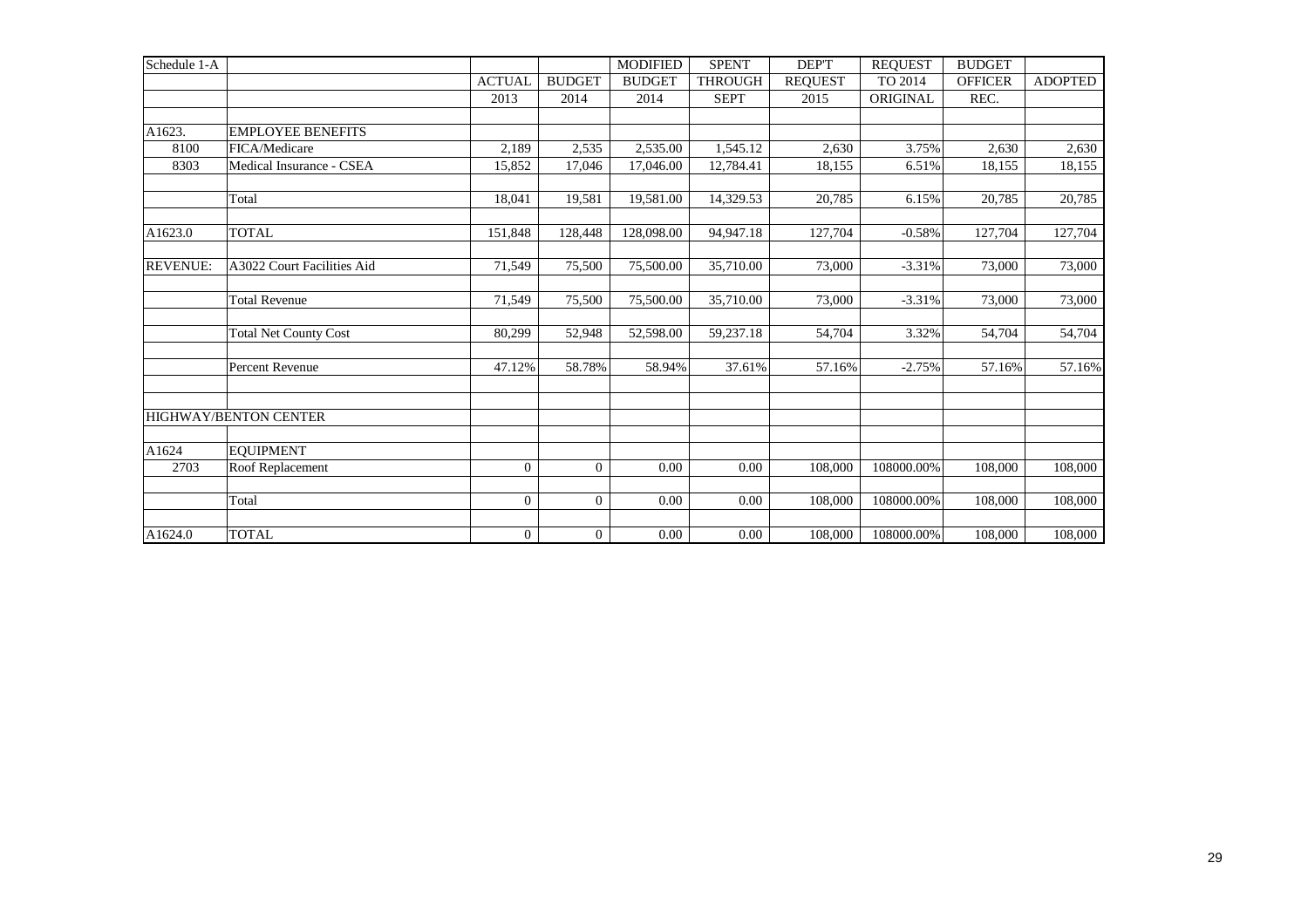| Schedule 1-A | | ACTUAL | BUDGET | MODIFIED BUDGET | SPENT THROUGH | DEP'T REQUEST | REQUEST TO 2014 | BUDGET OFFICER | ADOPTED |
|---|---|---|---|---|---|---|---|---|---|
| | | 2013 | 2014 | 2014 | SEPT | 2015 | ORIGINAL | REC. | |
| | | | | | | | | | |
| A1623. | EMPLOYEE BENEFITS | | | | | | | | |
| 8100 | FICA/Medicare | 2,189 | 2,535 | 2,535.00 | 1,545.12 | 2,630 | 3.75% | 2,630 | 2,630 |
| 8303 | Medical Insurance - CSEA | 15,852 | 17,046 | 17,046.00 | 12,784.41 | 18,155 | 6.51% | 18,155 | 18,155 |
| | | | | | | | | | |
| | Total | 18,041 | 19,581 | 19,581.00 | 14,329.53 | 20,785 | 6.15% | 20,785 | 20,785 |
| | | | | | | | | | |
| A1623.0 | TOTAL | 151,848 | 128,448 | 128,098.00 | 94,947.18 | 127,704 | -0.58% | 127,704 | 127,704 |
| | | | | | | | | | |
| REVENUE: | A3022 Court Facilities Aid | 71,549 | 75,500 | 75,500.00 | 35,710.00 | 73,000 | -3.31% | 73,000 | 73,000 |
| | | | | | | | | | |
| | Total Revenue | 71,549 | 75,500 | 75,500.00 | 35,710.00 | 73,000 | -3.31% | 73,000 | 73,000 |
| | | | | | | | | | |
| | Total Net County Cost | 80,299 | 52,948 | 52,598.00 | 59,237.18 | 54,704 | 3.32% | 54,704 | 54,704 |
| | | | | | | | | | |
| | Percent Revenue | 47.12% | 58.78% | 58.94% | 37.61% | 57.16% | -2.75% | 57.16% | 57.16% |
| | | | | | | | | | |
| | | | | | | | | | |
| HIGHWAY/BENTON CENTER | | | | | | | | | |
| | | | | | | | | | |
| A1624 | EQUIPMENT | | | | | | | | |
| 2703 | Roof Replacement | 0 | 0 | 0.00 | 0.00 | 108,000 | 108000.00% | 108,000 | 108,000 |
| | | | | | | | | | |
| | Total | 0 | 0 | 0.00 | 0.00 | 108,000 | 108000.00% | 108,000 | 108,000 |
| | | | | | | | | | |
| A1624.0 | TOTAL | 0 | 0 | 0.00 | 0.00 | 108,000 | 108000.00% | 108,000 | 108,000 |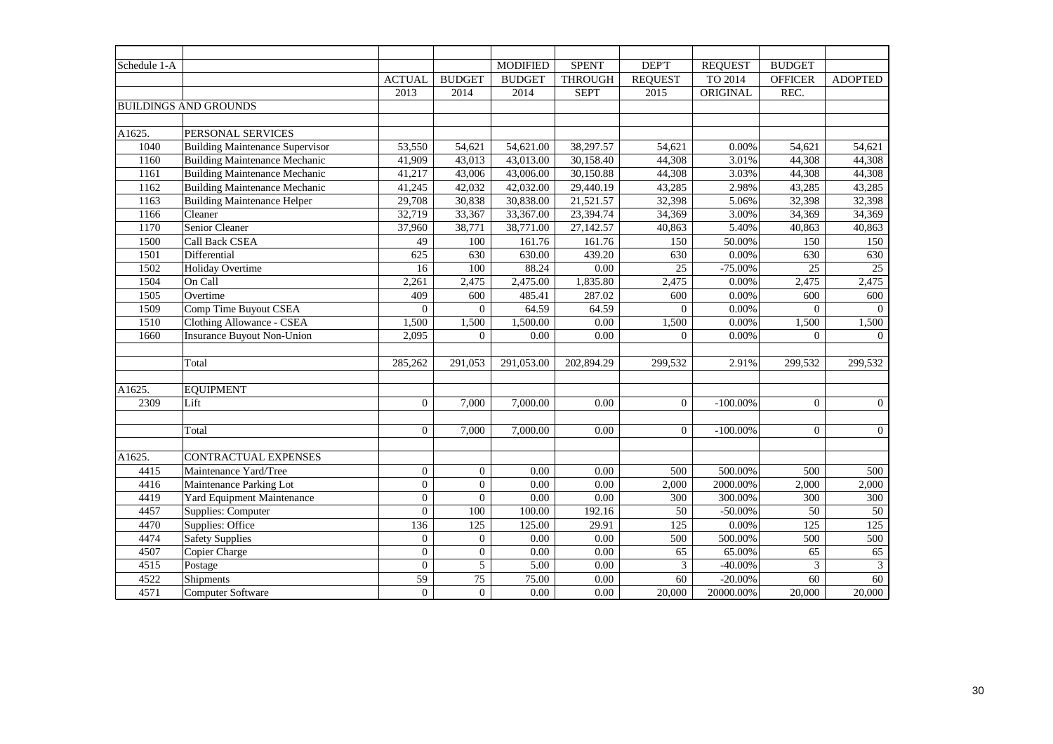| Schedule 1-A | | ACTUAL | BUDGET | MODIFIED BUDGET | SPENT THROUGH | DEP'T REQUEST | REQUEST TO 2014 | BUDGET OFFICER | ADOPTED |
|---|---|---|---|---|---|---|---|---|---|
| | | 2013 | 2014 | 2014 | SEPT | 2015 | ORIGINAL | REC. | |
| BUILDINGS AND GROUNDS | | | | | | | | | |
| | | | | | | | | | |
| A1625. | PERSONAL SERVICES | | | | | | | | |
| 1040 | Building Maintenance Supervisor | 53,550 | 54,621 | 54,621.00 | 38,297.57 | 54,621 | 0.00% | 54,621 | 54,621 |
| 1160 | Building Maintenance Mechanic | 41,909 | 43,013 | 43,013.00 | 30,158.40 | 44,308 | 3.01% | 44,308 | 44,308 |
| 1161 | Building Maintenance Mechanic | 41,217 | 43,006 | 43,006.00 | 30,150.88 | 44,308 | 3.03% | 44,308 | 44,308 |
| 1162 | Building Maintenance Mechanic | 41,245 | 42,032 | 42,032.00 | 29,440.19 | 43,285 | 2.98% | 43,285 | 43,285 |
| 1163 | Building Maintenance Helper | 29,708 | 30,838 | 30,838.00 | 21,521.57 | 32,398 | 5.06% | 32,398 | 32,398 |
| 1166 | Cleaner | 32,719 | 33,367 | 33,367.00 | 23,394.74 | 34,369 | 3.00% | 34,369 | 34,369 |
| 1170 | Senior Cleaner | 37,960 | 38,771 | 38,771.00 | 27,142.57 | 40,863 | 5.40% | 40,863 | 40,863 |
| 1500 | Call Back CSEA | 49 | 100 | 161.76 | 161.76 | 150 | 50.00% | 150 | 150 |
| 1501 | Differential | 625 | 630 | 630.00 | 439.20 | 630 | 0.00% | 630 | 630 |
| 1502 | Holiday Overtime | 16 | 100 | 88.24 | 0.00 | 25 | -75.00% | 25 | 25 |
| 1504 | On Call | 2,261 | 2,475 | 2,475.00 | 1,835.80 | 2,475 | 0.00% | 2,475 | 2,475 |
| 1505 | Overtime | 409 | 600 | 485.41 | 287.02 | 600 | 0.00% | 600 | 600 |
| 1509 | Comp Time Buyout CSEA | 0 | 0 | 64.59 | 64.59 | 0 | 0.00% | 0 | 0 |
| 1510 | Clothing Allowance - CSEA | 1,500 | 1,500 | 1,500.00 | 0.00 | 1,500 | 0.00% | 1,500 | 1,500 |
| 1660 | Insurance Buyout Non-Union | 2,095 | 0 | 0.00 | 0.00 | 0 | 0.00% | 0 | 0 |
| | | | | | | | | | |
| | Total | 285,262 | 291,053 | 291,053.00 | 202,894.29 | 299,532 | 2.91% | 299,532 | 299,532 |
| | | | | | | | | | |
| A1625. | EQUIPMENT | | | | | | | | |
| 2309 | Lift | 0 | 7,000 | 7,000.00 | 0.00 | 0 | -100.00% | 0 | 0 |
| | | | | | | | | | |
| | Total | 0 | 7,000 | 7,000.00 | 0.00 | 0 | -100.00% | 0 | 0 |
| | | | | | | | | | |
| A1625. | CONTRACTUAL EXPENSES | | | | | | | | |
| 4415 | Maintenance Yard/Tree | 0 | 0 | 0.00 | 0.00 | 500 | 500.00% | 500 | 500 |
| 4416 | Maintenance Parking Lot | 0 | 0 | 0.00 | 0.00 | 2,000 | 2000.00% | 2,000 | 2,000 |
| 4419 | Yard Equipment Maintenance | 0 | 0 | 0.00 | 0.00 | 300 | 300.00% | 300 | 300 |
| 4457 | Supplies: Computer | 0 | 100 | 100.00 | 192.16 | 50 | -50.00% | 50 | 50 |
| 4470 | Supplies: Office | 136 | 125 | 125.00 | 29.91 | 125 | 0.00% | 125 | 125 |
| 4474 | Safety Supplies | 0 | 0 | 0.00 | 0.00 | 500 | 500.00% | 500 | 500 |
| 4507 | Copier Charge | 0 | 0 | 0.00 | 0.00 | 65 | 65.00% | 65 | 65 |
| 4515 | Postage | 0 | 5 | 5.00 | 0.00 | 3 | -40.00% | 3 | 3 |
| 4522 | Shipments | 59 | 75 | 75.00 | 0.00 | 60 | -20.00% | 60 | 60 |
| 4571 | Computer Software | 0 | 0 | 0.00 | 0.00 | 20,000 | 20000.00% | 20,000 | 20,000 |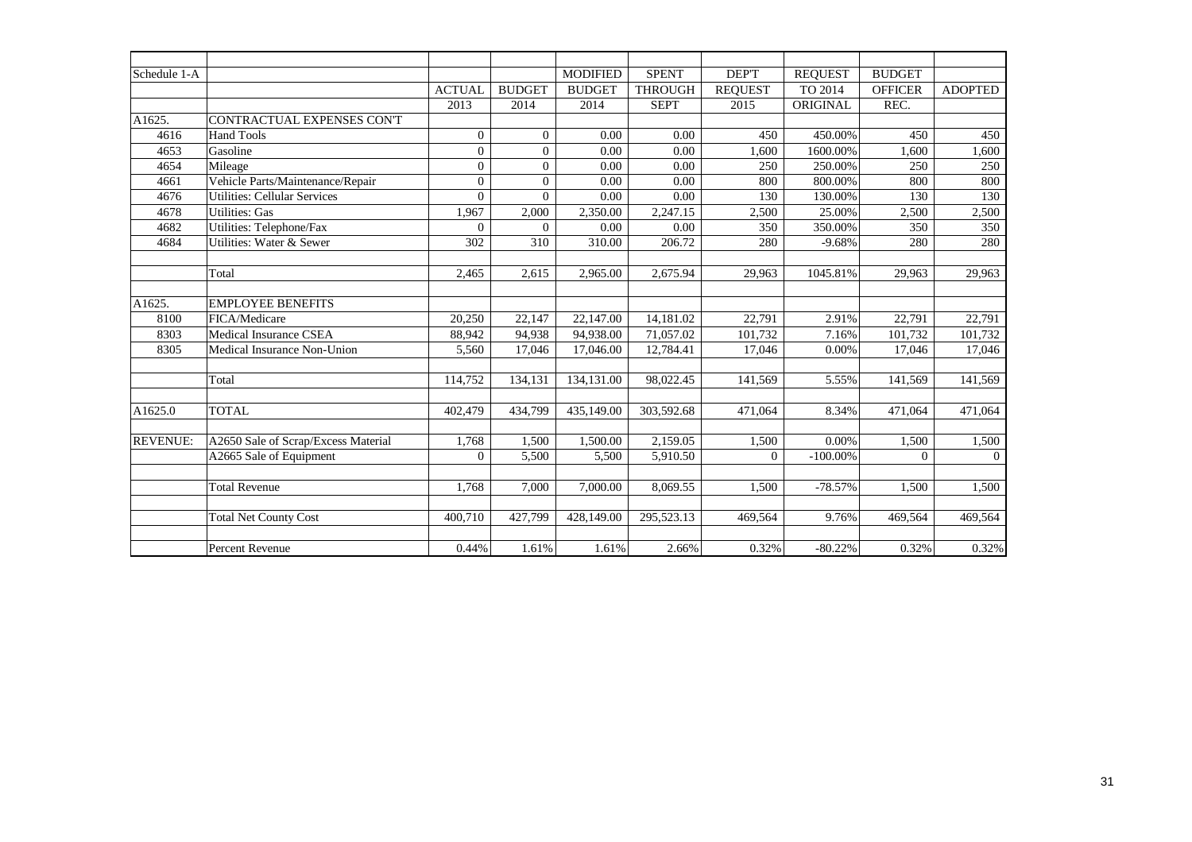| Schedule 1-A | | ACTUAL | BUDGET | MODIFIED BUDGET | SPENT THROUGH | DEP'T REQUEST | REQUEST TO 2014 | BUDGET OFFICER | ADOPTED |
|---|---|---|---|---|---|---|---|---|---|
| | | 2013 | 2014 | 2014 | SEPT | 2015 | ORIGINAL | REC. | |
| A1625. | CONTRACTUAL EXPENSES CON'T | | | | | | | | |
| 4616 | Hand Tools | 0 | 0 | 0.00 | 0.00 | 450 | 450.00% | 450 | 450 |
| 4653 | Gasoline | 0 | 0 | 0.00 | 0.00 | 1,600 | 1600.00% | 1,600 | 1,600 |
| 4654 | Mileage | 0 | 0 | 0.00 | 0.00 | 250 | 250.00% | 250 | 250 |
| 4661 | Vehicle Parts/Maintenance/Repair | 0 | 0 | 0.00 | 0.00 | 800 | 800.00% | 800 | 800 |
| 4676 | Utilities: Cellular Services | 0 | 0 | 0.00 | 0.00 | 130 | 130.00% | 130 | 130 |
| 4678 | Utilities: Gas | 1,967 | 2,000 | 2,350.00 | 2,247.15 | 2,500 | 25.00% | 2,500 | 2,500 |
| 4682 | Utilities: Telephone/Fax | 0 | 0 | 0.00 | 0.00 | 350 | 350.00% | 350 | 350 |
| 4684 | Utilities: Water & Sewer | 302 | 310 | 310.00 | 206.72 | 280 | -9.68% | 280 | 280 |
| | | | | | | | | | |
| | Total | 2,465 | 2,615 | 2,965.00 | 2,675.94 | 29,963 | 1045.81% | 29,963 | 29,963 |
| | | | | | | | | | |
| A1625. | EMPLOYEE BENEFITS | | | | | | | | |
| 8100 | FICA/Medicare | 20,250 | 22,147 | 22,147.00 | 14,181.02 | 22,791 | 2.91% | 22,791 | 22,791 |
| 8303 | Medical Insurance CSEA | 88,942 | 94,938 | 94,938.00 | 71,057.02 | 101,732 | 7.16% | 101,732 | 101,732 |
| 8305 | Medical Insurance Non-Union | 5,560 | 17,046 | 17,046.00 | 12,784.41 | 17,046 | 0.00% | 17,046 | 17,046 |
| | | | | | | | | | |
| | Total | 114,752 | 134,131 | 134,131.00 | 98,022.45 | 141,569 | 5.55% | 141,569 | 141,569 |
| | | | | | | | | | |
| A1625.0 | TOTAL | 402,479 | 434,799 | 435,149.00 | 303,592.68 | 471,064 | 8.34% | 471,064 | 471,064 |
| | | | | | | | | | |
| REVENUE: | A2650 Sale of Scrap/Excess Material | 1,768 | 1,500 | 1,500.00 | 2,159.05 | 1,500 | 0.00% | 1,500 | 1,500 |
| | A2665 Sale of Equipment | 0 | 5,500 | 5,500 | 5,910.50 | 0 | -100.00% | 0 | 0 |
| | | | | | | | | | |
| | Total Revenue | 1,768 | 7,000 | 7,000.00 | 8,069.55 | 1,500 | -78.57% | 1,500 | 1,500 |
| | | | | | | | | | |
| | Total Net County Cost | 400,710 | 427,799 | 428,149.00 | 295,523.13 | 469,564 | 9.76% | 469,564 | 469,564 |
| | | | | | | | | | |
| | Percent Revenue | 0.44% | 1.61% | 1.61% | 2.66% | 0.32% | -80.22% | 0.32% | 0.32% |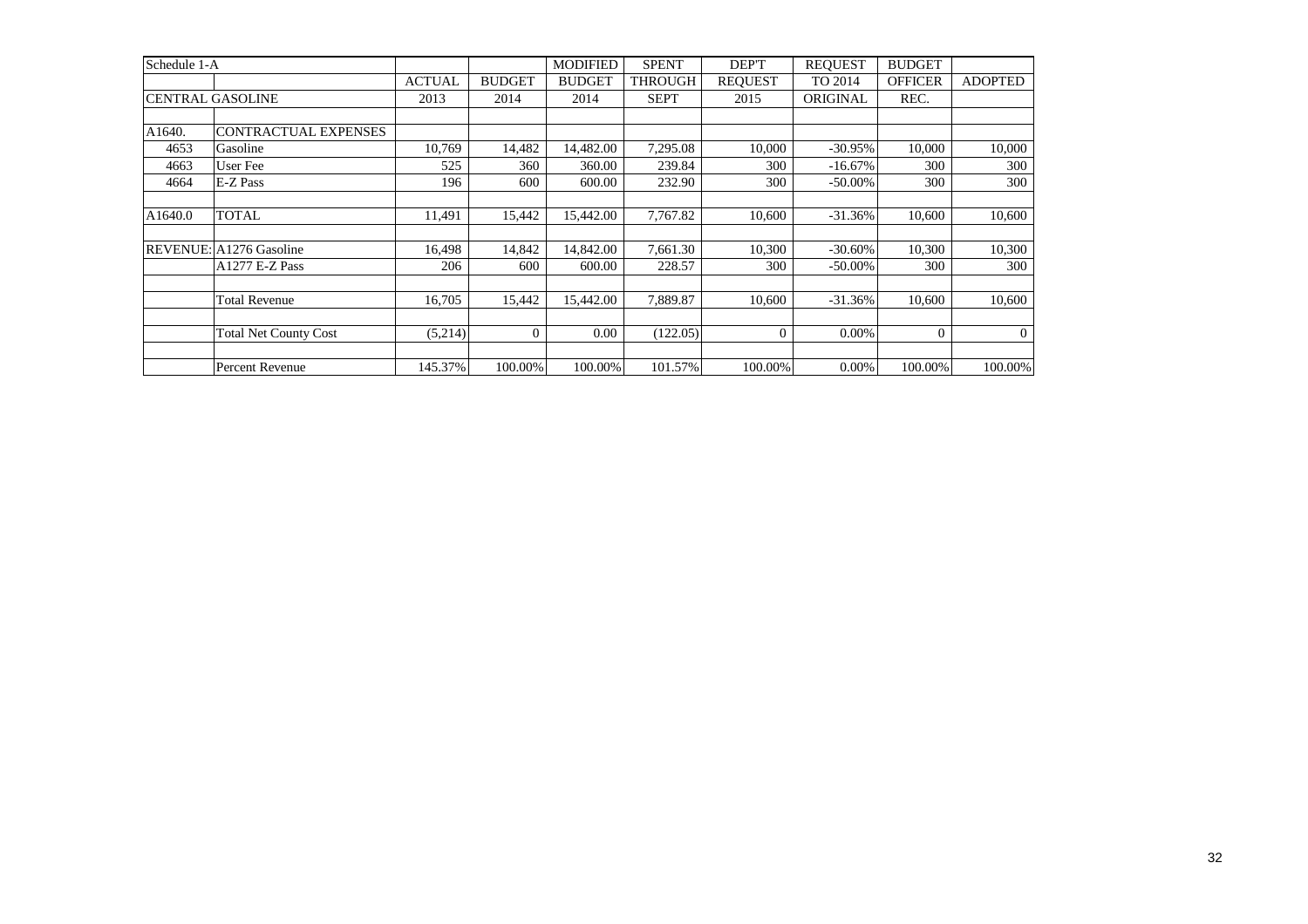| Schedule 1-A | | | | MODIFIED | SPENT | DEP'T | REQUEST | BUDGET | |
|---|---|---|---|---|---|---|---|---|---|
| | | ACTUAL | BUDGET | BUDGET | THROUGH | REQUEST | TO 2014 | OFFICER | ADOPTED |
| CENTRAL GASOLINE | | 2013 | 2014 | 2014 | SEPT | 2015 | ORIGINAL | REC. | |
| | | | | | | | | | |
| A1640. | CONTRACTUAL EXPENSES | | | | | | | | |
| 4653 | Gasoline | 10,769 | 14,482 | 14,482.00 | 7,295.08 | 10,000 | -30.95% | 10,000 | 10,000 |
| 4663 | User Fee | 525 | 360 | 360.00 | 239.84 | 300 | -16.67% | 300 | 300 |
| 4664 | E-Z Pass | 196 | 600 | 600.00 | 232.90 | 300 | -50.00% | 300 | 300 |
| | | | | | | | | | |
| A1640.0 | TOTAL | 11,491 | 15,442 | 15,442.00 | 7,767.82 | 10,600 | -31.36% | 10,600 | 10,600 |
| | | | | | | | | | |
| REVENUE: | A1276 Gasoline | 16,498 | 14,842 | 14,842.00 | 7,661.30 | 10,300 | -30.60% | 10,300 | 10,300 |
| | A1277 E-Z Pass | 206 | 600 | 600.00 | 228.57 | 300 | -50.00% | 300 | 300 |
| | | | | | | | | | |
| | Total Revenue | 16,705 | 15,442 | 15,442.00 | 7,889.87 | 10,600 | -31.36% | 10,600 | 10,600 |
| | | | | | | | | | |
| | Total Net County Cost | (5,214) | 0 | 0.00 | (122.05) | 0 | 0.00% | 0 | 0 |
| | | | | | | | | | |
| | Percent Revenue | 145.37% | 100.00% | 100.00% | 101.57% | 100.00% | 0.00% | 100.00% | 100.00% |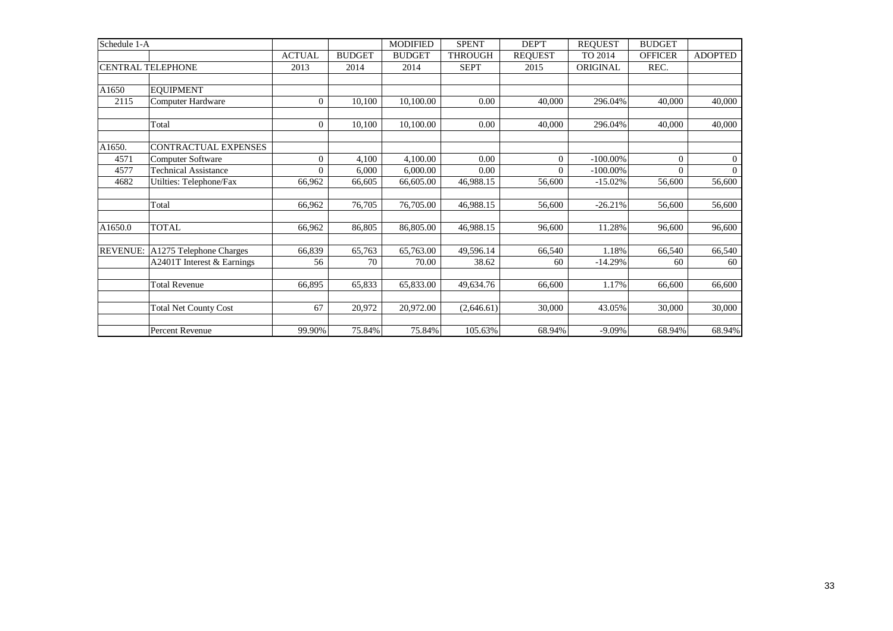| Schedule 1-A | | ACTUAL | BUDGET | MODIFIED BUDGET | SPENT THROUGH | DEP'T REQUEST | REQUEST TO 2014 | BUDGET OFFICER | ADOPTED |
|---|---|---|---|---|---|---|---|---|---|
| CENTRAL TELEPHONE | | 2013 | 2014 | 2014 | SEPT | 2015 | ORIGINAL | REC. | |
| | | | | | | | | | |
| A1650 | EQUIPMENT | | | | | | | | |
| 2115 | Computer Hardware | 0 | 10,100 | 10,100.00 | 0.00 | 40,000 | 296.04% | 40,000 | 40,000 |
| | | | | | | | | | |
| | Total | 0 | 10,100 | 10,100.00 | 0.00 | 40,000 | 296.04% | 40,000 | 40,000 |
| | | | | | | | | | |
| A1650. | CONTRACTUAL EXPENSES | | | | | | | | |
| 4571 | Computer Software | 0 | 4,100 | 4,100.00 | 0.00 | 0 | -100.00% | 0 | 0 |
| 4577 | Technical Assistance | 0 | 6,000 | 6,000.00 | 0.00 | 0 | -100.00% | 0 | 0 |
| 4682 | Utilties: Telephone/Fax | 66,962 | 66,605 | 66,605.00 | 46,988.15 | 56,600 | -15.02% | 56,600 | 56,600 |
| | | | | | | | | | |
| | Total | 66,962 | 76,705 | 76,705.00 | 46,988.15 | 56,600 | -26.21% | 56,600 | 56,600 |
| | | | | | | | | | |
| A1650.0 | TOTAL | 66,962 | 86,805 | 86,805.00 | 46,988.15 | 96,600 | 11.28% | 96,600 | 96,600 |
| | | | | | | | | | |
| REVENUE: | A1275 Telephone Charges | 66,839 | 65,763 | 65,763.00 | 49,596.14 | 66,540 | 1.18% | 66,540 | 66,540 |
| | A2401T Interest & Earnings | 56 | 70 | 70.00 | 38.62 | 60 | -14.29% | 60 | 60 |
| | | | | | | | | | |
| | Total Revenue | 66,895 | 65,833 | 65,833.00 | 49,634.76 | 66,600 | 1.17% | 66,600 | 66,600 |
| | | | | | | | | | |
| | Total Net County Cost | 67 | 20,972 | 20,972.00 | (2,646.61) | 30,000 | 43.05% | 30,000 | 30,000 |
| | | | | | | | | | |
| | Percent Revenue | 99.90% | 75.84% | 75.84% | 105.63% | 68.94% | -9.09% | 68.94% | 68.94% |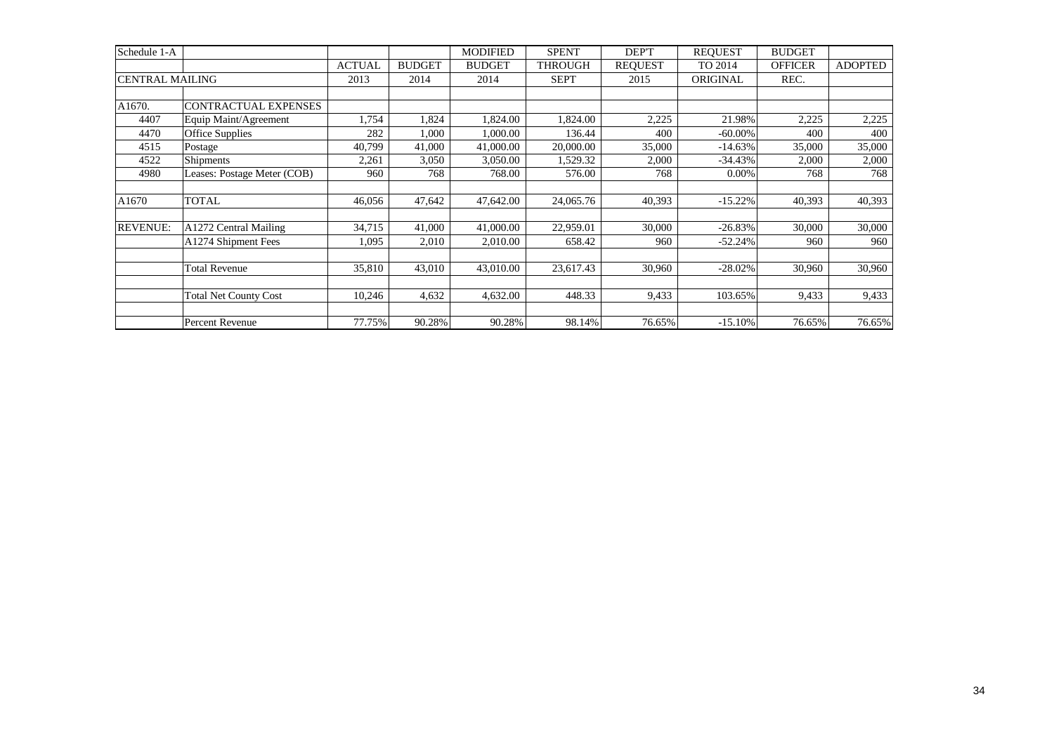| Schedule 1-A | | | | MODIFIED | SPENT | DEP'T | REQUEST | BUDGET | |
|---|---|---|---|---|---|---|---|---|---|
| | | ACTUAL | BUDGET | BUDGET | THROUGH | REQUEST | TO 2014 | OFFICER | ADOPTED |
| CENTRAL MAILING | | 2013 | 2014 | 2014 | SEPT | 2015 | ORIGINAL | REC. | |
| | | | | | | | | | |
| A1670. | CONTRACTUAL EXPENSES | | | | | | | | |
| 4407 | Equip Maint/Agreement | 1,754 | 1,824 | 1,824.00 | 1,824.00 | 2,225 | 21.98% | 2,225 | 2,225 |
| 4470 | Office Supplies | 282 | 1,000 | 1,000.00 | 136.44 | 400 | -60.00% | 400 | 400 |
| 4515 | Postage | 40,799 | 41,000 | 41,000.00 | 20,000.00 | 35,000 | -14.63% | 35,000 | 35,000 |
| 4522 | Shipments | 2,261 | 3,050 | 3,050.00 | 1,529.32 | 2,000 | -34.43% | 2,000 | 2,000 |
| 4980 | Leases: Postage Meter (COB) | 960 | 768 | 768.00 | 576.00 | 768 | 0.00% | 768 | 768 |
| | | | | | | | | | |
| A1670 | TOTAL | 46,056 | 47,642 | 47,642.00 | 24,065.76 | 40,393 | -15.22% | 40,393 | 40,393 |
| | | | | | | | | | |
| REVENUE: | A1272 Central Mailing | 34,715 | 41,000 | 41,000.00 | 22,959.01 | 30,000 | -26.83% | 30,000 | 30,000 |
| | A1274 Shipment Fees | 1,095 | 2,010 | 2,010.00 | 658.42 | 960 | -52.24% | 960 | 960 |
| | | | | | | | | | |
| | Total Revenue | 35,810 | 43,010 | 43,010.00 | 23,617.43 | 30,960 | -28.02% | 30,960 | 30,960 |
| | | | | | | | | | |
| | Total Net County Cost | 10,246 | 4,632 | 4,632.00 | 448.33 | 9,433 | 103.65% | 9,433 | 9,433 |
| | | | | | | | | | |
| | Percent Revenue | 77.75% | 90.28% | 90.28% | 98.14% | 76.65% | -15.10% | 76.65% | 76.65% |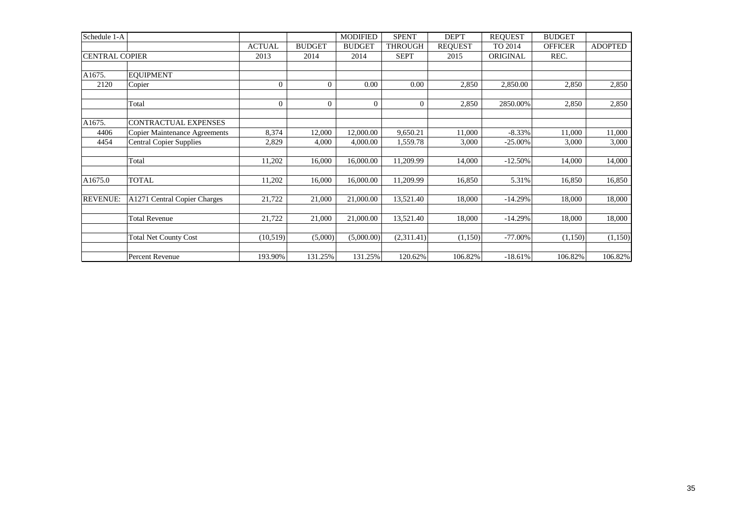| Schedule 1-A | | | | MODIFIED | SPENT | DEP'T | REQUEST | BUDGET | |
|---|---|---|---|---|---|---|---|---|---|
| | | ACTUAL | BUDGET | BUDGET | THROUGH | REQUEST | TO 2014 | OFFICER | ADOPTED |
| CENTRAL COPIER | | 2013 | 2014 | 2014 | SEPT | 2015 | ORIGINAL | REC. | |
| | | | | | | | | | |
| A1675. | EQUIPMENT | | | | | | | | |
| 2120 | Copier | 0 | 0 | 0.00 | 0.00 | 2,850 | 2,850.00 | 2,850 | 2,850 |
| | | | | | | | | | |
| | Total | 0 | 0 | 0 | 0 | 2,850 | 2850.00% | 2,850 | 2,850 |
| | | | | | | | | | |
| A1675. | CONTRACTUAL EXPENSES | | | | | | | | |
| 4406 | Copier Maintenance Agreements | 8,374 | 12,000 | 12,000.00 | 9,650.21 | 11,000 | -8.33% | 11,000 | 11,000 |
| 4454 | Central Copier Supplies | 2,829 | 4,000 | 4,000.00 | 1,559.78 | 3,000 | -25.00% | 3,000 | 3,000 |
| | | | | | | | | | |
| | Total | 11,202 | 16,000 | 16,000.00 | 11,209.99 | 14,000 | -12.50% | 14,000 | 14,000 |
| | | | | | | | | | |
| A1675.0 | TOTAL | 11,202 | 16,000 | 16,000.00 | 11,209.99 | 16,850 | 5.31% | 16,850 | 16,850 |
| | | | | | | | | | |
| REVENUE: | A1271 Central Copier Charges | 21,722 | 21,000 | 21,000.00 | 13,521.40 | 18,000 | -14.29% | 18,000 | 18,000 |
| | | | | | | | | | |
| | Total Revenue | 21,722 | 21,000 | 21,000.00 | 13,521.40 | 18,000 | -14.29% | 18,000 | 18,000 |
| | | | | | | | | | |
| | Total Net County Cost | (10,519) | (5,000) | (5,000.00) | (2,311.41) | (1,150) | -77.00% | (1,150) | (1,150) |
| | | | | | | | | | |
| | Percent Revenue | 193.90% | 131.25% | 131.25% | 120.62% | 106.82% | -18.61% | 106.82% | 106.82% |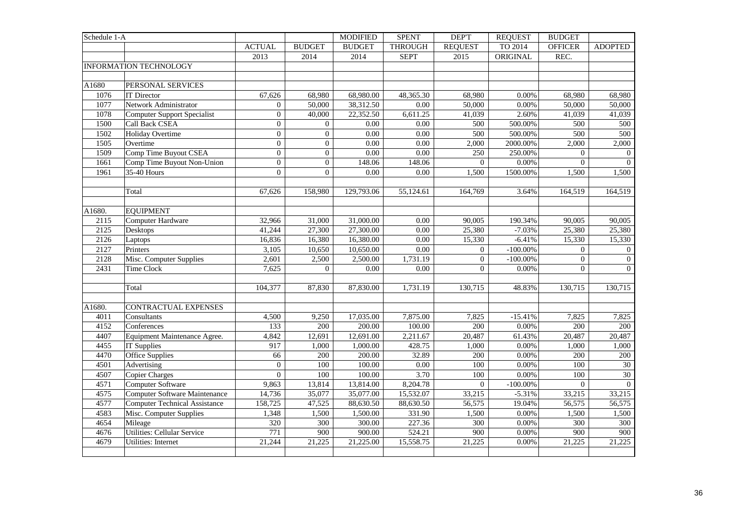| Schedule 1-A | | ACTUAL | BUDGET | MODIFIED BUDGET | SPENT THROUGH | DEP'T REQUEST | REQUEST TO 2014 | BUDGET OFFICER | ADOPTED |
|---|---|---|---|---|---|---|---|---|---|
| | | 2013 | 2014 | 2014 | SEPT | 2015 | ORIGINAL | REC. | |
| | INFORMATION TECHNOLOGY | | | | | | | | |
| | | | | | | | | | |
| A1680 | PERSONAL SERVICES | | | | | | | | |
| 1076 | IT Director | 67,626 | 68,980 | 68,980.00 | 48,365.30 | 68,980 | 0.00% | 68,980 | 68,980 |
| 1077 | Network Administrator | 0 | 50,000 | 38,312.50 | 0.00 | 50,000 | 0.00% | 50,000 | 50,000 |
| 1078 | Computer Support Specialist | 0 | 40,000 | 22,352.50 | 6,611.25 | 41,039 | 2.60% | 41,039 | 41,039 |
| 1500 | Call Back CSEA | 0 | 0 | 0.00 | 0.00 | 500 | 500.00% | 500 | 500 |
| 1502 | Holiday Overtime | 0 | 0 | 0.00 | 0.00 | 500 | 500.00% | 500 | 500 |
| 1505 | Overtime | 0 | 0 | 0.00 | 0.00 | 2,000 | 2000.00% | 2,000 | 2,000 |
| 1509 | Comp Time Buyout CSEA | 0 | 0 | 0.00 | 0.00 | 250 | 250.00% | 0 | 0 |
| 1661 | Comp Time Buyout Non-Union | 0 | 0 | 148.06 | 148.06 | 0 | 0.00% | 0 | 0 |
| 1961 | 35-40 Hours | 0 | 0 | 0.00 | 0.00 | 1,500 | 1500.00% | 1,500 | 1,500 |
| | | | | | | | | | |
| | Total | 67,626 | 158,980 | 129,793.06 | 55,124.61 | 164,769 | 3.64% | 164,519 | 164,519 |
| | | | | | | | | | |
| A1680. | EQUIPMENT | | | | | | | | |
| 2115 | Computer Hardware | 32,966 | 31,000 | 31,000.00 | 0.00 | 90,005 | 190.34% | 90,005 | 90,005 |
| 2125 | Desktops | 41,244 | 27,300 | 27,300.00 | 0.00 | 25,380 | -7.03% | 25,380 | 25,380 |
| 2126 | Laptops | 16,836 | 16,380 | 16,380.00 | 0.00 | 15,330 | -6.41% | 15,330 | 15,330 |
| 2127 | Printers | 3,105 | 10,650 | 10,650.00 | 0.00 | 0 | -100.00% | 0 | 0 |
| 2128 | Misc. Computer Supplies | 2,601 | 2,500 | 2,500.00 | 1,731.19 | 0 | -100.00% | 0 | 0 |
| 2431 | Time Clock | 7,625 | 0 | 0.00 | 0.00 | 0 | 0.00% | 0 | 0 |
| | | | | | | | | | |
| | Total | 104,377 | 87,830 | 87,830.00 | 1,731.19 | 130,715 | 48.83% | 130,715 | 130,715 |
| | | | | | | | | | |
| A1680. | CONTRACTUAL EXPENSES | | | | | | | | |
| 4011 | Consultants | 4,500 | 9,250 | 17,035.00 | 7,875.00 | 7,825 | -15.41% | 7,825 | 7,825 |
| 4152 | Conferences | 133 | 200 | 200.00 | 100.00 | 200 | 0.00% | 200 | 200 |
| 4407 | Equipment Maintenance Agree. | 4,842 | 12,691 | 12,691.00 | 2,211.67 | 20,487 | 61.43% | 20,487 | 20,487 |
| 4455 | IT Supplies | 917 | 1,000 | 1,000.00 | 428.75 | 1,000 | 0.00% | 1,000 | 1,000 |
| 4470 | Office Supplies | 66 | 200 | 200.00 | 32.89 | 200 | 0.00% | 200 | 200 |
| 4501 | Advertising | 0 | 100 | 100.00 | 0.00 | 100 | 0.00% | 100 | 30 |
| 4507 | Copier Charges | 0 | 100 | 100.00 | 3.70 | 100 | 0.00% | 100 | 30 |
| 4571 | Computer Software | 9,863 | 13,814 | 13,814.00 | 8,204.78 | 0 | -100.00% | 0 | 0 |
| 4575 | Computer Software Maintenance | 14,736 | 35,077 | 35,077.00 | 15,532.07 | 33,215 | -5.31% | 33,215 | 33,215 |
| 4577 | Computer Technical Assistance | 158,725 | 47,525 | 88,630.50 | 88,630.50 | 56,575 | 19.04% | 56,575 | 56,575 |
| 4583 | Misc. Computer Supplies | 1,348 | 1,500 | 1,500.00 | 331.90 | 1,500 | 0.00% | 1,500 | 1,500 |
| 4654 | Mileage | 320 | 300 | 300.00 | 227.36 | 300 | 0.00% | 300 | 300 |
| 4676 | Utilities: Cellular Service | 771 | 900 | 900.00 | 524.21 | 900 | 0.00% | 900 | 900 |
| 4679 | Utilities: Internet | 21,244 | 21,225 | 21,225.00 | 15,558.75 | 21,225 | 0.00% | 21,225 | 21,225 |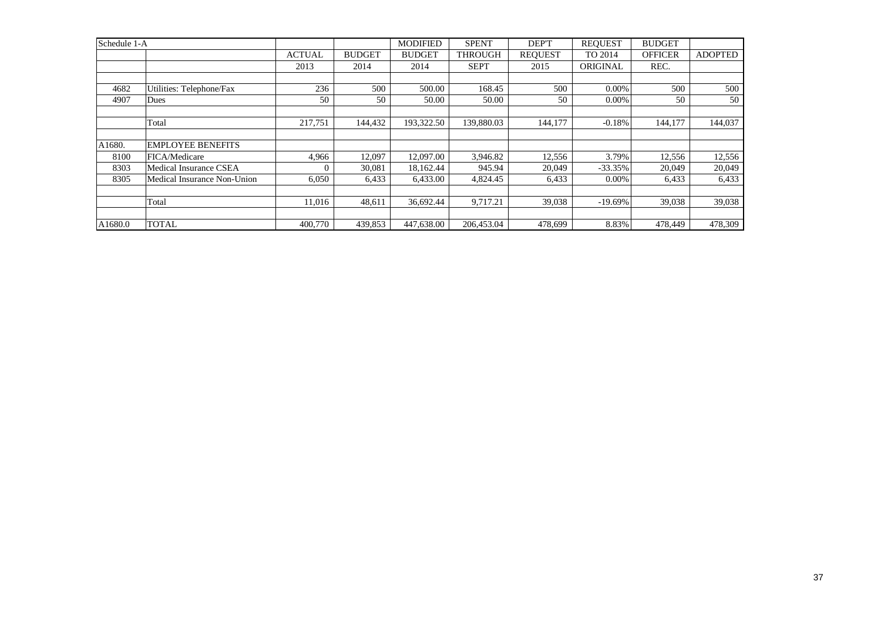| Schedule 1-A | | ACTUAL | BUDGET | MODIFIED BUDGET | SPENT THROUGH | DEP'T REQUEST | REQUEST TO 2014 | BUDGET OFFICER | ADOPTED |
|---|---|---|---|---|---|---|---|---|---|
| | | 2013 | 2014 | 2014 | SEPT | 2015 | ORIGINAL | REC. | |
| | | | | | | | | | |
| 4682 | Utilities: Telephone/Fax | 236 | 500 | 500.00 | 168.45 | 500 | 0.00% | 500 | 500 |
| 4907 | Dues | 50 | 50 | 50.00 | 50.00 | 50 | 0.00% | 50 | 50 |
| | | | | | | | | | |
| | Total | 217,751 | 144,432 | 193,322.50 | 139,880.03 | 144,177 | -0.18% | 144,177 | 144,037 |
| | | | | | | | | | |
| A1680. | EMPLOYEE BENEFITS | | | | | | | | |
| 8100 | FICA/Medicare | 4,966 | 12,097 | 12,097.00 | 3,946.82 | 12,556 | 3.79% | 12,556 | 12,556 |
| 8303 | Medical Insurance CSEA | 0 | 30,081 | 18,162.44 | 945.94 | 20,049 | -33.35% | 20,049 | 20,049 |
| 8305 | Medical Insurance Non-Union | 6,050 | 6,433 | 6,433.00 | 4,824.45 | 6,433 | 0.00% | 6,433 | 6,433 |
| | | | | | | | | | |
| | Total | 11,016 | 48,611 | 36,692.44 | 9,717.21 | 39,038 | -19.69% | 39,038 | 39,038 |
| | | | | | | | | | |
| A1680.0 | TOTAL | 400,770 | 439,853 | 447,638.00 | 206,453.04 | 478,699 | 8.83% | 478,449 | 478,309 |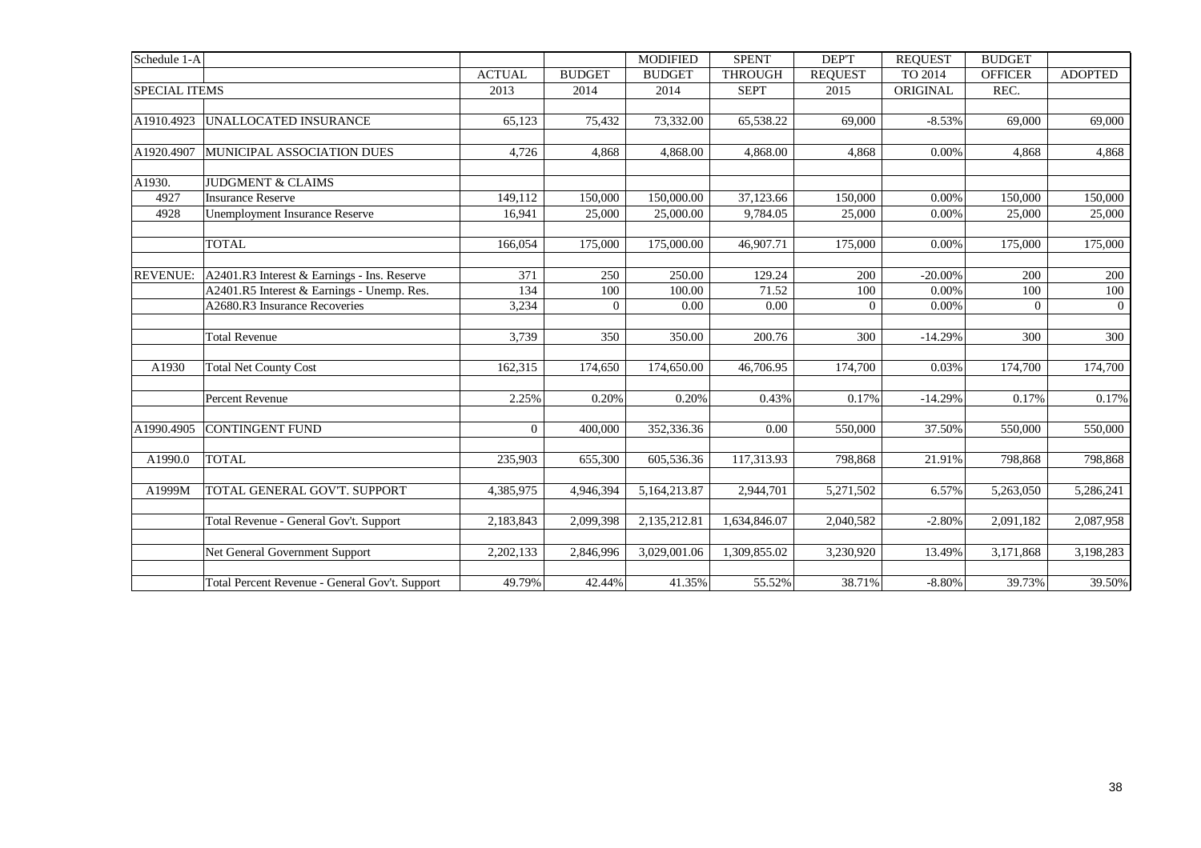| Schedule 1-A | | | | MODIFIED | SPENT | DEP'T | REQUEST | BUDGET | |
|---|---|---|---|---|---|---|---|---|---|
| | | ACTUAL | BUDGET | BUDGET | THROUGH | REQUEST | TO 2014 | OFFICER | ADOPTED |
| SPECIAL ITEMS | | 2013 | 2014 | 2014 | SEPT | 2015 | ORIGINAL | REC. | |
| A1910.4923 | UNALLOCATED INSURANCE | 65,123 | 75,432 | 73,332.00 | 65,538.22 | 69,000 | -8.53% | 69,000 | 69,000 |
| A1920.4907 | MUNICIPAL ASSOCIATION DUES | 4,726 | 4,868 | 4,868.00 | 4,868.00 | 4,868 | 0.00% | 4,868 | 4,868 |
| A1930. | JUDGMENT & CLAIMS | | | | | | | | |
| 4927 | Insurance Reserve | 149,112 | 150,000 | 150,000.00 | 37,123.66 | 150,000 | 0.00% | 150,000 | 150,000 |
| 4928 | Unemployment Insurance Reserve | 16,941 | 25,000 | 25,000.00 | 9,784.05 | 25,000 | 0.00% | 25,000 | 25,000 |
| | TOTAL | 166,054 | 175,000 | 175,000.00 | 46,907.71 | 175,000 | 0.00% | 175,000 | 175,000 |
| REVENUE: | A2401.R3 Interest & Earnings - Ins. Reserve | 371 | 250 | 250.00 | 129.24 | 200 | -20.00% | 200 | 200 |
| | A2401.R5 Interest & Earnings - Unemp. Res. | 134 | 100 | 100.00 | 71.52 | 100 | 0.00% | 100 | 100 |
| | A2680.R3 Insurance Recoveries | 3,234 | 0 | 0.00 | 0.00 | 0 | 0.00% | 0 | 0 |
| | Total Revenue | 3,739 | 350 | 350.00 | 200.76 | 300 | -14.29% | 300 | 300 |
| A1930 | Total Net County Cost | 162,315 | 174,650 | 174,650.00 | 46,706.95 | 174,700 | 0.03% | 174,700 | 174,700 |
| | Percent Revenue | 2.25% | 0.20% | 0.20% | 0.43% | 0.17% | -14.29% | 0.17% | 0.17% |
| A1990.4905 | CONTINGENT FUND | 0 | 400,000 | 352,336.36 | 0.00 | 550,000 | 37.50% | 550,000 | 550,000 |
| A1990.0 | TOTAL | 235,903 | 655,300 | 605,536.36 | 117,313.93 | 798,868 | 21.91% | 798,868 | 798,868 |
| A1999M | TOTAL GENERAL GOV'T. SUPPORT | 4,385,975 | 4,946,394 | 5,164,213.87 | 2,944,701 | 5,271,502 | 6.57% | 5,263,050 | 5,286,241 |
| | Total Revenue - General Gov't. Support | 2,183,843 | 2,099,398 | 2,135,212.81 | 1,634,846.07 | 2,040,582 | -2.80% | 2,091,182 | 2,087,958 |
| | Net General Government Support | 2,202,133 | 2,846,996 | 3,029,001.06 | 1,309,855.02 | 3,230,920 | 13.49% | 3,171,868 | 3,198,283 |
| | Total Percent Revenue - General Gov't. Support | 49.79% | 42.44% | 41.35% | 55.52% | 38.71% | -8.80% | 39.73% | 39.50% |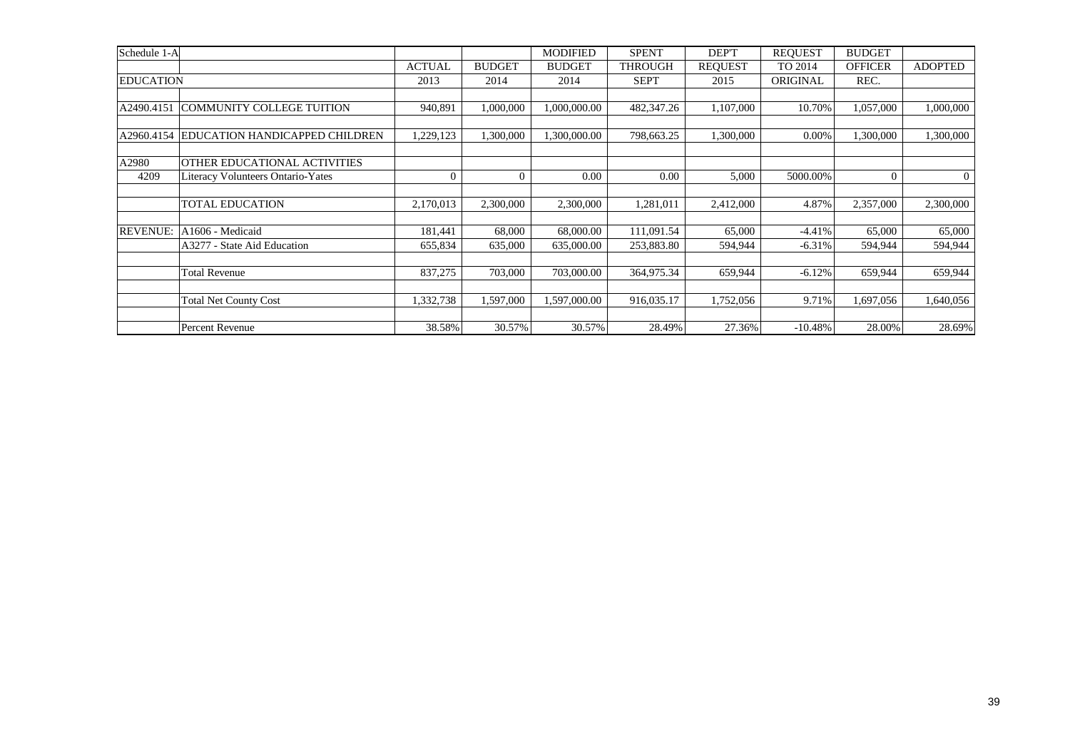| Schedule 1-A | | | | MODIFIED | SPENT | DEP'T | REQUEST | BUDGET | |
|---|---|---|---|---|---|---|---|---|---|
| | | ACTUAL | BUDGET | BUDGET | THROUGH | REQUEST | TO 2014 | OFFICER | ADOPTED |
| EDUCATION | | 2013 | 2014 | 2014 | SEPT | 2015 | ORIGINAL | REC. | |
| | | | | | | | | | |
| A2490.4151 | COMMUNITY COLLEGE TUITION | 940,891 | 1,000,000 | 1,000,000.00 | 482,347.26 | 1,107,000 | 10.70% | 1,057,000 | 1,000,000 |
| | | | | | | | | | |
| A2960.4154 | EDUCATION HANDICAPPED CHILDREN | 1,229,123 | 1,300,000 | 1,300,000.00 | 798,663.25 | 1,300,000 | 0.00% | 1,300,000 | 1,300,000 |
| | | | | | | | | | |
| A2980 | OTHER EDUCATIONAL ACTIVITIES | | | | | | | | |
| 4209 | Literacy Volunteers Ontario-Yates | 0 | 0 | 0.00 | 0.00 | 5,000 | 5000.00% | 0 | 0 |
| | | | | | | | | | |
| | TOTAL EDUCATION | 2,170,013 | 2,300,000 | 2,300,000 | 1,281,011 | 2,412,000 | 4.87% | 2,357,000 | 2,300,000 |
| | | | | | | | | | |
| REVENUE: | A1606 - Medicaid | 181,441 | 68,000 | 68,000.00 | 111,091.54 | 65,000 | -4.41% | 65,000 | 65,000 |
| | A3277 - State Aid Education | 655,834 | 635,000 | 635,000.00 | 253,883.80 | 594,944 | -6.31% | 594,944 | 594,944 |
| | | | | | | | | | |
| | Total Revenue | 837,275 | 703,000 | 703,000.00 | 364,975.34 | 659,944 | -6.12% | 659,944 | 659,944 |
| | | | | | | | | | |
| | Total Net County Cost | 1,332,738 | 1,597,000 | 1,597,000.00 | 916,035.17 | 1,752,056 | 9.71% | 1,697,056 | 1,640,056 |
| | | | | | | | | | |
| | Percent Revenue | 38.58% | 30.57% | 30.57% | 28.49% | 27.36% | -10.48% | 28.00% | 28.69% |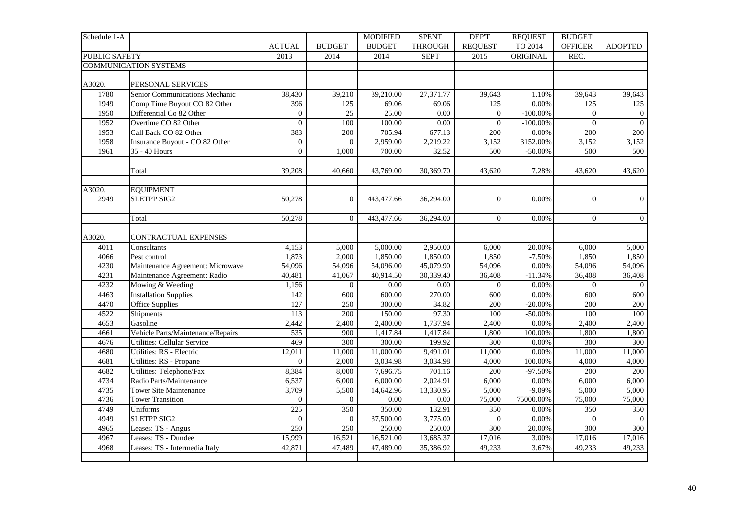| Schedule 1-A | | | | MODIFIED | SPENT | DEP'T | REQUEST | BUDGET | |
|---|---|---|---|---|---|---|---|---|---|
| | | ACTUAL | BUDGET | BUDGET | THROUGH | REQUEST | TO 2014 | OFFICER | ADOPTED |
| PUBLIC SAFETY | | 2013 | 2014 | 2014 | SEPT | 2015 | ORIGINAL | REC. | |
| COMMUNICATION SYSTEMS | | | | | | | | | |
| | | | | | | | | | |
| A3020. | PERSONAL SERVICES | | | | | | | | |
| 1780 | Senior Communications Mechanic | 38,430 | 39,210 | 39,210.00 | 27,371.77 | 39,643 | 1.10% | 39,643 | 39,643 |
| 1949 | Comp Time Buyout CO 82 Other | 396 | 125 | 69.06 | 69.06 | 125 | 0.00% | 125 | 125 |
| 1950 | Differential Co 82 Other | 0 | 25 | 25.00 | 0.00 | 0 | -100.00% | 0 | 0 |
| 1952 | Overtime CO 82 Other | 0 | 100 | 100.00 | 0.00 | 0 | -100.00% | 0 | 0 |
| 1953 | Call Back CO 82 Other | 383 | 200 | 705.94 | 677.13 | 200 | 0.00% | 200 | 200 |
| 1958 | Insurance Buyout - CO 82 Other | 0 | 0 | 2,959.00 | 2,219.22 | 3,152 | 3152.00% | 3,152 | 3,152 |
| 1961 | 35 - 40 Hours | 0 | 1,000 | 700.00 | 32.52 | 500 | -50.00% | 500 | 500 |
| | | | | | | | | | |
| | Total | 39,208 | 40,660 | 43,769.00 | 30,369.70 | 43,620 | 7.28% | 43,620 | 43,620 |
| | | | | | | | | | |
| A3020. | EQUIPMENT | | | | | | | | |
| 2949 | SLETPP SIG2 | 50,278 | 0 | 443,477.66 | 36,294.00 | 0 | 0.00% | 0 | 0 |
| | | | | | | | | | |
| | Total | 50,278 | 0 | 443,477.66 | 36,294.00 | 0 | 0.00% | 0 | 0 |
| | | | | | | | | | |
| A3020. | CONTRACTUAL EXPENSES | | | | | | | | |
| 4011 | Consultants | 4,153 | 5,000 | 5,000.00 | 2,950.00 | 6,000 | 20.00% | 6,000 | 5,000 |
| 4066 | Pest control | 1,873 | 2,000 | 1,850.00 | 1,850.00 | 1,850 | -7.50% | 1,850 | 1,850 |
| 4230 | Maintenance Agreement: Microwave | 54,096 | 54,096 | 54,096.00 | 45,079.90 | 54,096 | 0.00% | 54,096 | 54,096 |
| 4231 | Maintenance Agreement: Radio | 40,481 | 41,067 | 40,914.50 | 30,339.40 | 36,408 | -11.34% | 36,408 | 36,408 |
| 4232 | Mowing & Weeding | 1,156 | 0 | 0.00 | 0.00 | 0 | 0.00% | 0 | 0 |
| 4463 | Installation Supplies | 142 | 600 | 600.00 | 270.00 | 600 | 0.00% | 600 | 600 |
| 4470 | Office Supplies | 127 | 250 | 300.00 | 34.82 | 200 | -20.00% | 200 | 200 |
| 4522 | Shipments | 113 | 200 | 150.00 | 97.30 | 100 | -50.00% | 100 | 100 |
| 4653 | Gasoline | 2,442 | 2,400 | 2,400.00 | 1,737.94 | 2,400 | 0.00% | 2,400 | 2,400 |
| 4661 | Vehicle Parts/Maintenance/Repairs | 535 | 900 | 1,417.84 | 1,417.84 | 1,800 | 100.00% | 1,800 | 1,800 |
| 4676 | Utilities: Cellular Service | 469 | 300 | 300.00 | 199.92 | 300 | 0.00% | 300 | 300 |
| 4680 | Utilities: RS - Electric | 12,011 | 11,000 | 11,000.00 | 9,491.01 | 11,000 | 0.00% | 11,000 | 11,000 |
| 4681 | Utilities: RS - Propane | 0 | 2,000 | 3,034.98 | 3,034.98 | 4,000 | 100.00% | 4,000 | 4,000 |
| 4682 | Utilities: Telephone/Fax | 8,384 | 8,000 | 7,696.75 | 701.16 | 200 | -97.50% | 200 | 200 |
| 4734 | Radio Parts/Maintenance | 6,537 | 6,000 | 6,000.00 | 2,024.91 | 6,000 | 0.00% | 6,000 | 6,000 |
| 4735 | Tower Site Maintenance | 3,709 | 5,500 | 14,642.96 | 13,330.95 | 5,000 | -9.09% | 5,000 | 5,000 |
| 4736 | Tower Transition | 0 | 0 | 0.00 | 0.00 | 75,000 | 75000.00% | 75,000 | 75,000 |
| 4749 | Uniforms | 225 | 350 | 350.00 | 132.91 | 350 | 0.00% | 350 | 350 |
| 4949 | SLETPP SIG2 | 0 | 0 | 37,500.00 | 3,775.00 | 0 | 0.00% | 0 | 0 |
| 4965 | Leases: TS - Angus | 250 | 250 | 250.00 | 250.00 | 300 | 20.00% | 300 | 300 |
| 4967 | Leases: TS - Dundee | 15,999 | 16,521 | 16,521.00 | 13,685.37 | 17,016 | 3.00% | 17,016 | 17,016 |
| 4968 | Leases: TS - Intermedia Italy | 42,871 | 47,489 | 47,489.00 | 35,386.92 | 49,233 | 3.67% | 49,233 | 49,233 |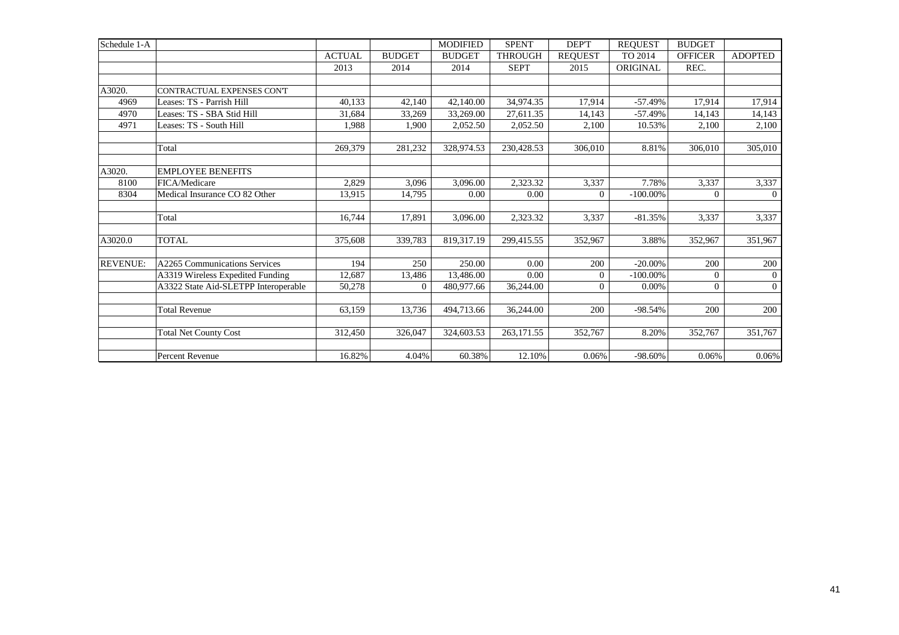| Schedule 1-A | | | | MODIFIED | SPENT | DEP'T | REQUEST | BUDGET | |
|---|---|---|---|---|---|---|---|---|---|
| | | ACTUAL | BUDGET | BUDGET | THROUGH | REQUEST | TO 2014 | OFFICER | ADOPTED |
| | | 2013 | 2014 | 2014 | SEPT | 2015 | ORIGINAL | REC. | |
| | | | | | | | | | |
| A3020. | CONTRACTUAL EXPENSES CON'T | | | | | | | | |
| 4969 | Leases: TS - Parrish Hill | 40,133 | 42,140 | 42,140.00 | 34,974.35 | 17,914 | -57.49% | 17,914 | 17,914 |
| 4970 | Leases: TS - SBA Stid Hill | 31,684 | 33,269 | 33,269.00 | 27,611.35 | 14,143 | -57.49% | 14,143 | 14,143 |
| 4971 | Leases: TS - South Hill | 1,988 | 1,900 | 2,052.50 | 2,052.50 | 2,100 | 10.53% | 2,100 | 2,100 |
| | | | | | | | | | |
| | Total | 269,379 | 281,232 | 328,974.53 | 230,428.53 | 306,010 | 8.81% | 306,010 | 305,010 |
| | | | | | | | | | |
| A3020. | EMPLOYEE BENEFITS | | | | | | | | |
| 8100 | FICA/Medicare | 2,829 | 3,096 | 3,096.00 | 2,323.32 | 3,337 | 7.78% | 3,337 | 3,337 |
| 8304 | Medical Insurance CO 82 Other | 13,915 | 14,795 | 0.00 | 0.00 | 0 | -100.00% | 0 | 0 |
| | | | | | | | | | |
| | Total | 16,744 | 17,891 | 3,096.00 | 2,323.32 | 3,337 | -81.35% | 3,337 | 3,337 |
| | | | | | | | | | |
| A3020.0 | TOTAL | 375,608 | 339,783 | 819,317.19 | 299,415.55 | 352,967 | 3.88% | 352,967 | 351,967 |
| | | | | | | | | | |
| REVENUE: | A2265 Communications Services | 194 | 250 | 250.00 | 0.00 | 200 | -20.00% | 200 | 200 |
| | A3319 Wireless Expedited Funding | 12,687 | 13,486 | 13,486.00 | 0.00 | 0 | -100.00% | 0 | 0 |
| | A3322 State Aid-SLETPP Interoperable | 50,278 | 0 | 480,977.66 | 36,244.00 | 0 | 0.00% | 0 | 0 |
| | | | | | | | | | |
| | Total Revenue | 63,159 | 13,736 | 494,713.66 | 36,244.00 | 200 | -98.54% | 200 | 200 |
| | | | | | | | | | |
| | Total Net County Cost | 312,450 | 326,047 | 324,603.53 | 263,171.55 | 352,767 | 8.20% | 352,767 | 351,767 |
| | | | | | | | | | |
| | Percent Revenue | 16.82% | 4.04% | 60.38% | 12.10% | 0.06% | -98.60% | 0.06% | 0.06% |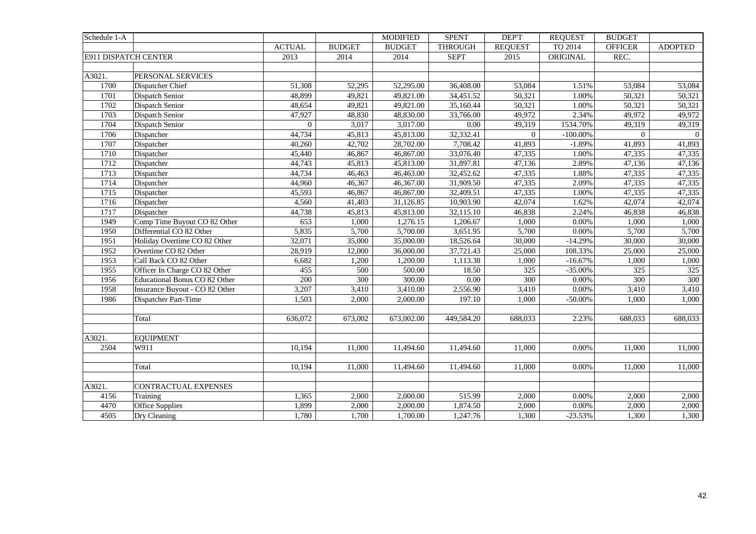| Schedule 1-A | | | | MODIFIED | SPENT | DEP'T | REQUEST | BUDGET | |
|---|---|---|---|---|---|---|---|---|---|
| | | ACTUAL | BUDGET | BUDGET | THROUGH | REQUEST | TO 2014 | OFFICER | ADOPTED |
| E911 DISPATCH CENTER | | 2013 | 2014 | 2014 | SEPT | 2015 | ORIGINAL | REC. | |
| | | | | | | | | | |
| A3021. | PERSONAL SERVICES | | | | | | | | |
| 1700 | Dispatcher Chief | 51,308 | 52,295 | 52,295.00 | 36,408.00 | 53,084 | 1.51% | 53,084 | 53,084 |
| 1701 | Dispatch Senior | 48,899 | 49,821 | 49,821.00 | 34,451.52 | 50,321 | 1.00% | 50,321 | 50,321 |
| 1702 | Dispatch Senior | 48,654 | 49,821 | 49,821.00 | 35,160.44 | 50,321 | 1.00% | 50,321 | 50,321 |
| 1703 | Dispatch Senior | 47,927 | 48,830 | 48,830.00 | 33,766.00 | 49,972 | 2.34% | 49,972 | 49,972 |
| 1704 | Dispatch Senior | 0 | 3,017 | 3,017.00 | 0.00 | 49,319 | 1534.70% | 49,319 | 49,319 |
| 1706 | Dispatcher | 44,734 | 45,813 | 45,813.00 | 32,332.41 | 0 | -100.00% | 0 | 0 |
| 1707 | Dispatcher | 40,260 | 42,702 | 28,702.00 | 7,708.42 | 41,893 | -1.89% | 41,893 | 41,893 |
| 1710 | Dispatcher | 45,440 | 46,867 | 46,867.00 | 33,076.40 | 47,335 | 1.00% | 47,335 | 47,335 |
| 1712 | Dispatcher | 44,743 | 45,813 | 45,813.00 | 31,897.81 | 47,136 | 2.89% | 47,136 | 47,136 |
| 1713 | Dispatcher | 44,734 | 46,463 | 46,463.00 | 32,452.62 | 47,335 | 1.88% | 47,335 | 47,335 |
| 1714 | Dispatcher | 44,960 | 46,367 | 46,367.00 | 31,909.50 | 47,335 | 2.09% | 47,335 | 47,335 |
| 1715 | Dispatcher | 45,593 | 46,867 | 46,867.00 | 32,409.51 | 47,335 | 1.00% | 47,335 | 47,335 |
| 1716 | Dispatcher | 4,560 | 41,403 | 31,126.85 | 10,903.90 | 42,074 | 1.62% | 42,074 | 42,074 |
| 1717 | Dispatcher | 44,738 | 45,813 | 45,813.00 | 32,115.10 | 46,838 | 2.24% | 46,838 | 46,838 |
| 1949 | Comp Time Buyout CO 82 Other | 653 | 1,000 | 1,276.15 | 1,206.67 | 1,000 | 0.00% | 1,000 | 1,000 |
| 1950 | Differential CO 82 Other | 5,835 | 5,700 | 5,700.00 | 3,651.95 | 5,700 | 0.00% | 5,700 | 5,700 |
| 1951 | Holiday Overtime CO 82 Other | 32,071 | 35,000 | 35,000.00 | 18,526.64 | 30,000 | -14.29% | 30,000 | 30,000 |
| 1952 | Overtime CO 82 Other | 28,919 | 12,000 | 36,000.00 | 37,721.43 | 25,000 | 108.33% | 25,000 | 25,000 |
| 1953 | Call Back CO 82 Other | 6,682 | 1,200 | 1,200.00 | 1,113.38 | 1,000 | -16.67% | 1,000 | 1,000 |
| 1955 | Officer In Charge CO 82 Other | 455 | 500 | 500.00 | 18.50 | 325 | -35.00% | 325 | 325 |
| 1956 | Educational Bonus CO 82 Other | 200 | 300 | 300.00 | 0.00 | 300 | 0.00% | 300 | 300 |
| 1958 | Insurance Buyout - CO 82 Other | 3,207 | 3,410 | 3,410.00 | 2,556.90 | 3,410 | 0.00% | 3,410 | 3,410 |
| 1986 | Dispatcher Part-Time | 1,503 | 2,000 | 2,000.00 | 197.10 | 1,000 | -50.00% | 1,000 | 1,000 |
| | | | | | | | | | |
| | Total | 636,072 | 673,002 | 673,002.00 | 449,584.20 | 688,033 | 2.23% | 688,033 | 688,033 |
| | | | | | | | | | |
| A3021. | EQUIPMENT | | | | | | | | |
| 2504 | W911 | 10,194 | 11,000 | 11,494.60 | 11,494.60 | 11,000 | 0.00% | 11,000 | 11,000 |
| | | | | | | | | | |
| | Total | 10,194 | 11,000 | 11,494.60 | 11,494.60 | 11,000 | 0.00% | 11,000 | 11,000 |
| | | | | | | | | | |
| A3021. | CONTRACTUAL EXPENSES | | | | | | | | |
| 4156 | Training | 1,365 | 2,000 | 2,000.00 | 515.99 | 2,000 | 0.00% | 2,000 | 2,000 |
| 4470 | Office Supplies | 1,899 | 2,000 | 2,000.00 | 1,874.50 | 2,000 | 0.00% | 2,000 | 2,000 |
| 4505 | Dry Cleaning | 1,780 | 1,700 | 1,700.00 | 1,247.76 | 1,300 | -23.53% | 1,300 | 1,300 |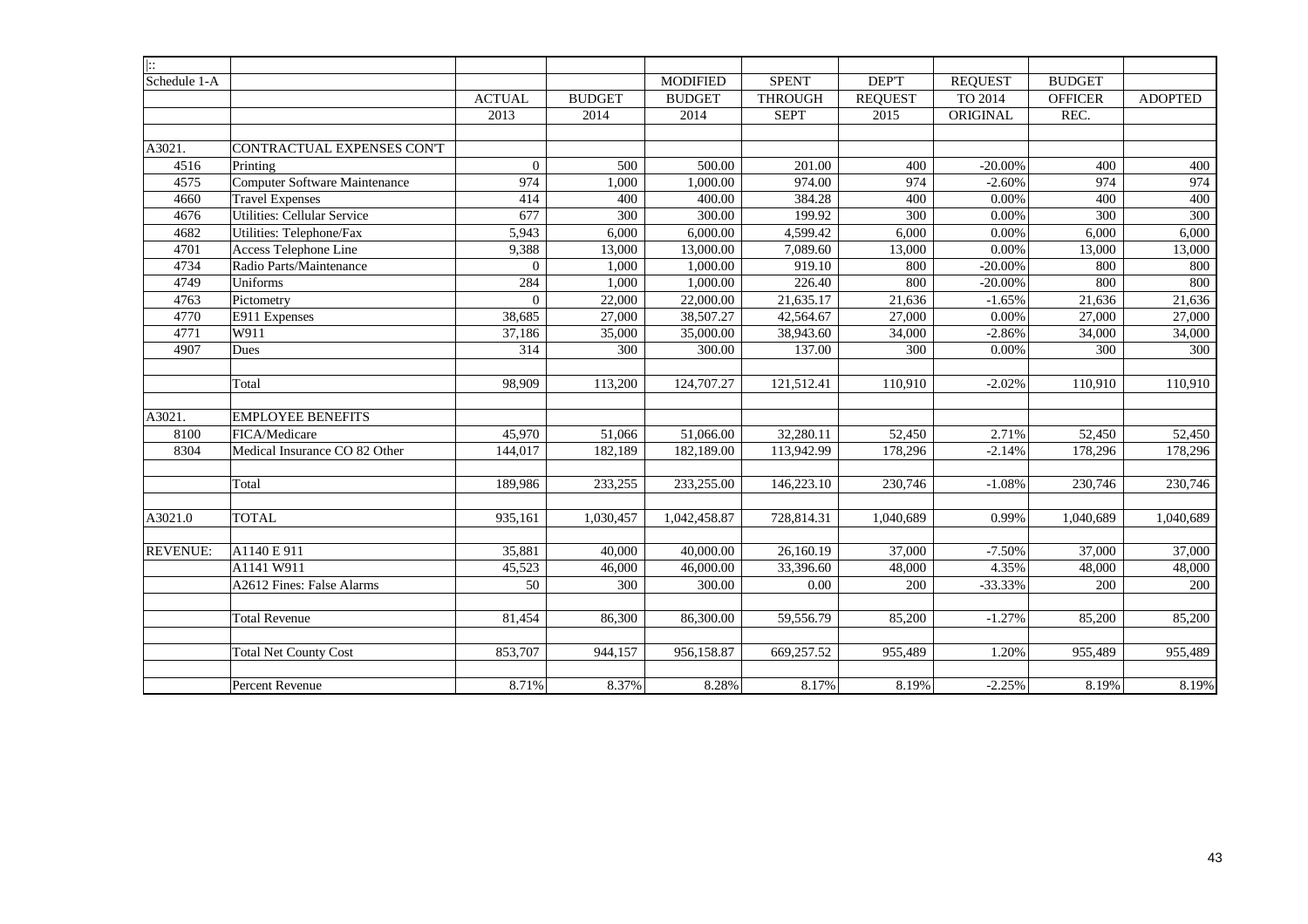| :: | | | | | | | | | |
|---|---|---|---|---|---|---|---|---|---|
| Schedule 1-A | | | | MODIFIED | SPENT | DEP'T | REQUEST | BUDGET | |
| | | ACTUAL | BUDGET | BUDGET | THROUGH | REQUEST | TO 2014 | OFFICER | ADOPTED |
| | | 2013 | 2014 | 2014 | SEPT | 2015 | ORIGINAL | REC. | |
| | | | | | | | | | |
| A3021. | CONTRACTUAL EXPENSES CON'T | | | | | | | | |
| 4516 | Printing | 0 | 500 | 500.00 | 201.00 | 400 | -20.00% | 400 | 400 |
| 4575 | Computer Software Maintenance | 974 | 1,000 | 1,000.00 | 974.00 | 974 | -2.60% | 974 | 974 |
| 4660 | Travel Expenses | 414 | 400 | 400.00 | 384.28 | 400 | 0.00% | 400 | 400 |
| 4676 | Utilities: Cellular Service | 677 | 300 | 300.00 | 199.92 | 300 | 0.00% | 300 | 300 |
| 4682 | Utilities: Telephone/Fax | 5,943 | 6,000 | 6,000.00 | 4,599.42 | 6,000 | 0.00% | 6,000 | 6,000 |
| 4701 | Access Telephone Line | 9,388 | 13,000 | 13,000.00 | 7,089.60 | 13,000 | 0.00% | 13,000 | 13,000 |
| 4734 | Radio Parts/Maintenance | 0 | 1,000 | 1,000.00 | 919.10 | 800 | -20.00% | 800 | 800 |
| 4749 | Uniforms | 284 | 1,000 | 1,000.00 | 226.40 | 800 | -20.00% | 800 | 800 |
| 4763 | Pictometry | 0 | 22,000 | 22,000.00 | 21,635.17 | 21,636 | -1.65% | 21,636 | 21,636 |
| 4770 | E911 Expenses | 38,685 | 27,000 | 38,507.27 | 42,564.67 | 27,000 | 0.00% | 27,000 | 27,000 |
| 4771 | W911 | 37,186 | 35,000 | 35,000.00 | 38,943.60 | 34,000 | -2.86% | 34,000 | 34,000 |
| 4907 | Dues | 314 | 300 | 300.00 | 137.00 | 300 | 0.00% | 300 | 300 |
| | | | | | | | | | |
| | Total | 98,909 | 113,200 | 124,707.27 | 121,512.41 | 110,910 | -2.02% | 110,910 | 110,910 |
| | | | | | | | | | |
| A3021. | EMPLOYEE BENEFITS | | | | | | | | |
| 8100 | FICA/Medicare | 45,970 | 51,066 | 51,066.00 | 32,280.11 | 52,450 | 2.71% | 52,450 | 52,450 |
| 8304 | Medical Insurance CO 82 Other | 144,017 | 182,189 | 182,189.00 | 113,942.99 | 178,296 | -2.14% | 178,296 | 178,296 |
| | | | | | | | | | |
| | Total | 189,986 | 233,255 | 233,255.00 | 146,223.10 | 230,746 | -1.08% | 230,746 | 230,746 |
| | | | | | | | | | |
| A3021.0 | TOTAL | 935,161 | 1,030,457 | 1,042,458.87 | 728,814.31 | 1,040,689 | 0.99% | 1,040,689 | 1,040,689 |
| | | | | | | | | | |
| REVENUE: | A1140 E 911 | 35,881 | 40,000 | 40,000.00 | 26,160.19 | 37,000 | -7.50% | 37,000 | 37,000 |
| | A1141 W911 | 45,523 | 46,000 | 46,000.00 | 33,396.60 | 48,000 | 4.35% | 48,000 | 48,000 |
| | A2612 Fines: False Alarms | 50 | 300 | 300.00 | 0.00 | 200 | -33.33% | 200 | 200 |
| | | | | | | | | | |
| | Total Revenue | 81,454 | 86,300 | 86,300.00 | 59,556.79 | 85,200 | -1.27% | 85,200 | 85,200 |
| | | | | | | | | | |
| | Total Net County Cost | 853,707 | 944,157 | 956,158.87 | 669,257.52 | 955,489 | 1.20% | 955,489 | 955,489 |
| | | | | | | | | | |
| | Percent Revenue | 8.71% | 8.37% | 8.28% | 8.17% | 8.19% | -2.25% | 8.19% | 8.19% |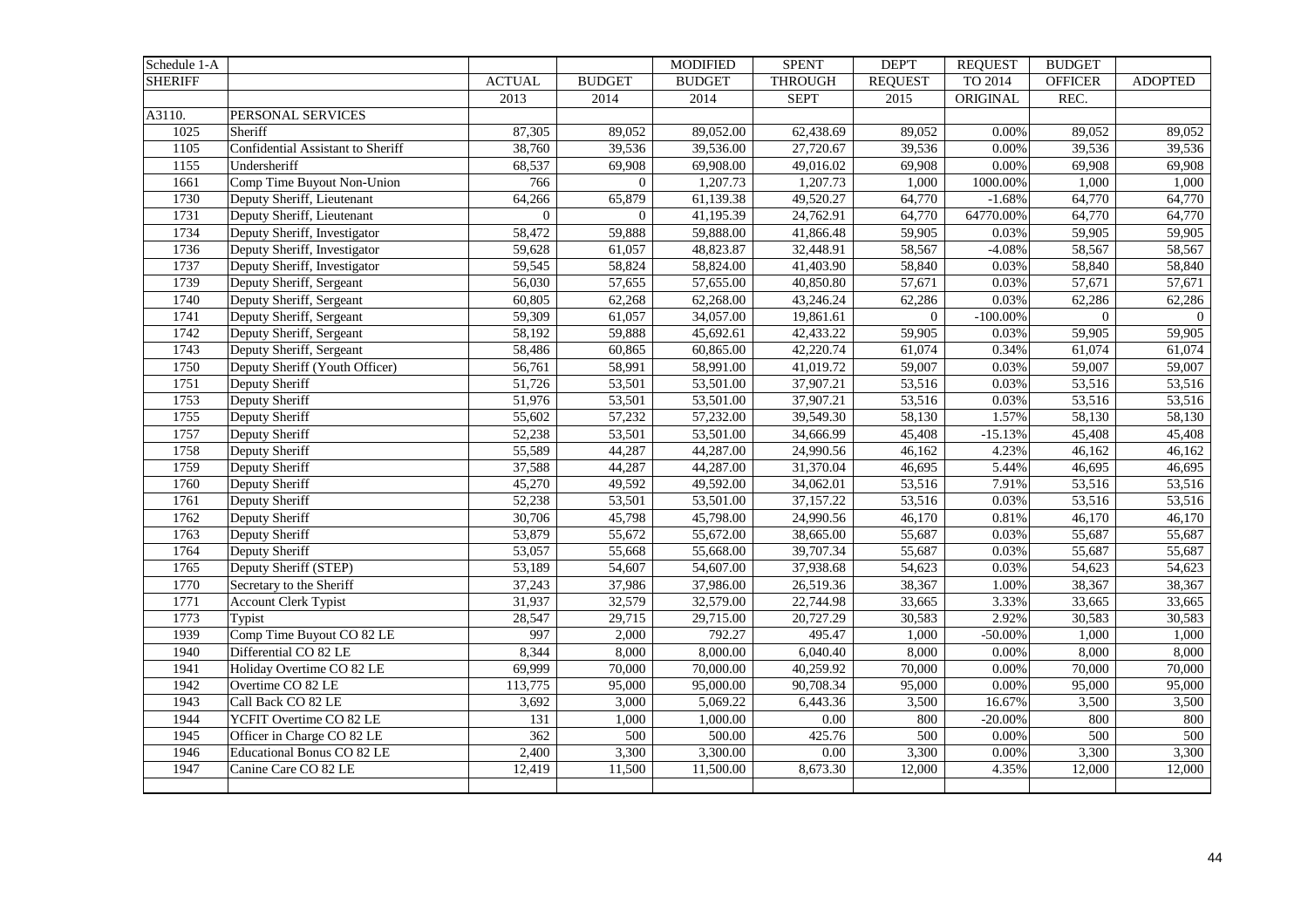| Schedule 1-A | | | | MODIFIED | SPENT | DEP'T | REQUEST | BUDGET | |
|---|---|---|---|---|---|---|---|---|---|
| SHERIFF | | ACTUAL | BUDGET | BUDGET | THROUGH | REQUEST | TO 2014 | OFFICER | ADOPTED |
| | | 2013 | 2014 | 2014 | SEPT | 2015 | ORIGINAL | REC. | |
| A3110. | PERSONAL SERVICES | | | | | | | | |
| 1025 | Sheriff | 87,305 | 89,052 | 89,052.00 | 62,438.69 | 89,052 | 0.00% | 89,052 | 89,052 |
| 1105 | Confidential Assistant to Sheriff | 38,760 | 39,536 | 39,536.00 | 27,720.67 | 39,536 | 0.00% | 39,536 | 39,536 |
| 1155 | Undersheriff | 68,537 | 69,908 | 69,908.00 | 49,016.02 | 69,908 | 0.00% | 69,908 | 69,908 |
| 1661 | Comp Time Buyout Non-Union | 766 | 0 | 1,207.73 | 1,207.73 | 1,000 | 1000.00% | 1,000 | 1,000 |
| 1730 | Deputy Sheriff, Lieutenant | 64,266 | 65,879 | 61,139.38 | 49,520.27 | 64,770 | -1.68% | 64,770 | 64,770 |
| 1731 | Deputy Sheriff, Lieutenant | 0 | 0 | 41,195.39 | 24,762.91 | 64,770 | 64770.00% | 64,770 | 64,770 |
| 1734 | Deputy Sheriff, Investigator | 58,472 | 59,888 | 59,888.00 | 41,866.48 | 59,905 | 0.03% | 59,905 | 59,905 |
| 1736 | Deputy Sheriff, Investigator | 59,628 | 61,057 | 48,823.87 | 32,448.91 | 58,567 | -4.08% | 58,567 | 58,567 |
| 1737 | Deputy Sheriff, Investigator | 59,545 | 58,824 | 58,824.00 | 41,403.90 | 58,840 | 0.03% | 58,840 | 58,840 |
| 1739 | Deputy Sheriff, Sergeant | 56,030 | 57,655 | 57,655.00 | 40,850.80 | 57,671 | 0.03% | 57,671 | 57,671 |
| 1740 | Deputy Sheriff, Sergeant | 60,805 | 62,268 | 62,268.00 | 43,246.24 | 62,286 | 0.03% | 62,286 | 62,286 |
| 1741 | Deputy Sheriff, Sergeant | 59,309 | 61,057 | 34,057.00 | 19,861.61 | 0 | -100.00% | 0 | 0 |
| 1742 | Deputy Sheriff, Sergeant | 58,192 | 59,888 | 45,692.61 | 42,433.22 | 59,905 | 0.03% | 59,905 | 59,905 |
| 1743 | Deputy Sheriff, Sergeant | 58,486 | 60,865 | 60,865.00 | 42,220.74 | 61,074 | 0.34% | 61,074 | 61,074 |
| 1750 | Deputy Sheriff (Youth Officer) | 56,761 | 58,991 | 58,991.00 | 41,019.72 | 59,007 | 0.03% | 59,007 | 59,007 |
| 1751 | Deputy Sheriff | 51,726 | 53,501 | 53,501.00 | 37,907.21 | 53,516 | 0.03% | 53,516 | 53,516 |
| 1753 | Deputy Sheriff | 51,976 | 53,501 | 53,501.00 | 37,907.21 | 53,516 | 0.03% | 53,516 | 53,516 |
| 1755 | Deputy Sheriff | 55,602 | 57,232 | 57,232.00 | 39,549.30 | 58,130 | 1.57% | 58,130 | 58,130 |
| 1757 | Deputy Sheriff | 52,238 | 53,501 | 53,501.00 | 34,666.99 | 45,408 | -15.13% | 45,408 | 45,408 |
| 1758 | Deputy Sheriff | 55,589 | 44,287 | 44,287.00 | 24,990.56 | 46,162 | 4.23% | 46,162 | 46,162 |
| 1759 | Deputy Sheriff | 37,588 | 44,287 | 44,287.00 | 31,370.04 | 46,695 | 5.44% | 46,695 | 46,695 |
| 1760 | Deputy Sheriff | 45,270 | 49,592 | 49,592.00 | 34,062.01 | 53,516 | 7.91% | 53,516 | 53,516 |
| 1761 | Deputy Sheriff | 52,238 | 53,501 | 53,501.00 | 37,157.22 | 53,516 | 0.03% | 53,516 | 53,516 |
| 1762 | Deputy Sheriff | 30,706 | 45,798 | 45,798.00 | 24,990.56 | 46,170 | 0.81% | 46,170 | 46,170 |
| 1763 | Deputy Sheriff | 53,879 | 55,672 | 55,672.00 | 38,665.00 | 55,687 | 0.03% | 55,687 | 55,687 |
| 1764 | Deputy Sheriff | 53,057 | 55,668 | 55,668.00 | 39,707.34 | 55,687 | 0.03% | 55,687 | 55,687 |
| 1765 | Deputy Sheriff (STEP) | 53,189 | 54,607 | 54,607.00 | 37,938.68 | 54,623 | 0.03% | 54,623 | 54,623 |
| 1770 | Secretary to the Sheriff | 37,243 | 37,986 | 37,986.00 | 26,519.36 | 38,367 | 1.00% | 38,367 | 38,367 |
| 1771 | Account Clerk Typist | 31,937 | 32,579 | 32,579.00 | 22,744.98 | 33,665 | 3.33% | 33,665 | 33,665 |
| 1773 | Typist | 28,547 | 29,715 | 29,715.00 | 20,727.29 | 30,583 | 2.92% | 30,583 | 30,583 |
| 1939 | Comp Time Buyout CO 82 LE | 997 | 2,000 | 792.27 | 495.47 | 1,000 | -50.00% | 1,000 | 1,000 |
| 1940 | Differential CO 82 LE | 8,344 | 8,000 | 8,000.00 | 6,040.40 | 8,000 | 0.00% | 8,000 | 8,000 |
| 1941 | Holiday Overtime CO 82 LE | 69,999 | 70,000 | 70,000.00 | 40,259.92 | 70,000 | 0.00% | 70,000 | 70,000 |
| 1942 | Overtime CO 82 LE | 113,775 | 95,000 | 95,000.00 | 90,708.34 | 95,000 | 0.00% | 95,000 | 95,000 |
| 1943 | Call Back CO 82 LE | 3,692 | 3,000 | 5,069.22 | 6,443.36 | 3,500 | 16.67% | 3,500 | 3,500 |
| 1944 | YCFIT Overtime CO 82 LE | 131 | 1,000 | 1,000.00 | 0.00 | 800 | -20.00% | 800 | 800 |
| 1945 | Officer in Charge CO 82 LE | 362 | 500 | 500.00 | 425.76 | 500 | 0.00% | 500 | 500 |
| 1946 | Educational Bonus CO 82 LE | 2,400 | 3,300 | 3,300.00 | 0.00 | 3,300 | 0.00% | 3,300 | 3,300 |
| 1947 | Canine Care CO 82 LE | 12,419 | 11,500 | 11,500.00 | 8,673.30 | 12,000 | 4.35% | 12,000 | 12,000 |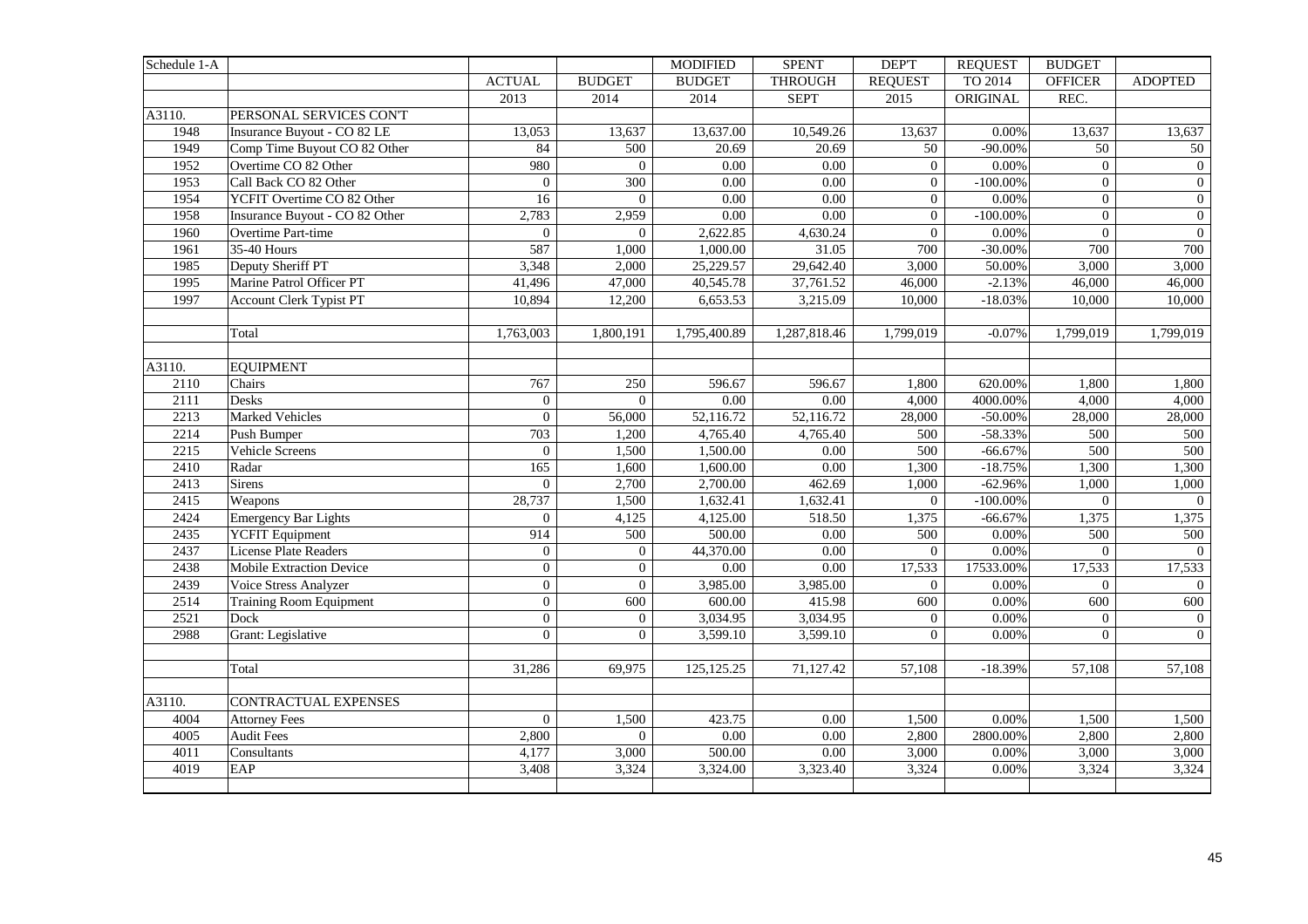| Schedule 1-A | | | | MODIFIED | SPENT | DEP'T | REQUEST | BUDGET | |
|---|---|---|---|---|---|---|---|---|---|
| | | ACTUAL | BUDGET | BUDGET | THROUGH | REQUEST | TO 2014 | OFFICER | ADOPTED |
| | | 2013 | 2014 | 2014 | SEPT | 2015 | ORIGINAL | REC. | |
| A3110. | PERSONAL SERVICES CON'T | | | | | | | | |
| 1948 | Insurance Buyout - CO 82 LE | 13,053 | 13,637 | 13,637.00 | 10,549.26 | 13,637 | 0.00% | 13,637 | 13,637 |
| 1949 | Comp Time Buyout CO 82 Other | 84 | 500 | 20.69 | 20.69 | 50 | -90.00% | 50 | 50 |
| 1952 | Overtime CO 82 Other | 980 | 0 | 0.00 | 0.00 | 0 | 0.00% | 0 | 0 |
| 1953 | Call Back CO 82 Other | 0 | 300 | 0.00 | 0.00 | 0 | -100.00% | 0 | 0 |
| 1954 | YCFIT Overtime CO 82 Other | 16 | 0 | 0.00 | 0.00 | 0 | 0.00% | 0 | 0 |
| 1958 | Insurance Buyout - CO 82 Other | 2,783 | 2,959 | 0.00 | 0.00 | 0 | -100.00% | 0 | 0 |
| 1960 | Overtime Part-time | 0 | 0 | 2,622.85 | 4,630.24 | 0 | 0.00% | 0 | 0 |
| 1961 | 35-40 Hours | 587 | 1,000 | 1,000.00 | 31.05 | 700 | -30.00% | 700 | 700 |
| 1985 | Deputy Sheriff PT | 3,348 | 2,000 | 25,229.57 | 29,642.40 | 3,000 | 50.00% | 3,000 | 3,000 |
| 1995 | Marine Patrol Officer PT | 41,496 | 47,000 | 40,545.78 | 37,761.52 | 46,000 | -2.13% | 46,000 | 46,000 |
| 1997 | Account Clerk Typist PT | 10,894 | 12,200 | 6,653.53 | 3,215.09 | 10,000 | -18.03% | 10,000 | 10,000 |
| | | | | | | | | | |
| | Total | 1,763,003 | 1,800,191 | 1,795,400.89 | 1,287,818.46 | 1,799,019 | -0.07% | 1,799,019 | 1,799,019 |
| | | | | | | | | | |
| A3110. | EQUIPMENT | | | | | | | | |
| 2110 | Chairs | 767 | 250 | 596.67 | 596.67 | 1,800 | 620.00% | 1,800 | 1,800 |
| 2111 | Desks | 0 | 0 | 0.00 | 0.00 | 4,000 | 4000.00% | 4,000 | 4,000 |
| 2213 | Marked Vehicles | 0 | 56,000 | 52,116.72 | 52,116.72 | 28,000 | -50.00% | 28,000 | 28,000 |
| 2214 | Push Bumper | 703 | 1,200 | 4,765.40 | 4,765.40 | 500 | -58.33% | 500 | 500 |
| 2215 | Vehicle Screens | 0 | 1,500 | 1,500.00 | 0.00 | 500 | -66.67% | 500 | 500 |
| 2410 | Radar | 165 | 1,600 | 1,600.00 | 0.00 | 1,300 | -18.75% | 1,300 | 1,300 |
| 2413 | Sirens | 0 | 2,700 | 2,700.00 | 462.69 | 1,000 | -62.96% | 1,000 | 1,000 |
| 2415 | Weapons | 28,737 | 1,500 | 1,632.41 | 1,632.41 | 0 | -100.00% | 0 | 0 |
| 2424 | Emergency Bar Lights | 0 | 4,125 | 4,125.00 | 518.50 | 1,375 | -66.67% | 1,375 | 1,375 |
| 2435 | YCFIT Equipment | 914 | 500 | 500.00 | 0.00 | 500 | 0.00% | 500 | 500 |
| 2437 | License Plate Readers | 0 | 0 | 44,370.00 | 0.00 | 0 | 0.00% | 0 | 0 |
| 2438 | Mobile Extraction Device | 0 | 0 | 0.00 | 0.00 | 17,533 | 17533.00% | 17,533 | 17,533 |
| 2439 | Voice Stress Analyzer | 0 | 0 | 3,985.00 | 3,985.00 | 0 | 0.00% | 0 | 0 |
| 2514 | Training Room Equipment | 0 | 600 | 600.00 | 415.98 | 600 | 0.00% | 600 | 600 |
| 2521 | Dock | 0 | 0 | 3,034.95 | 3,034.95 | 0 | 0.00% | 0 | 0 |
| 2988 | Grant: Legislative | 0 | 0 | 3,599.10 | 3,599.10 | 0 | 0.00% | 0 | 0 |
| | | | | | | | | | |
| | Total | 31,286 | 69,975 | 125,125.25 | 71,127.42 | 57,108 | -18.39% | 57,108 | 57,108 |
| | | | | | | | | | |
| A3110. | CONTRACTUAL EXPENSES | | | | | | | | |
| 4004 | Attorney Fees | 0 | 1,500 | 423.75 | 0.00 | 1,500 | 0.00% | 1,500 | 1,500 |
| 4005 | Audit Fees | 2,800 | 0 | 0.00 | 0.00 | 2,800 | 2800.00% | 2,800 | 2,800 |
| 4011 | Consultants | 4,177 | 3,000 | 500.00 | 0.00 | 3,000 | 0.00% | 3,000 | 3,000 |
| 4019 | EAP | 3,408 | 3,324 | 3,324.00 | 3,323.40 | 3,324 | 0.00% | 3,324 | 3,324 |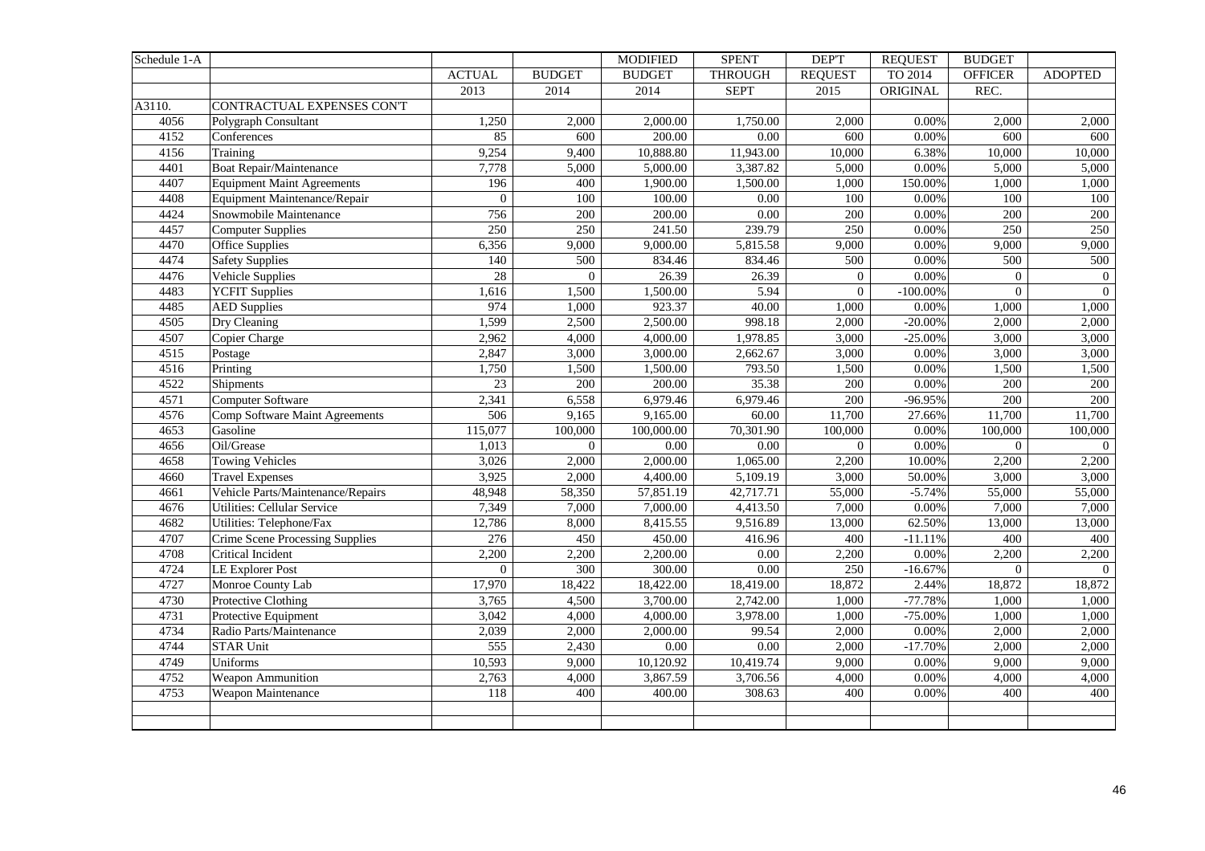| Schedule 1-A | | | | MODIFIED | SPENT | DEP'T | REQUEST | BUDGET | |
|---|---|---|---|---|---|---|---|---|---|
| | | ACTUAL | BUDGET | BUDGET | THROUGH | REQUEST | TO 2014 | OFFICER | ADOPTED |
| | | 2013 | 2014 | 2014 | SEPT | 2015 | ORIGINAL | REC. | |
| A3110. | CONTRACTUAL EXPENSES CON'T | | | | | | | | |
| 4056 | Polygraph Consultant | 1,250 | 2,000 | 2,000.00 | 1,750.00 | 2,000 | 0.00% | 2,000 | 2,000 |
| 4152 | Conferences | 85 | 600 | 200.00 | 0.00 | 600 | 0.00% | 600 | 600 |
| 4156 | Training | 9,254 | 9,400 | 10,888.80 | 11,943.00 | 10,000 | 6.38% | 10,000 | 10,000 |
| 4401 | Boat Repair/Maintenance | 7,778 | 5,000 | 5,000.00 | 3,387.82 | 5,000 | 0.00% | 5,000 | 5,000 |
| 4407 | Equipment Maint Agreements | 196 | 400 | 1,900.00 | 1,500.00 | 1,000 | 150.00% | 1,000 | 1,000 |
| 4408 | Equipment Maintenance/Repair | 0 | 100 | 100.00 | 0.00 | 100 | 0.00% | 100 | 100 |
| 4424 | Snowmobile Maintenance | 756 | 200 | 200.00 | 0.00 | 200 | 0.00% | 200 | 200 |
| 4457 | Computer Supplies | 250 | 250 | 241.50 | 239.79 | 250 | 0.00% | 250 | 250 |
| 4470 | Office Supplies | 6,356 | 9,000 | 9,000.00 | 5,815.58 | 9,000 | 0.00% | 9,000 | 9,000 |
| 4474 | Safety Supplies | 140 | 500 | 834.46 | 834.46 | 500 | 0.00% | 500 | 500 |
| 4476 | Vehicle Supplies | 28 | 0 | 26.39 | 26.39 | 0 | 0.00% | 0 | 0 |
| 4483 | YCFIT Supplies | 1,616 | 1,500 | 1,500.00 | 5.94 | 0 | -100.00% | 0 | 0 |
| 4485 | AED Supplies | 974 | 1,000 | 923.37 | 40.00 | 1,000 | 0.00% | 1,000 | 1,000 |
| 4505 | Dry Cleaning | 1,599 | 2,500 | 2,500.00 | 998.18 | 2,000 | -20.00% | 2,000 | 2,000 |
| 4507 | Copier Charge | 2,962 | 4,000 | 4,000.00 | 1,978.85 | 3,000 | -25.00% | 3,000 | 3,000 |
| 4515 | Postage | 2,847 | 3,000 | 3,000.00 | 2,662.67 | 3,000 | 0.00% | 3,000 | 3,000 |
| 4516 | Printing | 1,750 | 1,500 | 1,500.00 | 793.50 | 1,500 | 0.00% | 1,500 | 1,500 |
| 4522 | Shipments | 23 | 200 | 200.00 | 35.38 | 200 | 0.00% | 200 | 200 |
| 4571 | Computer Software | 2,341 | 6,558 | 6,979.46 | 6,979.46 | 200 | -96.95% | 200 | 200 |
| 4576 | Comp Software Maint Agreements | 506 | 9,165 | 9,165.00 | 60.00 | 11,700 | 27.66% | 11,700 | 11,700 |
| 4653 | Gasoline | 115,077 | 100,000 | 100,000.00 | 70,301.90 | 100,000 | 0.00% | 100,000 | 100,000 |
| 4656 | Oil/Grease | 1,013 | 0 | 0.00 | 0.00 | 0 | 0.00% | 0 | 0 |
| 4658 | Towing Vehicles | 3,026 | 2,000 | 2,000.00 | 1,065.00 | 2,200 | 10.00% | 2,200 | 2,200 |
| 4660 | Travel Expenses | 3,925 | 2,000 | 4,400.00 | 5,109.19 | 3,000 | 50.00% | 3,000 | 3,000 |
| 4661 | Vehicle Parts/Maintenance/Repairs | 48,948 | 58,350 | 57,851.19 | 42,717.71 | 55,000 | -5.74% | 55,000 | 55,000 |
| 4676 | Utilities: Cellular Service | 7,349 | 7,000 | 7,000.00 | 4,413.50 | 7,000 | 0.00% | 7,000 | 7,000 |
| 4682 | Utilities: Telephone/Fax | 12,786 | 8,000 | 8,415.55 | 9,516.89 | 13,000 | 62.50% | 13,000 | 13,000 |
| 4707 | Crime Scene Processing Supplies | 276 | 450 | 450.00 | 416.96 | 400 | -11.11% | 400 | 400 |
| 4708 | Critical Incident | 2,200 | 2,200 | 2,200.00 | 0.00 | 2,200 | 0.00% | 2,200 | 2,200 |
| 4724 | LE Explorer Post | 0 | 300 | 300.00 | 0.00 | 250 | -16.67% | 0 | 0 |
| 4727 | Monroe County Lab | 17,970 | 18,422 | 18,422.00 | 18,419.00 | 18,872 | 2.44% | 18,872 | 18,872 |
| 4730 | Protective Clothing | 3,765 | 4,500 | 3,700.00 | 2,742.00 | 1,000 | -77.78% | 1,000 | 1,000 |
| 4731 | Protective Equipment | 3,042 | 4,000 | 4,000.00 | 3,978.00 | 1,000 | -75.00% | 1,000 | 1,000 |
| 4734 | Radio Parts/Maintenance | 2,039 | 2,000 | 2,000.00 | 99.54 | 2,000 | 0.00% | 2,000 | 2,000 |
| 4744 | STAR Unit | 555 | 2,430 | 0.00 | 0.00 | 2,000 | -17.70% | 2,000 | 2,000 |
| 4749 | Uniforms | 10,593 | 9,000 | 10,120.92 | 10,419.74 | 9,000 | 0.00% | 9,000 | 9,000 |
| 4752 | Weapon Ammunition | 2,763 | 4,000 | 3,867.59 | 3,706.56 | 4,000 | 0.00% | 4,000 | 4,000 |
| 4753 | Weapon Maintenance | 118 | 400 | 400.00 | 308.63 | 400 | 0.00% | 400 | 400 |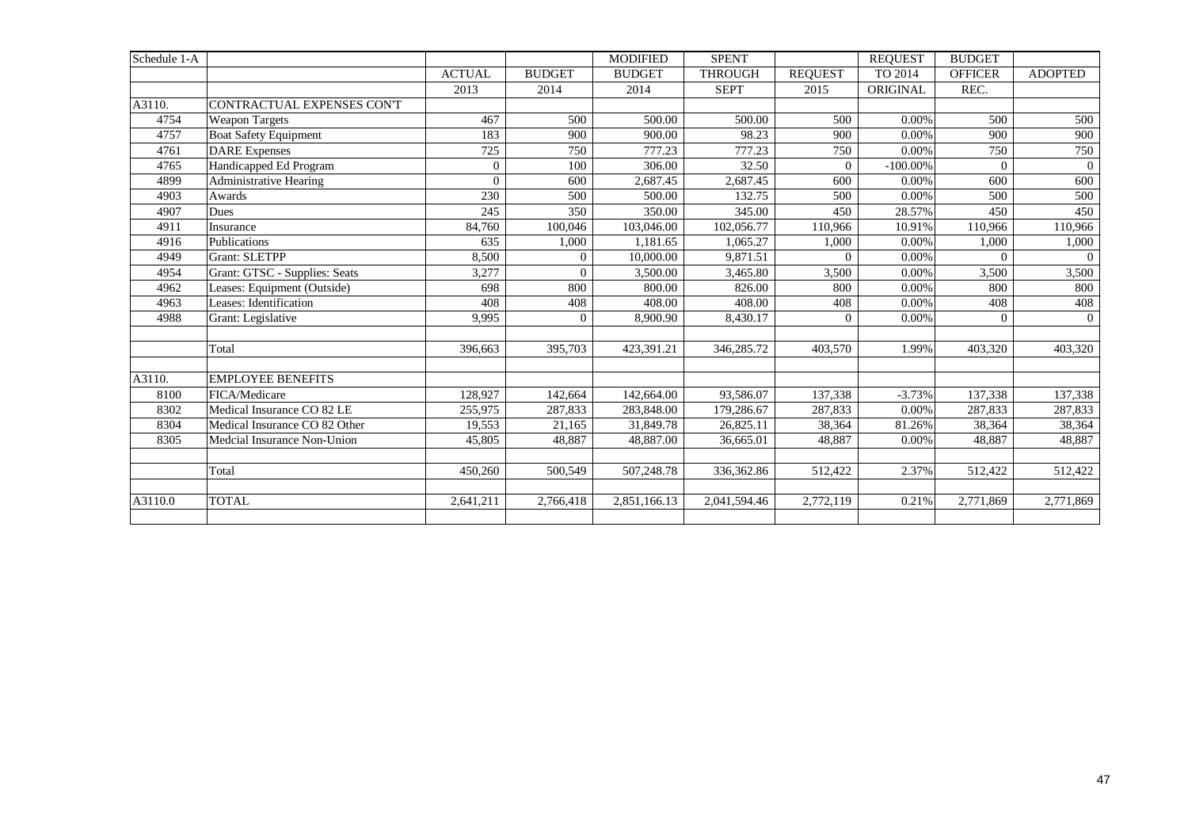| Schedule 1-A | | | | MODIFIED | SPENT | | REQUEST | BUDGET | |
|---|---|---|---|---|---|---|---|---|---|
| | | ACTUAL | BUDGET | BUDGET | THROUGH | REQUEST | TO 2014 | OFFICER | ADOPTED |
| | | 2013 | 2014 | 2014 | SEPT | 2015 | ORIGINAL | REC. | |
| A3110. | CONTRACTUAL EXPENSES CON'T | | | | | | | | |
| 4754 | Weapon Targets | 467 | 500 | 500.00 | 500.00 | 500 | 0.00% | 500 | 500 |
| 4757 | Boat Safety Equipment | 183 | 900 | 900.00 | 98.23 | 900 | 0.00% | 900 | 900 |
| 4761 | DARE Expenses | 725 | 750 | 777.23 | 777.23 | 750 | 0.00% | 750 | 750 |
| 4765 | Handicapped Ed Program | 0 | 100 | 306.00 | 32.50 | 0 | -100.00% | 0 | 0 |
| 4899 | Administrative Hearing | 0 | 600 | 2,687.45 | 2,687.45 | 600 | 0.00% | 600 | 600 |
| 4903 | Awards | 230 | 500 | 500.00 | 132.75 | 500 | 0.00% | 500 | 500 |
| 4907 | Dues | 245 | 350 | 350.00 | 345.00 | 450 | 28.57% | 450 | 450 |
| 4911 | Insurance | 84,760 | 100,046 | 103,046.00 | 102,056.77 | 110,966 | 10.91% | 110,966 | 110,966 |
| 4916 | Publications | 635 | 1,000 | 1,181.65 | 1,065.27 | 1,000 | 0.00% | 1,000 | 1,000 |
| 4949 | Grant: SLETPP | 8,500 | 0 | 10,000.00 | 9,871.51 | 0 | 0.00% | 0 | 0 |
| 4954 | Grant: GTSC - Supplies: Seats | 3,277 | 0 | 3,500.00 | 3,465.80 | 3,500 | 0.00% | 3,500 | 3,500 |
| 4962 | Leases: Equipment (Outside) | 698 | 800 | 800.00 | 826.00 | 800 | 0.00% | 800 | 800 |
| 4963 | Leases: Identification | 408 | 408 | 408.00 | 408.00 | 408 | 0.00% | 408 | 408 |
| 4988 | Grant: Legislative | 9,995 | 0 | 8,900.90 | 8,430.17 | 0 | 0.00% | 0 | 0 |
| | | | | | | | | | |
| | Total | 396,663 | 395,703 | 423,391.21 | 346,285.72 | 403,570 | 1.99% | 403,320 | 403,320 |
| | | | | | | | | | |
| A3110. | EMPLOYEE BENEFITS | | | | | | | | |
| 8100 | FICA/Medicare | 128,927 | 142,664 | 142,664.00 | 93,586.07 | 137,338 | -3.73% | 137,338 | 137,338 |
| 8302 | Medical Insurance CO 82 LE | 255,975 | 287,833 | 283,848.00 | 179,286.67 | 287,833 | 0.00% | 287,833 | 287,833 |
| 8304 | Medical Insurance CO 82 Other | 19,553 | 21,165 | 31,849.78 | 26,825.11 | 38,364 | 81.26% | 38,364 | 38,364 |
| 8305 | Medcial Insurance Non-Union | 45,805 | 48,887 | 48,887.00 | 36,665.01 | 48,887 | 0.00% | 48,887 | 48,887 |
| | | | | | | | | | |
| | Total | 450,260 | 500,549 | 507,248.78 | 336,362.86 | 512,422 | 2.37% | 512,422 | 512,422 |
| | | | | | | | | | |
| A3110.0 | TOTAL | 2,641,211 | 2,766,418 | 2,851,166.13 | 2,041,594.46 | 2,772,119 | 0.21% | 2,771,869 | 2,771,869 |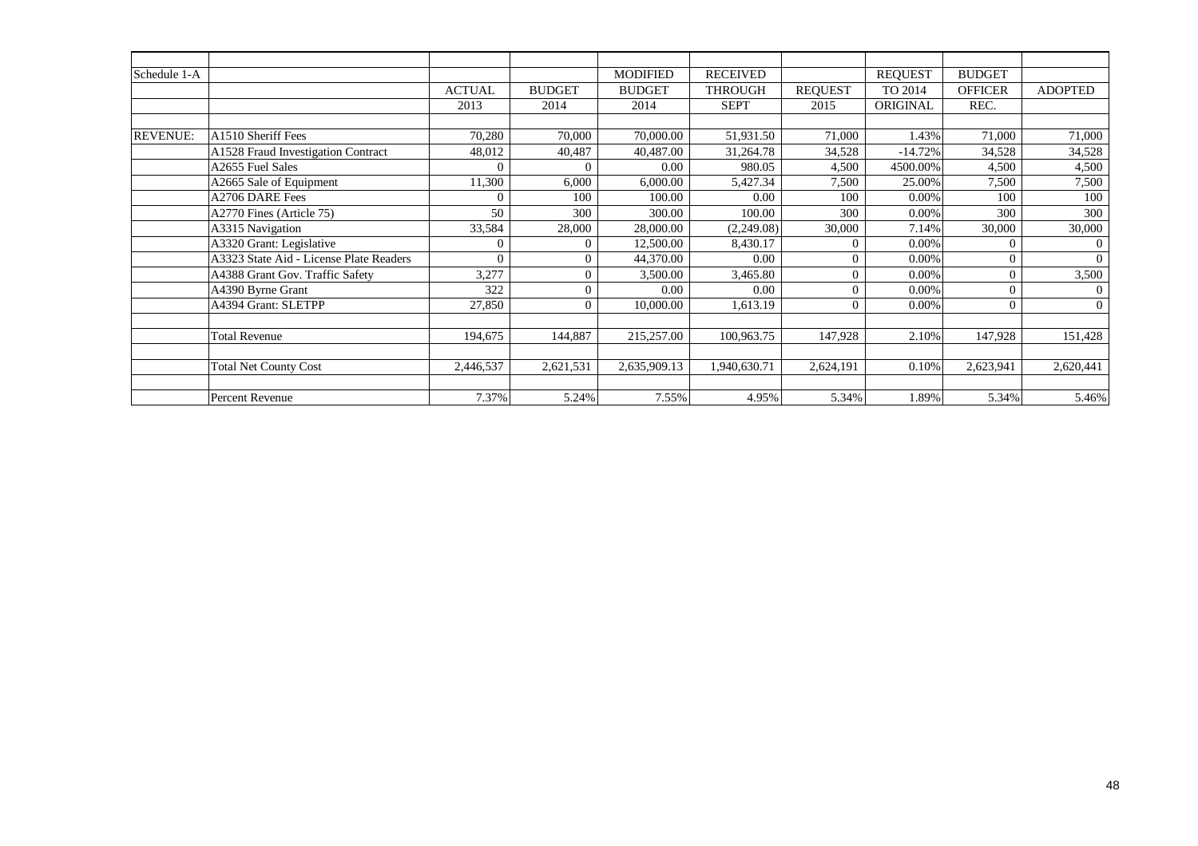| Schedule 1-A | | ACTUAL 2013 | BUDGET 2014 | MODIFIED BUDGET 2014 | RECEIVED THROUGH SEPT | REQUEST 2015 | REQUEST TO 2014 ORIGINAL | BUDGET OFFICER REC. | ADOPTED |
|---|---|---|---|---|---|---|---|---|---|
| REVENUE: | A1510 Sheriff Fees | 70,280 | 70,000 | 70,000.00 | 51,931.50 | 71,000 | 1.43% | 71,000 | 71,000 |
| | A1528 Fraud Investigation Contract | 48,012 | 40,487 | 40,487.00 | 31,264.78 | 34,528 | -14.72% | 34,528 | 34,528 |
| | A2655 Fuel Sales | 0 | 0 | 0.00 | 980.05 | 4,500 | 4500.00% | 4,500 | 4,500 |
| | A2665 Sale of Equipment | 11,300 | 6,000 | 6,000.00 | 5,427.34 | 7,500 | 25.00% | 7,500 | 7,500 |
| | A2706 DARE Fees | 0 | 100 | 100.00 | 0.00 | 100 | 0.00% | 100 | 100 |
| | A2770 Fines (Article 75) | 50 | 300 | 300.00 | 100.00 | 300 | 0.00% | 300 | 300 |
| | A3315 Navigation | 33,584 | 28,000 | 28,000.00 | (2,249.08) | 30,000 | 7.14% | 30,000 | 30,000 |
| | A3320 Grant: Legislative | 0 | 0 | 12,500.00 | 8,430.17 | 0 | 0.00% | 0 | 0 |
| | A3323 State Aid - License Plate Readers | 0 | 0 | 44,370.00 | 0.00 | 0 | 0.00% | 0 | 0 |
| | A4388 Grant Gov. Traffic Safety | 3,277 | 0 | 3,500.00 | 3,465.80 | 0 | 0.00% | 0 | 3,500 |
| | A4390 Byrne Grant | 322 | 0 | 0.00 | 0.00 | 0 | 0.00% | 0 | 0 |
| | A4394 Grant: SLETPP | 27,850 | 0 | 10,000.00 | 1,613.19 | 0 | 0.00% | 0 | 0 |
| | Total Revenue | 194,675 | 144,887 | 215,257.00 | 100,963.75 | 147,928 | 2.10% | 147,928 | 151,428 |
| | Total Net County Cost | 2,446,537 | 2,621,531 | 2,635,909.13 | 1,940,630.71 | 2,624,191 | 0.10% | 2,623,941 | 2,620,441 |
| | Percent Revenue | 7.37% | 5.24% | 7.55% | 4.95% | 5.34% | 1.89% | 5.34% | 5.46% |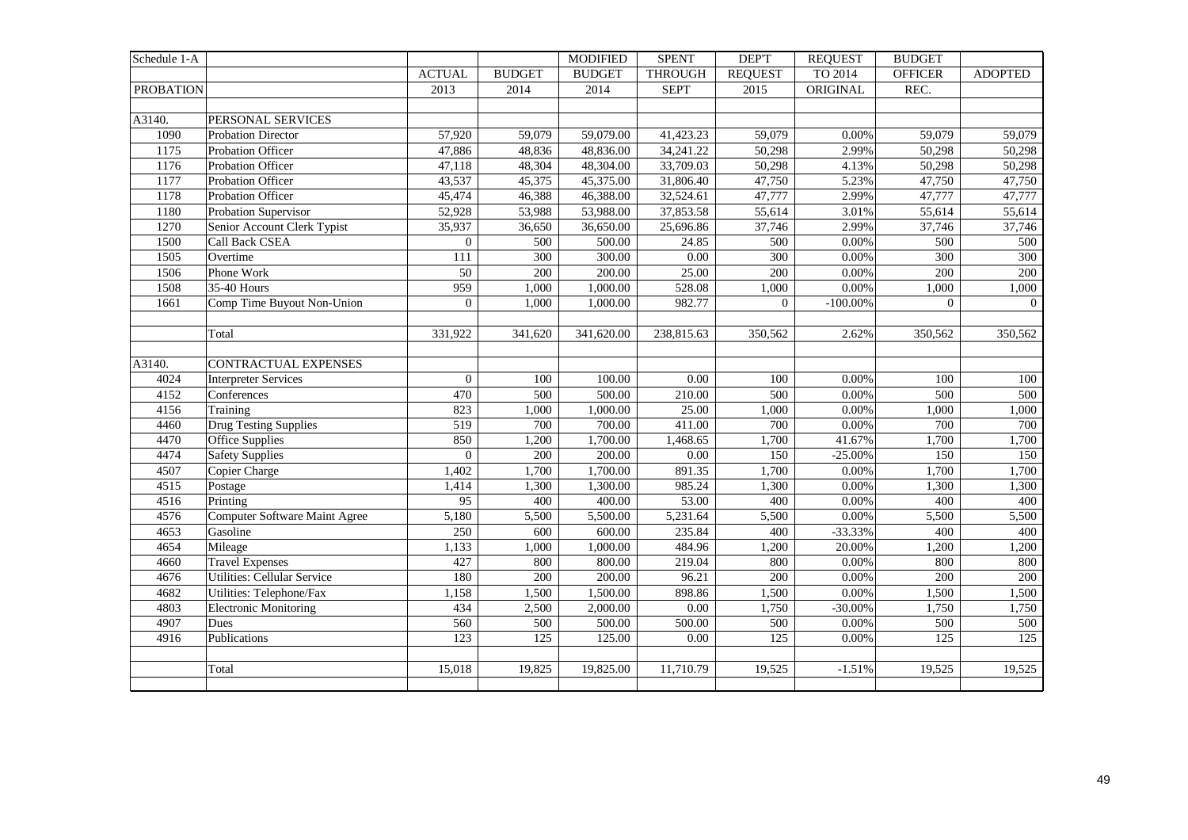| Schedule 1-A | | | | MODIFIED | SPENT | DEP'T | REQUEST | BUDGET | |
|---|---|---|---|---|---|---|---|---|---|
| | | ACTUAL | BUDGET | BUDGET | THROUGH | REQUEST | TO 2014 | OFFICER | ADOPTED |
| PROBATION | | 2013 | 2014 | 2014 | SEPT | 2015 | ORIGINAL | REC. | |
| | | | | | | | | | |
| A3140. | PERSONAL SERVICES | | | | | | | | |
| 1090 | Probation Director | 57,920 | 59,079 | 59,079.00 | 41,423.23 | 59,079 | 0.00% | 59,079 | 59,079 |
| 1175 | Probation Officer | 47,886 | 48,836 | 48,836.00 | 34,241.22 | 50,298 | 2.99% | 50,298 | 50,298 |
| 1176 | Probation Officer | 47,118 | 48,304 | 48,304.00 | 33,709.03 | 50,298 | 4.13% | 50,298 | 50,298 |
| 1177 | Probation Officer | 43,537 | 45,375 | 45,375.00 | 31,806.40 | 47,750 | 5.23% | 47,750 | 47,750 |
| 1178 | Probation Officer | 45,474 | 46,388 | 46,388.00 | 32,524.61 | 47,777 | 2.99% | 47,777 | 47,777 |
| 1180 | Probation Supervisor | 52,928 | 53,988 | 53,988.00 | 37,853.58 | 55,614 | 3.01% | 55,614 | 55,614 |
| 1270 | Senior Account Clerk Typist | 35,937 | 36,650 | 36,650.00 | 25,696.86 | 37,746 | 2.99% | 37,746 | 37,746 |
| 1500 | Call Back CSEA | 0 | 500 | 500.00 | 24.85 | 500 | 0.00% | 500 | 500 |
| 1505 | Overtime | 111 | 300 | 300.00 | 0.00 | 300 | 0.00% | 300 | 300 |
| 1506 | Phone Work | 50 | 200 | 200.00 | 25.00 | 200 | 0.00% | 200 | 200 |
| 1508 | 35-40 Hours | 959 | 1,000 | 1,000.00 | 528.08 | 1,000 | 0.00% | 1,000 | 1,000 |
| 1661 | Comp Time Buyout Non-Union | 0 | 1,000 | 1,000.00 | 982.77 | 0 | -100.00% | 0 | 0 |
| | | | | | | | | | |
| | Total | 331,922 | 341,620 | 341,620.00 | 238,815.63 | 350,562 | 2.62% | 350,562 | 350,562 |
| | | | | | | | | | |
| A3140. | CONTRACTUAL EXPENSES | | | | | | | | |
| 4024 | Interpreter Services | 0 | 100 | 100.00 | 0.00 | 100 | 0.00% | 100 | 100 |
| 4152 | Conferences | 470 | 500 | 500.00 | 210.00 | 500 | 0.00% | 500 | 500 |
| 4156 | Training | 823 | 1,000 | 1,000.00 | 25.00 | 1,000 | 0.00% | 1,000 | 1,000 |
| 4460 | Drug Testing Supplies | 519 | 700 | 700.00 | 411.00 | 700 | 0.00% | 700 | 700 |
| 4470 | Office Supplies | 850 | 1,200 | 1,700.00 | 1,468.65 | 1,700 | 41.67% | 1,700 | 1,700 |
| 4474 | Safety Supplies | 0 | 200 | 200.00 | 0.00 | 150 | -25.00% | 150 | 150 |
| 4507 | Copier Charge | 1,402 | 1,700 | 1,700.00 | 891.35 | 1,700 | 0.00% | 1,700 | 1,700 |
| 4515 | Postage | 1,414 | 1,300 | 1,300.00 | 985.24 | 1,300 | 0.00% | 1,300 | 1,300 |
| 4516 | Printing | 95 | 400 | 400.00 | 53.00 | 400 | 0.00% | 400 | 400 |
| 4576 | Computer Software Maint Agree | 5,180 | 5,500 | 5,500.00 | 5,231.64 | 5,500 | 0.00% | 5,500 | 5,500 |
| 4653 | Gasoline | 250 | 600 | 600.00 | 235.84 | 400 | -33.33% | 400 | 400 |
| 4654 | Mileage | 1,133 | 1,000 | 1,000.00 | 484.96 | 1,200 | 20.00% | 1,200 | 1,200 |
| 4660 | Travel Expenses | 427 | 800 | 800.00 | 219.04 | 800 | 0.00% | 800 | 800 |
| 4676 | Utilities: Cellular Service | 180 | 200 | 200.00 | 96.21 | 200 | 0.00% | 200 | 200 |
| 4682 | Utilities: Telephone/Fax | 1,158 | 1,500 | 1,500.00 | 898.86 | 1,500 | 0.00% | 1,500 | 1,500 |
| 4803 | Electronic Monitoring | 434 | 2,500 | 2,000.00 | 0.00 | 1,750 | -30.00% | 1,750 | 1,750 |
| 4907 | Dues | 560 | 500 | 500.00 | 500.00 | 500 | 0.00% | 500 | 500 |
| 4916 | Publications | 123 | 125 | 125.00 | 0.00 | 125 | 0.00% | 125 | 125 |
| | | | | | | | | | |
| | Total | 15,018 | 19,825 | 19,825.00 | 11,710.79 | 19,525 | -1.51% | 19,525 | 19,525 |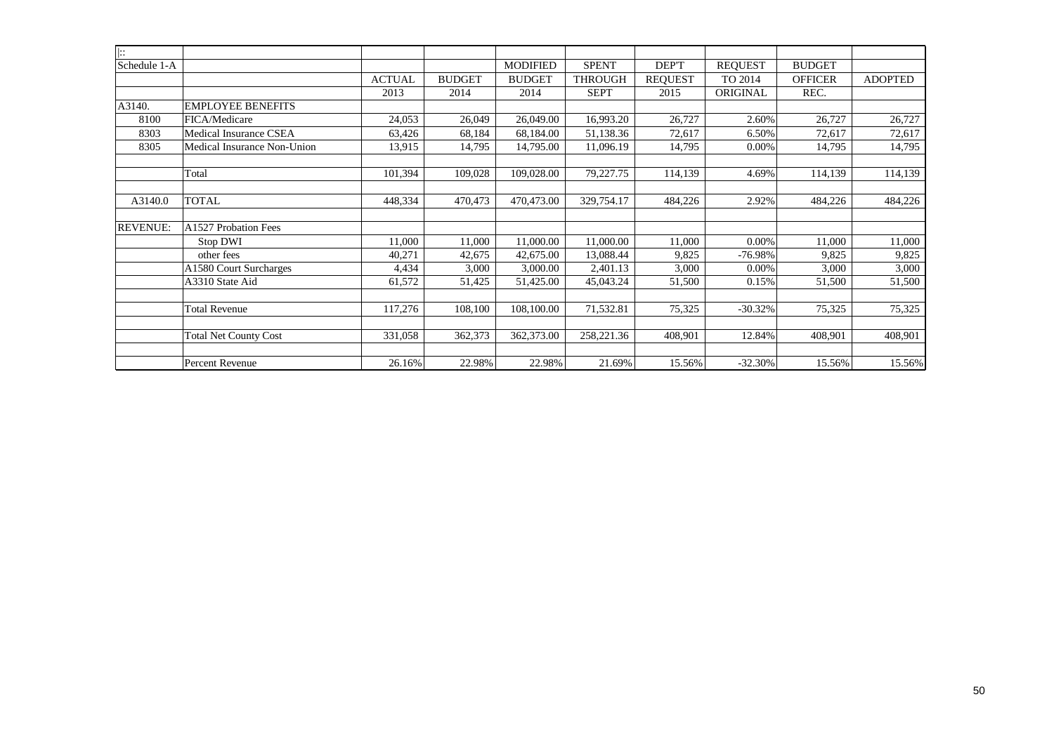| \|:: | | | | | | | | | |
|---|---|---|---|---|---|---|---|---|---|
| Schedule 1-A | | | | MODIFIED | SPENT | DEP'T | REQUEST | BUDGET | |
| | | ACTUAL | BUDGET | BUDGET | THROUGH | REQUEST | TO 2014 | OFFICER | ADOPTED |
| | | 2013 | 2014 | 2014 | SEPT | 2015 | ORIGINAL | REC. | |
| A3140. | EMPLOYEE BENEFITS | | | | | | | | |
| 8100 | FICA/Medicare | 24,053 | 26,049 | 26,049.00 | 16,993.20 | 26,727 | 2.60% | 26,727 | 26,727 |
| 8303 | Medical Insurance CSEA | 63,426 | 68,184 | 68,184.00 | 51,138.36 | 72,617 | 6.50% | 72,617 | 72,617 |
| 8305 | Medical Insurance Non-Union | 13,915 | 14,795 | 14,795.00 | 11,096.19 | 14,795 | 0.00% | 14,795 | 14,795 |
| | | | | | | | | | |
| | Total | 101,394 | 109,028 | 109,028.00 | 79,227.75 | 114,139 | 4.69% | 114,139 | 114,139 |
| | | | | | | | | | |
| A3140.0 | TOTAL | 448,334 | 470,473 | 470,473.00 | 329,754.17 | 484,226 | 2.92% | 484,226 | 484,226 |
| | | | | | | | | | |
| REVENUE: | A1527 Probation Fees | | | | | | | | |
| | Stop DWI | 11,000 | 11,000 | 11,000.00 | 11,000.00 | 11,000 | 0.00% | 11,000 | 11,000 |
| | other fees | 40,271 | 42,675 | 42,675.00 | 13,088.44 | 9,825 | -76.98% | 9,825 | 9,825 |
| | A1580 Court Surcharges | 4,434 | 3,000 | 3,000.00 | 2,401.13 | 3,000 | 0.00% | 3,000 | 3,000 |
| | A3310 State Aid | 61,572 | 51,425 | 51,425.00 | 45,043.24 | 51,500 | 0.15% | 51,500 | 51,500 |
| | | | | | | | | | |
| | Total Revenue | 117,276 | 108,100 | 108,100.00 | 71,532.81 | 75,325 | -30.32% | 75,325 | 75,325 |
| | | | | | | | | | |
| | Total Net County Cost | 331,058 | 362,373 | 362,373.00 | 258,221.36 | 408,901 | 12.84% | 408,901 | 408,901 |
| | | | | | | | | | |
| | Percent Revenue | 26.16% | 22.98% | 22.98% | 21.69% | 15.56% | -32.30% | 15.56% | 15.56% |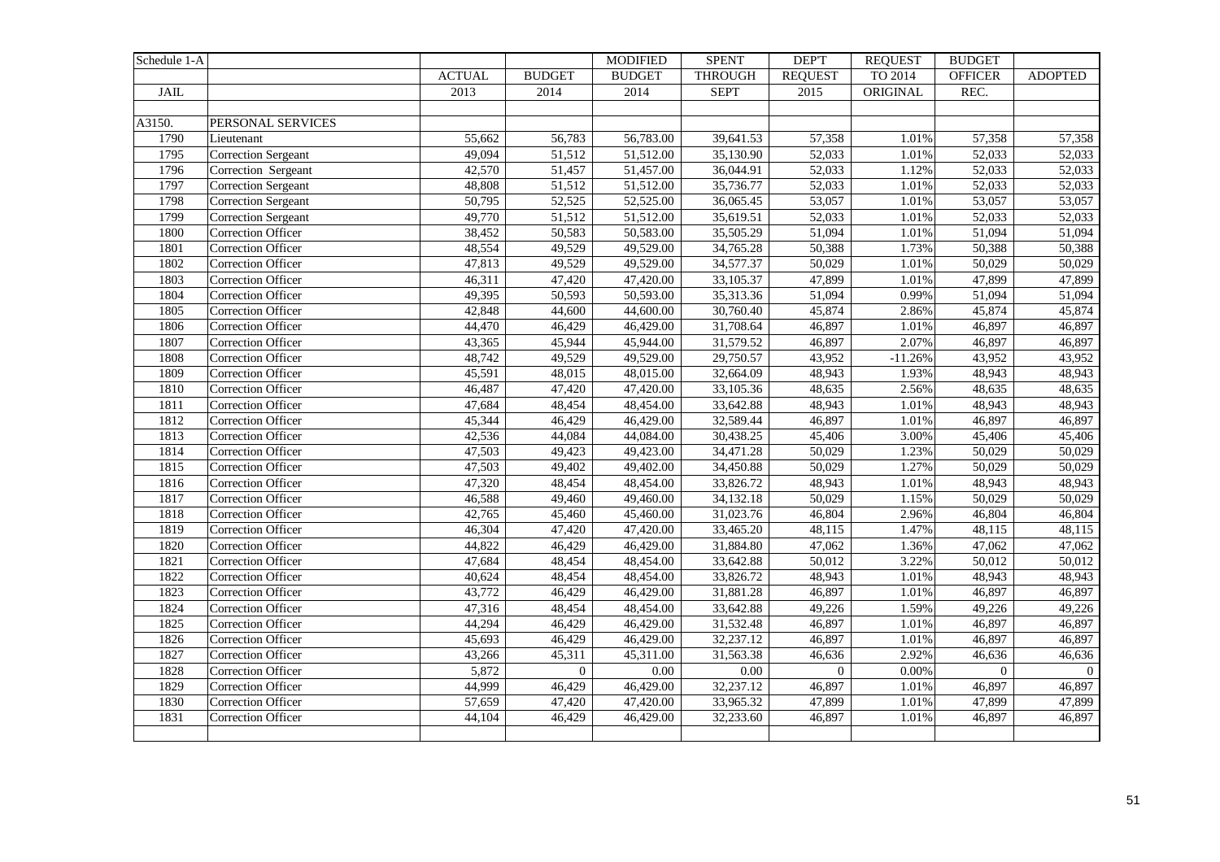| Schedule 1-A | | | | MODIFIED | SPENT | DEP'T | REQUEST | BUDGET | |
|---|---|---|---|---|---|---|---|---|---|
| | | ACTUAL | BUDGET | BUDGET | THROUGH | REQUEST | TO 2014 | OFFICER | ADOPTED |
| JAIL | | 2013 | 2014 | 2014 | SEPT | 2015 | ORIGINAL | REC. | |
| | | | | | | | | | |
| A3150. | PERSONAL SERVICES | | | | | | | | |
| 1790 | Lieutenant | 55,662 | 56,783 | 56,783.00 | 39,641.53 | 57,358 | 1.01% | 57,358 | 57,358 |
| 1795 | Correction Sergeant | 49,094 | 51,512 | 51,512.00 | 35,130.90 | 52,033 | 1.01% | 52,033 | 52,033 |
| 1796 | Correction Sergeant | 42,570 | 51,457 | 51,457.00 | 36,044.91 | 52,033 | 1.12% | 52,033 | 52,033 |
| 1797 | Correction Sergeant | 48,808 | 51,512 | 51,512.00 | 35,736.77 | 52,033 | 1.01% | 52,033 | 52,033 |
| 1798 | Correction Sergeant | 50,795 | 52,525 | 52,525.00 | 36,065.45 | 53,057 | 1.01% | 53,057 | 53,057 |
| 1799 | Correction Sergeant | 49,770 | 51,512 | 51,512.00 | 35,619.51 | 52,033 | 1.01% | 52,033 | 52,033 |
| 1800 | Correction Officer | 38,452 | 50,583 | 50,583.00 | 35,505.29 | 51,094 | 1.01% | 51,094 | 51,094 |
| 1801 | Correction Officer | 48,554 | 49,529 | 49,529.00 | 34,765.28 | 50,388 | 1.73% | 50,388 | 50,388 |
| 1802 | Correction Officer | 47,813 | 49,529 | 49,529.00 | 34,577.37 | 50,029 | 1.01% | 50,029 | 50,029 |
| 1803 | Correction Officer | 46,311 | 47,420 | 47,420.00 | 33,105.37 | 47,899 | 1.01% | 47,899 | 47,899 |
| 1804 | Correction Officer | 49,395 | 50,593 | 50,593.00 | 35,313.36 | 51,094 | 0.99% | 51,094 | 51,094 |
| 1805 | Correction Officer | 42,848 | 44,600 | 44,600.00 | 30,760.40 | 45,874 | 2.86% | 45,874 | 45,874 |
| 1806 | Correction Officer | 44,470 | 46,429 | 46,429.00 | 31,708.64 | 46,897 | 1.01% | 46,897 | 46,897 |
| 1807 | Correction Officer | 43,365 | 45,944 | 45,944.00 | 31,579.52 | 46,897 | 2.07% | 46,897 | 46,897 |
| 1808 | Correction Officer | 48,742 | 49,529 | 49,529.00 | 29,750.57 | 43,952 | -11.26% | 43,952 | 43,952 |
| 1809 | Correction Officer | 45,591 | 48,015 | 48,015.00 | 32,664.09 | 48,943 | 1.93% | 48,943 | 48,943 |
| 1810 | Correction Officer | 46,487 | 47,420 | 47,420.00 | 33,105.36 | 48,635 | 2.56% | 48,635 | 48,635 |
| 1811 | Correction Officer | 47,684 | 48,454 | 48,454.00 | 33,642.88 | 48,943 | 1.01% | 48,943 | 48,943 |
| 1812 | Correction Officer | 45,344 | 46,429 | 46,429.00 | 32,589.44 | 46,897 | 1.01% | 46,897 | 46,897 |
| 1813 | Correction Officer | 42,536 | 44,084 | 44,084.00 | 30,438.25 | 45,406 | 3.00% | 45,406 | 45,406 |
| 1814 | Correction Officer | 47,503 | 49,423 | 49,423.00 | 34,471.28 | 50,029 | 1.23% | 50,029 | 50,029 |
| 1815 | Correction Officer | 47,503 | 49,402 | 49,402.00 | 34,450.88 | 50,029 | 1.27% | 50,029 | 50,029 |
| 1816 | Correction Officer | 47,320 | 48,454 | 48,454.00 | 33,826.72 | 48,943 | 1.01% | 48,943 | 48,943 |
| 1817 | Correction Officer | 46,588 | 49,460 | 49,460.00 | 34,132.18 | 50,029 | 1.15% | 50,029 | 50,029 |
| 1818 | Correction Officer | 42,765 | 45,460 | 45,460.00 | 31,023.76 | 46,804 | 2.96% | 46,804 | 46,804 |
| 1819 | Correction Officer | 46,304 | 47,420 | 47,420.00 | 33,465.20 | 48,115 | 1.47% | 48,115 | 48,115 |
| 1820 | Correction Officer | 44,822 | 46,429 | 46,429.00 | 31,884.80 | 47,062 | 1.36% | 47,062 | 47,062 |
| 1821 | Correction Officer | 47,684 | 48,454 | 48,454.00 | 33,642.88 | 50,012 | 3.22% | 50,012 | 50,012 |
| 1822 | Correction Officer | 40,624 | 48,454 | 48,454.00 | 33,826.72 | 48,943 | 1.01% | 48,943 | 48,943 |
| 1823 | Correction Officer | 43,772 | 46,429 | 46,429.00 | 31,881.28 | 46,897 | 1.01% | 46,897 | 46,897 |
| 1824 | Correction Officer | 47,316 | 48,454 | 48,454.00 | 33,642.88 | 49,226 | 1.59% | 49,226 | 49,226 |
| 1825 | Correction Officer | 44,294 | 46,429 | 46,429.00 | 31,532.48 | 46,897 | 1.01% | 46,897 | 46,897 |
| 1826 | Correction Officer | 45,693 | 46,429 | 46,429.00 | 32,237.12 | 46,897 | 1.01% | 46,897 | 46,897 |
| 1827 | Correction Officer | 43,266 | 45,311 | 45,311.00 | 31,563.38 | 46,636 | 2.92% | 46,636 | 46,636 |
| 1828 | Correction Officer | 5,872 | 0 | 0.00 | 0.00 | 0 | 0.00% | 0 | 0 |
| 1829 | Correction Officer | 44,999 | 46,429 | 46,429.00 | 32,237.12 | 46,897 | 1.01% | 46,897 | 46,897 |
| 1830 | Correction Officer | 57,659 | 47,420 | 47,420.00 | 33,965.32 | 47,899 | 1.01% | 47,899 | 47,899 |
| 1831 | Correction Officer | 44,104 | 46,429 | 46,429.00 | 32,233.60 | 46,897 | 1.01% | 46,897 | 46,897 |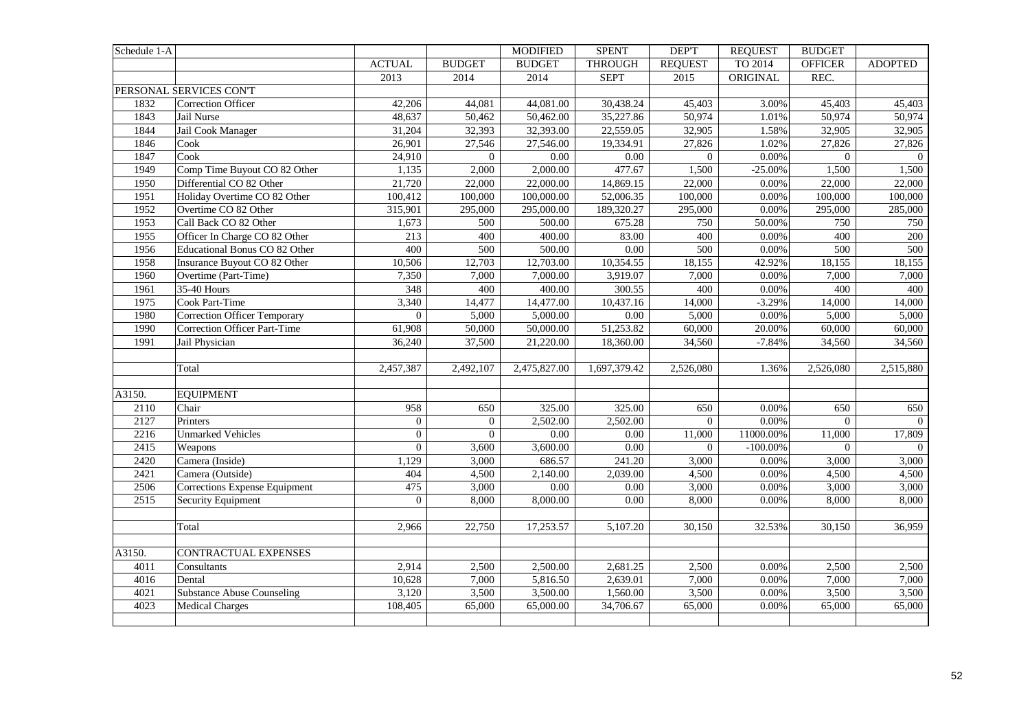| Schedule 1-A | | ACTUAL | BUDGET | MODIFIED BUDGET | SPENT THROUGH | DEP'T REQUEST | REQUEST TO 2014 | BUDGET OFFICER | ADOPTED |
|---|---|---|---|---|---|---|---|---|---|
| | | 2013 | 2014 | 2014 | SEPT | 2015 | ORIGINAL | REC. | |
| PERSONAL SERVICES CON'T | | | | | | | | | |
| 1832 | Correction Officer | 42,206 | 44,081 | 44,081.00 | 30,438.24 | 45,403 | 3.00% | 45,403 | 45,403 |
| 1843 | Jail Nurse | 48,637 | 50,462 | 50,462.00 | 35,227.86 | 50,974 | 1.01% | 50,974 | 50,974 |
| 1844 | Jail Cook Manager | 31,204 | 32,393 | 32,393.00 | 22,559.05 | 32,905 | 1.58% | 32,905 | 32,905 |
| 1846 | Cook | 26,901 | 27,546 | 27,546.00 | 19,334.91 | 27,826 | 1.02% | 27,826 | 27,826 |
| 1847 | Cook | 24,910 | 0 | 0.00 | 0.00 | 0 | 0.00% | 0 | 0 |
| 1949 | Comp Time Buyout CO 82 Other | 1,135 | 2,000 | 2,000.00 | 477.67 | 1,500 | -25.00% | 1,500 | 1,500 |
| 1950 | Differential CO 82 Other | 21,720 | 22,000 | 22,000.00 | 14,869.15 | 22,000 | 0.00% | 22,000 | 22,000 |
| 1951 | Holiday Overtime CO 82 Other | 100,412 | 100,000 | 100,000.00 | 52,006.35 | 100,000 | 0.00% | 100,000 | 100,000 |
| 1952 | Overtime CO 82 Other | 315,901 | 295,000 | 295,000.00 | 189,320.27 | 295,000 | 0.00% | 295,000 | 285,000 |
| 1953 | Call Back CO 82 Other | 1,673 | 500 | 500.00 | 675.28 | 750 | 50.00% | 750 | 750 |
| 1955 | Officer In Charge CO 82 Other | 213 | 400 | 400.00 | 83.00 | 400 | 0.00% | 400 | 200 |
| 1956 | Educational Bonus CO 82 Other | 400 | 500 | 500.00 | 0.00 | 500 | 0.00% | 500 | 500 |
| 1958 | Insurance Buyout CO 82 Other | 10,506 | 12,703 | 12,703.00 | 10,354.55 | 18,155 | 42.92% | 18,155 | 18,155 |
| 1960 | Overtime (Part-Time) | 7,350 | 7,000 | 7,000.00 | 3,919.07 | 7,000 | 0.00% | 7,000 | 7,000 |
| 1961 | 35-40 Hours | 348 | 400 | 400.00 | 300.55 | 400 | 0.00% | 400 | 400 |
| 1975 | Cook Part-Time | 3,340 | 14,477 | 14,477.00 | 10,437.16 | 14,000 | -3.29% | 14,000 | 14,000 |
| 1980 | Correction Officer Temporary | 0 | 5,000 | 5,000.00 | 0.00 | 5,000 | 0.00% | 5,000 | 5,000 |
| 1990 | Correction Officer Part-Time | 61,908 | 50,000 | 50,000.00 | 51,253.82 | 60,000 | 20.00% | 60,000 | 60,000 |
| 1991 | Jail Physician | 36,240 | 37,500 | 21,220.00 | 18,360.00 | 34,560 | -7.84% | 34,560 | 34,560 |
| | | | | | | | | | |
| | Total | 2,457,387 | 2,492,107 | 2,475,827.00 | 1,697,379.42 | 2,526,080 | 1.36% | 2,526,080 | 2,515,880 |
| | | | | | | | | | |
| A3150. | EQUIPMENT | | | | | | | | |
| 2110 | Chair | 958 | 650 | 325.00 | 325.00 | 650 | 0.00% | 650 | 650 |
| 2127 | Printers | 0 | 0 | 2,502.00 | 2,502.00 | 0 | 0.00% | 0 | 0 |
| 2216 | Unmarked Vehicles | 0 | 0 | 0.00 | 0.00 | 11,000 | 11000.00% | 11,000 | 17,809 |
| 2415 | Weapons | 0 | 3,600 | 3,600.00 | 0.00 | 0 | -100.00% | 0 | 0 |
| 2420 | Camera (Inside) | 1,129 | 3,000 | 686.57 | 241.20 | 3,000 | 0.00% | 3,000 | 3,000 |
| 2421 | Camera (Outside) | 404 | 4,500 | 2,140.00 | 2,039.00 | 4,500 | 0.00% | 4,500 | 4,500 |
| 2506 | Corrections Expense Equipment | 475 | 3,000 | 0.00 | 0.00 | 3,000 | 0.00% | 3,000 | 3,000 |
| 2515 | Security Equipment | 0 | 8,000 | 8,000.00 | 0.00 | 8,000 | 0.00% | 8,000 | 8,000 |
| | | | | | | | | | |
| | Total | 2,966 | 22,750 | 17,253.57 | 5,107.20 | 30,150 | 32.53% | 30,150 | 36,959 |
| | | | | | | | | | |
| A3150. | CONTRACTUAL EXPENSES | | | | | | | | |
| 4011 | Consultants | 2,914 | 2,500 | 2,500.00 | 2,681.25 | 2,500 | 0.00% | 2,500 | 2,500 |
| 4016 | Dental | 10,628 | 7,000 | 5,816.50 | 2,639.01 | 7,000 | 0.00% | 7,000 | 7,000 |
| 4021 | Substance Abuse Counseling | 3,120 | 3,500 | 3,500.00 | 1,560.00 | 3,500 | 0.00% | 3,500 | 3,500 |
| 4023 | Medical Charges | 108,405 | 65,000 | 65,000.00 | 34,706.67 | 65,000 | 0.00% | 65,000 | 65,000 |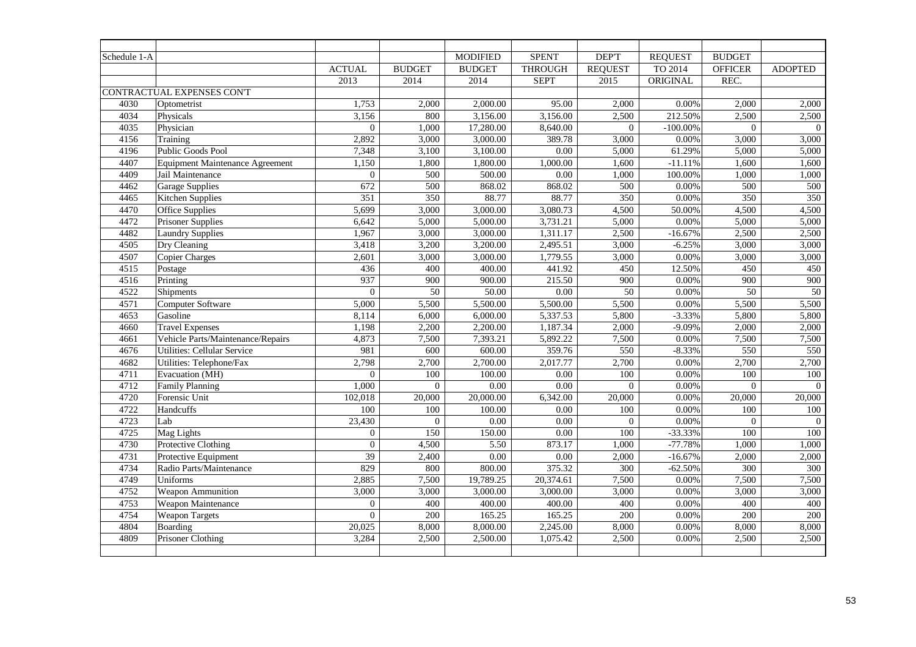| Schedule 1-A | | ACTUAL | BUDGET | MODIFIED BUDGET | SPENT THROUGH | DEP'T REQUEST | REQUEST TO 2014 | BUDGET OFFICER | ADOPTED |
|---|---|---|---|---|---|---|---|---|---|
| | | 2013 | 2014 | 2014 | SEPT | 2015 | ORIGINAL | REC. | |
| | CONTRACTUAL EXPENSES CON'T | | | | | | | | |
| 4030 | Optometrist | 1,753 | 2,000 | 2,000.00 | 95.00 | 2,000 | 0.00% | 2,000 | 2,000 |
| 4034 | Physicals | 3,156 | 800 | 3,156.00 | 3,156.00 | 2,500 | 212.50% | 2,500 | 2,500 |
| 4035 | Physician | 0 | 1,000 | 17,280.00 | 8,640.00 | 0 | -100.00% | 0 | 0 |
| 4156 | Training | 2,892 | 3,000 | 3,000.00 | 389.78 | 3,000 | 0.00% | 3,000 | 3,000 |
| 4196 | Public Goods Pool | 7,348 | 3,100 | 3,100.00 | 0.00 | 5,000 | 61.29% | 5,000 | 5,000 |
| 4407 | Equipment Maintenance Agreement | 1,150 | 1,800 | 1,800.00 | 1,000.00 | 1,600 | -11.11% | 1,600 | 1,600 |
| 4409 | Jail Maintenance | 0 | 500 | 500.00 | 0.00 | 1,000 | 100.00% | 1,000 | 1,000 |
| 4462 | Garage Supplies | 672 | 500 | 868.02 | 868.02 | 500 | 0.00% | 500 | 500 |
| 4465 | Kitchen Supplies | 351 | 350 | 88.77 | 88.77 | 350 | 0.00% | 350 | 350 |
| 4470 | Office Supplies | 5,699 | 3,000 | 3,000.00 | 3,080.73 | 4,500 | 50.00% | 4,500 | 4,500 |
| 4472 | Prisoner Supplies | 6,642 | 5,000 | 5,000.00 | 3,731.21 | 5,000 | 0.00% | 5,000 | 5,000 |
| 4482 | Laundry Supplies | 1,967 | 3,000 | 3,000.00 | 1,311.17 | 2,500 | -16.67% | 2,500 | 2,500 |
| 4505 | Dry Cleaning | 3,418 | 3,200 | 3,200.00 | 2,495.51 | 3,000 | -6.25% | 3,000 | 3,000 |
| 4507 | Copier Charges | 2,601 | 3,000 | 3,000.00 | 1,779.55 | 3,000 | 0.00% | 3,000 | 3,000 |
| 4515 | Postage | 436 | 400 | 400.00 | 441.92 | 450 | 12.50% | 450 | 450 |
| 4516 | Printing | 937 | 900 | 900.00 | 215.50 | 900 | 0.00% | 900 | 900 |
| 4522 | Shipments | 0 | 50 | 50.00 | 0.00 | 50 | 0.00% | 50 | 50 |
| 4571 | Computer Software | 5,000 | 5,500 | 5,500.00 | 5,500.00 | 5,500 | 0.00% | 5,500 | 5,500 |
| 4653 | Gasoline | 8,114 | 6,000 | 6,000.00 | 5,337.53 | 5,800 | -3.33% | 5,800 | 5,800 |
| 4660 | Travel Expenses | 1,198 | 2,200 | 2,200.00 | 1,187.34 | 2,000 | -9.09% | 2,000 | 2,000 |
| 4661 | Vehicle Parts/Maintenance/Repairs | 4,873 | 7,500 | 7,393.21 | 5,892.22 | 7,500 | 0.00% | 7,500 | 7,500 |
| 4676 | Utilities: Cellular Service | 981 | 600 | 600.00 | 359.76 | 550 | -8.33% | 550 | 550 |
| 4682 | Utilities: Telephone/Fax | 2,798 | 2,700 | 2,700.00 | 2,017.77 | 2,700 | 0.00% | 2,700 | 2,700 |
| 4711 | Evacuation (MH) | 0 | 100 | 100.00 | 0.00 | 100 | 0.00% | 100 | 100 |
| 4712 | Family Planning | 1,000 | 0 | 0.00 | 0.00 | 0 | 0.00% | 0 | 0 |
| 4720 | Forensic Unit | 102,018 | 20,000 | 20,000.00 | 6,342.00 | 20,000 | 0.00% | 20,000 | 20,000 |
| 4722 | Handcuffs | 100 | 100 | 100.00 | 0.00 | 100 | 0.00% | 100 | 100 |
| 4723 | Lab | 23,430 | 0 | 0.00 | 0.00 | 0 | 0.00% | 0 | 0 |
| 4725 | Mag Lights | 0 | 150 | 150.00 | 0.00 | 100 | -33.33% | 100 | 100 |
| 4730 | Protective Clothing | 0 | 4,500 | 5.50 | 873.17 | 1,000 | -77.78% | 1,000 | 1,000 |
| 4731 | Protective Equipment | 39 | 2,400 | 0.00 | 0.00 | 2,000 | -16.67% | 2,000 | 2,000 |
| 4734 | Radio Parts/Maintenance | 829 | 800 | 800.00 | 375.32 | 300 | -62.50% | 300 | 300 |
| 4749 | Uniforms | 2,885 | 7,500 | 19,789.25 | 20,374.61 | 7,500 | 0.00% | 7,500 | 7,500 |
| 4752 | Weapon Ammunition | 3,000 | 3,000 | 3,000.00 | 3,000.00 | 3,000 | 0.00% | 3,000 | 3,000 |
| 4753 | Weapon Maintenance | 0 | 400 | 400.00 | 400.00 | 400 | 0.00% | 400 | 400 |
| 4754 | Weapon Targets | 0 | 200 | 165.25 | 165.25 | 200 | 0.00% | 200 | 200 |
| 4804 | Boarding | 20,025 | 8,000 | 8,000.00 | 2,245.00 | 8,000 | 0.00% | 8,000 | 8,000 |
| 4809 | Prisoner Clothing | 3,284 | 2,500 | 2,500.00 | 1,075.42 | 2,500 | 0.00% | 2,500 | 2,500 |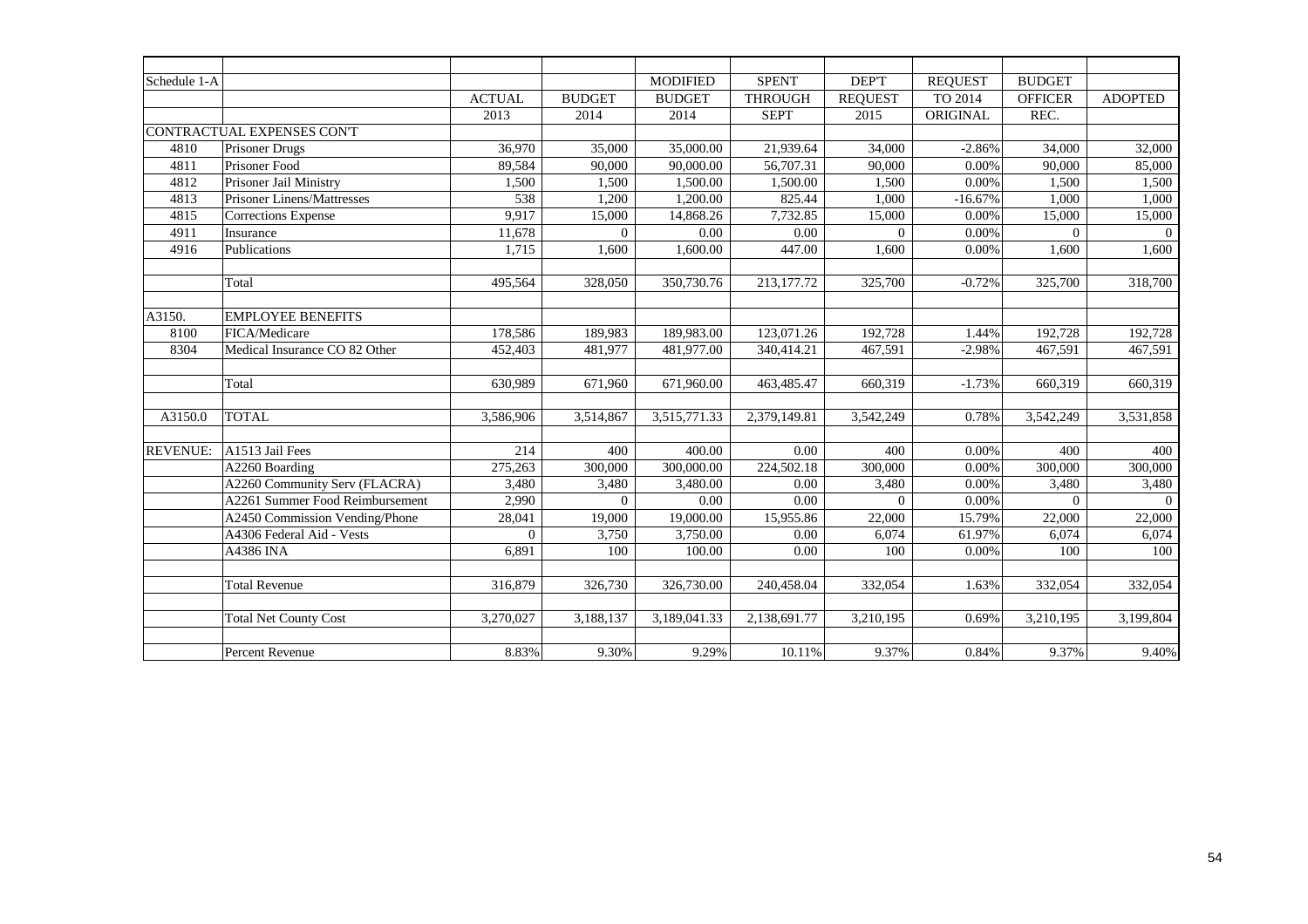| Schedule 1-A | | ACTUAL | BUDGET | MODIFIED BUDGET | SPENT THROUGH | DEP'T REQUEST | REQUEST TO 2014 | BUDGET OFFICER | ADOPTED |
|---|---|---|---|---|---|---|---|---|---|
| | | 2013 | 2014 | 2014 | SEPT | 2015 | ORIGINAL | REC. | |
| | CONTRACTUAL EXPENSES CON'T | | | | | | | | |
| 4810 | Prisoner Drugs | 36,970 | 35,000 | 35,000.00 | 21,939.64 | 34,000 | -2.86% | 34,000 | 32,000 |
| 4811 | Prisoner Food | 89,584 | 90,000 | 90,000.00 | 56,707.31 | 90,000 | 0.00% | 90,000 | 85,000 |
| 4812 | Prisoner Jail Ministry | 1,500 | 1,500 | 1,500.00 | 1,500.00 | 1,500 | 0.00% | 1,500 | 1,500 |
| 4813 | Prisoner Linens/Mattresses | 538 | 1,200 | 1,200.00 | 825.44 | 1,000 | -16.67% | 1,000 | 1,000 |
| 4815 | Corrections Expense | 9,917 | 15,000 | 14,868.26 | 7,732.85 | 15,000 | 0.00% | 15,000 | 15,000 |
| 4911 | Insurance | 11,678 | 0 | 0.00 | 0.00 | 0 | 0.00% | 0 | 0 |
| 4916 | Publications | 1,715 | 1,600 | 1,600.00 | 447.00 | 1,600 | 0.00% | 1,600 | 1,600 |
| | | | | | | | | | |
| | Total | 495,564 | 328,050 | 350,730.76 | 213,177.72 | 325,700 | -0.72% | 325,700 | 318,700 |
| | | | | | | | | | |
| A3150. | EMPLOYEE BENEFITS | | | | | | | | |
| 8100 | FICA/Medicare | 178,586 | 189,983 | 189,983.00 | 123,071.26 | 192,728 | 1.44% | 192,728 | 192,728 |
| 8304 | Medical Insurance CO 82 Other | 452,403 | 481,977 | 481,977.00 | 340,414.21 | 467,591 | -2.98% | 467,591 | 467,591 |
| | | | | | | | | | |
| | Total | 630,989 | 671,960 | 671,960.00 | 463,485.47 | 660,319 | -1.73% | 660,319 | 660,319 |
| | | | | | | | | | |
| A3150.0 | TOTAL | 3,586,906 | 3,514,867 | 3,515,771.33 | 2,379,149.81 | 3,542,249 | 0.78% | 3,542,249 | 3,531,858 |
| | | | | | | | | | |
| REVENUE: | A1513 Jail Fees | 214 | 400 | 400.00 | 0.00 | 400 | 0.00% | 400 | 400 |
| | A2260 Boarding | 275,263 | 300,000 | 300,000.00 | 224,502.18 | 300,000 | 0.00% | 300,000 | 300,000 |
| | A2260 Community Serv (FLACRA) | 3,480 | 3,480 | 3,480.00 | 0.00 | 3,480 | 0.00% | 3,480 | 3,480 |
| | A2261 Summer Food Reimbursement | 2,990 | 0 | 0.00 | 0.00 | 0 | 0.00% | 0 | 0 |
| | A2450 Commission Vending/Phone | 28,041 | 19,000 | 19,000.00 | 15,955.86 | 22,000 | 15.79% | 22,000 | 22,000 |
| | A4306 Federal Aid - Vests | 0 | 3,750 | 3,750.00 | 0.00 | 6,074 | 61.97% | 6,074 | 6,074 |
| | A4386 INA | 6,891 | 100 | 100.00 | 0.00 | 100 | 0.00% | 100 | 100 |
| | | | | | | | | | |
| | Total Revenue | 316,879 | 326,730 | 326,730.00 | 240,458.04 | 332,054 | 1.63% | 332,054 | 332,054 |
| | | | | | | | | | |
| | Total Net County Cost | 3,270,027 | 3,188,137 | 3,189,041.33 | 2,138,691.77 | 3,210,195 | 0.69% | 3,210,195 | 3,199,804 |
| | | | | | | | | | |
| | Percent Revenue | 8.83% | 9.30% | 9.29% | 10.11% | 9.37% | 0.84% | 9.37% | 9.40% |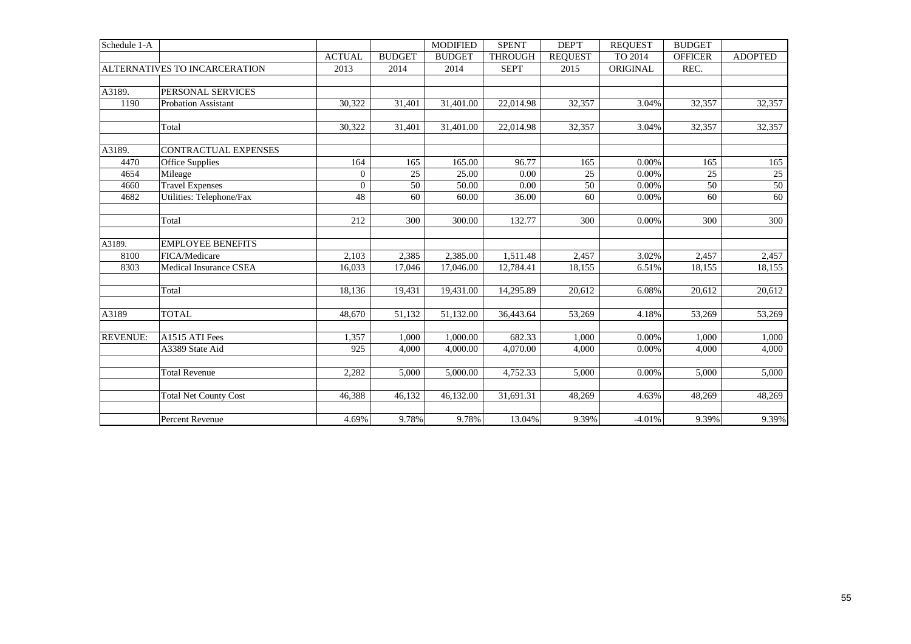| Schedule 1-A | | ACTUAL | BUDGET | MODIFIED BUDGET | SPENT THROUGH | DEP'T REQUEST | REQUEST TO 2014 | BUDGET OFFICER | ADOPTED |
|---|---|---|---|---|---|---|---|---|---|
| | ALTERNATIVES TO INCARCERATION | 2013 | 2014 | 2014 | SEPT | 2015 | ORIGINAL | REC. | |
| | | | | | | | | | |
| A3189. | PERSONAL SERVICES | | | | | | | | |
| 1190 | Probation Assistant | 30,322 | 31,401 | 31,401.00 | 22,014.98 | 32,357 | 3.04% | 32,357 | 32,357 |
| | | | | | | | | | |
| | Total | 30,322 | 31,401 | 31,401.00 | 22,014.98 | 32,357 | 3.04% | 32,357 | 32,357 |
| | | | | | | | | | |
| A3189. | CONTRACTUAL EXPENSES | | | | | | | | |
| 4470 | Office Supplies | 164 | 165 | 165.00 | 96.77 | 165 | 0.00% | 165 | 165 |
| 4654 | Mileage | 0 | 25 | 25.00 | 0.00 | 25 | 0.00% | 25 | 25 |
| 4660 | Travel Expenses | 0 | 50 | 50.00 | 0.00 | 50 | 0.00% | 50 | 50 |
| 4682 | Utilities: Telephone/Fax | 48 | 60 | 60.00 | 36.00 | 60 | 0.00% | 60 | 60 |
| | | | | | | | | | |
| | Total | 212 | 300 | 300.00 | 132.77 | 300 | 0.00% | 300 | 300 |
| | | | | | | | | | |
| A3189. | EMPLOYEE BENEFITS | | | | | | | | |
| 8100 | FICA/Medicare | 2,103 | 2,385 | 2,385.00 | 1,511.48 | 2,457 | 3.02% | 2,457 | 2,457 |
| 8303 | Medical Insurance CSEA | 16,033 | 17,046 | 17,046.00 | 12,784.41 | 18,155 | 6.51% | 18,155 | 18,155 |
| | | | | | | | | | |
| | Total | 18,136 | 19,431 | 19,431.00 | 14,295.89 | 20,612 | 6.08% | 20,612 | 20,612 |
| | | | | | | | | | |
| A3189 | TOTAL | 48,670 | 51,132 | 51,132.00 | 36,443.64 | 53,269 | 4.18% | 53,269 | 53,269 |
| | | | | | | | | | |
| REVENUE: | A1515 ATI Fees | 1,357 | 1,000 | 1,000.00 | 682.33 | 1,000 | 0.00% | 1,000 | 1,000 |
| | A3389 State Aid | 925 | 4,000 | 4,000.00 | 4,070.00 | 4,000 | 0.00% | 4,000 | 4,000 |
| | | | | | | | | | |
| | Total Revenue | 2,282 | 5,000 | 5,000.00 | 4,752.33 | 5,000 | 0.00% | 5,000 | 5,000 |
| | | | | | | | | | |
| | Total Net County Cost | 46,388 | 46,132 | 46,132.00 | 31,691.31 | 48,269 | 4.63% | 48,269 | 48,269 |
| | | | | | | | | | |
| | Percent Revenue | 4.69% | 9.78% | 9.78% | 13.04% | 9.39% | -4.01% | 9.39% | 9.39% |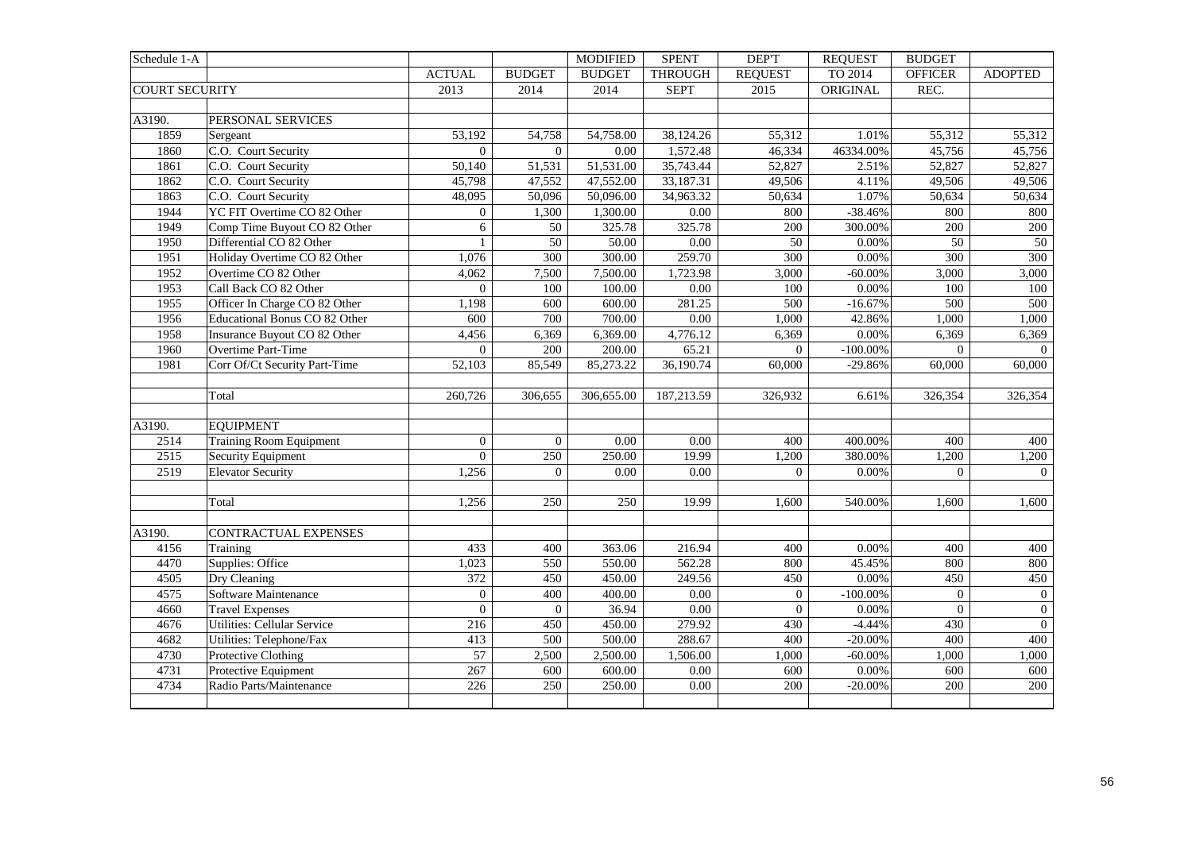| Schedule 1-A | | | | MODIFIED | SPENT | DEP'T | REQUEST | BUDGET | |
|---|---|---|---|---|---|---|---|---|---|
| | | ACTUAL | BUDGET | BUDGET | THROUGH | REQUEST | TO 2014 | OFFICER | ADOPTED |
| COURT SECURITY | | 2013 | 2014 | 2014 | SEPT | 2015 | ORIGINAL | REC. | |
| | | | | | | | | | |
| A3190. | PERSONAL SERVICES | | | | | | | | |
| 1859 | Sergeant | 53,192 | 54,758 | 54,758.00 | 38,124.26 | 55,312 | 1.01% | 55,312 | 55,312 |
| 1860 | C.O. Court Security | 0 | 0 | 0.00 | 1,572.48 | 46,334 | 46334.00% | 45,756 | 45,756 |
| 1861 | C.O. Court Security | 50,140 | 51,531 | 51,531.00 | 35,743.44 | 52,827 | 2.51% | 52,827 | 52,827 |
| 1862 | C.O. Court Security | 45,798 | 47,552 | 47,552.00 | 33,187.31 | 49,506 | 4.11% | 49,506 | 49,506 |
| 1863 | C.O. Court Security | 48,095 | 50,096 | 50,096.00 | 34,963.32 | 50,634 | 1.07% | 50,634 | 50,634 |
| 1944 | YC FIT Overtime CO 82 Other | 0 | 1,300 | 1,300.00 | 0.00 | 800 | -38.46% | 800 | 800 |
| 1949 | Comp Time Buyout CO 82 Other | 6 | 50 | 325.78 | 325.78 | 200 | 300.00% | 200 | 200 |
| 1950 | Differential CO 82 Other | 1 | 50 | 50.00 | 0.00 | 50 | 0.00% | 50 | 50 |
| 1951 | Holiday Overtime CO 82 Other | 1,076 | 300 | 300.00 | 259.70 | 300 | 0.00% | 300 | 300 |
| 1952 | Overtime CO 82 Other | 4,062 | 7,500 | 7,500.00 | 1,723.98 | 3,000 | -60.00% | 3,000 | 3,000 |
| 1953 | Call Back CO 82 Other | 0 | 100 | 100.00 | 0.00 | 100 | 0.00% | 100 | 100 |
| 1955 | Officer In Charge CO 82 Other | 1,198 | 600 | 600.00 | 281.25 | 500 | -16.67% | 500 | 500 |
| 1956 | Educational Bonus CO 82 Other | 600 | 700 | 700.00 | 0.00 | 1,000 | 42.86% | 1,000 | 1,000 |
| 1958 | Insurance Buyout CO 82 Other | 4,456 | 6,369 | 6,369.00 | 4,776.12 | 6,369 | 0.00% | 6,369 | 6,369 |
| 1960 | Overtime Part-Time | 0 | 200 | 200.00 | 65.21 | 0 | -100.00% | 0 | 0 |
| 1981 | Corr Of/Ct Security Part-Time | 52,103 | 85,549 | 85,273.22 | 36,190.74 | 60,000 | -29.86% | 60,000 | 60,000 |
| | | | | | | | | | |
| | Total | 260,726 | 306,655 | 306,655.00 | 187,213.59 | 326,932 | 6.61% | 326,354 | 326,354 |
| | | | | | | | | | |
| A3190. | EQUIPMENT | | | | | | | | |
| 2514 | Training Room Equipment | 0 | 0 | 0.00 | 0.00 | 400 | 400.00% | 400 | 400 |
| 2515 | Security Equipment | 0 | 250 | 250.00 | 19.99 | 1,200 | 380.00% | 1,200 | 1,200 |
| 2519 | Elevator Security | 1,256 | 0 | 0.00 | 0.00 | 0 | 0.00% | 0 | 0 |
| | | | | | | | | | |
| | Total | 1,256 | 250 | 250 | 19.99 | 1,600 | 540.00% | 1,600 | 1,600 |
| | | | | | | | | | |
| A3190. | CONTRACTUAL EXPENSES | | | | | | | | |
| 4156 | Training | 433 | 400 | 363.06 | 216.94 | 400 | 0.00% | 400 | 400 |
| 4470 | Supplies: Office | 1,023 | 550 | 550.00 | 562.28 | 800 | 45.45% | 800 | 800 |
| 4505 | Dry Cleaning | 372 | 450 | 450.00 | 249.56 | 450 | 0.00% | 450 | 450 |
| 4575 | Software Maintenance | 0 | 400 | 400.00 | 0.00 | 0 | -100.00% | 0 | 0 |
| 4660 | Travel Expenses | 0 | 0 | 36.94 | 0.00 | 0 | 0.00% | 0 | 0 |
| 4676 | Utilities: Cellular Service | 216 | 450 | 450.00 | 279.92 | 430 | -4.44% | 430 | 0 |
| 4682 | Utilities: Telephone/Fax | 413 | 500 | 500.00 | 288.67 | 400 | -20.00% | 400 | 400 |
| 4730 | Protective Clothing | 57 | 2,500 | 2,500.00 | 1,506.00 | 1,000 | -60.00% | 1,000 | 1,000 |
| 4731 | Protective Equipment | 267 | 600 | 600.00 | 0.00 | 600 | 0.00% | 600 | 600 |
| 4734 | Radio Parts/Maintenance | 226 | 250 | 250.00 | 0.00 | 200 | -20.00% | 200 | 200 |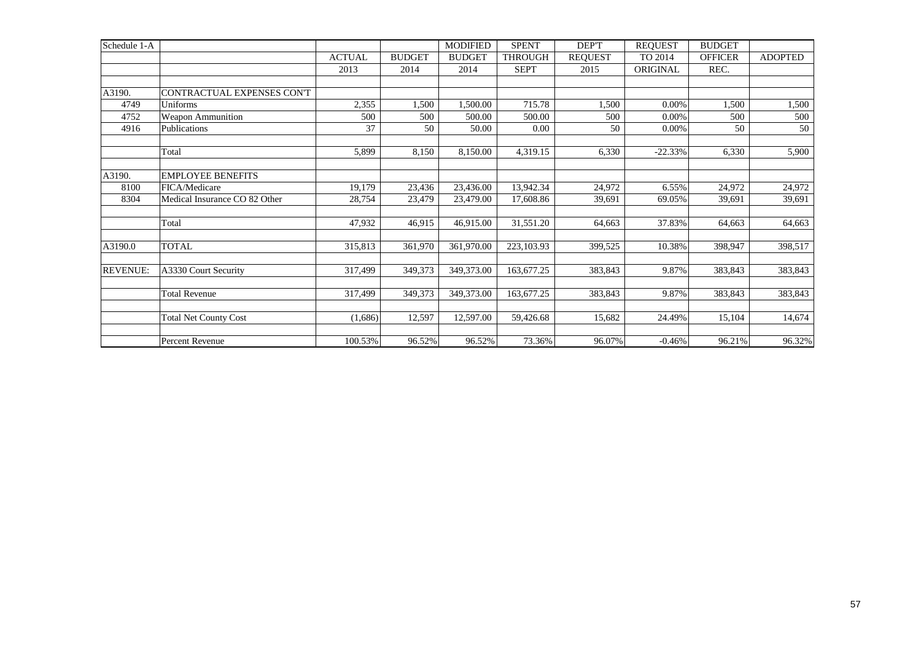| Schedule 1-A | | ACTUAL 2013 | BUDGET 2014 | MODIFIED BUDGET 2014 | SPENT THROUGH SEPT | DEP'T REQUEST 2015 | REQUEST TO 2014 ORIGINAL | BUDGET OFFICER REC. | ADOPTED |
|---|---|---|---|---|---|---|---|---|---|
| A3190. | CONTRACTUAL EXPENSES CON'T | | | | | | | | |
| 4749 | Uniforms | 2,355 | 1,500 | 1,500.00 | 715.78 | 1,500 | 0.00% | 1,500 | 1,500 |
| 4752 | Weapon Ammunition | 500 | 500 | 500.00 | 500.00 | 500 | 0.00% | 500 | 500 |
| 4916 | Publications | 37 | 50 | 50.00 | 0.00 | 50 | 0.00% | 50 | 50 |
| | Total | 5,899 | 8,150 | 8,150.00 | 4,319.15 | 6,330 | -22.33% | 6,330 | 5,900 |
| A3190. | EMPLOYEE BENEFITS | | | | | | | | |
| 8100 | FICA/Medicare | 19,179 | 23,436 | 23,436.00 | 13,942.34 | 24,972 | 6.55% | 24,972 | 24,972 |
| 8304 | Medical Insurance CO 82 Other | 28,754 | 23,479 | 23,479.00 | 17,608.86 | 39,691 | 69.05% | 39,691 | 39,691 |
| | Total | 47,932 | 46,915 | 46,915.00 | 31,551.20 | 64,663 | 37.83% | 64,663 | 64,663 |
| A3190.0 | TOTAL | 315,813 | 361,970 | 361,970.00 | 223,103.93 | 399,525 | 10.38% | 398,947 | 398,517 |
| REVENUE: | A3330 Court Security | 317,499 | 349,373 | 349,373.00 | 163,677.25 | 383,843 | 9.87% | 383,843 | 383,843 |
| | Total Revenue | 317,499 | 349,373 | 349,373.00 | 163,677.25 | 383,843 | 9.87% | 383,843 | 383,843 |
| | Total Net County Cost | (1,686) | 12,597 | 12,597.00 | 59,426.68 | 15,682 | 24.49% | 15,104 | 14,674 |
| | Percent Revenue | 100.53% | 96.52% | 96.52% | 73.36% | 96.07% | -0.46% | 96.21% | 96.32% |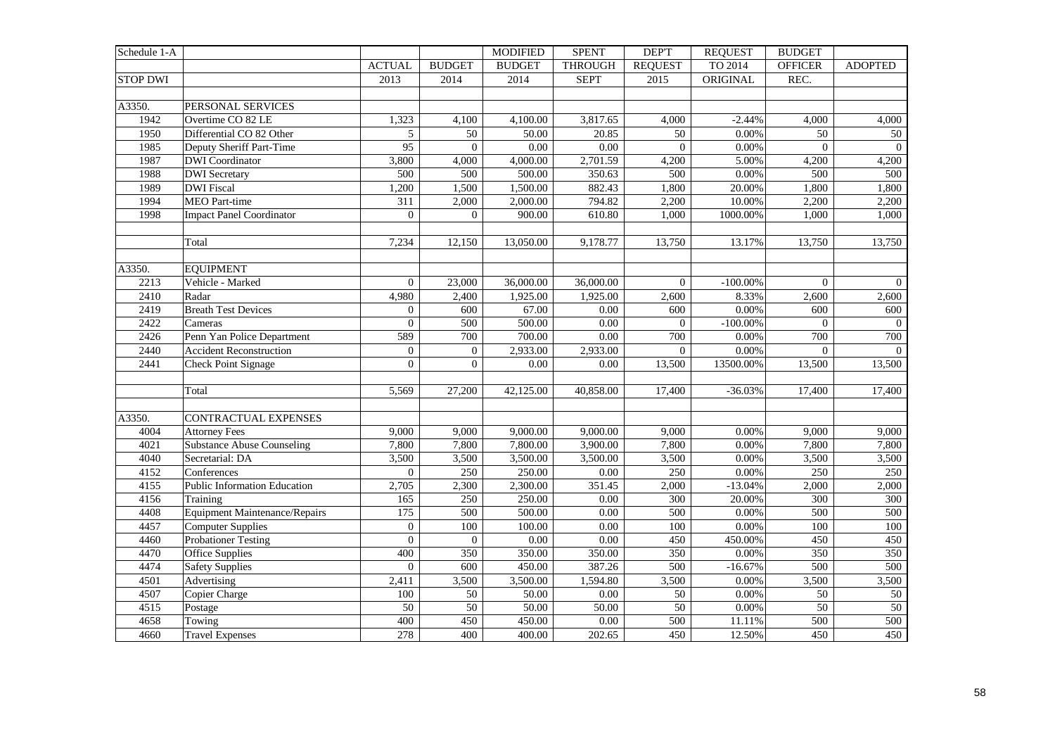| Schedule 1-A | | | | MODIFIED | SPENT | DEP'T | REQUEST | BUDGET | |
|---|---|---|---|---|---|---|---|---|---|
| | | ACTUAL | BUDGET | BUDGET | THROUGH | REQUEST | TO 2014 | OFFICER | ADOPTED |
| STOP DWI | | 2013 | 2014 | 2014 | SEPT | 2015 | ORIGINAL | REC. | |
| | | | | | | | | | |
| A3350. | PERSONAL SERVICES | | | | | | | | |
| 1942 | Overtime CO 82 LE | 1,323 | 4,100 | 4,100.00 | 3,817.65 | 4,000 | -2.44% | 4,000 | 4,000 |
| 1950 | Differential CO 82 Other | 5 | 50 | 50.00 | 20.85 | 50 | 0.00% | 50 | 50 |
| 1985 | Deputy Sheriff Part-Time | 95 | 0 | 0.00 | 0.00 | 0 | 0.00% | 0 | 0 |
| 1987 | DWI Coordinator | 3,800 | 4,000 | 4,000.00 | 2,701.59 | 4,200 | 5.00% | 4,200 | 4,200 |
| 1988 | DWI Secretary | 500 | 500 | 500.00 | 350.63 | 500 | 0.00% | 500 | 500 |
| 1989 | DWI Fiscal | 1,200 | 1,500 | 1,500.00 | 882.43 | 1,800 | 20.00% | 1,800 | 1,800 |
| 1994 | MEO Part-time | 311 | 2,000 | 2,000.00 | 794.82 | 2,200 | 10.00% | 2,200 | 2,200 |
| 1998 | Impact Panel Coordinator | 0 | 0 | 900.00 | 610.80 | 1,000 | 1000.00% | 1,000 | 1,000 |
| | | | | | | | | | |
| | Total | 7,234 | 12,150 | 13,050.00 | 9,178.77 | 13,750 | 13.17% | 13,750 | 13,750 |
| | | | | | | | | | |
| A3350. | EQUIPMENT | | | | | | | | |
| 2213 | Vehicle - Marked | 0 | 23,000 | 36,000.00 | 36,000.00 | 0 | -100.00% | 0 | 0 |
| 2410 | Radar | 4,980 | 2,400 | 1,925.00 | 1,925.00 | 2,600 | 8.33% | 2,600 | 2,600 |
| 2419 | Breath Test Devices | 0 | 600 | 67.00 | 0.00 | 600 | 0.00% | 600 | 600 |
| 2422 | Cameras | 0 | 500 | 500.00 | 0.00 | 0 | -100.00% | 0 | 0 |
| 2426 | Penn Yan Police Department | 589 | 700 | 700.00 | 0.00 | 700 | 0.00% | 700 | 700 |
| 2440 | Accident Reconstruction | 0 | 0 | 2,933.00 | 2,933.00 | 0 | 0.00% | 0 | 0 |
| 2441 | Check Point Signage | 0 | 0 | 0.00 | 0.00 | 13,500 | 13500.00% | 13,500 | 13,500 |
| | | | | | | | | | |
| | Total | 5,569 | 27,200 | 42,125.00 | 40,858.00 | 17,400 | -36.03% | 17,400 | 17,400 |
| | | | | | | | | | |
| A3350. | CONTRACTUAL EXPENSES | | | | | | | | |
| 4004 | Attorney Fees | 9,000 | 9,000 | 9,000.00 | 9,000.00 | 9,000 | 0.00% | 9,000 | 9,000 |
| 4021 | Substance Abuse Counseling | 7,800 | 7,800 | 7,800.00 | 3,900.00 | 7,800 | 0.00% | 7,800 | 7,800 |
| 4040 | Secretarial: DA | 3,500 | 3,500 | 3,500.00 | 3,500.00 | 3,500 | 0.00% | 3,500 | 3,500 |
| 4152 | Conferences | 0 | 250 | 250.00 | 0.00 | 250 | 0.00% | 250 | 250 |
| 4155 | Public Information Education | 2,705 | 2,300 | 2,300.00 | 351.45 | 2,000 | -13.04% | 2,000 | 2,000 |
| 4156 | Training | 165 | 250 | 250.00 | 0.00 | 300 | 20.00% | 300 | 300 |
| 4408 | Equipment Maintenance/Repairs | 175 | 500 | 500.00 | 0.00 | 500 | 0.00% | 500 | 500 |
| 4457 | Computer Supplies | 0 | 100 | 100.00 | 0.00 | 100 | 0.00% | 100 | 100 |
| 4460 | Probationer Testing | 0 | 0 | 0.00 | 0.00 | 450 | 450.00% | 450 | 450 |
| 4470 | Office Supplies | 400 | 350 | 350.00 | 350.00 | 350 | 0.00% | 350 | 350 |
| 4474 | Safety Supplies | 0 | 600 | 450.00 | 387.26 | 500 | -16.67% | 500 | 500 |
| 4501 | Advertising | 2,411 | 3,500 | 3,500.00 | 1,594.80 | 3,500 | 0.00% | 3,500 | 3,500 |
| 4507 | Copier Charge | 100 | 50 | 50.00 | 0.00 | 50 | 0.00% | 50 | 50 |
| 4515 | Postage | 50 | 50 | 50.00 | 50.00 | 50 | 0.00% | 50 | 50 |
| 4658 | Towing | 400 | 450 | 450.00 | 0.00 | 500 | 11.11% | 500 | 500 |
| 4660 | Travel Expenses | 278 | 400 | 400.00 | 202.65 | 450 | 12.50% | 450 | 450 |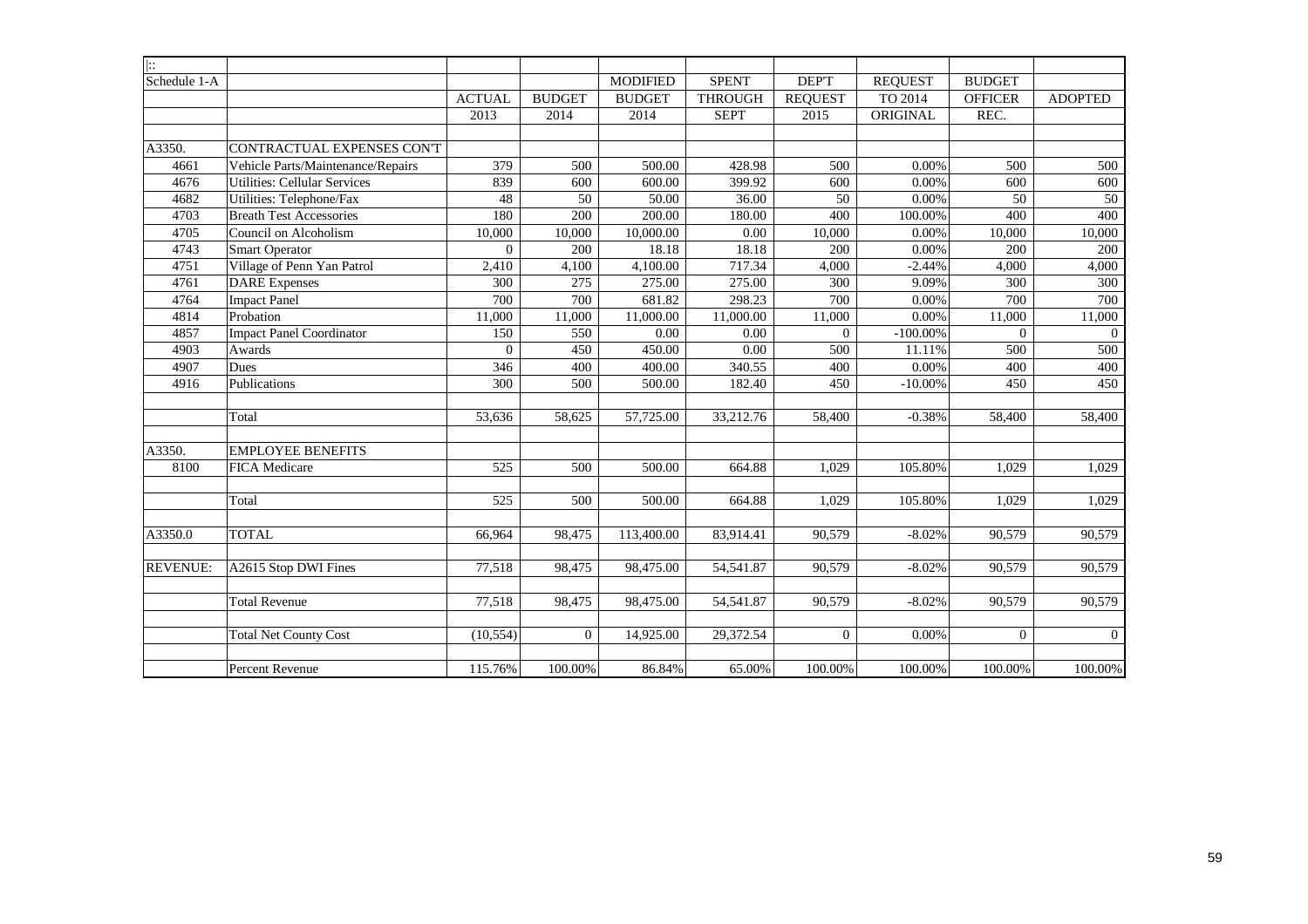| [:: | | | | | | | | | |
|---|---|---|---|---|---|---|---|---|---|
| Schedule 1-A | | | | MODIFIED | SPENT | DEP'T | REQUEST | BUDGET | |
| | | ACTUAL | BUDGET | BUDGET | THROUGH | REQUEST | TO 2014 | OFFICER | ADOPTED |
| | | 2013 | 2014 | 2014 | SEPT | 2015 | ORIGINAL | REC. | |
| A3350. | CONTRACTUAL EXPENSES CON'T | | | | | | | | |
| 4661 | Vehicle Parts/Maintenance/Repairs | 379 | 500 | 500.00 | 428.98 | 500 | 0.00% | 500 | 500 |
| 4676 | Utilities: Cellular Services | 839 | 600 | 600.00 | 399.92 | 600 | 0.00% | 600 | 600 |
| 4682 | Utilities: Telephone/Fax | 48 | 50 | 50.00 | 36.00 | 50 | 0.00% | 50 | 50 |
| 4703 | Breath Test Accessories | 180 | 200 | 200.00 | 180.00 | 400 | 100.00% | 400 | 400 |
| 4705 | Council on Alcoholism | 10,000 | 10,000 | 10,000.00 | 0.00 | 10,000 | 0.00% | 10,000 | 10,000 |
| 4743 | Smart Operator | 0 | 200 | 18.18 | 18.18 | 200 | 0.00% | 200 | 200 |
| 4751 | Village of Penn Yan Patrol | 2,410 | 4,100 | 4,100.00 | 717.34 | 4,000 | -2.44% | 4,000 | 4,000 |
| 4761 | DARE Expenses | 300 | 275 | 275.00 | 275.00 | 300 | 9.09% | 300 | 300 |
| 4764 | Impact Panel | 700 | 700 | 681.82 | 298.23 | 700 | 0.00% | 700 | 700 |
| 4814 | Probation | 11,000 | 11,000 | 11,000.00 | 11,000.00 | 11,000 | 0.00% | 11,000 | 11,000 |
| 4857 | Impact Panel Coordinator | 150 | 550 | 0.00 | 0.00 | 0 | -100.00% | 0 | 0 |
| 4903 | Awards | 0 | 450 | 450.00 | 0.00 | 500 | 11.11% | 500 | 500 |
| 4907 | Dues | 346 | 400 | 400.00 | 340.55 | 400 | 0.00% | 400 | 400 |
| 4916 | Publications | 300 | 500 | 500.00 | 182.40 | 450 | -10.00% | 450 | 450 |
| | Total | 53,636 | 58,625 | 57,725.00 | 33,212.76 | 58,400 | -0.38% | 58,400 | 58,400 |
| A3350. | EMPLOYEE BENEFITS | | | | | | | | |
| 8100 | FICA Medicare | 525 | 500 | 500.00 | 664.88 | 1,029 | 105.80% | 1,029 | 1,029 |
| | Total | 525 | 500 | 500.00 | 664.88 | 1,029 | 105.80% | 1,029 | 1,029 |
| A3350.0 | TOTAL | 66,964 | 98,475 | 113,400.00 | 83,914.41 | 90,579 | -8.02% | 90,579 | 90,579 |
| REVENUE: | A2615 Stop DWI Fines | 77,518 | 98,475 | 98,475.00 | 54,541.87 | 90,579 | -8.02% | 90,579 | 90,579 |
| | Total Revenue | 77,518 | 98,475 | 98,475.00 | 54,541.87 | 90,579 | -8.02% | 90,579 | 90,579 |
| | Total Net County Cost | (10,554) | 0 | 14,925.00 | 29,372.54 | 0 | 0.00% | 0 | 0 |
| | Percent Revenue | 115.76% | 100.00% | 86.84% | 65.00% | 100.00% | 100.00% | 100.00% | 100.00% |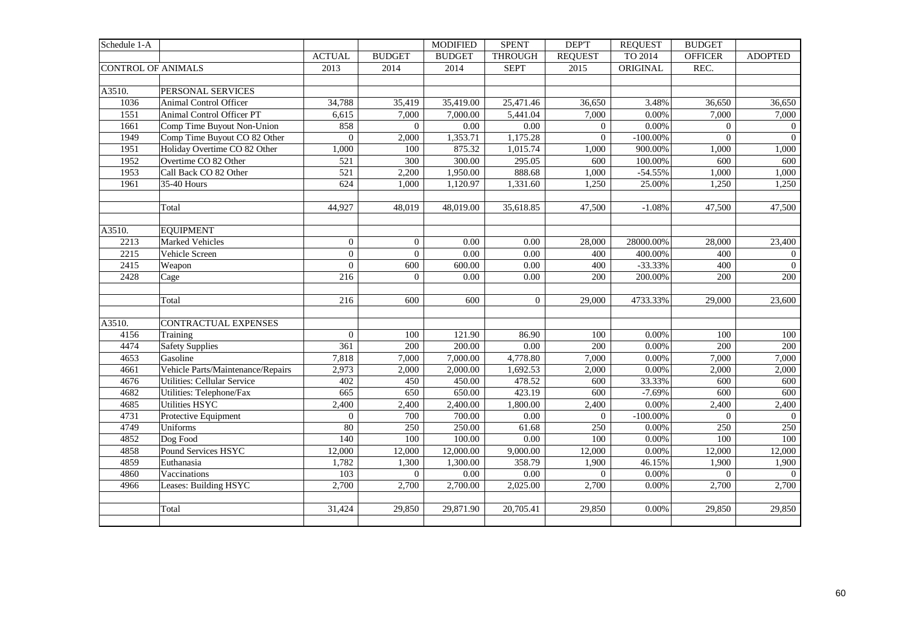| Schedule 1-A | | | | MODIFIED | SPENT | DEP'T | REQUEST | BUDGET | |
|---|---|---|---|---|---|---|---|---|---|
| | | ACTUAL | BUDGET | BUDGET | THROUGH | REQUEST | TO 2014 | OFFICER | ADOPTED |
| CONTROL OF ANIMALS | | 2013 | 2014 | 2014 | SEPT | 2015 | ORIGINAL | REC. | |
| | | | | | | | | | |
| A3510. | PERSONAL SERVICES | | | | | | | | |
| 1036 | Animal Control Officer | 34,788 | 35,419 | 35,419.00 | 25,471.46 | 36,650 | 3.48% | 36,650 | 36,650 |
| 1551 | Animal Control Officer PT | 6,615 | 7,000 | 7,000.00 | 5,441.04 | 7,000 | 0.00% | 7,000 | 7,000 |
| 1661 | Comp Time Buyout Non-Union | 858 | 0 | 0.00 | 0.00 | 0 | 0.00% | 0 | 0 |
| 1949 | Comp Time Buyout CO 82 Other | 0 | 2,000 | 1,353.71 | 1,175.28 | 0 | -100.00% | 0 | 0 |
| 1951 | Holiday Overtime CO 82 Other | 1,000 | 100 | 875.32 | 1,015.74 | 1,000 | 900.00% | 1,000 | 1,000 |
| 1952 | Overtime CO 82 Other | 521 | 300 | 300.00 | 295.05 | 600 | 100.00% | 600 | 600 |
| 1953 | Call Back CO 82 Other | 521 | 2,200 | 1,950.00 | 888.68 | 1,000 | -54.55% | 1,000 | 1,000 |
| 1961 | 35-40 Hours | 624 | 1,000 | 1,120.97 | 1,331.60 | 1,250 | 25.00% | 1,250 | 1,250 |
| | | | | | | | | | |
| | Total | 44,927 | 48,019 | 48,019.00 | 35,618.85 | 47,500 | -1.08% | 47,500 | 47,500 |
| | | | | | | | | | |
| A3510. | EQUIPMENT | | | | | | | | |
| 2213 | Marked Vehicles | 0 | 0 | 0.00 | 0.00 | 28,000 | 28000.00% | 28,000 | 23,400 |
| 2215 | Vehicle Screen | 0 | 0 | 0.00 | 0.00 | 400 | 400.00% | 400 | 0 |
| 2415 | Weapon | 0 | 600 | 600.00 | 0.00 | 400 | -33.33% | 400 | 0 |
| 2428 | Cage | 216 | 0 | 0.00 | 0.00 | 200 | 200.00% | 200 | 200 |
| | | | | | | | | | |
| | Total | 216 | 600 | 600 | 0 | 29,000 | 4733.33% | 29,000 | 23,600 |
| | | | | | | | | | |
| A3510. | CONTRACTUAL EXPENSES | | | | | | | | |
| 4156 | Training | 0 | 100 | 121.90 | 86.90 | 100 | 0.00% | 100 | 100 |
| 4474 | Safety Supplies | 361 | 200 | 200.00 | 0.00 | 200 | 0.00% | 200 | 200 |
| 4653 | Gasoline | 7,818 | 7,000 | 7,000.00 | 4,778.80 | 7,000 | 0.00% | 7,000 | 7,000 |
| 4661 | Vehicle Parts/Maintenance/Repairs | 2,973 | 2,000 | 2,000.00 | 1,692.53 | 2,000 | 0.00% | 2,000 | 2,000 |
| 4676 | Utilities: Cellular Service | 402 | 450 | 450.00 | 478.52 | 600 | 33.33% | 600 | 600 |
| 4682 | Utilities: Telephone/Fax | 665 | 650 | 650.00 | 423.19 | 600 | -7.69% | 600 | 600 |
| 4685 | Utilities HSYC | 2,400 | 2,400 | 2,400.00 | 1,800.00 | 2,400 | 0.00% | 2,400 | 2,400 |
| 4731 | Protective Equipment | 0 | 700 | 700.00 | 0.00 | 0 | -100.00% | 0 | 0 |
| 4749 | Uniforms | 80 | 250 | 250.00 | 61.68 | 250 | 0.00% | 250 | 250 |
| 4852 | Dog Food | 140 | 100 | 100.00 | 0.00 | 100 | 0.00% | 100 | 100 |
| 4858 | Pound Services HSYC | 12,000 | 12,000 | 12,000.00 | 9,000.00 | 12,000 | 0.00% | 12,000 | 12,000 |
| 4859 | Euthanasia | 1,782 | 1,300 | 1,300.00 | 358.79 | 1,900 | 46.15% | 1,900 | 1,900 |
| 4860 | Vaccinations | 103 | 0 | 0.00 | 0.00 | 0 | 0.00% | 0 | 0 |
| 4966 | Leases: Building HSYC | 2,700 | 2,700 | 2,700.00 | 2,025.00 | 2,700 | 0.00% | 2,700 | 2,700 |
| | | | | | | | | | |
| | Total | 31,424 | 29,850 | 29,871.90 | 20,705.41 | 29,850 | 0.00% | 29,850 | 29,850 |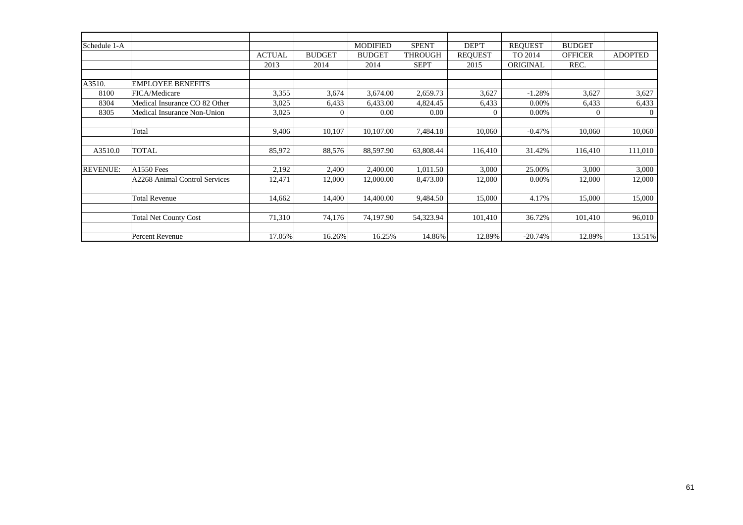| Schedule 1-A | | ACTUAL 2013 | BUDGET 2014 | MODIFIED BUDGET 2014 | SPENT THROUGH SEPT | DEP'T REQUEST 2015 | REQUEST TO 2014 ORIGINAL | BUDGET OFFICER REC. | ADOPTED |
|---|---|---|---|---|---|---|---|---|---|
| A3510. | EMPLOYEE BENEFITS | | | | | | | | |
| 8100 | FICA/Medicare | 3,355 | 3,674 | 3,674.00 | 2,659.73 | 3,627 | -1.28% | 3,627 | 3,627 |
| 8304 | Medical Insurance CO 82 Other | 3,025 | 6,433 | 6,433.00 | 4,824.45 | 6,433 | 0.00% | 6,433 | 6,433 |
| 8305 | Medical Insurance Non-Union | 3,025 | 0 | 0.00 | 0.00 | 0 | 0.00% | 0 | 0 |
| | Total | 9,406 | 10,107 | 10,107.00 | 7,484.18 | 10,060 | -0.47% | 10,060 | 10,060 |
| A3510.0 | TOTAL | 85,972 | 88,576 | 88,597.90 | 63,808.44 | 116,410 | 31.42% | 116,410 | 111,010 |
| REVENUE: | A1550 Fees | 2,192 | 2,400 | 2,400.00 | 1,011.50 | 3,000 | 25.00% | 3,000 | 3,000 |
| | A2268 Animal Control Services | 12,471 | 12,000 | 12,000.00 | 8,473.00 | 12,000 | 0.00% | 12,000 | 12,000 |
| | Total Revenue | 14,662 | 14,400 | 14,400.00 | 9,484.50 | 15,000 | 4.17% | 15,000 | 15,000 |
| | Total Net County Cost | 71,310 | 74,176 | 74,197.90 | 54,323.94 | 101,410 | 36.72% | 101,410 | 96,010 |
| | Percent Revenue | 17.05% | 16.26% | 16.25% | 14.86% | 12.89% | -20.74% | 12.89% | 13.51% |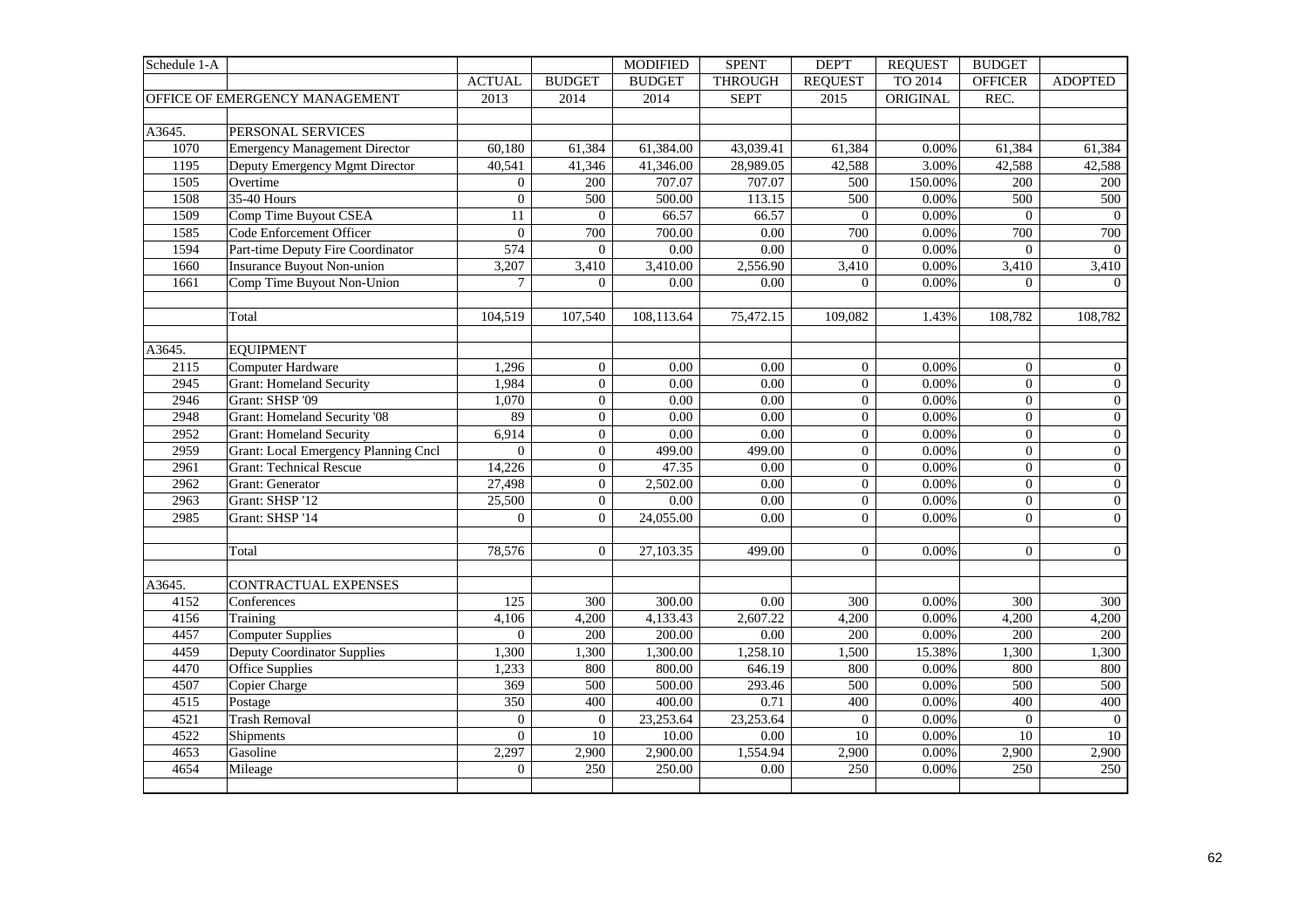| Schedule 1-A | | | | MODIFIED | SPENT | DEP'T | REQUEST | BUDGET | |
|---|---|---|---|---|---|---|---|---|---|
| | | ACTUAL | BUDGET | BUDGET | THROUGH | REQUEST | TO 2014 | OFFICER | ADOPTED |
| | OFFICE OF EMERGENCY MANAGEMENT | 2013 | 2014 | 2014 | SEPT | 2015 | ORIGINAL | REC. | |
| | | | | | | | | | |
| A3645. | PERSONAL SERVICES | | | | | | | | |
| 1070 | Emergency Management Director | 60,180 | 61,384 | 61,384.00 | 43,039.41 | 61,384 | 0.00% | 61,384 | 61,384 |
| 1195 | Deputy Emergency Mgmt Director | 40,541 | 41,346 | 41,346.00 | 28,989.05 | 42,588 | 3.00% | 42,588 | 42,588 |
| 1505 | Overtime | 0 | 200 | 707.07 | 707.07 | 500 | 150.00% | 200 | 200 |
| 1508 | 35-40 Hours | 0 | 500 | 500.00 | 113.15 | 500 | 0.00% | 500 | 500 |
| 1509 | Comp Time Buyout CSEA | 11 | 0 | 66.57 | 66.57 | 0 | 0.00% | 0 | 0 |
| 1585 | Code Enforcement Officer | 0 | 700 | 700.00 | 0.00 | 700 | 0.00% | 700 | 700 |
| 1594 | Part-time Deputy Fire Coordinator | 574 | 0 | 0.00 | 0.00 | 0 | 0.00% | 0 | 0 |
| 1660 | Insurance Buyout Non-union | 3,207 | 3,410 | 3,410.00 | 2,556.90 | 3,410 | 0.00% | 3,410 | 3,410 |
| 1661 | Comp Time Buyout Non-Union | 7 | 0 | 0.00 | 0.00 | 0 | 0.00% | 0 | 0 |
| | | | | | | | | | |
| | Total | 104,519 | 107,540 | 108,113.64 | 75,472.15 | 109,082 | 1.43% | 108,782 | 108,782 |
| | | | | | | | | | |
| A3645. | EQUIPMENT | | | | | | | | |
| 2115 | Computer Hardware | 1,296 | 0 | 0.00 | 0.00 | 0 | 0.00% | 0 | 0 |
| 2945 | Grant: Homeland Security | 1,984 | 0 | 0.00 | 0.00 | 0 | 0.00% | 0 | 0 |
| 2946 | Grant: SHSP '09 | 1,070 | 0 | 0.00 | 0.00 | 0 | 0.00% | 0 | 0 |
| 2948 | Grant: Homeland Security '08 | 89 | 0 | 0.00 | 0.00 | 0 | 0.00% | 0 | 0 |
| 2952 | Grant: Homeland Security | 6,914 | 0 | 0.00 | 0.00 | 0 | 0.00% | 0 | 0 |
| 2959 | Grant: Local Emergency Planning Cncl | 0 | 0 | 499.00 | 499.00 | 0 | 0.00% | 0 | 0 |
| 2961 | Grant: Technical Rescue | 14,226 | 0 | 47.35 | 0.00 | 0 | 0.00% | 0 | 0 |
| 2962 | Grant: Generator | 27,498 | 0 | 2,502.00 | 0.00 | 0 | 0.00% | 0 | 0 |
| 2963 | Grant: SHSP '12 | 25,500 | 0 | 0.00 | 0.00 | 0 | 0.00% | 0 | 0 |
| 2985 | Grant: SHSP '14 | 0 | 0 | 24,055.00 | 0.00 | 0 | 0.00% | 0 | 0 |
| | | | | | | | | | |
| | Total | 78,576 | 0 | 27,103.35 | 499.00 | 0 | 0.00% | 0 | 0 |
| | | | | | | | | | |
| A3645. | CONTRACTUAL EXPENSES | | | | | | | | |
| 4152 | Conferences | 125 | 300 | 300.00 | 0.00 | 300 | 0.00% | 300 | 300 |
| 4156 | Training | 4,106 | 4,200 | 4,133.43 | 2,607.22 | 4,200 | 0.00% | 4,200 | 4,200 |
| 4457 | Computer Supplies | 0 | 200 | 200.00 | 0.00 | 200 | 0.00% | 200 | 200 |
| 4459 | Deputy Coordinator Supplies | 1,300 | 1,300 | 1,300.00 | 1,258.10 | 1,500 | 15.38% | 1,300 | 1,300 |
| 4470 | Office Supplies | 1,233 | 800 | 800.00 | 646.19 | 800 | 0.00% | 800 | 800 |
| 4507 | Copier Charge | 369 | 500 | 500.00 | 293.46 | 500 | 0.00% | 500 | 500 |
| 4515 | Postage | 350 | 400 | 400.00 | 0.71 | 400 | 0.00% | 400 | 400 |
| 4521 | Trash Removal | 0 | 0 | 23,253.64 | 23,253.64 | 0 | 0.00% | 0 | 0 |
| 4522 | Shipments | 0 | 10 | 10.00 | 0.00 | 10 | 0.00% | 10 | 10 |
| 4653 | Gasoline | 2,297 | 2,900 | 2,900.00 | 1,554.94 | 2,900 | 0.00% | 2,900 | 2,900 |
| 4654 | Mileage | 0 | 250 | 250.00 | 0.00 | 250 | 0.00% | 250 | 250 |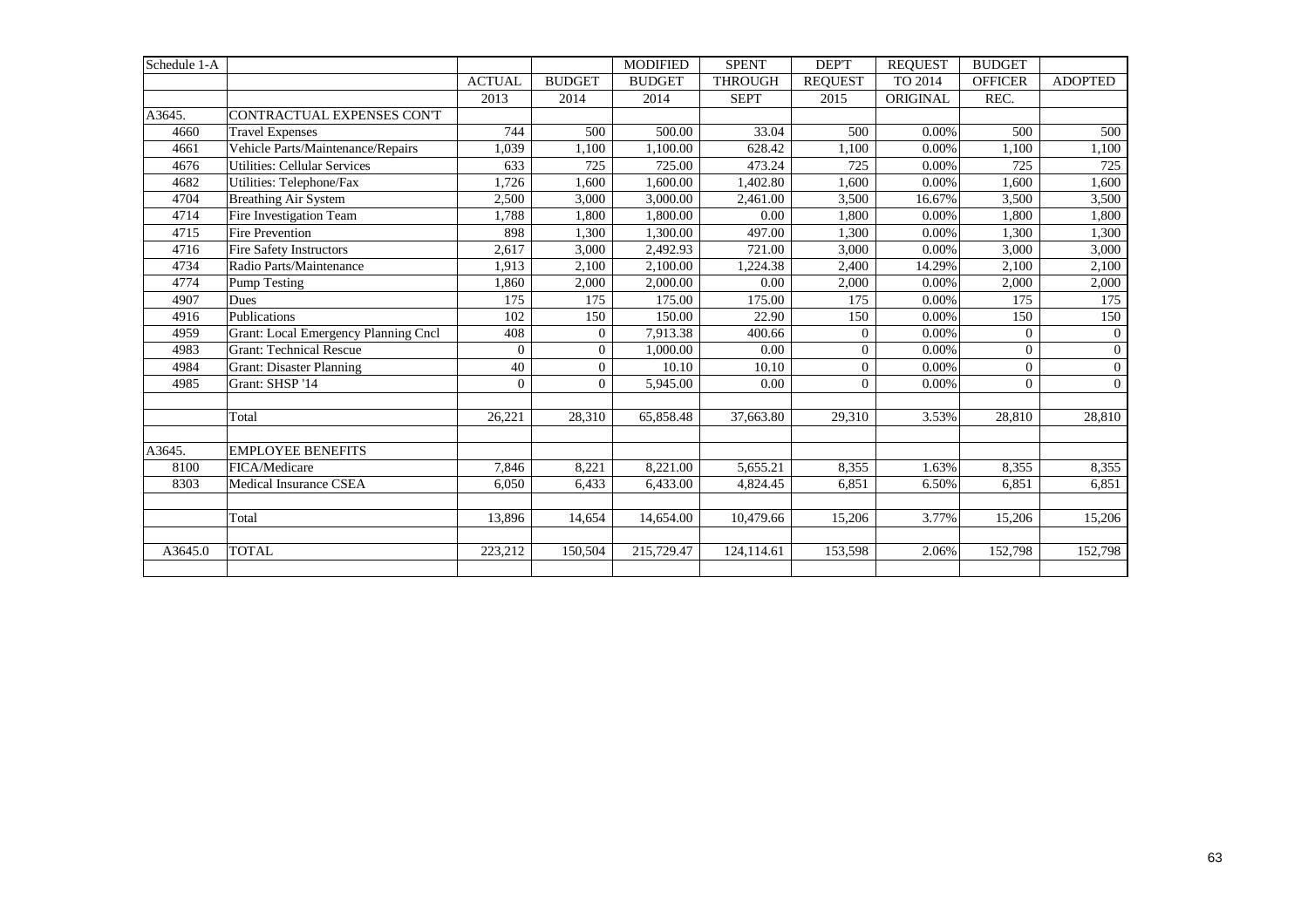| Schedule 1-A | | | | MODIFIED | SPENT | DEP'T | REQUEST | BUDGET | |
|---|---|---|---|---|---|---|---|---|---|
| | | ACTUAL | BUDGET | BUDGET | THROUGH | REQUEST | TO 2014 | OFFICER | ADOPTED |
| | | 2013 | 2014 | 2014 | SEPT | 2015 | ORIGINAL | REC. | |
| A3645. | CONTRACTUAL EXPENSES CON'T | | | | | | | | |
| 4660 | Travel Expenses | 744 | 500 | 500.00 | 33.04 | 500 | 0.00% | 500 | 500 |
| 4661 | Vehicle Parts/Maintenance/Repairs | 1,039 | 1,100 | 1,100.00 | 628.42 | 1,100 | 0.00% | 1,100 | 1,100 |
| 4676 | Utilities: Cellular Services | 633 | 725 | 725.00 | 473.24 | 725 | 0.00% | 725 | 725 |
| 4682 | Utilities: Telephone/Fax | 1,726 | 1,600 | 1,600.00 | 1,402.80 | 1,600 | 0.00% | 1,600 | 1,600 |
| 4704 | Breathing Air System | 2,500 | 3,000 | 3,000.00 | 2,461.00 | 3,500 | 16.67% | 3,500 | 3,500 |
| 4714 | Fire Investigation Team | 1,788 | 1,800 | 1,800.00 | 0.00 | 1,800 | 0.00% | 1,800 | 1,800 |
| 4715 | Fire Prevention | 898 | 1,300 | 1,300.00 | 497.00 | 1,300 | 0.00% | 1,300 | 1,300 |
| 4716 | Fire Safety Instructors | 2,617 | 3,000 | 2,492.93 | 721.00 | 3,000 | 0.00% | 3,000 | 3,000 |
| 4734 | Radio Parts/Maintenance | 1,913 | 2,100 | 2,100.00 | 1,224.38 | 2,400 | 14.29% | 2,100 | 2,100 |
| 4774 | Pump Testing | 1,860 | 2,000 | 2,000.00 | 0.00 | 2,000 | 0.00% | 2,000 | 2,000 |
| 4907 | Dues | 175 | 175 | 175.00 | 175.00 | 175 | 0.00% | 175 | 175 |
| 4916 | Publications | 102 | 150 | 150.00 | 22.90 | 150 | 0.00% | 150 | 150 |
| 4959 | Grant: Local Emergency Planning Cncl | 408 | 0 | 7,913.38 | 400.66 | 0 | 0.00% | 0 | 0 |
| 4983 | Grant: Technical Rescue | 0 | 0 | 1,000.00 | 0.00 | 0 | 0.00% | 0 | 0 |
| 4984 | Grant: Disaster Planning | 40 | 0 | 10.10 | 10.10 | 0 | 0.00% | 0 | 0 |
| 4985 | Grant: SHSP '14 | 0 | 0 | 5,945.00 | 0.00 | 0 | 0.00% | 0 | 0 |
| | | | | | | | | | |
| | Total | 26,221 | 28,310 | 65,858.48 | 37,663.80 | 29,310 | 3.53% | 28,810 | 28,810 |
| | | | | | | | | | |
| A3645. | EMPLOYEE BENEFITS | | | | | | | | |
| 8100 | FICA/Medicare | 7,846 | 8,221 | 8,221.00 | 5,655.21 | 8,355 | 1.63% | 8,355 | 8,355 |
| 8303 | Medical Insurance CSEA | 6,050 | 6,433 | 6,433.00 | 4,824.45 | 6,851 | 6.50% | 6,851 | 6,851 |
| | | | | | | | | | |
| | Total | 13,896 | 14,654 | 14,654.00 | 10,479.66 | 15,206 | 3.77% | 15,206 | 15,206 |
| | | | | | | | | | |
| A3645.0 | TOTAL | 223,212 | 150,504 | 215,729.47 | 124,114.61 | 153,598 | 2.06% | 152,798 | 152,798 |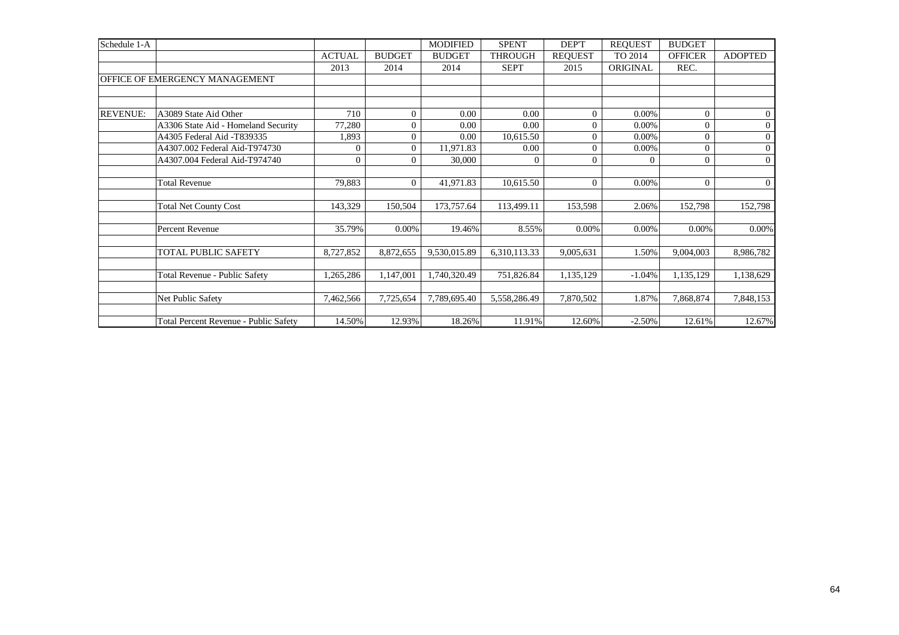| Schedule 1-A | | | | MODIFIED | SPENT | DEP'T | REQUEST | BUDGET | |
|---|---|---|---|---|---|---|---|---|---|
| | | ACTUAL | BUDGET | BUDGET | THROUGH | REQUEST | TO 2014 | OFFICER | ADOPTED |
| | | 2013 | 2014 | 2014 | SEPT | 2015 | ORIGINAL | REC. | |
| OFFICE OF EMERGENCY MANAGEMENT | | | | | | | | | |
| | | | | | | | | | |
| | | | | | | | | | |
| REVENUE: | A3089 State Aid Other | 710 | 0 | 0.00 | 0.00 | 0 | 0.00% | 0 | 0 |
| | A3306 State Aid - Homeland Security | 77,280 | 0 | 0.00 | 0.00 | 0 | 0.00% | 0 | 0 |
| | A4305 Federal Aid -T839335 | 1,893 | 0 | 0.00 | 10,615.50 | 0 | 0.00% | 0 | 0 |
| | A4307.002 Federal Aid-T974730 | 0 | 0 | 11,971.83 | 0.00 | 0 | 0.00% | 0 | 0 |
| | A4307.004 Federal Aid-T974740 | 0 | 0 | 30,000 | 0 | 0 | 0 | 0 | 0 |
| | | | | | | | | | |
| | Total Revenue | 79,883 | 0 | 41,971.83 | 10,615.50 | 0 | 0.00% | 0 | 0 |
| | | | | | | | | | |
| | Total Net County Cost | 143,329 | 150,504 | 173,757.64 | 113,499.11 | 153,598 | 2.06% | 152,798 | 152,798 |
| | | | | | | | | | |
| | Percent Revenue | 35.79% | 0.00% | 19.46% | 8.55% | 0.00% | 0.00% | 0.00% | 0.00% |
| | | | | | | | | | |
| | TOTAL PUBLIC SAFETY | 8,727,852 | 8,872,655 | 9,530,015.89 | 6,310,113.33 | 9,005,631 | 1.50% | 9,004,003 | 8,986,782 |
| | | | | | | | | | |
| | Total Revenue - Public Safety | 1,265,286 | 1,147,001 | 1,740,320.49 | 751,826.84 | 1,135,129 | -1.04% | 1,135,129 | 1,138,629 |
| | | | | | | | | | |
| | Net Public Safety | 7,462,566 | 7,725,654 | 7,789,695.40 | 5,558,286.49 | 7,870,502 | 1.87% | 7,868,874 | 7,848,153 |
| | | | | | | | | | |
| | Total Percent Revenue - Public Safety | 14.50% | 12.93% | 18.26% | 11.91% | 12.60% | -2.50% | 12.61% | 12.67% |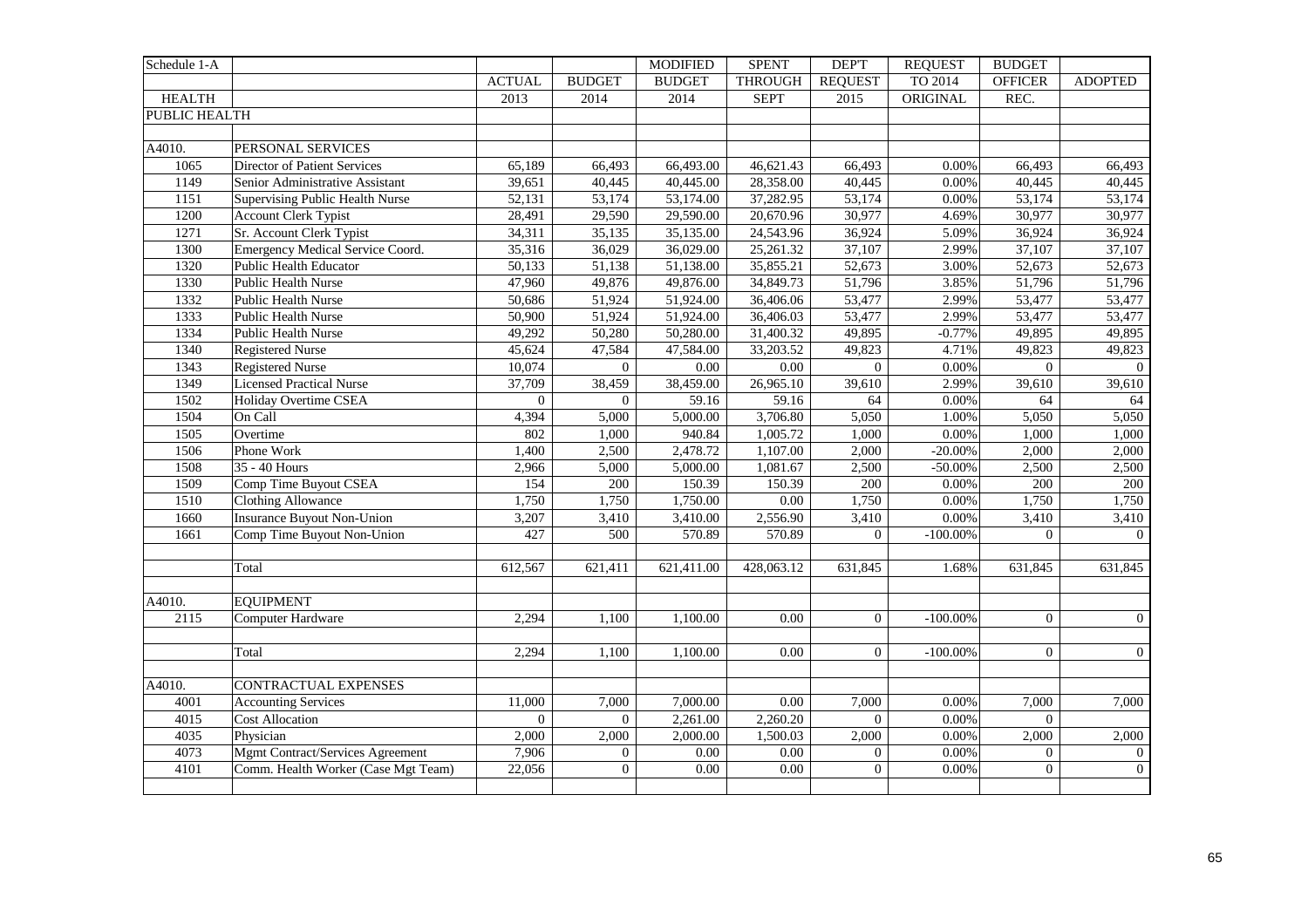| Schedule 1-A | | | | MODIFIED | SPENT | DEP'T | REQUEST | BUDGET | |
|---|---|---|---|---|---|---|---|---|---|
| | | ACTUAL | BUDGET | BUDGET | THROUGH | REQUEST | TO 2014 | OFFICER | ADOPTED |
| HEALTH | | 2013 | 2014 | 2014 | SEPT | 2015 | ORIGINAL | REC. | |
| PUBLIC HEALTH | | | | | | | | | |
| | | | | | | | | | |
| A4010. | PERSONAL SERVICES | | | | | | | | |
| 1065 | Director of Patient Services | 65,189 | 66,493 | 66,493.00 | 46,621.43 | 66,493 | 0.00% | 66,493 | 66,493 |
| 1149 | Senior Administrative Assistant | 39,651 | 40,445 | 40,445.00 | 28,358.00 | 40,445 | 0.00% | 40,445 | 40,445 |
| 1151 | Supervising Public Health Nurse | 52,131 | 53,174 | 53,174.00 | 37,282.95 | 53,174 | 0.00% | 53,174 | 53,174 |
| 1200 | Account Clerk Typist | 28,491 | 29,590 | 29,590.00 | 20,670.96 | 30,977 | 4.69% | 30,977 | 30,977 |
| 1271 | Sr. Account Clerk Typist | 34,311 | 35,135 | 35,135.00 | 24,543.96 | 36,924 | 5.09% | 36,924 | 36,924 |
| 1300 | Emergency Medical Service Coord. | 35,316 | 36,029 | 36,029.00 | 25,261.32 | 37,107 | 2.99% | 37,107 | 37,107 |
| 1320 | Public Health Educator | 50,133 | 51,138 | 51,138.00 | 35,855.21 | 52,673 | 3.00% | 52,673 | 52,673 |
| 1330 | Public Health Nurse | 47,960 | 49,876 | 49,876.00 | 34,849.73 | 51,796 | 3.85% | 51,796 | 51,796 |
| 1332 | Public Health Nurse | 50,686 | 51,924 | 51,924.00 | 36,406.06 | 53,477 | 2.99% | 53,477 | 53,477 |
| 1333 | Public Health Nurse | 50,900 | 51,924 | 51,924.00 | 36,406.03 | 53,477 | 2.99% | 53,477 | 53,477 |
| 1334 | Public Health Nurse | 49,292 | 50,280 | 50,280.00 | 31,400.32 | 49,895 | -0.77% | 49,895 | 49,895 |
| 1340 | Registered Nurse | 45,624 | 47,584 | 47,584.00 | 33,203.52 | 49,823 | 4.71% | 49,823 | 49,823 |
| 1343 | Registered Nurse | 10,074 | 0 | 0.00 | 0.00 | 0 | 0.00% | 0 | 0 |
| 1349 | Licensed Practical Nurse | 37,709 | 38,459 | 38,459.00 | 26,965.10 | 39,610 | 2.99% | 39,610 | 39,610 |
| 1502 | Holiday Overtime CSEA | 0 | 0 | 59.16 | 59.16 | 64 | 0.00% | 64 | 64 |
| 1504 | On Call | 4,394 | 5,000 | 5,000.00 | 3,706.80 | 5,050 | 1.00% | 5,050 | 5,050 |
| 1505 | Overtime | 802 | 1,000 | 940.84 | 1,005.72 | 1,000 | 0.00% | 1,000 | 1,000 |
| 1506 | Phone Work | 1,400 | 2,500 | 2,478.72 | 1,107.00 | 2,000 | -20.00% | 2,000 | 2,000 |
| 1508 | 35 - 40 Hours | 2,966 | 5,000 | 5,000.00 | 1,081.67 | 2,500 | -50.00% | 2,500 | 2,500 |
| 1509 | Comp Time Buyout CSEA | 154 | 200 | 150.39 | 150.39 | 200 | 0.00% | 200 | 200 |
| 1510 | Clothing Allowance | 1,750 | 1,750 | 1,750.00 | 0.00 | 1,750 | 0.00% | 1,750 | 1,750 |
| 1660 | Insurance Buyout Non-Union | 3,207 | 3,410 | 3,410.00 | 2,556.90 | 3,410 | 0.00% | 3,410 | 3,410 |
| 1661 | Comp Time Buyout Non-Union | 427 | 500 | 570.89 | 570.89 | 0 | -100.00% | 0 | 0 |
| | | | | | | | | | |
| | Total | 612,567 | 621,411 | 621,411.00 | 428,063.12 | 631,845 | 1.68% | 631,845 | 631,845 |
| | | | | | | | | | |
| A4010. | EQUIPMENT | | | | | | | | |
| 2115 | Computer Hardware | 2,294 | 1,100 | 1,100.00 | 0.00 | 0 | -100.00% | 0 | 0 |
| | | | | | | | | | |
| | Total | 2,294 | 1,100 | 1,100.00 | 0.00 | 0 | -100.00% | 0 | 0 |
| | | | | | | | | | |
| A4010. | CONTRACTUAL EXPENSES | | | | | | | | |
| 4001 | Accounting Services | 11,000 | 7,000 | 7,000.00 | 0.00 | 7,000 | 0.00% | 7,000 | 7,000 |
| 4015 | Cost Allocation | 0 | 0 | 2,261.00 | 2,260.20 | 0 | 0.00% | 0 | |
| 4035 | Physician | 2,000 | 2,000 | 2,000.00 | 1,500.03 | 2,000 | 0.00% | 2,000 | 2,000 |
| 4073 | Mgmt Contract/Services Agreement | 7,906 | 0 | 0.00 | 0.00 | 0 | 0.00% | 0 | 0 |
| 4101 | Comm. Health Worker (Case Mgt Team) | 22,056 | 0 | 0.00 | 0.00 | 0 | 0.00% | 0 | 0 |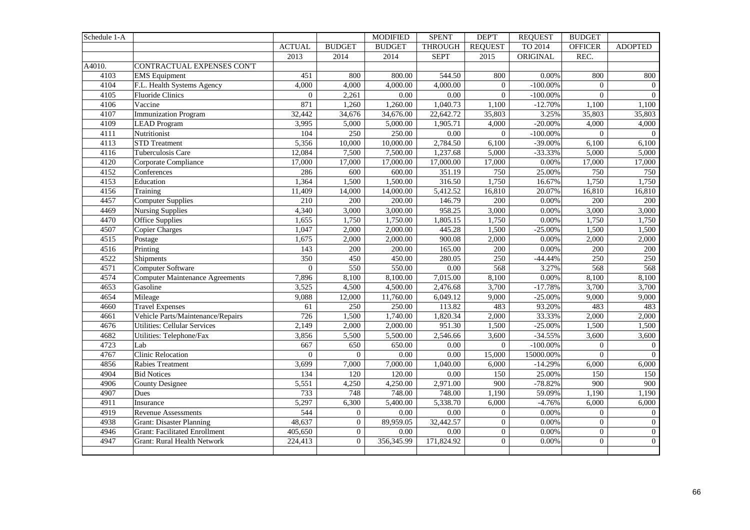| Schedule 1-A | | | | MODIFIED | SPENT | DEP'T | REQUEST | BUDGET | |
|---|---|---|---|---|---|---|---|---|---|
| | | ACTUAL | BUDGET | BUDGET | THROUGH | REQUEST | TO 2014 | OFFICER | ADOPTED |
| | | 2013 | 2014 | 2014 | SEPT | 2015 | ORIGINAL | REC. | |
| A4010. | CONTRACTUAL EXPENSES CON'T | | | | | | | | |
| 4103 | EMS Equipment | 451 | 800 | 800.00 | 544.50 | 800 | 0.00% | 800 | 800 |
| 4104 | F.L. Health Systems Agency | 4,000 | 4,000 | 4,000.00 | 4,000.00 | 0 | -100.00% | 0 | 0 |
| 4105 | Fluoride Clinics | 0 | 2,261 | 0.00 | 0.00 | 0 | -100.00% | 0 | 0 |
| 4106 | Vaccine | 871 | 1,260 | 1,260.00 | 1,040.73 | 1,100 | -12.70% | 1,100 | 1,100 |
| 4107 | Immunization Program | 32,442 | 34,676 | 34,676.00 | 22,642.72 | 35,803 | 3.25% | 35,803 | 35,803 |
| 4109 | LEAD Program | 3,995 | 5,000 | 5,000.00 | 1,905.71 | 4,000 | -20.00% | 4,000 | 4,000 |
| 4111 | Nutritionist | 104 | 250 | 250.00 | 0.00 | 0 | -100.00% | 0 | 0 |
| 4113 | STD Treatment | 5,356 | 10,000 | 10,000.00 | 2,784.50 | 6,100 | -39.00% | 6,100 | 6,100 |
| 4116 | Tuberculosis Care | 12,084 | 7,500 | 7,500.00 | 1,237.68 | 5,000 | -33.33% | 5,000 | 5,000 |
| 4120 | Corporate Compliance | 17,000 | 17,000 | 17,000.00 | 17,000.00 | 17,000 | 0.00% | 17,000 | 17,000 |
| 4152 | Conferences | 286 | 600 | 600.00 | 351.19 | 750 | 25.00% | 750 | 750 |
| 4153 | Education | 1,364 | 1,500 | 1,500.00 | 316.50 | 1,750 | 16.67% | 1,750 | 1,750 |
| 4156 | Training | 11,409 | 14,000 | 14,000.00 | 5,412.52 | 16,810 | 20.07% | 16,810 | 16,810 |
| 4457 | Computer Supplies | 210 | 200 | 200.00 | 146.79 | 200 | 0.00% | 200 | 200 |
| 4469 | Nursing Supplies | 4,340 | 3,000 | 3,000.00 | 958.25 | 3,000 | 0.00% | 3,000 | 3,000 |
| 4470 | Office Supplies | 1,655 | 1,750 | 1,750.00 | 1,805.15 | 1,750 | 0.00% | 1,750 | 1,750 |
| 4507 | Copier Charges | 1,047 | 2,000 | 2,000.00 | 445.28 | 1,500 | -25.00% | 1,500 | 1,500 |
| 4515 | Postage | 1,675 | 2,000 | 2,000.00 | 900.08 | 2,000 | 0.00% | 2,000 | 2,000 |
| 4516 | Printing | 143 | 200 | 200.00 | 165.00 | 200 | 0.00% | 200 | 200 |
| 4522 | Shipments | 350 | 450 | 450.00 | 280.05 | 250 | -44.44% | 250 | 250 |
| 4571 | Computer Software | 0 | 550 | 550.00 | 0.00 | 568 | 3.27% | 568 | 568 |
| 4574 | Computer Maintenance Agreements | 7,896 | 8,100 | 8,100.00 | 7,015.00 | 8,100 | 0.00% | 8,100 | 8,100 |
| 4653 | Gasoline | 3,525 | 4,500 | 4,500.00 | 2,476.68 | 3,700 | -17.78% | 3,700 | 3,700 |
| 4654 | Mileage | 9,088 | 12,000 | 11,760.00 | 6,049.12 | 9,000 | -25.00% | 9,000 | 9,000 |
| 4660 | Travel Expenses | 61 | 250 | 250.00 | 113.82 | 483 | 93.20% | 483 | 483 |
| 4661 | Vehicle Parts/Maintenance/Repairs | 726 | 1,500 | 1,740.00 | 1,820.34 | 2,000 | 33.33% | 2,000 | 2,000 |
| 4676 | Utilities: Cellular Services | 2,149 | 2,000 | 2,000.00 | 951.30 | 1,500 | -25.00% | 1,500 | 1,500 |
| 4682 | Utilities: Telephone/Fax | 3,856 | 5,500 | 5,500.00 | 2,546.66 | 3,600 | -34.55% | 3,600 | 3,600 |
| 4723 | Lab | 667 | 650 | 650.00 | 0.00 | 0 | -100.00% | 0 | 0 |
| 4767 | Clinic Relocation | 0 | 0 | 0.00 | 0.00 | 15,000 | 15000.00% | 0 | 0 |
| 4856 | Rabies Treatment | 3,699 | 7,000 | 7,000.00 | 1,040.00 | 6,000 | -14.29% | 6,000 | 6,000 |
| 4904 | Bid Notices | 134 | 120 | 120.00 | 0.00 | 150 | 25.00% | 150 | 150 |
| 4906 | County Designee | 5,551 | 4,250 | 4,250.00 | 2,971.00 | 900 | -78.82% | 900 | 900 |
| 4907 | Dues | 733 | 748 | 748.00 | 748.00 | 1,190 | 59.09% | 1,190 | 1,190 |
| 4911 | Insurance | 5,297 | 6,300 | 5,400.00 | 5,338.70 | 6,000 | -4.76% | 6,000 | 6,000 |
| 4919 | Revenue Assessments | 544 | 0 | 0.00 | 0.00 | 0 | 0.00% | 0 | 0 |
| 4938 | Grant: Disaster Planning | 48,637 | 0 | 89,959.05 | 32,442.57 | 0 | 0.00% | 0 | 0 |
| 4946 | Grant: Facilitated Enrollment | 405,650 | 0 | 0.00 | 0.00 | 0 | 0.00% | 0 | 0 |
| 4947 | Grant: Rural Health Network | 224,413 | 0 | 356,345.99 | 171,824.92 | 0 | 0.00% | 0 | 0 |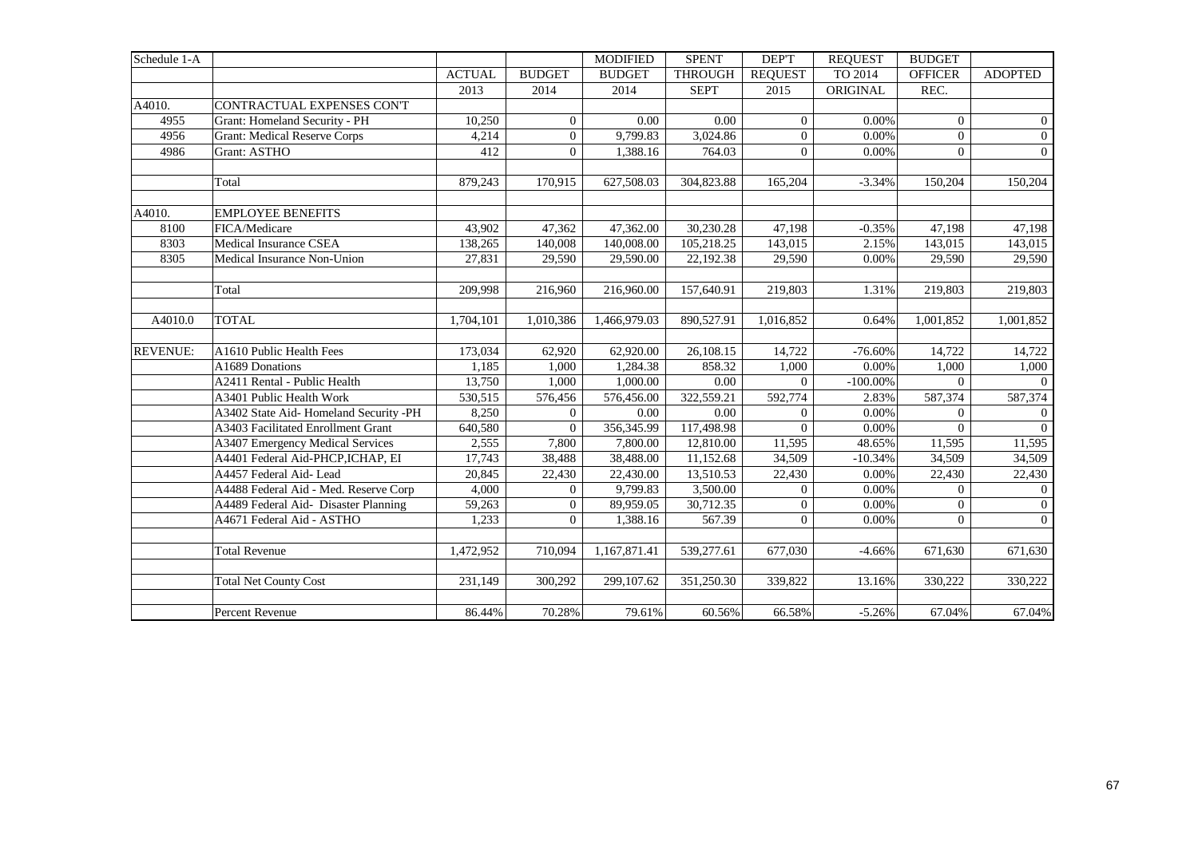| Schedule 1-A | | | | MODIFIED | SPENT | DEP'T | REQUEST | BUDGET | |
|---|---|---|---|---|---|---|---|---|---|
| | | ACTUAL | BUDGET | BUDGET | THROUGH | REQUEST | TO 2014 | OFFICER | ADOPTED |
| | | 2013 | 2014 | 2014 | SEPT | 2015 | ORIGINAL | REC. | |
| A4010. | CONTRACTUAL EXPENSES CON'T | | | | | | | | |
| 4955 | Grant: Homeland Security - PH | 10,250 | 0 | 0.00 | 0.00 | 0 | 0.00% | 0 | 0 |
| 4956 | Grant: Medical Reserve Corps | 4,214 | 0 | 9,799.83 | 3,024.86 | 0 | 0.00% | 0 | 0 |
| 4986 | Grant: ASTHO | 412 | 0 | 1,388.16 | 764.03 | 0 | 0.00% | 0 | 0 |
| | | | | | | | | | |
| | Total | 879,243 | 170,915 | 627,508.03 | 304,823.88 | 165,204 | -3.34% | 150,204 | 150,204 |
| | | | | | | | | | |
| A4010. | EMPLOYEE BENEFITS | | | | | | | | |
| 8100 | FICA/Medicare | 43,902 | 47,362 | 47,362.00 | 30,230.28 | 47,198 | -0.35% | 47,198 | 47,198 |
| 8303 | Medical Insurance CSEA | 138,265 | 140,008 | 140,008.00 | 105,218.25 | 143,015 | 2.15% | 143,015 | 143,015 |
| 8305 | Medical Insurance Non-Union | 27,831 | 29,590 | 29,590.00 | 22,192.38 | 29,590 | 0.00% | 29,590 | 29,590 |
| | | | | | | | | | |
| | Total | 209,998 | 216,960 | 216,960.00 | 157,640.91 | 219,803 | 1.31% | 219,803 | 219,803 |
| | | | | | | | | | |
| A4010.0 | TOTAL | 1,704,101 | 1,010,386 | 1,466,979.03 | 890,527.91 | 1,016,852 | 0.64% | 1,001,852 | 1,001,852 |
| | | | | | | | | | |
| REVENUE: | A1610 Public Health Fees | 173,034 | 62,920 | 62,920.00 | 26,108.15 | 14,722 | -76.60% | 14,722 | 14,722 |
| | A1689 Donations | 1,185 | 1,000 | 1,284.38 | 858.32 | 1,000 | 0.00% | 1,000 | 1,000 |
| | A2411 Rental - Public Health | 13,750 | 1,000 | 1,000.00 | 0.00 | 0 | -100.00% | 0 | 0 |
| | A3401 Public Health Work | 530,515 | 576,456 | 576,456.00 | 322,559.21 | 592,774 | 2.83% | 587,374 | 587,374 |
| | A3402 State Aid- Homeland Security -PH | 8,250 | 0 | 0.00 | 0.00 | 0 | 0.00% | 0 | 0 |
| | A3403 Facilitated Enrollment Grant | 640,580 | 0 | 356,345.99 | 117,498.98 | 0 | 0.00% | 0 | 0 |
| | A3407 Emergency Medical Services | 2,555 | 7,800 | 7,800.00 | 12,810.00 | 11,595 | 48.65% | 11,595 | 11,595 |
| | A4401 Federal Aid-PHCP,ICHAP, EI | 17,743 | 38,488 | 38,488.00 | 11,152.68 | 34,509 | -10.34% | 34,509 | 34,509 |
| | A4457 Federal Aid- Lead | 20,845 | 22,430 | 22,430.00 | 13,510.53 | 22,430 | 0.00% | 22,430 | 22,430 |
| | A4488 Federal Aid - Med. Reserve Corp | 4,000 | 0 | 9,799.83 | 3,500.00 | 0 | 0.00% | 0 | 0 |
| | A4489 Federal Aid- Disaster Planning | 59,263 | 0 | 89,959.05 | 30,712.35 | 0 | 0.00% | 0 | 0 |
| | A4671 Federal Aid - ASTHO | 1,233 | 0 | 1,388.16 | 567.39 | 0 | 0.00% | 0 | 0 |
| | | | | | | | | | |
| | Total Revenue | 1,472,952 | 710,094 | 1,167,871.41 | 539,277.61 | 677,030 | -4.66% | 671,630 | 671,630 |
| | | | | | | | | | |
| | Total Net County Cost | 231,149 | 300,292 | 299,107.62 | 351,250.30 | 339,822 | 13.16% | 330,222 | 330,222 |
| | | | | | | | | | |
| | Percent Revenue | 86.44% | 70.28% | 79.61% | 60.56% | 66.58% | -5.26% | 67.04% | 67.04% |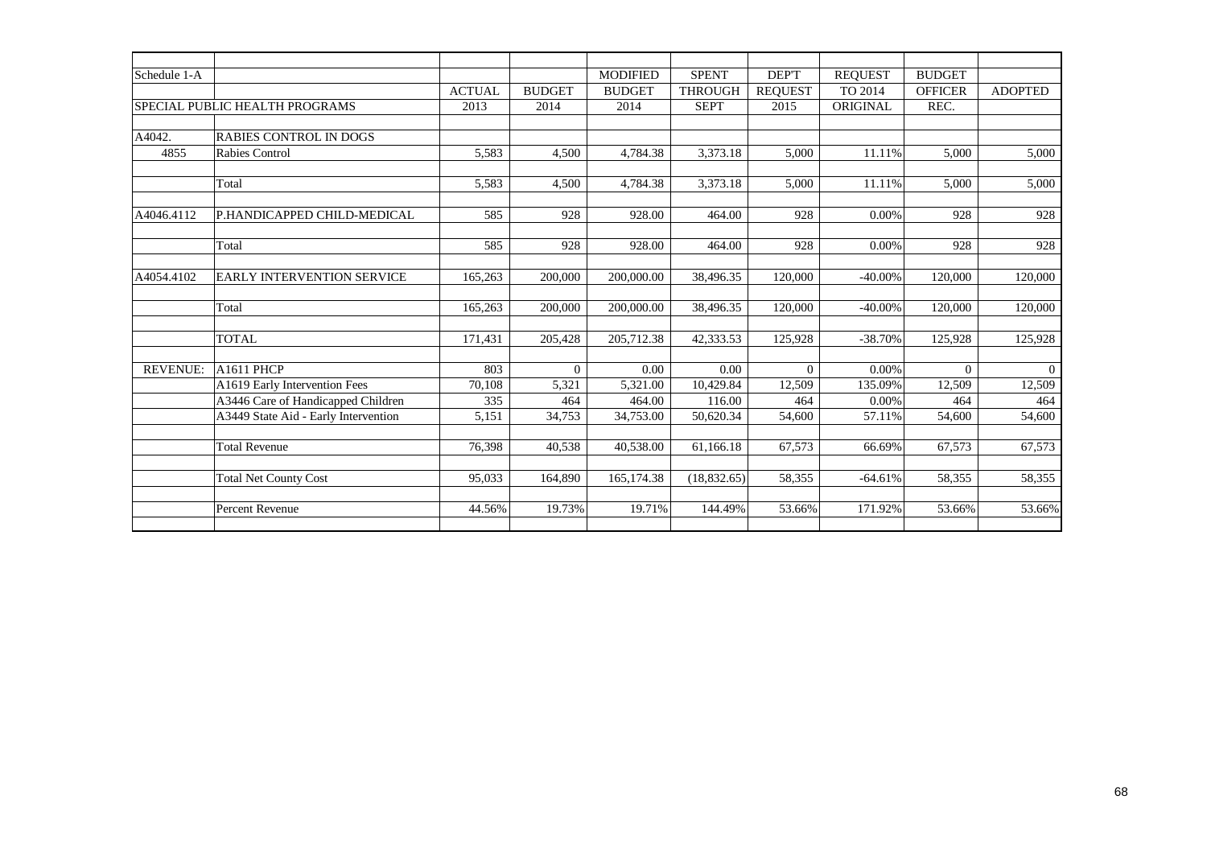| Schedule 1-A | | | | MODIFIED | SPENT | DEP'T | REQUEST | BUDGET | |
|---|---|---|---|---|---|---|---|---|---|
| | | ACTUAL | BUDGET | BUDGET | THROUGH | REQUEST | TO 2014 | OFFICER | ADOPTED |
| SPECIAL PUBLIC HEALTH PROGRAMS | | 2013 | 2014 | 2014 | SEPT | 2015 | ORIGINAL | REC. | |
| | | | | | | | | | |
| A4042. | RABIES CONTROL IN DOGS | | | | | | | | |
| 4855 | Rabies Control | 5,583 | 4,500 | 4,784.38 | 3,373.18 | 5,000 | 11.11% | 5,000 | 5,000 |
| | | | | | | | | | |
| | Total | 5,583 | 4,500 | 4,784.38 | 3,373.18 | 5,000 | 11.11% | 5,000 | 5,000 |
| | | | | | | | | | |
| A4046.4112 | P.HANDICAPPED CHILD-MEDICAL | 585 | 928 | 928.00 | 464.00 | 928 | 0.00% | 928 | 928 |
| | | | | | | | | | |
| | Total | 585 | 928 | 928.00 | 464.00 | 928 | 0.00% | 928 | 928 |
| | | | | | | | | | |
| A4054.4102 | EARLY INTERVENTION SERVICE | 165,263 | 200,000 | 200,000.00 | 38,496.35 | 120,000 | -40.00% | 120,000 | 120,000 |
| | | | | | | | | | |
| | Total | 165,263 | 200,000 | 200,000.00 | 38,496.35 | 120,000 | -40.00% | 120,000 | 120,000 |
| | | | | | | | | | |
| | TOTAL | 171,431 | 205,428 | 205,712.38 | 42,333.53 | 125,928 | -38.70% | 125,928 | 125,928 |
| | | | | | | | | | |
| REVENUE: | A1611 PHCP | 803 | 0 | 0.00 | 0.00 | 0 | 0.00% | 0 | 0 |
| | A1619 Early Intervention Fees | 70,108 | 5,321 | 5,321.00 | 10,429.84 | 12,509 | 135.09% | 12,509 | 12,509 |
| | A3446 Care of Handicapped Children | 335 | 464 | 464.00 | 116.00 | 464 | 0.00% | 464 | 464 |
| | A3449 State Aid - Early Intervention | 5,151 | 34,753 | 34,753.00 | 50,620.34 | 54,600 | 57.11% | 54,600 | 54,600 |
| | | | | | | | | | |
| | Total Revenue | 76,398 | 40,538 | 40,538.00 | 61,166.18 | 67,573 | 66.69% | 67,573 | 67,573 |
| | | | | | | | | | |
| | Total Net County Cost | 95,033 | 164,890 | 165,174.38 | (18,832.65) | 58,355 | -64.61% | 58,355 | 58,355 |
| | | | | | | | | | |
| | Percent Revenue | 44.56% | 19.73% | 19.71% | 144.49% | 53.66% | 171.92% | 53.66% | 53.66% |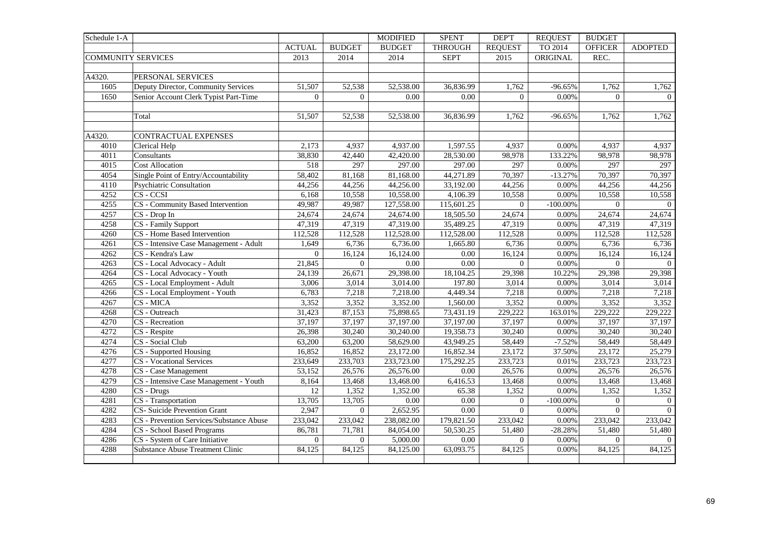| Schedule 1-A | | | | MODIFIED | SPENT | DEP'T | REQUEST | BUDGET | |
|---|---|---|---|---|---|---|---|---|---|
| | | ACTUAL | BUDGET | BUDGET | THROUGH | REQUEST | TO 2014 | OFFICER | ADOPTED |
| COMMUNITY SERVICES | | 2013 | 2014 | 2014 | SEPT | 2015 | ORIGINAL | REC. | |
| | | | | | | | | | |
| A4320. | PERSONAL SERVICES | | | | | | | | |
| 1605 | Deputy Director, Community Services | 51,507 | 52,538 | 52,538.00 | 36,836.99 | 1,762 | -96.65% | 1,762 | 1,762 |
| 1650 | Senior Account Clerk Typist Part-Time | 0 | 0 | 0.00 | 0.00 | 0 | 0.00% | 0 | 0 |
| | | | | | | | | | |
| | Total | 51,507 | 52,538 | 52,538.00 | 36,836.99 | 1,762 | -96.65% | 1,762 | 1,762 |
| | | | | | | | | | |
| A4320. | CONTRACTUAL EXPENSES | | | | | | | | |
| 4010 | Clerical Help | 2,173 | 4,937 | 4,937.00 | 1,597.55 | 4,937 | 0.00% | 4,937 | 4,937 |
| 4011 | Consultants | 38,830 | 42,440 | 42,420.00 | 28,530.00 | 98,978 | 133.22% | 98,978 | 98,978 |
| 4015 | Cost Allocation | 518 | 297 | 297.00 | 297.00 | 297 | 0.00% | 297 | 297 |
| 4054 | Single Point of Entry/Accountability | 58,402 | 81,168 | 81,168.00 | 44,271.89 | 70,397 | -13.27% | 70,397 | 70,397 |
| 4110 | Psychiatric Consultation | 44,256 | 44,256 | 44,256.00 | 33,192.00 | 44,256 | 0.00% | 44,256 | 44,256 |
| 4252 | CS - CCSI | 6,168 | 10,558 | 10,558.00 | 4,106.39 | 10,558 | 0.00% | 10,558 | 10,558 |
| 4255 | CS - Community Based Intervention | 49,987 | 49,987 | 127,558.00 | 115,601.25 | 0 | -100.00% | 0 | 0 |
| 4257 | CS - Drop In | 24,674 | 24,674 | 24,674.00 | 18,505.50 | 24,674 | 0.00% | 24,674 | 24,674 |
| 4258 | CS - Family Support | 47,319 | 47,319 | 47,319.00 | 35,489.25 | 47,319 | 0.00% | 47,319 | 47,319 |
| 4260 | CS - Home Based Intervention | 112,528 | 112,528 | 112,528.00 | 112,528.00 | 112,528 | 0.00% | 112,528 | 112,528 |
| 4261 | CS - Intensive Case Management - Adult | 1,649 | 6,736 | 6,736.00 | 1,665.80 | 6,736 | 0.00% | 6,736 | 6,736 |
| 4262 | CS - Kendra's Law | 0 | 16,124 | 16,124.00 | 0.00 | 16,124 | 0.00% | 16,124 | 16,124 |
| 4263 | CS - Local Advocacy - Adult | 21,845 | 0 | 0.00 | 0.00 | 0 | 0.00% | 0 | 0 |
| 4264 | CS - Local Advocacy - Youth | 24,139 | 26,671 | 29,398.00 | 18,104.25 | 29,398 | 10.22% | 29,398 | 29,398 |
| 4265 | CS - Local Employment - Adult | 3,006 | 3,014 | 3,014.00 | 197.80 | 3,014 | 0.00% | 3,014 | 3,014 |
| 4266 | CS - Local Employment - Youth | 6,783 | 7,218 | 7,218.00 | 4,449.34 | 7,218 | 0.00% | 7,218 | 7,218 |
| 4267 | CS - MICA | 3,352 | 3,352 | 3,352.00 | 1,560.00 | 3,352 | 0.00% | 3,352 | 3,352 |
| 4268 | CS - Outreach | 31,423 | 87,153 | 75,898.65 | 73,431.19 | 229,222 | 163.01% | 229,222 | 229,222 |
| 4270 | CS - Recreation | 37,197 | 37,197 | 37,197.00 | 37,197.00 | 37,197 | 0.00% | 37,197 | 37,197 |
| 4272 | CS - Respite | 26,398 | 30,240 | 30,240.00 | 19,358.73 | 30,240 | 0.00% | 30,240 | 30,240 |
| 4274 | CS - Social Club | 63,200 | 63,200 | 58,629.00 | 43,949.25 | 58,449 | -7.52% | 58,449 | 58,449 |
| 4276 | CS - Supported Housing | 16,852 | 16,852 | 23,172.00 | 16,852.34 | 23,172 | 37.50% | 23,172 | 25,279 |
| 4277 | CS - Vocational Services | 233,649 | 233,703 | 233,723.00 | 175,292.25 | 233,723 | 0.01% | 233,723 | 233,723 |
| 4278 | CS - Case Management | 53,152 | 26,576 | 26,576.00 | 0.00 | 26,576 | 0.00% | 26,576 | 26,576 |
| 4279 | CS - Intensive Case Management - Youth | 8,164 | 13,468 | 13,468.00 | 6,416.53 | 13,468 | 0.00% | 13,468 | 13,468 |
| 4280 | CS - Drugs | 12 | 1,352 | 1,352.00 | 65.38 | 1,352 | 0.00% | 1,352 | 1,352 |
| 4281 | CS - Transportation | 13,705 | 13,705 | 0.00 | 0.00 | 0 | -100.00% | 0 | 0 |
| 4282 | CS- Suicide Prevention Grant | 2,947 | 0 | 2,652.95 | 0.00 | 0 | 0.00% | 0 | 0 |
| 4283 | CS - Prevention Services/Substance Abuse | 233,042 | 233,042 | 238,082.00 | 179,821.50 | 233,042 | 0.00% | 233,042 | 233,042 |
| 4284 | CS - School Based Programs | 86,781 | 71,781 | 84,054.00 | 50,530.25 | 51,480 | -28.28% | 51,480 | 51,480 |
| 4286 | CS - System of Care Initiative | 0 | 0 | 5,000.00 | 0.00 | 0 | 0.00% | 0 | 0 |
| 4288 | Substance Abuse Treatment Clinic | 84,125 | 84,125 | 84,125.00 | 63,093.75 | 84,125 | 0.00% | 84,125 | 84,125 |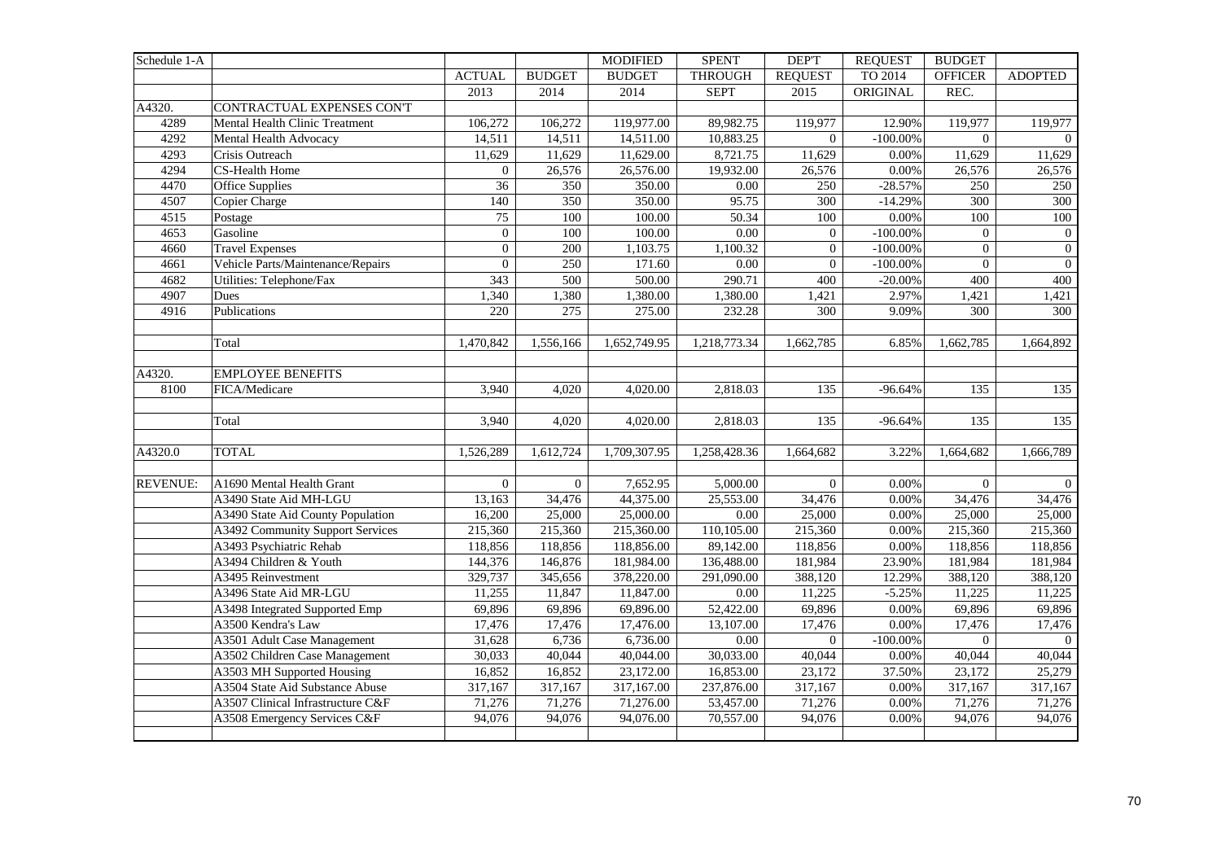| Schedule 1-A | | ACTUAL | BUDGET | MODIFIED BUDGET | SPENT THROUGH | DEP'T REQUEST | REQUEST TO 2014 | BUDGET OFFICER | ADOPTED |
|---|---|---|---|---|---|---|---|---|---|
| | | 2013 | 2014 | 2014 | SEPT | 2015 | ORIGINAL | REC. | |
| A4320. | CONTRACTUAL EXPENSES CON'T | | | | | | | | |
| 4289 | Mental Health Clinic Treatment | 106,272 | 106,272 | 119,977.00 | 89,982.75 | 119,977 | 12.90% | 119,977 | 119,977 |
| 4292 | Mental Health Advocacy | 14,511 | 14,511 | 14,511.00 | 10,883.25 | 0 | -100.00% | 0 | 0 |
| 4293 | Crisis Outreach | 11,629 | 11,629 | 11,629.00 | 8,721.75 | 11,629 | 0.00% | 11,629 | 11,629 |
| 4294 | CS-Health Home | 0 | 26,576 | 26,576.00 | 19,932.00 | 26,576 | 0.00% | 26,576 | 26,576 |
| 4470 | Office Supplies | 36 | 350 | 350.00 | 0.00 | 250 | -28.57% | 250 | 250 |
| 4507 | Copier Charge | 140 | 350 | 350.00 | 95.75 | 300 | -14.29% | 300 | 300 |
| 4515 | Postage | 75 | 100 | 100.00 | 50.34 | 100 | 0.00% | 100 | 100 |
| 4653 | Gasoline | 0 | 100 | 100.00 | 0.00 | 0 | -100.00% | 0 | 0 |
| 4660 | Travel Expenses | 0 | 200 | 1,103.75 | 1,100.32 | 0 | -100.00% | 0 | 0 |
| 4661 | Vehicle Parts/Maintenance/Repairs | 0 | 250 | 171.60 | 0.00 | 0 | -100.00% | 0 | 0 |
| 4682 | Utilities: Telephone/Fax | 343 | 500 | 500.00 | 290.71 | 400 | -20.00% | 400 | 400 |
| 4907 | Dues | 1,340 | 1,380 | 1,380.00 | 1,380.00 | 1,421 | 2.97% | 1,421 | 1,421 |
| 4916 | Publications | 220 | 275 | 275.00 | 232.28 | 300 | 9.09% | 300 | 300 |
| | | | | | | | | | |
| | Total | 1,470,842 | 1,556,166 | 1,652,749.95 | 1,218,773.34 | 1,662,785 | 6.85% | 1,662,785 | 1,664,892 |
| | | | | | | | | | |
| A4320. | EMPLOYEE BENEFITS | | | | | | | | |
| 8100 | FICA/Medicare | 3,940 | 4,020 | 4,020.00 | 2,818.03 | 135 | -96.64% | 135 | 135 |
| | | | | | | | | | |
| | Total | 3,940 | 4,020 | 4,020.00 | 2,818.03 | 135 | -96.64% | 135 | 135 |
| | | | | | | | | | |
| A4320.0 | TOTAL | 1,526,289 | 1,612,724 | 1,709,307.95 | 1,258,428.36 | 1,664,682 | 3.22% | 1,664,682 | 1,666,789 |
| | | | | | | | | | |
| REVENUE: | A1690 Mental Health Grant | 0 | 0 | 7,652.95 | 5,000.00 | 0 | 0.00% | 0 | 0 |
| | A3490 State Aid MH-LGU | 13,163 | 34,476 | 44,375.00 | 25,553.00 | 34,476 | 0.00% | 34,476 | 34,476 |
| | A3490 State Aid County Population | 16,200 | 25,000 | 25,000.00 | 0.00 | 25,000 | 0.00% | 25,000 | 25,000 |
| | A3492 Community Support Services | 215,360 | 215,360 | 215,360.00 | 110,105.00 | 215,360 | 0.00% | 215,360 | 215,360 |
| | A3493 Psychiatric Rehab | 118,856 | 118,856 | 118,856.00 | 89,142.00 | 118,856 | 0.00% | 118,856 | 118,856 |
| | A3494 Children & Youth | 144,376 | 146,876 | 181,984.00 | 136,488.00 | 181,984 | 23.90% | 181,984 | 181,984 |
| | A3495 Reinvestment | 329,737 | 345,656 | 378,220.00 | 291,090.00 | 388,120 | 12.29% | 388,120 | 388,120 |
| | A3496 State Aid MR-LGU | 11,255 | 11,847 | 11,847.00 | 0.00 | 11,225 | -5.25% | 11,225 | 11,225 |
| | A3498 Integrated Supported Emp | 69,896 | 69,896 | 69,896.00 | 52,422.00 | 69,896 | 0.00% | 69,896 | 69,896 |
| | A3500 Kendra's Law | 17,476 | 17,476 | 17,476.00 | 13,107.00 | 17,476 | 0.00% | 17,476 | 17,476 |
| | A3501 Adult Case Management | 31,628 | 6,736 | 6,736.00 | 0.00 | 0 | -100.00% | 0 | 0 |
| | A3502 Children Case Management | 30,033 | 40,044 | 40,044.00 | 30,033.00 | 40,044 | 0.00% | 40,044 | 40,044 |
| | A3503 MH Supported Housing | 16,852 | 16,852 | 23,172.00 | 16,853.00 | 23,172 | 37.50% | 23,172 | 25,279 |
| | A3504 State Aid Substance Abuse | 317,167 | 317,167 | 317,167.00 | 237,876.00 | 317,167 | 0.00% | 317,167 | 317,167 |
| | A3507 Clinical Infrastructure C&F | 71,276 | 71,276 | 71,276.00 | 53,457.00 | 71,276 | 0.00% | 71,276 | 71,276 |
| | A3508 Emergency Services C&F | 94,076 | 94,076 | 94,076.00 | 70,557.00 | 94,076 | 0.00% | 94,076 | 94,076 |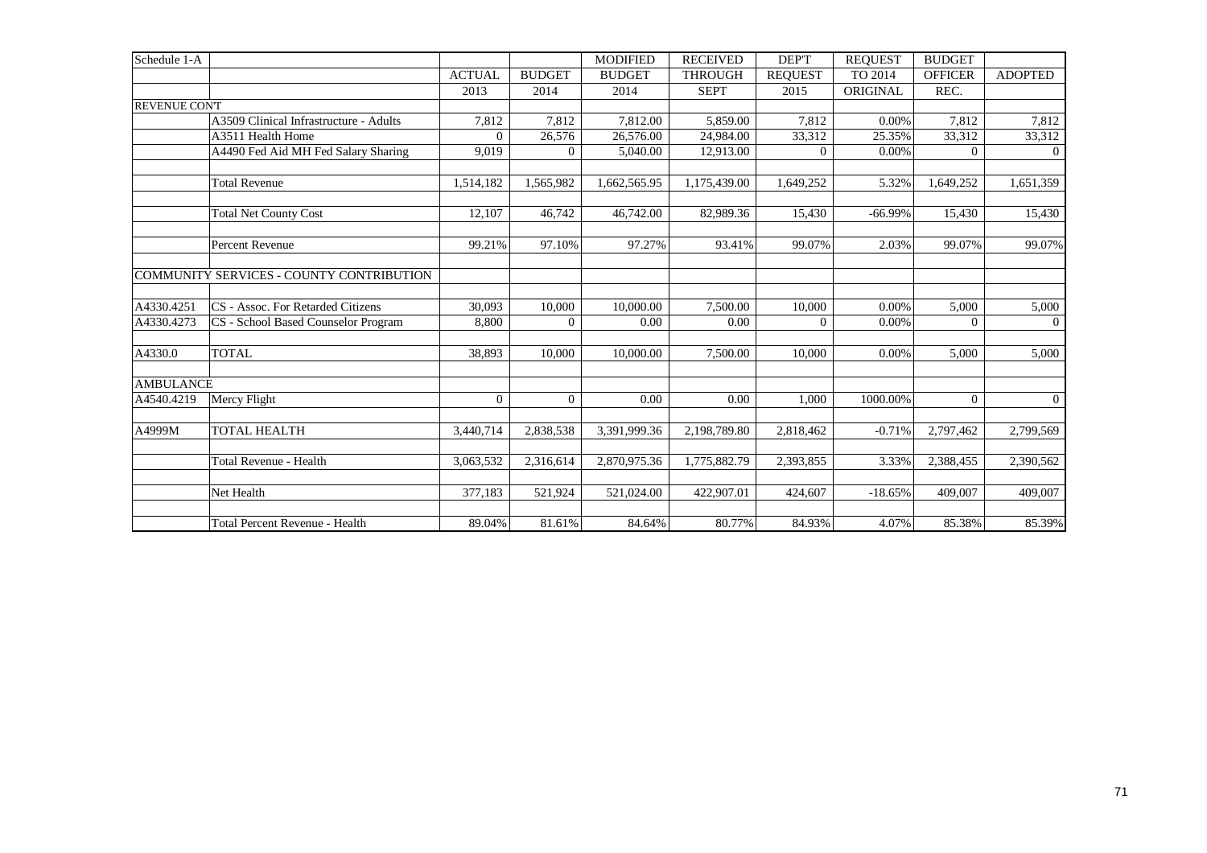| Schedule 1-A | | ACTUAL | BUDGET | MODIFIED BUDGET | RECEIVED THROUGH | DEP'T REQUEST | REQUEST TO 2014 | BUDGET OFFICER | ADOPTED |
|---|---|---|---|---|---|---|---|---|---|
| | | 2013 | 2014 | 2014 | SEPT | 2015 | ORIGINAL | REC. | |
| REVENUE CON'T | | | | | | | | | |
| | A3509 Clinical Infrastructure - Adults | 7,812 | 7,812 | 7,812.00 | 5,859.00 | 7,812 | 0.00% | 7,812 | 7,812 |
| | A3511 Health Home | 0 | 26,576 | 26,576.00 | 24,984.00 | 33,312 | 25.35% | 33,312 | 33,312 |
| | A4490 Fed Aid MH Fed Salary Sharing | 9,019 | 0 | 5,040.00 | 12,913.00 | 0 | 0.00% | 0 | 0 |
| | | | | | | | | | |
| | Total Revenue | 1,514,182 | 1,565,982 | 1,662,565.95 | 1,175,439.00 | 1,649,252 | 5.32% | 1,649,252 | 1,651,359 |
| | | | | | | | | | |
| | Total Net County Cost | 12,107 | 46,742 | 46,742.00 | 82,989.36 | 15,430 | -66.99% | 15,430 | 15,430 |
| | | | | | | | | | |
| | Percent Revenue | 99.21% | 97.10% | 97.27% | 93.41% | 99.07% | 2.03% | 99.07% | 99.07% |
| | | | | | | | | | |
| | COMMUNITY SERVICES - COUNTY CONTRIBUTION | | | | | | | | |
| | | | | | | | | | |
| A4330.4251 | CS - Assoc. For Retarded Citizens | 30,093 | 10,000 | 10,000.00 | 7,500.00 | 10,000 | 0.00% | 5,000 | 5,000 |
| A4330.4273 | CS - School Based Counselor Program | 8,800 | 0 | 0.00 | 0.00 | 0 | 0.00% | 0 | 0 |
| | | | | | | | | | |
| A4330.0 | TOTAL | 38,893 | 10,000 | 10,000.00 | 7,500.00 | 10,000 | 0.00% | 5,000 | 5,000 |
| | | | | | | | | | |
| AMBULANCE | | | | | | | | | |
| A4540.4219 | Mercy Flight | 0 | 0 | 0.00 | 0.00 | 1,000 | 1000.00% | 0 | 0 |
| | | | | | | | | | |
| A4999M | TOTAL HEALTH | 3,440,714 | 2,838,538 | 3,391,999.36 | 2,198,789.80 | 2,818,462 | -0.71% | 2,797,462 | 2,799,569 |
| | | | | | | | | | |
| | Total Revenue - Health | 3,063,532 | 2,316,614 | 2,870,975.36 | 1,775,882.79 | 2,393,855 | 3.33% | 2,388,455 | 2,390,562 |
| | | | | | | | | | |
| | Net Health | 377,183 | 521,924 | 521,024.00 | 422,907.01 | 424,607 | -18.65% | 409,007 | 409,007 |
| | | | | | | | | | |
| | Total Percent Revenue - Health | 89.04% | 81.61% | 84.64% | 80.77% | 84.93% | 4.07% | 85.38% | 85.39% |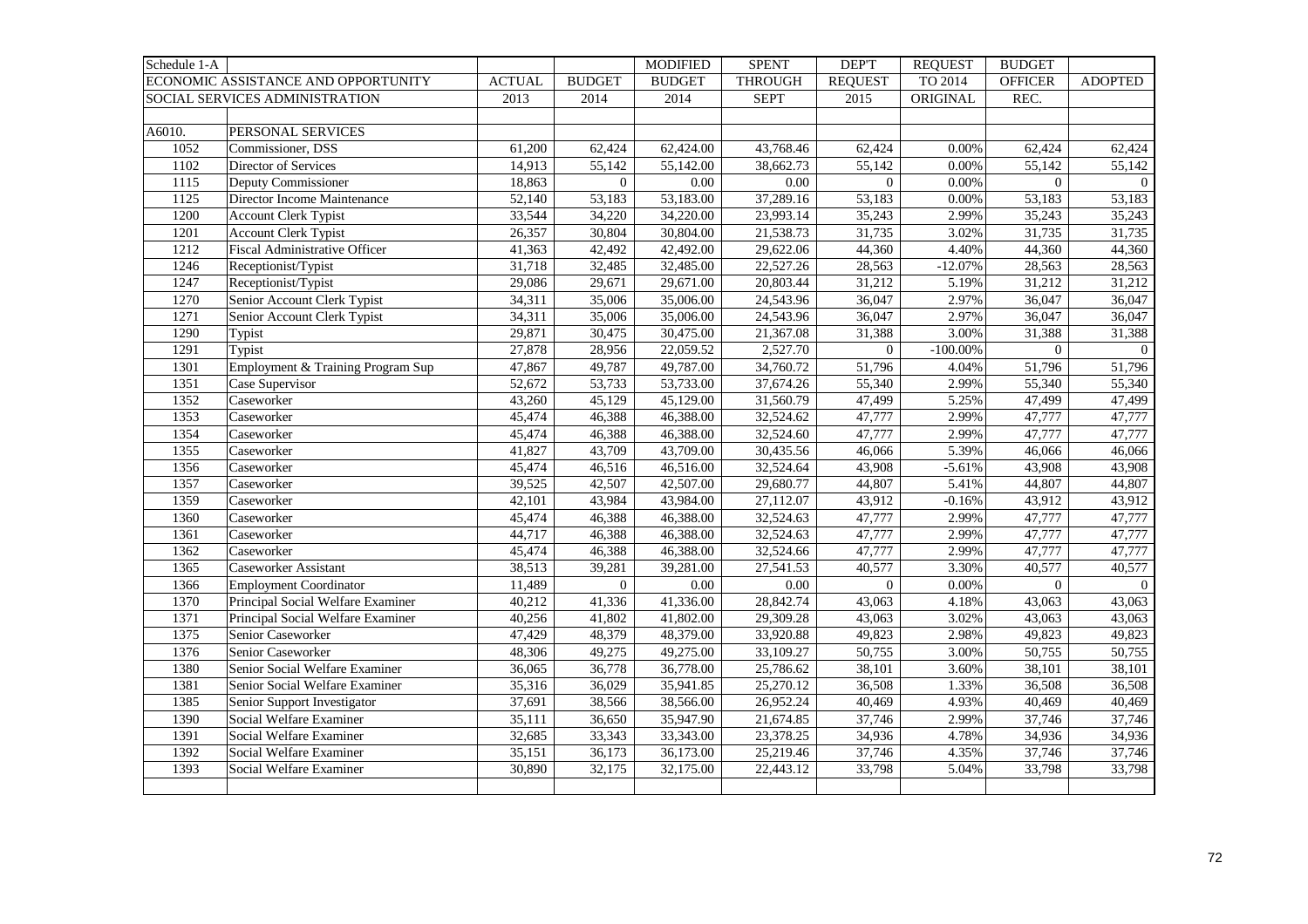| Schedule 1-A | | | | MODIFIED | SPENT | DEP'T | REQUEST | BUDGET | |
|---|---|---|---|---|---|---|---|---|---|
| ECONOMIC ASSISTANCE AND OPPORTUNITY | | ACTUAL | BUDGET | BUDGET | THROUGH | REQUEST | TO 2014 | OFFICER | ADOPTED |
| SOCIAL SERVICES ADMINISTRATION | | 2013 | 2014 | 2014 | SEPT | 2015 | ORIGINAL | REC. | |
| | | | | | | | | | |
| A6010. | PERSONAL SERVICES | | | | | | | | |
| 1052 | Commissioner, DSS | 61,200 | 62,424 | 62,424.00 | 43,768.46 | 62,424 | 0.00% | 62,424 | 62,424 |
| 1102 | Director of Services | 14,913 | 55,142 | 55,142.00 | 38,662.73 | 55,142 | 0.00% | 55,142 | 55,142 |
| 1115 | Deputy Commissioner | 18,863 | 0 | 0.00 | 0.00 | 0 | 0.00% | 0 | 0 |
| 1125 | Director Income Maintenance | 52,140 | 53,183 | 53,183.00 | 37,289.16 | 53,183 | 0.00% | 53,183 | 53,183 |
| 1200 | Account Clerk Typist | 33,544 | 34,220 | 34,220.00 | 23,993.14 | 35,243 | 2.99% | 35,243 | 35,243 |
| 1201 | Account Clerk Typist | 26,357 | 30,804 | 30,804.00 | 21,538.73 | 31,735 | 3.02% | 31,735 | 31,735 |
| 1212 | Fiscal Administrative Officer | 41,363 | 42,492 | 42,492.00 | 29,622.06 | 44,360 | 4.40% | 44,360 | 44,360 |
| 1246 | Receptionist/Typist | 31,718 | 32,485 | 32,485.00 | 22,527.26 | 28,563 | -12.07% | 28,563 | 28,563 |
| 1247 | Receptionist/Typist | 29,086 | 29,671 | 29,671.00 | 20,803.44 | 31,212 | 5.19% | 31,212 | 31,212 |
| 1270 | Senior Account Clerk Typist | 34,311 | 35,006 | 35,006.00 | 24,543.96 | 36,047 | 2.97% | 36,047 | 36,047 |
| 1271 | Senior Account Clerk Typist | 34,311 | 35,006 | 35,006.00 | 24,543.96 | 36,047 | 2.97% | 36,047 | 36,047 |
| 1290 | Typist | 29,871 | 30,475 | 30,475.00 | 21,367.08 | 31,388 | 3.00% | 31,388 | 31,388 |
| 1291 | Typist | 27,878 | 28,956 | 22,059.52 | 2,527.70 | 0 | -100.00% | 0 | 0 |
| 1301 | Employment & Training Program Sup | 47,867 | 49,787 | 49,787.00 | 34,760.72 | 51,796 | 4.04% | 51,796 | 51,796 |
| 1351 | Case Supervisor | 52,672 | 53,733 | 53,733.00 | 37,674.26 | 55,340 | 2.99% | 55,340 | 55,340 |
| 1352 | Caseworker | 43,260 | 45,129 | 45,129.00 | 31,560.79 | 47,499 | 5.25% | 47,499 | 47,499 |
| 1353 | Caseworker | 45,474 | 46,388 | 46,388.00 | 32,524.62 | 47,777 | 2.99% | 47,777 | 47,777 |
| 1354 | Caseworker | 45,474 | 46,388 | 46,388.00 | 32,524.60 | 47,777 | 2.99% | 47,777 | 47,777 |
| 1355 | Caseworker | 41,827 | 43,709 | 43,709.00 | 30,435.56 | 46,066 | 5.39% | 46,066 | 46,066 |
| 1356 | Caseworker | 45,474 | 46,516 | 46,516.00 | 32,524.64 | 43,908 | -5.61% | 43,908 | 43,908 |
| 1357 | Caseworker | 39,525 | 42,507 | 42,507.00 | 29,680.77 | 44,807 | 5.41% | 44,807 | 44,807 |
| 1359 | Caseworker | 42,101 | 43,984 | 43,984.00 | 27,112.07 | 43,912 | -0.16% | 43,912 | 43,912 |
| 1360 | Caseworker | 45,474 | 46,388 | 46,388.00 | 32,524.63 | 47,777 | 2.99% | 47,777 | 47,777 |
| 1361 | Caseworker | 44,717 | 46,388 | 46,388.00 | 32,524.63 | 47,777 | 2.99% | 47,777 | 47,777 |
| 1362 | Caseworker | 45,474 | 46,388 | 46,388.00 | 32,524.66 | 47,777 | 2.99% | 47,777 | 47,777 |
| 1365 | Caseworker Assistant | 38,513 | 39,281 | 39,281.00 | 27,541.53 | 40,577 | 3.30% | 40,577 | 40,577 |
| 1366 | Employment Coordinator | 11,489 | 0 | 0.00 | 0.00 | 0 | 0.00% | 0 | 0 |
| 1370 | Principal Social Welfare Examiner | 40,212 | 41,336 | 41,336.00 | 28,842.74 | 43,063 | 4.18% | 43,063 | 43,063 |
| 1371 | Principal Social Welfare Examiner | 40,256 | 41,802 | 41,802.00 | 29,309.28 | 43,063 | 3.02% | 43,063 | 43,063 |
| 1375 | Senior Caseworker | 47,429 | 48,379 | 48,379.00 | 33,920.88 | 49,823 | 2.98% | 49,823 | 49,823 |
| 1376 | Senior Caseworker | 48,306 | 49,275 | 49,275.00 | 33,109.27 | 50,755 | 3.00% | 50,755 | 50,755 |
| 1380 | Senior Social Welfare Examiner | 36,065 | 36,778 | 36,778.00 | 25,786.62 | 38,101 | 3.60% | 38,101 | 38,101 |
| 1381 | Senior Social Welfare Examiner | 35,316 | 36,029 | 35,941.85 | 25,270.12 | 36,508 | 1.33% | 36,508 | 36,508 |
| 1385 | Senior Support Investigator | 37,691 | 38,566 | 38,566.00 | 26,952.24 | 40,469 | 4.93% | 40,469 | 40,469 |
| 1390 | Social Welfare Examiner | 35,111 | 36,650 | 35,947.90 | 21,674.85 | 37,746 | 2.99% | 37,746 | 37,746 |
| 1391 | Social Welfare Examiner | 32,685 | 33,343 | 33,343.00 | 23,378.25 | 34,936 | 4.78% | 34,936 | 34,936 |
| 1392 | Social Welfare Examiner | 35,151 | 36,173 | 36,173.00 | 25,219.46 | 37,746 | 4.35% | 37,746 | 37,746 |
| 1393 | Social Welfare Examiner | 30,890 | 32,175 | 32,175.00 | 22,443.12 | 33,798 | 5.04% | 33,798 | 33,798 |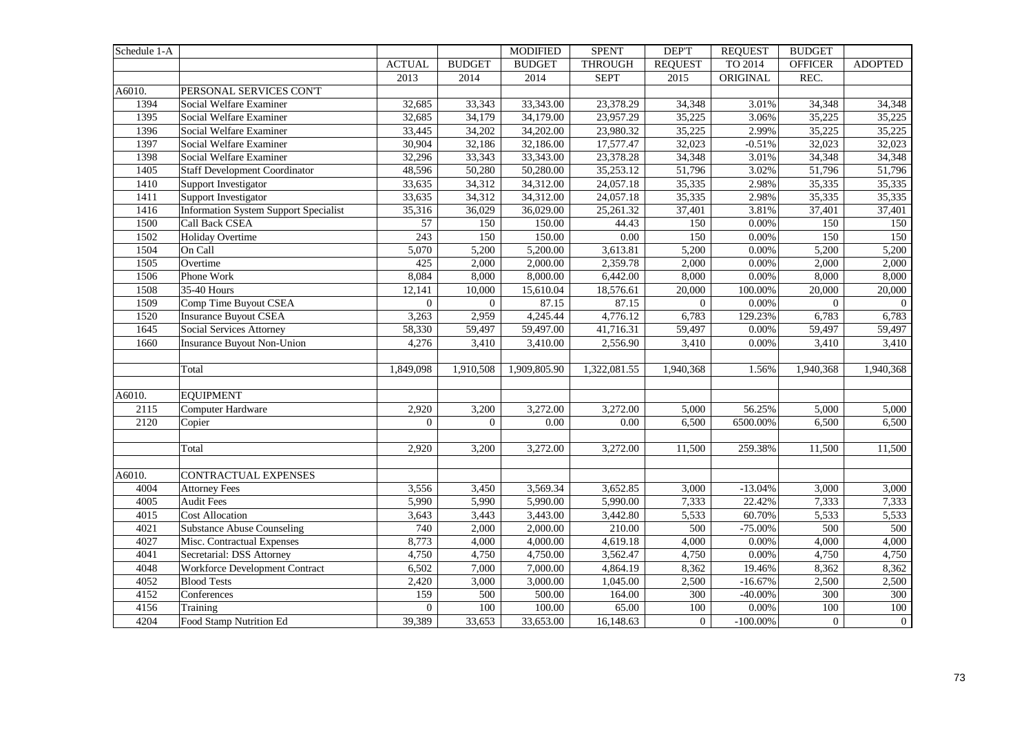| Schedule 1-A | | | | MODIFIED | SPENT | DEP'T | REQUEST | BUDGET | |
|---|---|---|---|---|---|---|---|---|---|
| | | ACTUAL | BUDGET | BUDGET | THROUGH | REQUEST | TO 2014 | OFFICER | ADOPTED |
| | | 2013 | 2014 | 2014 | SEPT | 2015 | ORIGINAL | REC. | |
| A6010. | PERSONAL SERVICES CON'T | | | | | | | | |
| 1394 | Social Welfare Examiner | 32,685 | 33,343 | 33,343.00 | 23,378.29 | 34,348 | 3.01% | 34,348 | 34,348 |
| 1395 | Social Welfare Examiner | 32,685 | 34,179 | 34,179.00 | 23,957.29 | 35,225 | 3.06% | 35,225 | 35,225 |
| 1396 | Social Welfare Examiner | 33,445 | 34,202 | 34,202.00 | 23,980.32 | 35,225 | 2.99% | 35,225 | 35,225 |
| 1397 | Social Welfare Examiner | 30,904 | 32,186 | 32,186.00 | 17,577.47 | 32,023 | -0.51% | 32,023 | 32,023 |
| 1398 | Social Welfare Examiner | 32,296 | 33,343 | 33,343.00 | 23,378.28 | 34,348 | 3.01% | 34,348 | 34,348 |
| 1405 | Staff Development Coordinator | 48,596 | 50,280 | 50,280.00 | 35,253.12 | 51,796 | 3.02% | 51,796 | 51,796 |
| 1410 | Support Investigator | 33,635 | 34,312 | 34,312.00 | 24,057.18 | 35,335 | 2.98% | 35,335 | 35,335 |
| 1411 | Support Investigator | 33,635 | 34,312 | 34,312.00 | 24,057.18 | 35,335 | 2.98% | 35,335 | 35,335 |
| 1416 | Information System Support Specialist | 35,316 | 36,029 | 36,029.00 | 25,261.32 | 37,401 | 3.81% | 37,401 | 37,401 |
| 1500 | Call Back CSEA | 57 | 150 | 150.00 | 44.43 | 150 | 0.00% | 150 | 150 |
| 1502 | Holiday Overtime | 243 | 150 | 150.00 | 0.00 | 150 | 0.00% | 150 | 150 |
| 1504 | On Call | 5,070 | 5,200 | 5,200.00 | 3,613.81 | 5,200 | 0.00% | 5,200 | 5,200 |
| 1505 | Overtime | 425 | 2,000 | 2,000.00 | 2,359.78 | 2,000 | 0.00% | 2,000 | 2,000 |
| 1506 | Phone Work | 8,084 | 8,000 | 8,000.00 | 6,442.00 | 8,000 | 0.00% | 8,000 | 8,000 |
| 1508 | 35-40 Hours | 12,141 | 10,000 | 15,610.04 | 18,576.61 | 20,000 | 100.00% | 20,000 | 20,000 |
| 1509 | Comp Time Buyout CSEA | 0 | 0 | 87.15 | 87.15 | 0 | 0.00% | 0 | 0 |
| 1520 | Insurance Buyout CSEA | 3,263 | 2,959 | 4,245.44 | 4,776.12 | 6,783 | 129.23% | 6,783 | 6,783 |
| 1645 | Social Services Attorney | 58,330 | 59,497 | 59,497.00 | 41,716.31 | 59,497 | 0.00% | 59,497 | 59,497 |
| 1660 | Insurance Buyout Non-Union | 4,276 | 3,410 | 3,410.00 | 2,556.90 | 3,410 | 0.00% | 3,410 | 3,410 |
| | | | | | | | | | |
| | Total | 1,849,098 | 1,910,508 | 1,909,805.90 | 1,322,081.55 | 1,940,368 | 1.56% | 1,940,368 | 1,940,368 |
| | | | | | | | | | |
| A6010. | EQUIPMENT | | | | | | | | |
| 2115 | Computer Hardware | 2,920 | 3,200 | 3,272.00 | 3,272.00 | 5,000 | 56.25% | 5,000 | 5,000 |
| 2120 | Copier | 0 | 0 | 0.00 | 0.00 | 6,500 | 6500.00% | 6,500 | 6,500 |
| | | | | | | | | | |
| | Total | 2,920 | 3,200 | 3,272.00 | 3,272.00 | 11,500 | 259.38% | 11,500 | 11,500 |
| | | | | | | | | | |
| A6010. | CONTRACTUAL EXPENSES | | | | | | | | |
| 4004 | Attorney Fees | 3,556 | 3,450 | 3,569.34 | 3,652.85 | 3,000 | -13.04% | 3,000 | 3,000 |
| 4005 | Audit Fees | 5,990 | 5,990 | 5,990.00 | 5,990.00 | 7,333 | 22.42% | 7,333 | 7,333 |
| 4015 | Cost Allocation | 3,643 | 3,443 | 3,443.00 | 3,442.80 | 5,533 | 60.70% | 5,533 | 5,533 |
| 4021 | Substance Abuse Counseling | 740 | 2,000 | 2,000.00 | 210.00 | 500 | -75.00% | 500 | 500 |
| 4027 | Misc. Contractual Expenses | 8,773 | 4,000 | 4,000.00 | 4,619.18 | 4,000 | 0.00% | 4,000 | 4,000 |
| 4041 | Secretarial: DSS Attorney | 4,750 | 4,750 | 4,750.00 | 3,562.47 | 4,750 | 0.00% | 4,750 | 4,750 |
| 4048 | Workforce Development Contract | 6,502 | 7,000 | 7,000.00 | 4,864.19 | 8,362 | 19.46% | 8,362 | 8,362 |
| 4052 | Blood Tests | 2,420 | 3,000 | 3,000.00 | 1,045.00 | 2,500 | -16.67% | 2,500 | 2,500 |
| 4152 | Conferences | 159 | 500 | 500.00 | 164.00 | 300 | -40.00% | 300 | 300 |
| 4156 | Training | 0 | 100 | 100.00 | 65.00 | 100 | 0.00% | 100 | 100 |
| 4204 | Food Stamp Nutrition Ed | 39,389 | 33,653 | 33,653.00 | 16,148.63 | 0 | -100.00% | 0 | 0 |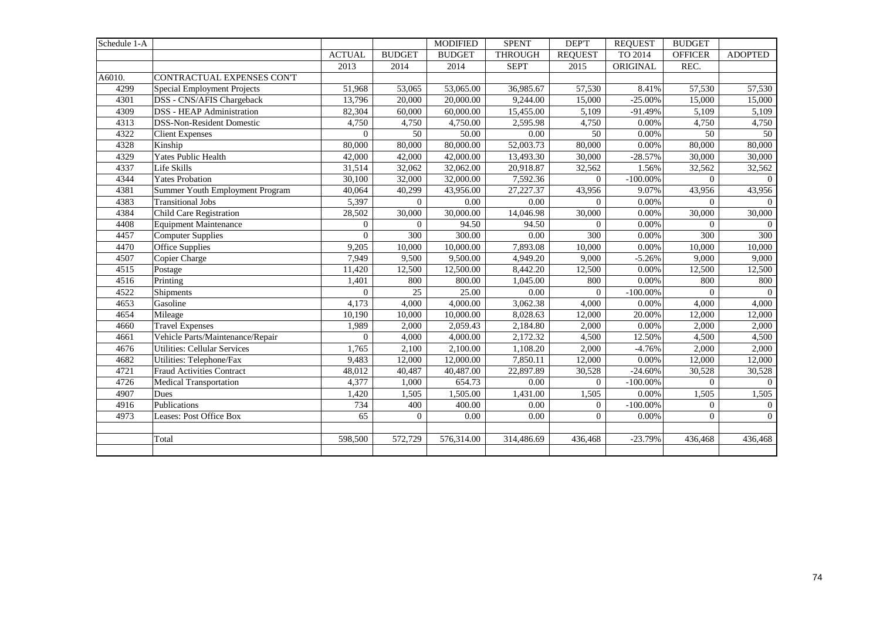| Schedule 1-A | | | | MODIFIED | SPENT | DEP'T | REQUEST | BUDGET | |
|---|---|---|---|---|---|---|---|---|---|
| | | ACTUAL | BUDGET | BUDGET | THROUGH | REQUEST | TO 2014 | OFFICER | ADOPTED |
| | | 2013 | 2014 | 2014 | SEPT | 2015 | ORIGINAL | REC. | |
| A6010. | CONTRACTUAL EXPENSES CON'T | | | | | | | | |
| 4299 | Special Employment Projects | 51,968 | 53,065 | 53,065.00 | 36,985.67 | 57,530 | 8.41% | 57,530 | 57,530 |
| 4301 | DSS - CNS/AFIS Chargeback | 13,796 | 20,000 | 20,000.00 | 9,244.00 | 15,000 | -25.00% | 15,000 | 15,000 |
| 4309 | DSS - HEAP Administration | 82,304 | 60,000 | 60,000.00 | 15,455.00 | 5,109 | -91.49% | 5,109 | 5,109 |
| 4313 | DSS-Non-Resident Domestic | 4,750 | 4,750 | 4,750.00 | 2,595.98 | 4,750 | 0.00% | 4,750 | 4,750 |
| 4322 | Client Expenses | 0 | 50 | 50.00 | 0.00 | 50 | 0.00% | 50 | 50 |
| 4328 | Kinship | 80,000 | 80,000 | 80,000.00 | 52,003.73 | 80,000 | 0.00% | 80,000 | 80,000 |
| 4329 | Yates Public Health | 42,000 | 42,000 | 42,000.00 | 13,493.30 | 30,000 | -28.57% | 30,000 | 30,000 |
| 4337 | Life Skills | 31,514 | 32,062 | 32,062.00 | 20,918.87 | 32,562 | 1.56% | 32,562 | 32,562 |
| 4344 | Yates Probation | 30,100 | 32,000 | 32,000.00 | 7,592.36 | 0 | -100.00% | 0 | 0 |
| 4381 | Summer Youth Employment Program | 40,064 | 40,299 | 43,956.00 | 27,227.37 | 43,956 | 9.07% | 43,956 | 43,956 |
| 4383 | Transitional Jobs | 5,397 | 0 | 0.00 | 0.00 | 0 | 0.00% | 0 | 0 |
| 4384 | Child Care Registration | 28,502 | 30,000 | 30,000.00 | 14,046.98 | 30,000 | 0.00% | 30,000 | 30,000 |
| 4408 | Equipment Maintenance | 0 | 0 | 94.50 | 94.50 | 0 | 0.00% | 0 | 0 |
| 4457 | Computer Supplies | 0 | 300 | 300.00 | 0.00 | 300 | 0.00% | 300 | 300 |
| 4470 | Office Supplies | 9,205 | 10,000 | 10,000.00 | 7,893.08 | 10,000 | 0.00% | 10,000 | 10,000 |
| 4507 | Copier Charge | 7,949 | 9,500 | 9,500.00 | 4,949.20 | 9,000 | -5.26% | 9,000 | 9,000 |
| 4515 | Postage | 11,420 | 12,500 | 12,500.00 | 8,442.20 | 12,500 | 0.00% | 12,500 | 12,500 |
| 4516 | Printing | 1,401 | 800 | 800.00 | 1,045.00 | 800 | 0.00% | 800 | 800 |
| 4522 | Shipments | 0 | 25 | 25.00 | 0.00 | 0 | -100.00% | 0 | 0 |
| 4653 | Gasoline | 4,173 | 4,000 | 4,000.00 | 3,062.38 | 4,000 | 0.00% | 4,000 | 4,000 |
| 4654 | Mileage | 10,190 | 10,000 | 10,000.00 | 8,028.63 | 12,000 | 20.00% | 12,000 | 12,000 |
| 4660 | Travel Expenses | 1,989 | 2,000 | 2,059.43 | 2,184.80 | 2,000 | 0.00% | 2,000 | 2,000 |
| 4661 | Vehicle Parts/Maintenance/Repair | 0 | 4,000 | 4,000.00 | 2,172.32 | 4,500 | 12.50% | 4,500 | 4,500 |
| 4676 | Utilities: Cellular Services | 1,765 | 2,100 | 2,100.00 | 1,108.20 | 2,000 | -4.76% | 2,000 | 2,000 |
| 4682 | Utilities: Telephone/Fax | 9,483 | 12,000 | 12,000.00 | 7,850.11 | 12,000 | 0.00% | 12,000 | 12,000 |
| 4721 | Fraud Activities Contract | 48,012 | 40,487 | 40,487.00 | 22,897.89 | 30,528 | -24.60% | 30,528 | 30,528 |
| 4726 | Medical Transportation | 4,377 | 1,000 | 654.73 | 0.00 | 0 | -100.00% | 0 | 0 |
| 4907 | Dues | 1,420 | 1,505 | 1,505.00 | 1,431.00 | 1,505 | 0.00% | 1,505 | 1,505 |
| 4916 | Publications | 734 | 400 | 400.00 | 0.00 | 0 | -100.00% | 0 | 0 |
| 4973 | Leases: Post Office Box | 65 | 0 | 0.00 | 0.00 | 0 | 0.00% | 0 | 0 |
| | | | | | | | | | |
| | Total | 598,500 | 572,729 | 576,314.00 | 314,486.69 | 436,468 | -23.79% | 436,468 | 436,468 |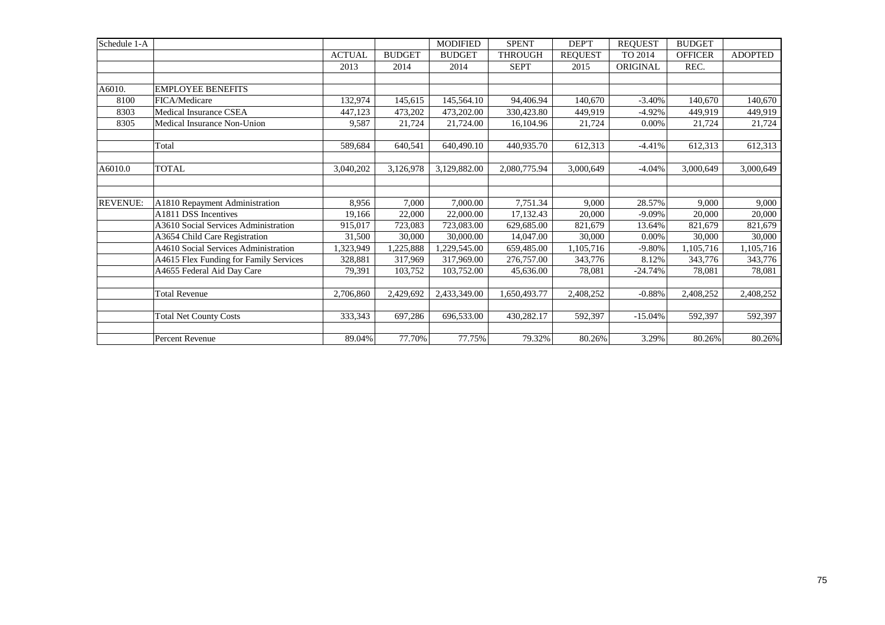| Schedule 1-A | | ACTUAL | BUDGET | MODIFIED BUDGET | SPENT THROUGH | DEP'T REQUEST | REQUEST TO 2014 | BUDGET OFFICER | ADOPTED |
|---|---|---|---|---|---|---|---|---|---|
| | | 2013 | 2014 | 2014 | SEPT | 2015 | ORIGINAL | REC. | |
| | | | | | | | | | |
| A6010. | EMPLOYEE BENEFITS | | | | | | | | |
| 8100 | FICA/Medicare | 132,974 | 145,615 | 145,564.10 | 94,406.94 | 140,670 | -3.40% | 140,670 | 140,670 |
| 8303 | Medical Insurance CSEA | 447,123 | 473,202 | 473,202.00 | 330,423.80 | 449,919 | -4.92% | 449,919 | 449,919 |
| 8305 | Medical Insurance Non-Union | 9,587 | 21,724 | 21,724.00 | 16,104.96 | 21,724 | 0.00% | 21,724 | 21,724 |
| | | | | | | | | | |
| | Total | 589,684 | 640,541 | 640,490.10 | 440,935.70 | 612,313 | -4.41% | 612,313 | 612,313 |
| | | | | | | | | | |
| A6010.0 | TOTAL | 3,040,202 | 3,126,978 | 3,129,882.00 | 2,080,775.94 | 3,000,649 | -4.04% | 3,000,649 | 3,000,649 |
| | | | | | | | | | |
| | | | | | | | | | |
| REVENUE: | A1810 Repayment Administration | 8,956 | 7,000 | 7,000.00 | 7,751.34 | 9,000 | 28.57% | 9,000 | 9,000 |
| | A1811 DSS Incentives | 19,166 | 22,000 | 22,000.00 | 17,132.43 | 20,000 | -9.09% | 20,000 | 20,000 |
| | A3610 Social Services Administration | 915,017 | 723,083 | 723,083.00 | 629,685.00 | 821,679 | 13.64% | 821,679 | 821,679 |
| | A3654 Child Care Registration | 31,500 | 30,000 | 30,000.00 | 14,047.00 | 30,000 | 0.00% | 30,000 | 30,000 |
| | A4610 Social Services Administration | 1,323,949 | 1,225,888 | 1,229,545.00 | 659,485.00 | 1,105,716 | -9.80% | 1,105,716 | 1,105,716 |
| | A4615 Flex Funding for Family Services | 328,881 | 317,969 | 317,969.00 | 276,757.00 | 343,776 | 8.12% | 343,776 | 343,776 |
| | A4655 Federal Aid Day Care | 79,391 | 103,752 | 103,752.00 | 45,636.00 | 78,081 | -24.74% | 78,081 | 78,081 |
| | | | | | | | | | |
| | Total Revenue | 2,706,860 | 2,429,692 | 2,433,349.00 | 1,650,493.77 | 2,408,252 | -0.88% | 2,408,252 | 2,408,252 |
| | | | | | | | | | |
| | Total Net County Costs | 333,343 | 697,286 | 696,533.00 | 430,282.17 | 592,397 | -15.04% | 592,397 | 592,397 |
| | | | | | | | | | |
| | Percent Revenue | 89.04% | 77.70% | 77.75% | 79.32% | 80.26% | 3.29% | 80.26% | 80.26% |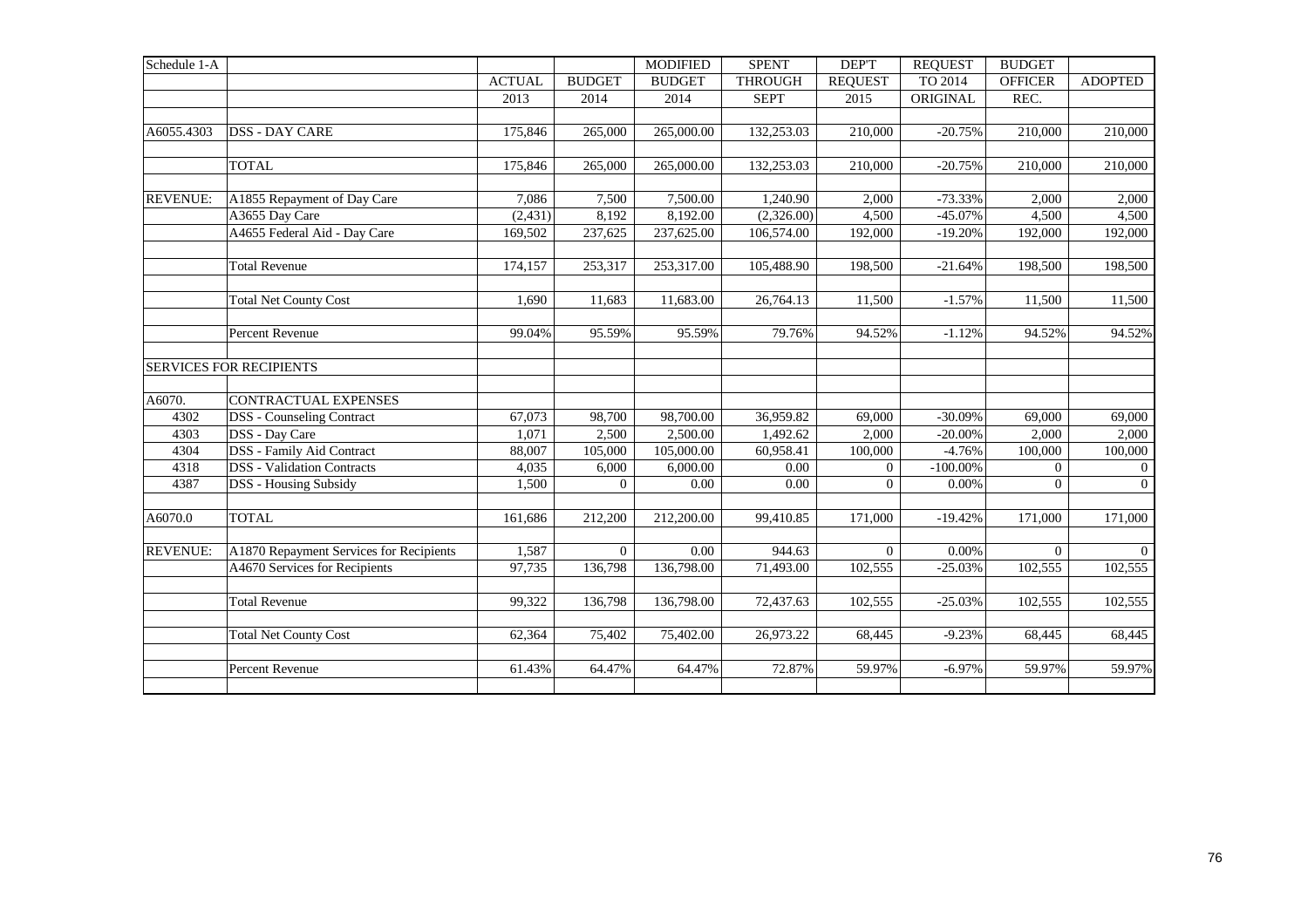| Schedule 1-A | | | | MODIFIED | SPENT | DEP'T | REQUEST | BUDGET | |
|---|---|---|---|---|---|---|---|---|---|
| | | ACTUAL | BUDGET | BUDGET | THROUGH | REQUEST | TO 2014 | OFFICER | ADOPTED |
| | | 2013 | 2014 | 2014 | SEPT | 2015 | ORIGINAL | REC. | |
| | | | | | | | | | |
| A6055.4303 | DSS - DAY CARE | 175,846 | 265,000 | 265,000.00 | 132,253.03 | 210,000 | -20.75% | 210,000 | 210,000 |
| | | | | | | | | | |
| | TOTAL | 175,846 | 265,000 | 265,000.00 | 132,253.03 | 210,000 | -20.75% | 210,000 | 210,000 |
| | | | | | | | | | |
| REVENUE: | A1855 Repayment of Day Care | 7,086 | 7,500 | 7,500.00 | 1,240.90 | 2,000 | -73.33% | 2,000 | 2,000 |
| | A3655 Day Care | (2,431) | 8,192 | 8,192.00 | (2,326.00) | 4,500 | -45.07% | 4,500 | 4,500 |
| | A4655 Federal Aid - Day Care | 169,502 | 237,625 | 237,625.00 | 106,574.00 | 192,000 | -19.20% | 192,000 | 192,000 |
| | | | | | | | | | |
| | Total Revenue | 174,157 | 253,317 | 253,317.00 | 105,488.90 | 198,500 | -21.64% | 198,500 | 198,500 |
| | | | | | | | | | |
| | Total Net County Cost | 1,690 | 11,683 | 11,683.00 | 26,764.13 | 11,500 | -1.57% | 11,500 | 11,500 |
| | | | | | | | | | |
| | Percent Revenue | 99.04% | 95.59% | 95.59% | 79.76% | 94.52% | -1.12% | 94.52% | 94.52% |
| | | | | | | | | | |
| SERVICES FOR RECIPIENTS | | | | | | | | | |
| | | | | | | | | | |
| A6070. | CONTRACTUAL EXPENSES | | | | | | | | |
| 4302 | DSS - Counseling Contract | 67,073 | 98,700 | 98,700.00 | 36,959.82 | 69,000 | -30.09% | 69,000 | 69,000 |
| 4303 | DSS - Day Care | 1,071 | 2,500 | 2,500.00 | 1,492.62 | 2,000 | -20.00% | 2,000 | 2,000 |
| 4304 | DSS - Family Aid Contract | 88,007 | 105,000 | 105,000.00 | 60,958.41 | 100,000 | -4.76% | 100,000 | 100,000 |
| 4318 | DSS - Validation Contracts | 4,035 | 6,000 | 6,000.00 | 0.00 | 0 | -100.00% | 0 | 0 |
| 4387 | DSS - Housing Subsidy | 1,500 | 0 | 0.00 | 0.00 | 0 | 0.00% | 0 | 0 |
| | | | | | | | | | |
| A6070.0 | TOTAL | 161,686 | 212,200 | 212,200.00 | 99,410.85 | 171,000 | -19.42% | 171,000 | 171,000 |
| | | | | | | | | | |
| REVENUE: | A1870 Repayment Services for Recipients | 1,587 | 0 | 0.00 | 944.63 | 0 | 0.00% | 0 | 0 |
| | A4670 Services for Recipients | 97,735 | 136,798 | 136,798.00 | 71,493.00 | 102,555 | -25.03% | 102,555 | 102,555 |
| | | | | | | | | | |
| | Total Revenue | 99,322 | 136,798 | 136,798.00 | 72,437.63 | 102,555 | -25.03% | 102,555 | 102,555 |
| | | | | | | | | | |
| | Total Net County Cost | 62,364 | 75,402 | 75,402.00 | 26,973.22 | 68,445 | -9.23% | 68,445 | 68,445 |
| | | | | | | | | | |
| | Percent Revenue | 61.43% | 64.47% | 64.47% | 72.87% | 59.97% | -6.97% | 59.97% | 59.97% |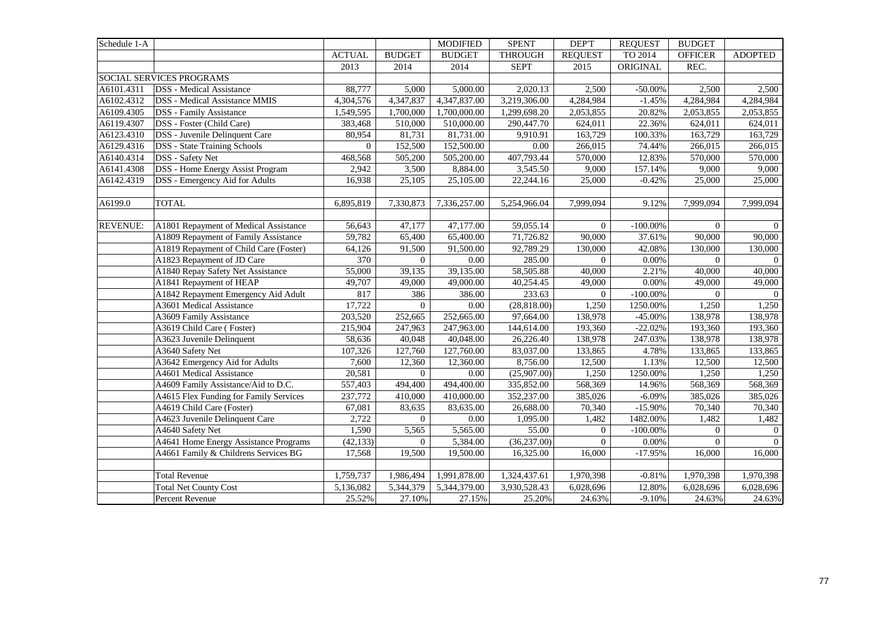| Schedule 1-A | | ACTUAL 2013 | BUDGET 2014 | MODIFIED BUDGET 2014 | SPENT THROUGH SEPT | DEP'T REQUEST 2015 | REQUEST TO 2014 ORIGINAL | BUDGET OFFICER REC. | ADOPTED |
|---|---|---|---|---|---|---|---|---|---|
| SOCIAL SERVICES PROGRAMS | | | | | | | | | |
| A6101.4311 | DSS - Medical Assistance | 88,777 | 5,000 | 5,000.00 | 2,020.13 | 2,500 | -50.00% | 2,500 | 2,500 |
| A6102.4312 | DSS - Medical Assistance MMIS | 4,304,576 | 4,347,837 | 4,347,837.00 | 3,219,306.00 | 4,284,984 | -1.45% | 4,284,984 | 4,284,984 |
| A6109.4305 | DSS - Family Assistance | 1,549,595 | 1,700,000 | 1,700,000.00 | 1,299,698.20 | 2,053,855 | 20.82% | 2,053,855 | 2,053,855 |
| A6119.4307 | DSS - Foster (Child Care) | 383,468 | 510,000 | 510,000.00 | 290,447.70 | 624,011 | 22.36% | 624,011 | 624,011 |
| A6123.4310 | DSS - Juvenile Delinquent Care | 80,954 | 81,731 | 81,731.00 | 9,910.91 | 163,729 | 100.33% | 163,729 | 163,729 |
| A6129.4316 | DSS - State Training Schools | 0 | 152,500 | 152,500.00 | 0.00 | 266,015 | 74.44% | 266,015 | 266,015 |
| A6140.4314 | DSS - Safety Net | 468,568 | 505,200 | 505,200.00 | 407,793.44 | 570,000 | 12.83% | 570,000 | 570,000 |
| A6141.4308 | DSS - Home Energy Assist Program | 2,942 | 3,500 | 8,884.00 | 3,545.50 | 9,000 | 157.14% | 9,000 | 9,000 |
| A6142.4319 | DSS - Emergency Aid for Adults | 16,938 | 25,105 | 25,105.00 | 22,244.16 | 25,000 | -0.42% | 25,000 | 25,000 |
| | | | | | | | | | |
| A6199.0 | TOTAL | 6,895,819 | 7,330,873 | 7,336,257.00 | 5,254,966.04 | 7,999,094 | 9.12% | 7,999,094 | 7,999,094 |
| | | | | | | | | | |
| REVENUE: | A1801 Repayment of Medical Assistance | 56,643 | 47,177 | 47,177.00 | 59,055.14 | 0 | -100.00% | 0 | 0 |
| | A1809 Repayment of Family Assistance | 59,782 | 65,400 | 65,400.00 | 71,726.82 | 90,000 | 37.61% | 90,000 | 90,000 |
| | A1819 Repayment of Child Care (Foster) | 64,126 | 91,500 | 91,500.00 | 92,789.29 | 130,000 | 42.08% | 130,000 | 130,000 |
| | A1823 Repayment of JD Care | 370 | 0 | 0.00 | 285.00 | 0 | 0.00% | 0 | 0 |
| | A1840 Repay Safety Net Assistance | 55,000 | 39,135 | 39,135.00 | 58,505.88 | 40,000 | 2.21% | 40,000 | 40,000 |
| | A1841 Repayment of HEAP | 49,707 | 49,000 | 49,000.00 | 40,254.45 | 49,000 | 0.00% | 49,000 | 49,000 |
| | A1842 Repayment Emergency Aid Adult | 817 | 386 | 386.00 | 233.63 | 0 | -100.00% | 0 | 0 |
| | A3601 Medical Assistance | 17,722 | 0 | 0.00 | (28,818.00) | 1,250 | 1250.00% | 1,250 | 1,250 |
| | A3609 Family Assistance | 203,520 | 252,665 | 252,665.00 | 97,664.00 | 138,978 | -45.00% | 138,978 | 138,978 |
| | A3619 Child Care ( Foster) | 215,904 | 247,963 | 247,963.00 | 144,614.00 | 193,360 | -22.02% | 193,360 | 193,360 |
| | A3623 Juvenile Delinquent | 58,636 | 40,048 | 40,048.00 | 26,226.40 | 138,978 | 247.03% | 138,978 | 138,978 |
| | A3640 Safety Net | 107,326 | 127,760 | 127,760.00 | 83,037.00 | 133,865 | 4.78% | 133,865 | 133,865 |
| | A3642 Emergency Aid for Adults | 7,600 | 12,360 | 12,360.00 | 8,756.00 | 12,500 | 1.13% | 12,500 | 12,500 |
| | A4601 Medical Assistance | 20,581 | 0 | 0.00 | (25,907.00) | 1,250 | 1250.00% | 1,250 | 1,250 |
| | A4609 Family Assistance/Aid to D.C. | 557,403 | 494,400 | 494,400.00 | 335,852.00 | 568,369 | 14.96% | 568,369 | 568,369 |
| | A4615 Flex Funding for Family Services | 237,772 | 410,000 | 410,000.00 | 352,237.00 | 385,026 | -6.09% | 385,026 | 385,026 |
| | A4619 Child Care (Foster) | 67,081 | 83,635 | 83,635.00 | 26,688.00 | 70,340 | -15.90% | 70,340 | 70,340 |
| | A4623 Juvenile Delinquent Care | 2,722 | 0 | 0.00 | 1,095.00 | 1,482 | 1482.00% | 1,482 | 1,482 |
| | A4640 Safety Net | 1,590 | 5,565 | 5,565.00 | 55.00 | 0 | -100.00% | 0 | 0 |
| | A4641 Home Energy Assistance Programs | (42,133) | 0 | 5,384.00 | (36,237.00) | 0 | 0.00% | 0 | 0 |
| | A4661 Family & Childrens Services BG | 17,568 | 19,500 | 19,500.00 | 16,325.00 | 16,000 | -17.95% | 16,000 | 16,000 |
| | | | | | | | | | |
| | Total Revenue | 1,759,737 | 1,986,494 | 1,991,878.00 | 1,324,437.61 | 1,970,398 | -0.81% | 1,970,398 | 1,970,398 |
| | Total Net County Cost | 5,136,082 | 5,344,379 | 5,344,379.00 | 3,930,528.43 | 6,028,696 | 12.80% | 6,028,696 | 6,028,696 |
| | Percent Revenue | 25.52% | 27.10% | 27.15% | 25.20% | 24.63% | -9.10% | 24.63% | 24.63% |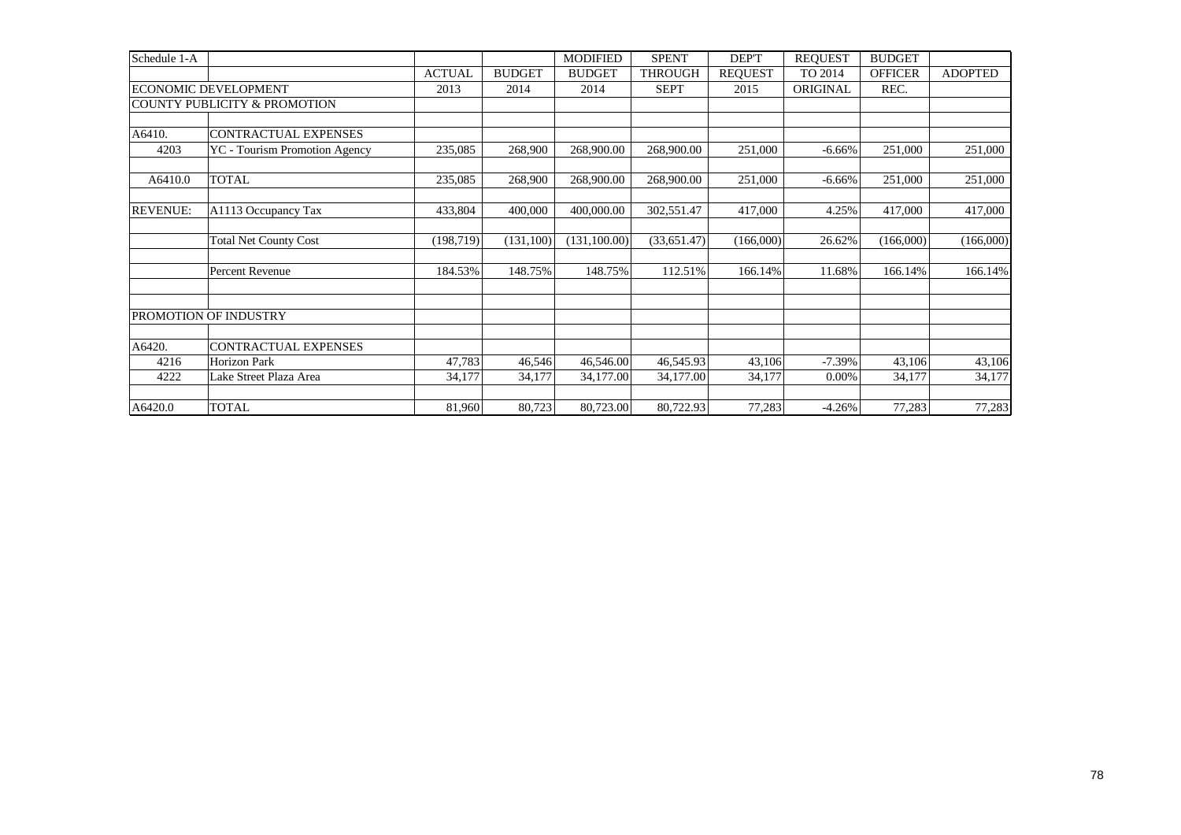| Schedule 1-A | | | | MODIFIED | SPENT | DEP'T | REQUEST | BUDGET | |
|---|---|---|---|---|---|---|---|---|---|
| | | ACTUAL | BUDGET | BUDGET | THROUGH | REQUEST | TO 2014 | OFFICER | ADOPTED |
| ECONOMIC DEVELOPMENT | | 2013 | 2014 | 2014 | SEPT | 2015 | ORIGINAL | REC. | |
| COUNTY PUBLICITY & PROMOTION | | | | | | | | | |
| | | | | | | | | | |
| A6410. | CONTRACTUAL EXPENSES | | | | | | | | |
| 4203 | YC - Tourism Promotion Agency | 235,085 | 268,900 | 268,900.00 | 268,900.00 | 251,000 | -6.66% | 251,000 | 251,000 |
| | | | | | | | | | |
| A6410.0 | TOTAL | 235,085 | 268,900 | 268,900.00 | 268,900.00 | 251,000 | -6.66% | 251,000 | 251,000 |
| | | | | | | | | | |
| REVENUE: | A1113 Occupancy Tax | 433,804 | 400,000 | 400,000.00 | 302,551.47 | 417,000 | 4.25% | 417,000 | 417,000 |
| | | | | | | | | | |
| | Total Net County Cost | (198,719) | (131,100) | (131,100.00) | (33,651.47) | (166,000) | 26.62% | (166,000) | (166,000) |
| | | | | | | | | | |
| | Percent Revenue | 184.53% | 148.75% | 148.75% | 112.51% | 166.14% | 11.68% | 166.14% | 166.14% |
| | | | | | | | | | |
| | | | | | | | | | |
| PROMOTION OF INDUSTRY | | | | | | | | | |
| | | | | | | | | | |
| A6420. | CONTRACTUAL EXPENSES | | | | | | | | |
| 4216 | Horizon Park | 47,783 | 46,546 | 46,546.00 | 46,545.93 | 43,106 | -7.39% | 43,106 | 43,106 |
| 4222 | Lake Street Plaza Area | 34,177 | 34,177 | 34,177.00 | 34,177.00 | 34,177 | 0.00% | 34,177 | 34,177 |
| | | | | | | | | | |
| A6420.0 | TOTAL | 81,960 | 80,723 | 80,723.00 | 80,722.93 | 77,283 | -4.26% | 77,283 | 77,283 |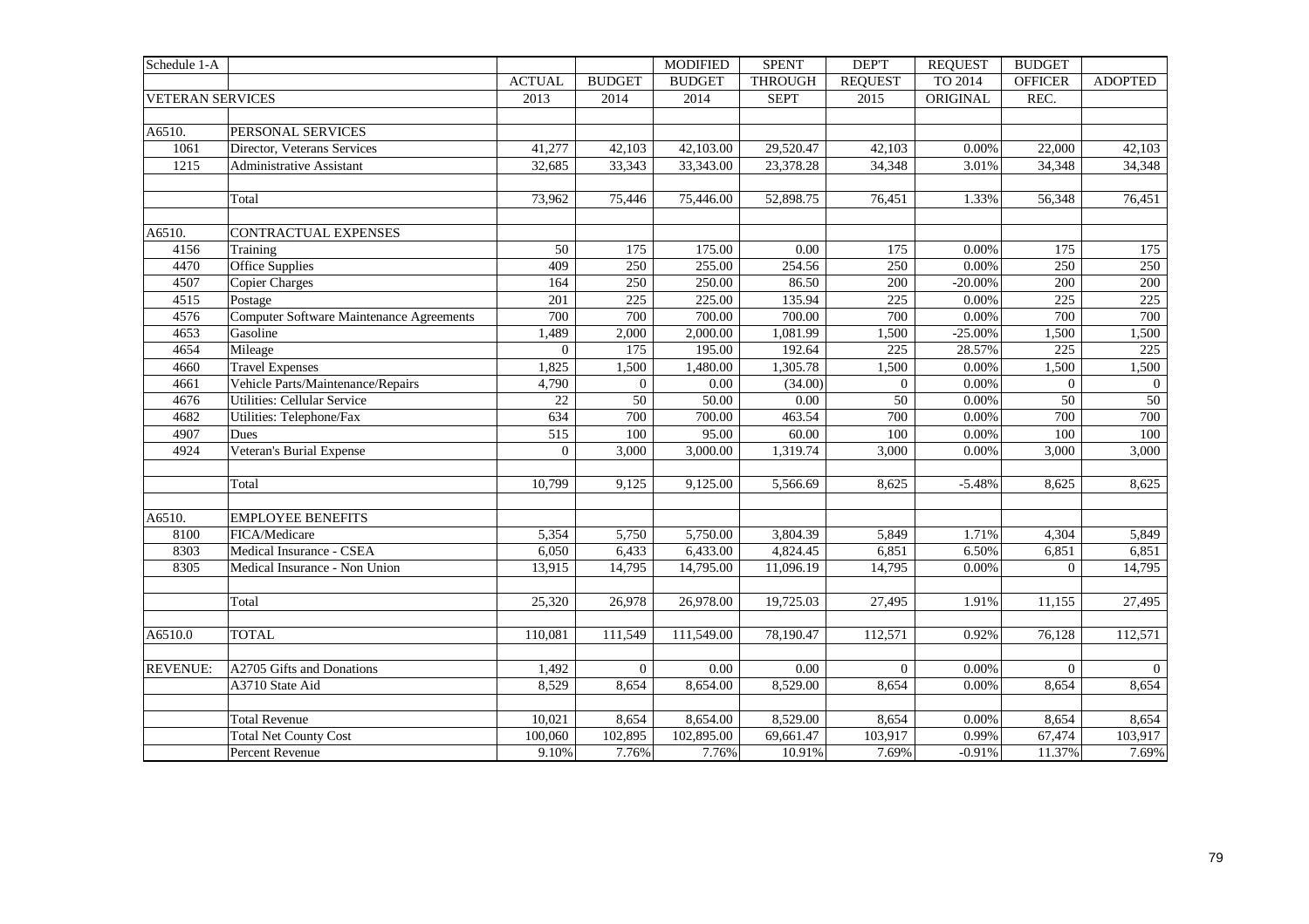| Schedule 1-A | | | | MODIFIED | SPENT | DEP'T | REQUEST | BUDGET | |
|---|---|---|---|---|---|---|---|---|---|
| | | ACTUAL | BUDGET | BUDGET | THROUGH | REQUEST | TO 2014 | OFFICER | ADOPTED |
| VETERAN SERVICES | | 2013 | 2014 | 2014 | SEPT | 2015 | ORIGINAL | REC. | |
| | | | | | | | | | |
| A6510. | PERSONAL SERVICES | | | | | | | | |
| 1061 | Director, Veterans Services | 41,277 | 42,103 | 42,103.00 | 29,520.47 | 42,103 | 0.00% | 22,000 | 42,103 |
| 1215 | Administrative Assistant | 32,685 | 33,343 | 33,343.00 | 23,378.28 | 34,348 | 3.01% | 34,348 | 34,348 |
| | | | | | | | | | |
| | Total | 73,962 | 75,446 | 75,446.00 | 52,898.75 | 76,451 | 1.33% | 56,348 | 76,451 |
| | | | | | | | | | |
| A6510. | CONTRACTUAL EXPENSES | | | | | | | | |
| 4156 | Training | 50 | 175 | 175.00 | 0.00 | 175 | 0.00% | 175 | 175 |
| 4470 | Office Supplies | 409 | 250 | 255.00 | 254.56 | 250 | 0.00% | 250 | 250 |
| 4507 | Copier Charges | 164 | 250 | 250.00 | 86.50 | 200 | -20.00% | 200 | 200 |
| 4515 | Postage | 201 | 225 | 225.00 | 135.94 | 225 | 0.00% | 225 | 225 |
| 4576 | Computer Software Maintenance Agreements | 700 | 700 | 700.00 | 700.00 | 700 | 0.00% | 700 | 700 |
| 4653 | Gasoline | 1,489 | 2,000 | 2,000.00 | 1,081.99 | 1,500 | -25.00% | 1,500 | 1,500 |
| 4654 | Mileage | 0 | 175 | 195.00 | 192.64 | 225 | 28.57% | 225 | 225 |
| 4660 | Travel Expenses | 1,825 | 1,500 | 1,480.00 | 1,305.78 | 1,500 | 0.00% | 1,500 | 1,500 |
| 4661 | Vehicle Parts/Maintenance/Repairs | 4,790 | 0 | 0.00 | (34.00) | 0 | 0.00% | 0 | 0 |
| 4676 | Utilities: Cellular Service | 22 | 50 | 50.00 | 0.00 | 50 | 0.00% | 50 | 50 |
| 4682 | Utilities: Telephone/Fax | 634 | 700 | 700.00 | 463.54 | 700 | 0.00% | 700 | 700 |
| 4907 | Dues | 515 | 100 | 95.00 | 60.00 | 100 | 0.00% | 100 | 100 |
| 4924 | Veteran's Burial Expense | 0 | 3,000 | 3,000.00 | 1,319.74 | 3,000 | 0.00% | 3,000 | 3,000 |
| | | | | | | | | | |
| | Total | 10,799 | 9,125 | 9,125.00 | 5,566.69 | 8,625 | -5.48% | 8,625 | 8,625 |
| | | | | | | | | | |
| A6510. | EMPLOYEE BENEFITS | | | | | | | | |
| 8100 | FICA/Medicare | 5,354 | 5,750 | 5,750.00 | 3,804.39 | 5,849 | 1.71% | 4,304 | 5,849 |
| 8303 | Medical Insurance - CSEA | 6,050 | 6,433 | 6,433.00 | 4,824.45 | 6,851 | 6.50% | 6,851 | 6,851 |
| 8305 | Medical Insurance - Non Union | 13,915 | 14,795 | 14,795.00 | 11,096.19 | 14,795 | 0.00% | 0 | 14,795 |
| | | | | | | | | | |
| | Total | 25,320 | 26,978 | 26,978.00 | 19,725.03 | 27,495 | 1.91% | 11,155 | 27,495 |
| | | | | | | | | | |
| A6510.0 | TOTAL | 110,081 | 111,549 | 111,549.00 | 78,190.47 | 112,571 | 0.92% | 76,128 | 112,571 |
| | | | | | | | | | |
| REVENUE: | A2705 Gifts and Donations | 1,492 | 0 | 0.00 | 0.00 | 0 | 0.00% | 0 | 0 |
| | A3710 State Aid | 8,529 | 8,654 | 8,654.00 | 8,529.00 | 8,654 | 0.00% | 8,654 | 8,654 |
| | | | | | | | | | |
| | Total Revenue | 10,021 | 8,654 | 8,654.00 | 8,529.00 | 8,654 | 0.00% | 8,654 | 8,654 |
| | Total Net County Cost | 100,060 | 102,895 | 102,895.00 | 69,661.47 | 103,917 | 0.99% | 67,474 | 103,917 |
| | Percent Revenue | 9.10% | 7.76% | 7.76% | 10.91% | 7.69% | -0.91% | 11.37% | 7.69% |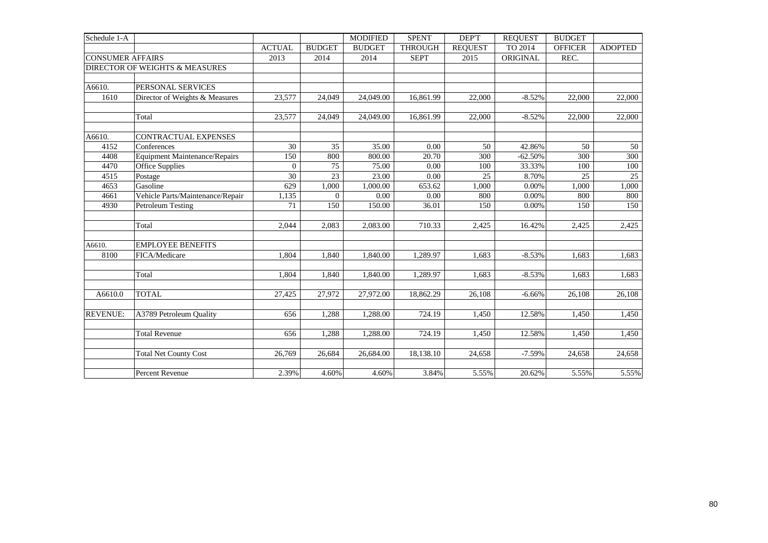| Schedule 1-A | | | | MODIFIED | SPENT | DEP'T | REQUEST | BUDGET | |
|---|---|---|---|---|---|---|---|---|---|
| | | ACTUAL | BUDGET | BUDGET | THROUGH | REQUEST | TO 2014 | OFFICER | ADOPTED |
| CONSUMER AFFAIRS | | 2013 | 2014 | 2014 | SEPT | 2015 | ORIGINAL | REC. | |
| DIRECTOR OF WEIGHTS & MEASURES | | | | | | | | | |
| | | | | | | | | | |
| A6610. | PERSONAL SERVICES | | | | | | | | |
| 1610 | Director of Weights & Measures | 23,577 | 24,049 | 24,049.00 | 16,861.99 | 22,000 | -8.52% | 22,000 | 22,000 |
| | | | | | | | | | |
| | Total | 23,577 | 24,049 | 24,049.00 | 16,861.99 | 22,000 | -8.52% | 22,000 | 22,000 |
| | | | | | | | | | |
| A6610. | CONTRACTUAL EXPENSES | | | | | | | | |
| 4152 | Conferences | 30 | 35 | 35.00 | 0.00 | 50 | 42.86% | 50 | 50 |
| 4408 | Equipment Maintenance/Repairs | 150 | 800 | 800.00 | 20.70 | 300 | -62.50% | 300 | 300 |
| 4470 | Office Supplies | 0 | 75 | 75.00 | 0.00 | 100 | 33.33% | 100 | 100 |
| 4515 | Postage | 30 | 23 | 23.00 | 0.00 | 25 | 8.70% | 25 | 25 |
| 4653 | Gasoline | 629 | 1,000 | 1,000.00 | 653.62 | 1,000 | 0.00% | 1,000 | 1,000 |
| 4661 | Vehicle Parts/Maintenance/Repair | 1,135 | 0 | 0.00 | 0.00 | 800 | 0.00% | 800 | 800 |
| 4930 | Petroleum Testing | 71 | 150 | 150.00 | 36.01 | 150 | 0.00% | 150 | 150 |
| | | | | | | | | | |
| | Total | 2,044 | 2,083 | 2,083.00 | 710.33 | 2,425 | 16.42% | 2,425 | 2,425 |
| | | | | | | | | | |
| A6610. | EMPLOYEE BENEFITS | | | | | | | | |
| 8100 | FICA/Medicare | 1,804 | 1,840 | 1,840.00 | 1,289.97 | 1,683 | -8.53% | 1,683 | 1,683 |
| | | | | | | | | | |
| | Total | 1,804 | 1,840 | 1,840.00 | 1,289.97 | 1,683 | -8.53% | 1,683 | 1,683 |
| | | | | | | | | | |
| A6610.0 | TOTAL | 27,425 | 27,972 | 27,972.00 | 18,862.29 | 26,108 | -6.66% | 26,108 | 26,108 |
| | | | | | | | | | |
| REVENUE: | A3789 Petroleum Quality | 656 | 1,288 | 1,288.00 | 724.19 | 1,450 | 12.58% | 1,450 | 1,450 |
| | | | | | | | | | |
| | Total Revenue | 656 | 1,288 | 1,288.00 | 724.19 | 1,450 | 12.58% | 1,450 | 1,450 |
| | | | | | | | | | |
| | Total Net County Cost | 26,769 | 26,684 | 26,684.00 | 18,138.10 | 24,658 | -7.59% | 24,658 | 24,658 |
| | | | | | | | | | |
| | Percent Revenue | 2.39% | 4.60% | 4.60% | 3.84% | 5.55% | 20.62% | 5.55% | 5.55% |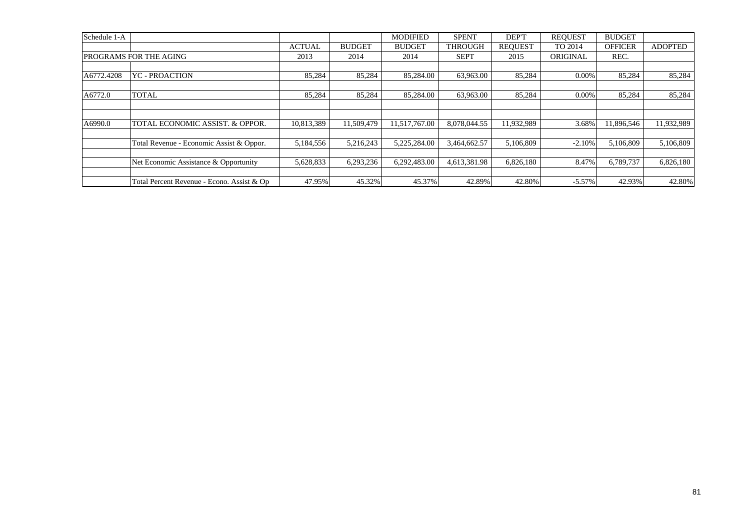| Schedule 1-A | | | | MODIFIED | SPENT | DEP'T | REQUEST | BUDGET | |
|---|---|---|---|---|---|---|---|---|---|
| | | ACTUAL | BUDGET | BUDGET | THROUGH | REQUEST | TO 2014 | OFFICER | ADOPTED |
| PROGRAMS FOR THE AGING | | 2013 | 2014 | 2014 | SEPT | 2015 | ORIGINAL | REC. | |
| | | | | | | | | | |
| A6772.4208 | YC - PROACTION | 85,284 | 85,284 | 85,284.00 | 63,963.00 | 85,284 | 0.00% | 85,284 | 85,284 |
| | | | | | | | | | |
| A6772.0 | TOTAL | 85,284 | 85,284 | 85,284.00 | 63,963.00 | 85,284 | 0.00% | 85,284 | 85,284 |
| | | | | | | | | | |
| | | | | | | | | | |
| A6990.0 | TOTAL ECONOMIC ASSIST. & OPPOR. | 10,813,389 | 11,509,479 | 11,517,767.00 | 8,078,044.55 | 11,932,989 | 3.68% | 11,896,546 | 11,932,989 |
| | | | | | | | | | |
| | Total Revenue - Economic Assist & Oppor. | 5,184,556 | 5,216,243 | 5,225,284.00 | 3,464,662.57 | 5,106,809 | -2.10% | 5,106,809 | 5,106,809 |
| | | | | | | | | | |
| | Net Economic Assistance & Opportunity | 5,628,833 | 6,293,236 | 6,292,483.00 | 4,613,381.98 | 6,826,180 | 8.47% | 6,789,737 | 6,826,180 |
| | | | | | | | | | |
| | Total Percent Revenue - Econo. Assist & Op | 47.95% | 45.32% | 45.37% | 42.89% | 42.80% | -5.57% | 42.93% | 42.80% |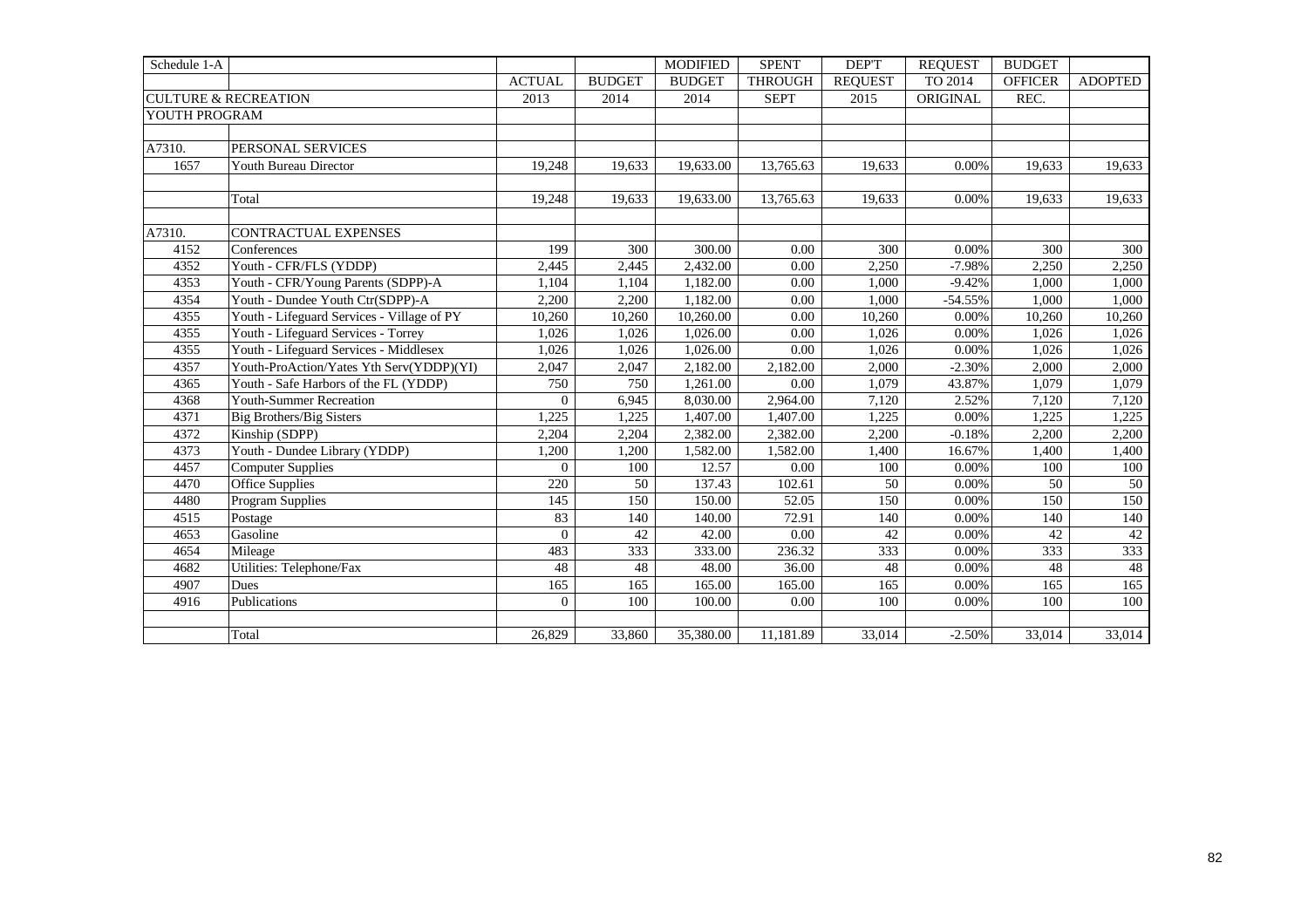| Schedule 1-A | | | | MODIFIED | SPENT | DEP'T | REQUEST | BUDGET | |
|---|---|---|---|---|---|---|---|---|---|
| | | ACTUAL | BUDGET | BUDGET | THROUGH | REQUEST | TO 2014 | OFFICER | ADOPTED |
| CULTURE & RECREATION | | 2013 | 2014 | 2014 | SEPT | 2015 | ORIGINAL | REC. | |
| YOUTH PROGRAM | | | | | | | | | |
| | | | | | | | | | |
| A7310. | PERSONAL SERVICES | | | | | | | | |
| 1657 | Youth Bureau Director | 19,248 | 19,633 | 19,633.00 | 13,765.63 | 19,633 | 0.00% | 19,633 | 19,633 |
| | | | | | | | | | |
| | Total | 19,248 | 19,633 | 19,633.00 | 13,765.63 | 19,633 | 0.00% | 19,633 | 19,633 |
| | | | | | | | | | |
| A7310. | CONTRACTUAL EXPENSES | | | | | | | | |
| 4152 | Conferences | 199 | 300 | 300.00 | 0.00 | 300 | 0.00% | 300 | 300 |
| 4352 | Youth - CFR/FLS (YDDP) | 2,445 | 2,445 | 2,432.00 | 0.00 | 2,250 | -7.98% | 2,250 | 2,250 |
| 4353 | Youth - CFR/Young Parents (SDPP)-A | 1,104 | 1,104 | 1,182.00 | 0.00 | 1,000 | -9.42% | 1,000 | 1,000 |
| 4354 | Youth - Dundee Youth Ctr(SDPP)-A | 2,200 | 2,200 | 1,182.00 | 0.00 | 1,000 | -54.55% | 1,000 | 1,000 |
| 4355 | Youth - Lifeguard Services - Village of PY | 10,260 | 10,260 | 10,260.00 | 0.00 | 10,260 | 0.00% | 10,260 | 10,260 |
| 4355 | Youth - Lifeguard Services - Torrey | 1,026 | 1,026 | 1,026.00 | 0.00 | 1,026 | 0.00% | 1,026 | 1,026 |
| 4355 | Youth - Lifeguard Services - Middlesex | 1,026 | 1,026 | 1,026.00 | 0.00 | 1,026 | 0.00% | 1,026 | 1,026 |
| 4357 | Youth-ProAction/Yates Yth Serv(YDDP)(YI) | 2,047 | 2,047 | 2,182.00 | 2,182.00 | 2,000 | -2.30% | 2,000 | 2,000 |
| 4365 | Youth - Safe Harbors of the FL (YDDP) | 750 | 750 | 1,261.00 | 0.00 | 1,079 | 43.87% | 1,079 | 1,079 |
| 4368 | Youth-Summer Recreation | 0 | 6,945 | 8,030.00 | 2,964.00 | 7,120 | 2.52% | 7,120 | 7,120 |
| 4371 | Big Brothers/Big Sisters | 1,225 | 1,225 | 1,407.00 | 1,407.00 | 1,225 | 0.00% | 1,225 | 1,225 |
| 4372 | Kinship (SDPP) | 2,204 | 2,204 | 2,382.00 | 2,382.00 | 2,200 | -0.18% | 2,200 | 2,200 |
| 4373 | Youth - Dundee Library (YDDP) | 1,200 | 1,200 | 1,582.00 | 1,582.00 | 1,400 | 16.67% | 1,400 | 1,400 |
| 4457 | Computer Supplies | 0 | 100 | 12.57 | 0.00 | 100 | 0.00% | 100 | 100 |
| 4470 | Office Supplies | 220 | 50 | 137.43 | 102.61 | 50 | 0.00% | 50 | 50 |
| 4480 | Program Supplies | 145 | 150 | 150.00 | 52.05 | 150 | 0.00% | 150 | 150 |
| 4515 | Postage | 83 | 140 | 140.00 | 72.91 | 140 | 0.00% | 140 | 140 |
| 4653 | Gasoline | 0 | 42 | 42.00 | 0.00 | 42 | 0.00% | 42 | 42 |
| 4654 | Mileage | 483 | 333 | 333.00 | 236.32 | 333 | 0.00% | 333 | 333 |
| 4682 | Utilities: Telephone/Fax | 48 | 48 | 48.00 | 36.00 | 48 | 0.00% | 48 | 48 |
| 4907 | Dues | 165 | 165 | 165.00 | 165.00 | 165 | 0.00% | 165 | 165 |
| 4916 | Publications | 0 | 100 | 100.00 | 0.00 | 100 | 0.00% | 100 | 100 |
| | | | | | | | | | |
| | Total | 26,829 | 33,860 | 35,380.00 | 11,181.89 | 33,014 | -2.50% | 33,014 | 33,014 |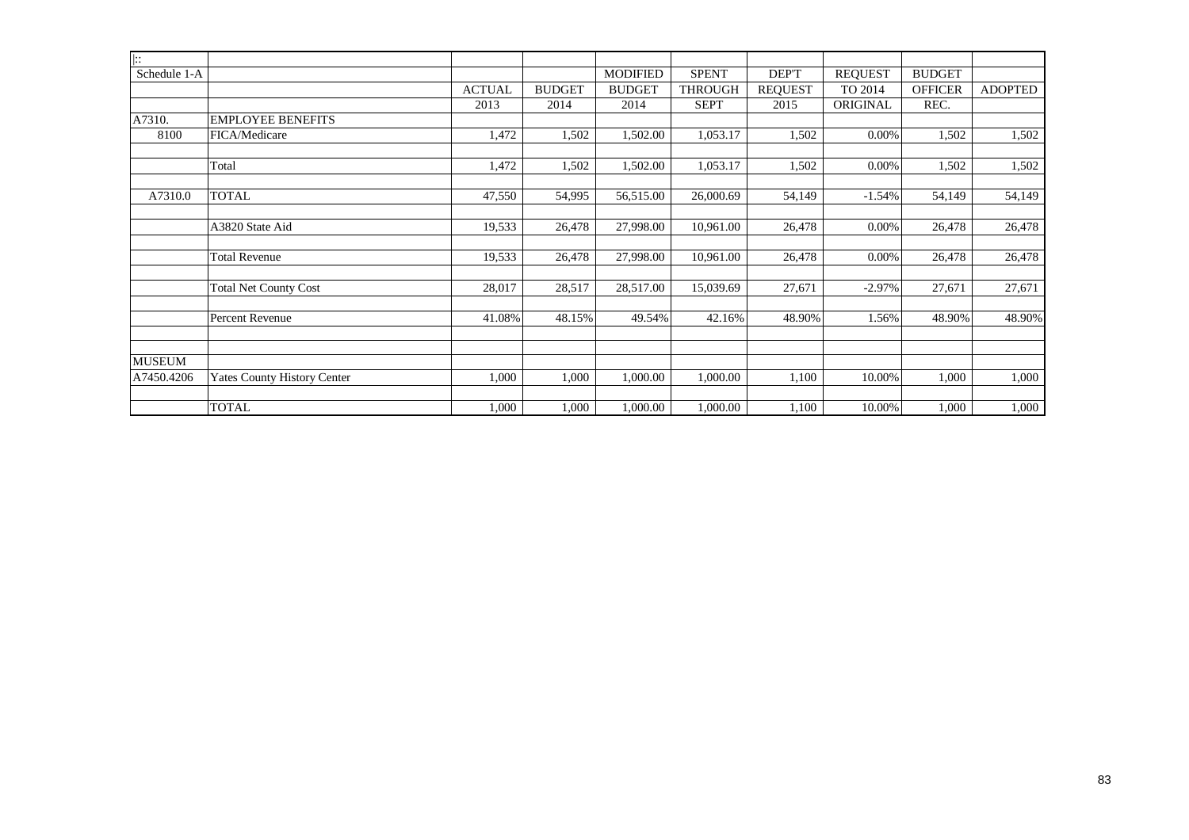| \|:: | | | | | | | | | |
|---|---|---|---|---|---|---|---|---|---|
| Schedule 1-A | | | | MODIFIED | SPENT | DEP'T | REQUEST | BUDGET | |
| | | ACTUAL | BUDGET | BUDGET | THROUGH | REQUEST | TO 2014 | OFFICER | ADOPTED |
| | | 2013 | 2014 | 2014 | SEPT | 2015 | ORIGINAL | REC. | |
| A7310. | EMPLOYEE BENEFITS | | | | | | | | |
| 8100 | FICA/Medicare | 1,472 | 1,502 | 1,502.00 | 1,053.17 | 1,502 | 0.00% | 1,502 | 1,502 |
| | | | | | | | | | |
| | Total | 1,472 | 1,502 | 1,502.00 | 1,053.17 | 1,502 | 0.00% | 1,502 | 1,502 |
| | | | | | | | | | |
| A7310.0 | TOTAL | 47,550 | 54,995 | 56,515.00 | 26,000.69 | 54,149 | -1.54% | 54,149 | 54,149 |
| | | | | | | | | | |
| | A3820 State Aid | 19,533 | 26,478 | 27,998.00 | 10,961.00 | 26,478 | 0.00% | 26,478 | 26,478 |
| | | | | | | | | | |
| | Total Revenue | 19,533 | 26,478 | 27,998.00 | 10,961.00 | 26,478 | 0.00% | 26,478 | 26,478 |
| | | | | | | | | | |
| | Total Net County Cost | 28,017 | 28,517 | 28,517.00 | 15,039.69 | 27,671 | -2.97% | 27,671 | 27,671 |
| | | | | | | | | | |
| | Percent Revenue | 41.08% | 48.15% | 49.54% | 42.16% | 48.90% | 1.56% | 48.90% | 48.90% |
| | | | | | | | | | |
| | | | | | | | | | |
| MUSEUM | | | | | | | | | |
| A7450.4206 | Yates County History Center | 1,000 | 1,000 | 1,000.00 | 1,000.00 | 1,100 | 10.00% | 1,000 | 1,000 |
| | | | | | | | | | |
| | TOTAL | 1,000 | 1,000 | 1,000.00 | 1,000.00 | 1,100 | 10.00% | 1,000 | 1,000 |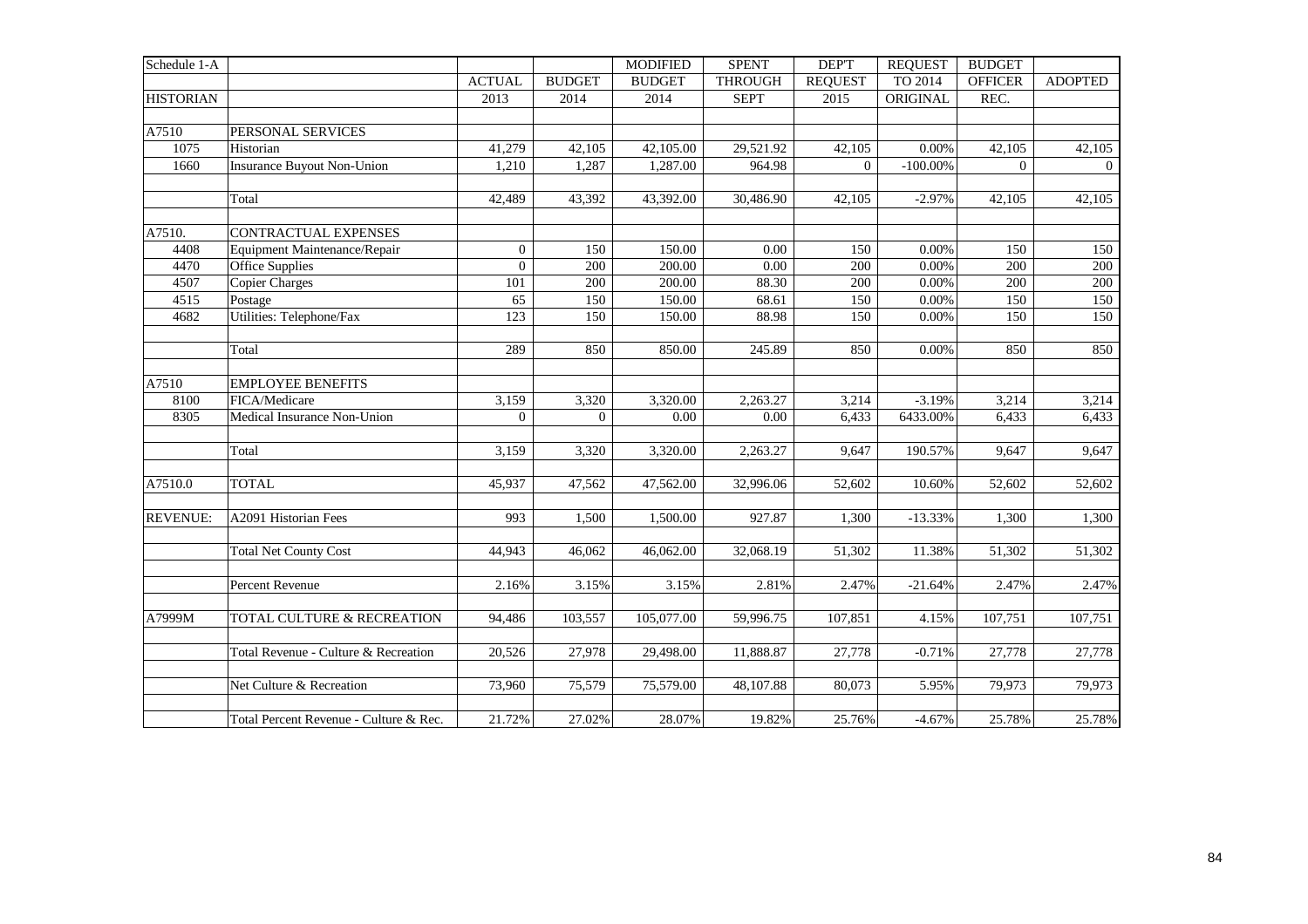| Schedule 1-A | | | | MODIFIED | SPENT | DEP'T | REQUEST | BUDGET | |
|---|---|---|---|---|---|---|---|---|---|
| | | ACTUAL | BUDGET | BUDGET | THROUGH | REQUEST | TO 2014 | OFFICER | ADOPTED |
| HISTORIAN | | 2013 | 2014 | 2014 | SEPT | 2015 | ORIGINAL | REC. | |
| | | | | | | | | | |
| A7510 | PERSONAL SERVICES | | | | | | | | |
| 1075 | Historian | 41,279 | 42,105 | 42,105.00 | 29,521.92 | 42,105 | 0.00% | 42,105 | 42,105 |
| 1660 | Insurance Buyout Non-Union | 1,210 | 1,287 | 1,287.00 | 964.98 | 0 | -100.00% | 0 | 0 |
| | | | | | | | | | |
| | Total | 42,489 | 43,392 | 43,392.00 | 30,486.90 | 42,105 | -2.97% | 42,105 | 42,105 |
| | | | | | | | | | |
| A7510. | CONTRACTUAL EXPENSES | | | | | | | | |
| 4408 | Equipment Maintenance/Repair | 0 | 150 | 150.00 | 0.00 | 150 | 0.00% | 150 | 150 |
| 4470 | Office Supplies | 0 | 200 | 200.00 | 0.00 | 200 | 0.00% | 200 | 200 |
| 4507 | Copier Charges | 101 | 200 | 200.00 | 88.30 | 200 | 0.00% | 200 | 200 |
| 4515 | Postage | 65 | 150 | 150.00 | 68.61 | 150 | 0.00% | 150 | 150 |
| 4682 | Utilities: Telephone/Fax | 123 | 150 | 150.00 | 88.98 | 150 | 0.00% | 150 | 150 |
| | | | | | | | | | |
| | Total | 289 | 850 | 850.00 | 245.89 | 850 | 0.00% | 850 | 850 |
| | | | | | | | | | |
| A7510 | EMPLOYEE BENEFITS | | | | | | | | |
| 8100 | FICA/Medicare | 3,159 | 3,320 | 3,320.00 | 2,263.27 | 3,214 | -3.19% | 3,214 | 3,214 |
| 8305 | Medical Insurance Non-Union | 0 | 0 | 0.00 | 0.00 | 6,433 | 6433.00% | 6,433 | 6,433 |
| | | | | | | | | | |
| | Total | 3,159 | 3,320 | 3,320.00 | 2,263.27 | 9,647 | 190.57% | 9,647 | 9,647 |
| | | | | | | | | | |
| A7510.0 | TOTAL | 45,937 | 47,562 | 47,562.00 | 32,996.06 | 52,602 | 10.60% | 52,602 | 52,602 |
| | | | | | | | | | |
| REVENUE: | A2091 Historian Fees | 993 | 1,500 | 1,500.00 | 927.87 | 1,300 | -13.33% | 1,300 | 1,300 |
| | | | | | | | | | |
| | Total Net County Cost | 44,943 | 46,062 | 46,062.00 | 32,068.19 | 51,302 | 11.38% | 51,302 | 51,302 |
| | | | | | | | | | |
| | Percent Revenue | 2.16% | 3.15% | 3.15% | 2.81% | 2.47% | -21.64% | 2.47% | 2.47% |
| | | | | | | | | | |
| A7999M | TOTAL CULTURE & RECREATION | 94,486 | 103,557 | 105,077.00 | 59,996.75 | 107,851 | 4.15% | 107,751 | 107,751 |
| | | | | | | | | | |
| | Total Revenue - Culture & Recreation | 20,526 | 27,978 | 29,498.00 | 11,888.87 | 27,778 | -0.71% | 27,778 | 27,778 |
| | | | | | | | | | |
| | Net Culture & Recreation | 73,960 | 75,579 | 75,579.00 | 48,107.88 | 80,073 | 5.95% | 79,973 | 79,973 |
| | | | | | | | | | |
| | Total Percent Revenue - Culture & Rec. | 21.72% | 27.02% | 28.07% | 19.82% | 25.76% | -4.67% | 25.78% | 25.78% |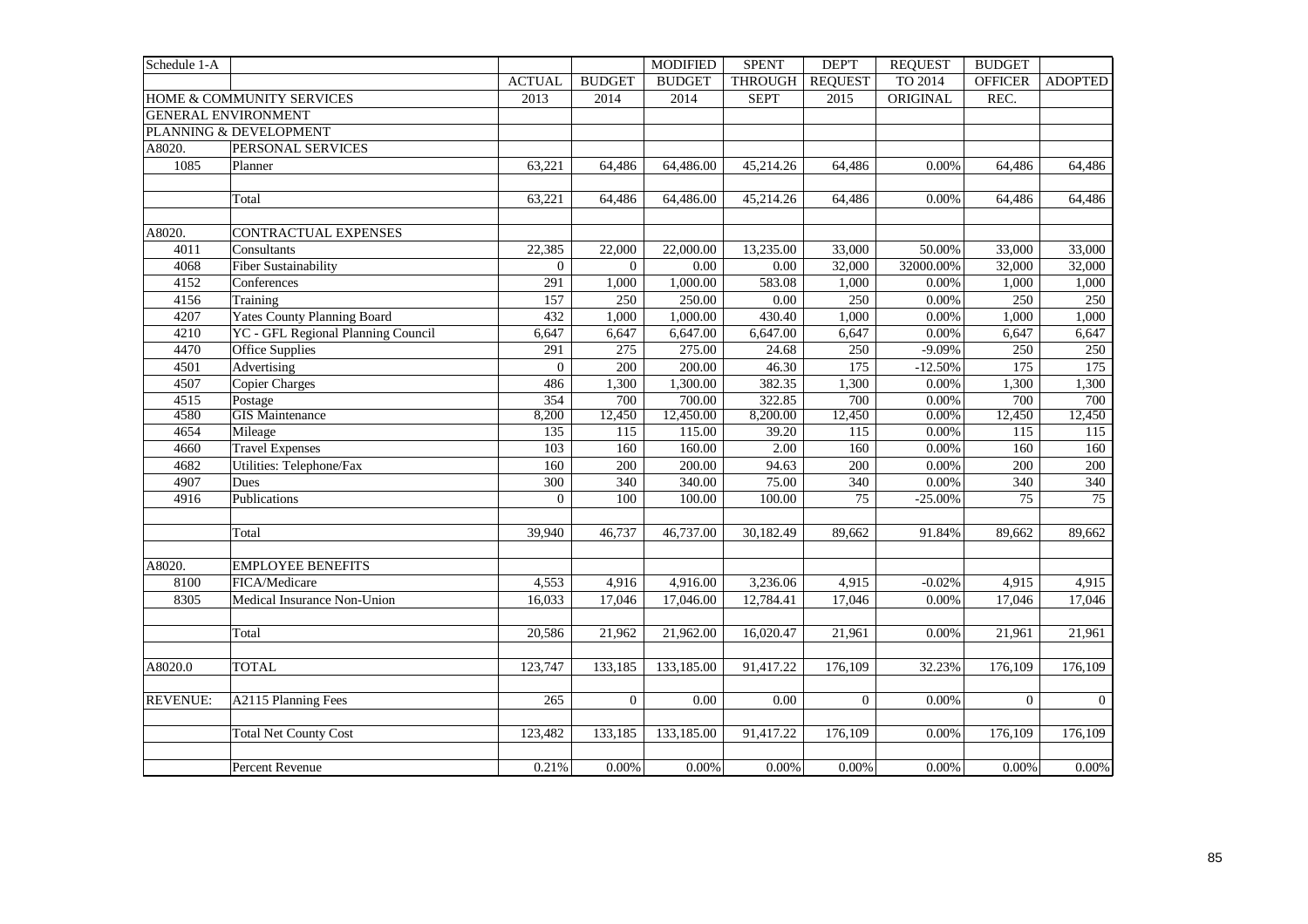| Schedule 1-A | | | | MODIFIED | SPENT | DEP'T | REQUEST | BUDGET | |
|---|---|---|---|---|---|---|---|---|---|
| | | ACTUAL | BUDGET | BUDGET | THROUGH | REQUEST | TO 2014 | OFFICER | ADOPTED |
| HOME & COMMUNITY SERVICES | | 2013 | 2014 | 2014 | SEPT | 2015 | ORIGINAL | REC. | |
| GENERAL ENVIRONMENT | | | | | | | | | |
| PLANNING & DEVELOPMENT | | | | | | | | | |
| A8020. | PERSONAL SERVICES | | | | | | | | |
| 1085 | Planner | 63,221 | 64,486 | 64,486.00 | 45,214.26 | 64,486 | 0.00% | 64,486 | 64,486 |
| | | | | | | | | | |
| | Total | 63,221 | 64,486 | 64,486.00 | 45,214.26 | 64,486 | 0.00% | 64,486 | 64,486 |
| | | | | | | | | | |
| A8020. | CONTRACTUAL EXPENSES | | | | | | | | |
| 4011 | Consultants | 22,385 | 22,000 | 22,000.00 | 13,235.00 | 33,000 | 50.00% | 33,000 | 33,000 |
| 4068 | Fiber Sustainability | 0 | 0 | 0.00 | 0.00 | 32,000 | 32000.00% | 32,000 | 32,000 |
| 4152 | Conferences | 291 | 1,000 | 1,000.00 | 583.08 | 1,000 | 0.00% | 1,000 | 1,000 |
| 4156 | Training | 157 | 250 | 250.00 | 0.00 | 250 | 0.00% | 250 | 250 |
| 4207 | Yates County Planning Board | 432 | 1,000 | 1,000.00 | 430.40 | 1,000 | 0.00% | 1,000 | 1,000 |
| 4210 | YC - GFL Regional Planning Council | 6,647 | 6,647 | 6,647.00 | 6,647.00 | 6,647 | 0.00% | 6,647 | 6,647 |
| 4470 | Office Supplies | 291 | 275 | 275.00 | 24.68 | 250 | -9.09% | 250 | 250 |
| 4501 | Advertising | 0 | 200 | 200.00 | 46.30 | 175 | -12.50% | 175 | 175 |
| 4507 | Copier Charges | 486 | 1,300 | 1,300.00 | 382.35 | 1,300 | 0.00% | 1,300 | 1,300 |
| 4515 | Postage | 354 | 700 | 700.00 | 322.85 | 700 | 0.00% | 700 | 700 |
| 4580 | GIS Maintenance | 8,200 | 12,450 | 12,450.00 | 8,200.00 | 12,450 | 0.00% | 12,450 | 12,450 |
| 4654 | Mileage | 135 | 115 | 115.00 | 39.20 | 115 | 0.00% | 115 | 115 |
| 4660 | Travel Expenses | 103 | 160 | 160.00 | 2.00 | 160 | 0.00% | 160 | 160 |
| 4682 | Utilities: Telephone/Fax | 160 | 200 | 200.00 | 94.63 | 200 | 0.00% | 200 | 200 |
| 4907 | Dues | 300 | 340 | 340.00 | 75.00 | 340 | 0.00% | 340 | 340 |
| 4916 | Publications | 0 | 100 | 100.00 | 100.00 | 75 | -25.00% | 75 | 75 |
| | | | | | | | | | |
| | Total | 39,940 | 46,737 | 46,737.00 | 30,182.49 | 89,662 | 91.84% | 89,662 | 89,662 |
| | | | | | | | | | |
| A8020. | EMPLOYEE BENEFITS | | | | | | | | |
| 8100 | FICA/Medicare | 4,553 | 4,916 | 4,916.00 | 3,236.06 | 4,915 | -0.02% | 4,915 | 4,915 |
| 8305 | Medical Insurance Non-Union | 16,033 | 17,046 | 17,046.00 | 12,784.41 | 17,046 | 0.00% | 17,046 | 17,046 |
| | | | | | | | | | |
| | Total | 20,586 | 21,962 | 21,962.00 | 16,020.47 | 21,961 | 0.00% | 21,961 | 21,961 |
| | | | | | | | | | |
| A8020.0 | TOTAL | 123,747 | 133,185 | 133,185.00 | 91,417.22 | 176,109 | 32.23% | 176,109 | 176,109 |
| | | | | | | | | | |
| REVENUE: | A2115 Planning Fees | 265 | 0 | 0.00 | 0.00 | 0 | 0.00% | 0 | 0 |
| | | | | | | | | | |
| | Total Net County Cost | 123,482 | 133,185 | 133,185.00 | 91,417.22 | 176,109 | 0.00% | 176,109 | 176,109 |
| | | | | | | | | | |
| | Percent Revenue | 0.21% | 0.00% | 0.00% | 0.00% | 0.00% | 0.00% | 0.00% | 0.00% |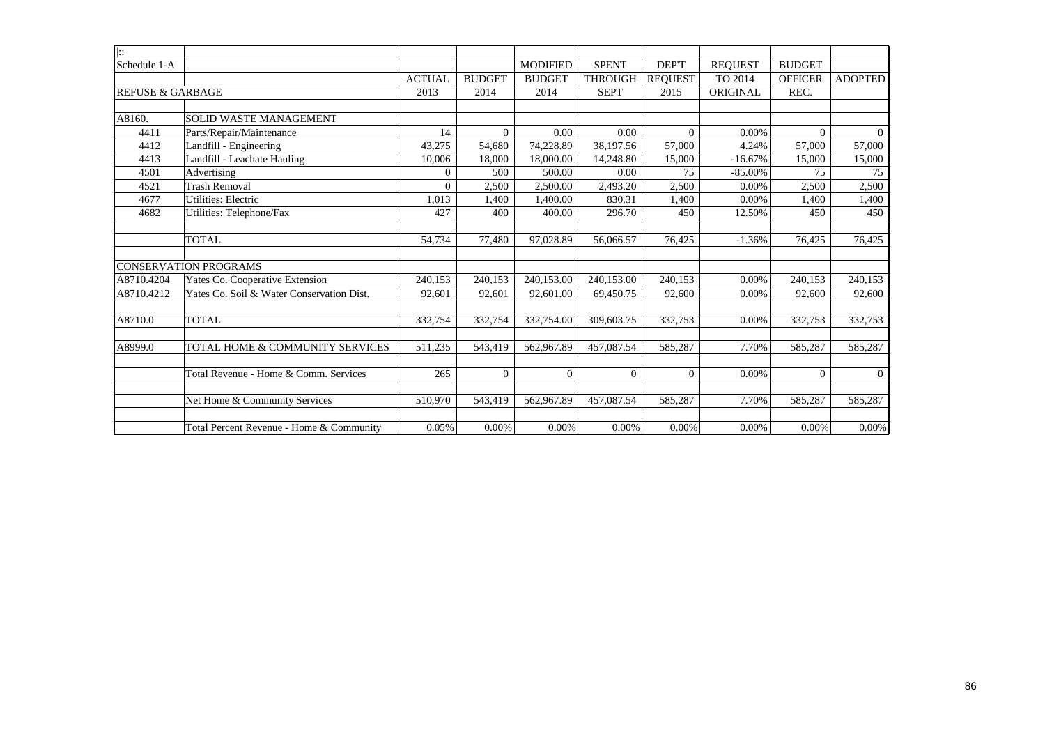| |: | | | | | | | | |
|---|---|---|---|---|---|---|---|---|---|
| Schedule 1-A | | | | MODIFIED | SPENT | DEP'T | REQUEST | BUDGET | |
| | | ACTUAL | BUDGET | BUDGET | THROUGH | REQUEST | TO 2014 | OFFICER | ADOPTED |
| REFUSE & GARBAGE | | 2013 | 2014 | 2014 | SEPT | 2015 | ORIGINAL | REC. | |
| | | | | | | | | | |
| A8160. | SOLID WASTE MANAGEMENT | | | | | | | | |
| 4411 | Parts/Repair/Maintenance | 14 | 0 | 0.00 | 0.00 | 0 | 0.00% | 0 | 0 |
| 4412 | Landfill - Engineering | 43,275 | 54,680 | 74,228.89 | 38,197.56 | 57,000 | 4.24% | 57,000 | 57,000 |
| 4413 | Landfill - Leachate Hauling | 10,006 | 18,000 | 18,000.00 | 14,248.80 | 15,000 | -16.67% | 15,000 | 15,000 |
| 4501 | Advertising | 0 | 500 | 500.00 | 0.00 | 75 | -85.00% | 75 | 75 |
| 4521 | Trash Removal | 0 | 2,500 | 2,500.00 | 2,493.20 | 2,500 | 0.00% | 2,500 | 2,500 |
| 4677 | Utilities: Electric | 1,013 | 1,400 | 1,400.00 | 830.31 | 1,400 | 0.00% | 1,400 | 1,400 |
| 4682 | Utilities: Telephone/Fax | 427 | 400 | 400.00 | 296.70 | 450 | 12.50% | 450 | 450 |
| | | | | | | | | | |
| | TOTAL | 54,734 | 77,480 | 97,028.89 | 56,066.57 | 76,425 | -1.36% | 76,425 | 76,425 |
| | | | | | | | | | |
| CONSERVATION PROGRAMS | | | | | | | | | |
| A8710.4204 | Yates Co. Cooperative Extension | 240,153 | 240,153 | 240,153.00 | 240,153.00 | 240,153 | 0.00% | 240,153 | 240,153 |
| A8710.4212 | Yates Co. Soil & Water Conservation Dist. | 92,601 | 92,601 | 92,601.00 | 69,450.75 | 92,600 | 0.00% | 92,600 | 92,600 |
| | | | | | | | | | |
| A8710.0 | TOTAL | 332,754 | 332,754 | 332,754.00 | 309,603.75 | 332,753 | 0.00% | 332,753 | 332,753 |
| | | | | | | | | | |
| A8999.0 | TOTAL HOME & COMMUNITY SERVICES | 511,235 | 543,419 | 562,967.89 | 457,087.54 | 585,287 | 7.70% | 585,287 | 585,287 |
| | | | | | | | | | |
| | Total Revenue - Home & Comm. Services | 265 | 0 | 0 | 0 | 0 | 0.00% | 0 | 0 |
| | | | | | | | | | |
| | Net Home & Community Services | 510,970 | 543,419 | 562,967.89 | 457,087.54 | 585,287 | 7.70% | 585,287 | 585,287 |
| | | | | | | | | | |
| | Total Percent Revenue - Home & Community | 0.05% | 0.00% | 0.00% | 0.00% | 0.00% | 0.00% | 0.00% | 0.00% |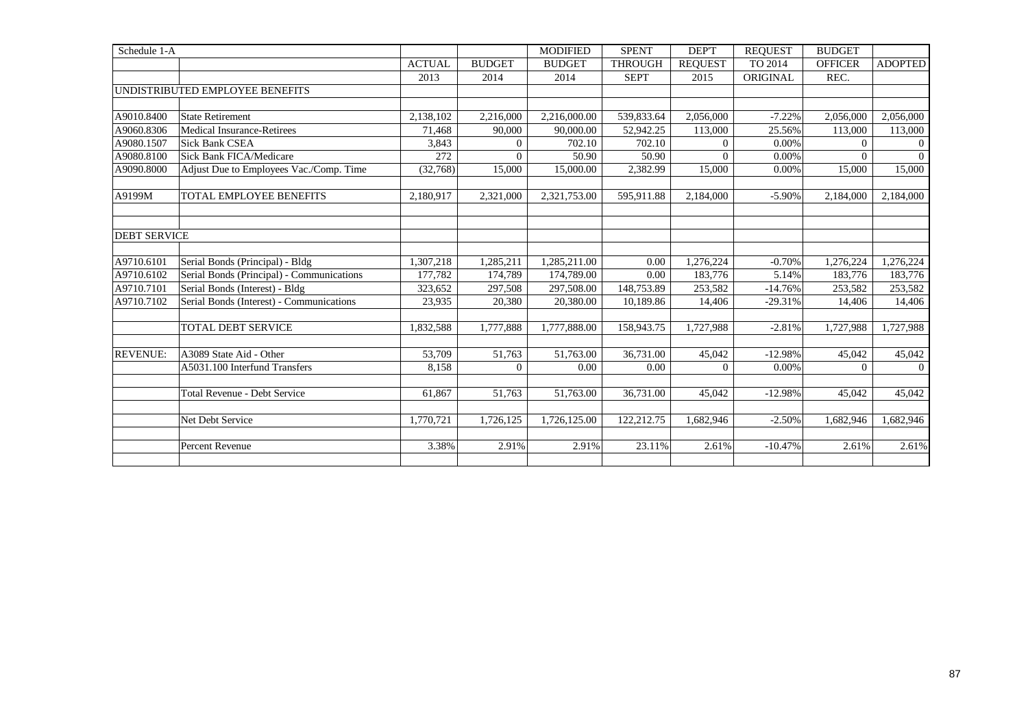| Schedule 1-A | | ACTUAL | BUDGET | MODIFIED BUDGET | SPENT THROUGH | DEP'T REQUEST | REQUEST TO 2014 | BUDGET OFFICER | ADOPTED |
|---|---|---|---|---|---|---|---|---|---|
| | | 2013 | 2014 | 2014 | SEPT | 2015 | ORIGINAL | REC. | |
| UNDISTRIBUTED EMPLOYEE BENEFITS | | | | | | | | | |
| | | | | | | | | | |
| A9010.8400 | State Retirement | 2,138,102 | 2,216,000 | 2,216,000.00 | 539,833.64 | 2,056,000 | -7.22% | 2,056,000 | 2,056,000 |
| A9060.8306 | Medical Insurance-Retirees | 71,468 | 90,000 | 90,000.00 | 52,942.25 | 113,000 | 25.56% | 113,000 | 113,000 |
| A9080.1507 | Sick Bank CSEA | 3,843 | 0 | 702.10 | 702.10 | 0 | 0.00% | 0 | 0 |
| A9080.8100 | Sick Bank FICA/Medicare | 272 | 0 | 50.90 | 50.90 | 0 | 0.00% | 0 | 0 |
| A9090.8000 | Adjust Due to Employees Vac./Comp. Time | (32,768) | 15,000 | 15,000.00 | 2,382.99 | 15,000 | 0.00% | 15,000 | 15,000 |
| | | | | | | | | | |
| A9199M | TOTAL EMPLOYEE BENEFITS | 2,180,917 | 2,321,000 | 2,321,753.00 | 595,911.88 | 2,184,000 | -5.90% | 2,184,000 | 2,184,000 |
| | | | | | | | | | |
| DEBT SERVICE | | | | | | | | | |
| | | | | | | | | | |
| A9710.6101 | Serial Bonds (Principal) - Bldg | 1,307,218 | 1,285,211 | 1,285,211.00 | 0.00 | 1,276,224 | -0.70% | 1,276,224 | 1,276,224 |
| A9710.6102 | Serial Bonds (Principal) - Communications | 177,782 | 174,789 | 174,789.00 | 0.00 | 183,776 | 5.14% | 183,776 | 183,776 |
| A9710.7101 | Serial Bonds (Interest) - Bldg | 323,652 | 297,508 | 297,508.00 | 148,753.89 | 253,582 | -14.76% | 253,582 | 253,582 |
| A9710.7102 | Serial Bonds (Interest) - Communications | 23,935 | 20,380 | 20,380.00 | 10,189.86 | 14,406 | -29.31% | 14,406 | 14,406 |
| | | | | | | | | | |
| | TOTAL DEBT SERVICE | 1,832,588 | 1,777,888 | 1,777,888.00 | 158,943.75 | 1,727,988 | -2.81% | 1,727,988 | 1,727,988 |
| | | | | | | | | | |
| REVENUE: | A3089 State Aid - Other | 53,709 | 51,763 | 51,763.00 | 36,731.00 | 45,042 | -12.98% | 45,042 | 45,042 |
| | A5031.100 Interfund Transfers | 8,158 | 0 | 0.00 | 0.00 | 0 | 0.00% | 0 | 0 |
| | | | | | | | | | |
| | Total Revenue - Debt Service | 61,867 | 51,763 | 51,763.00 | 36,731.00 | 45,042 | -12.98% | 45,042 | 45,042 |
| | | | | | | | | | |
| | Net Debt Service | 1,770,721 | 1,726,125 | 1,726,125.00 | 122,212.75 | 1,682,946 | -2.50% | 1,682,946 | 1,682,946 |
| | | | | | | | | | |
| | Percent Revenue | 3.38% | 2.91% | 2.91% | 23.11% | 2.61% | -10.47% | 2.61% | 2.61% |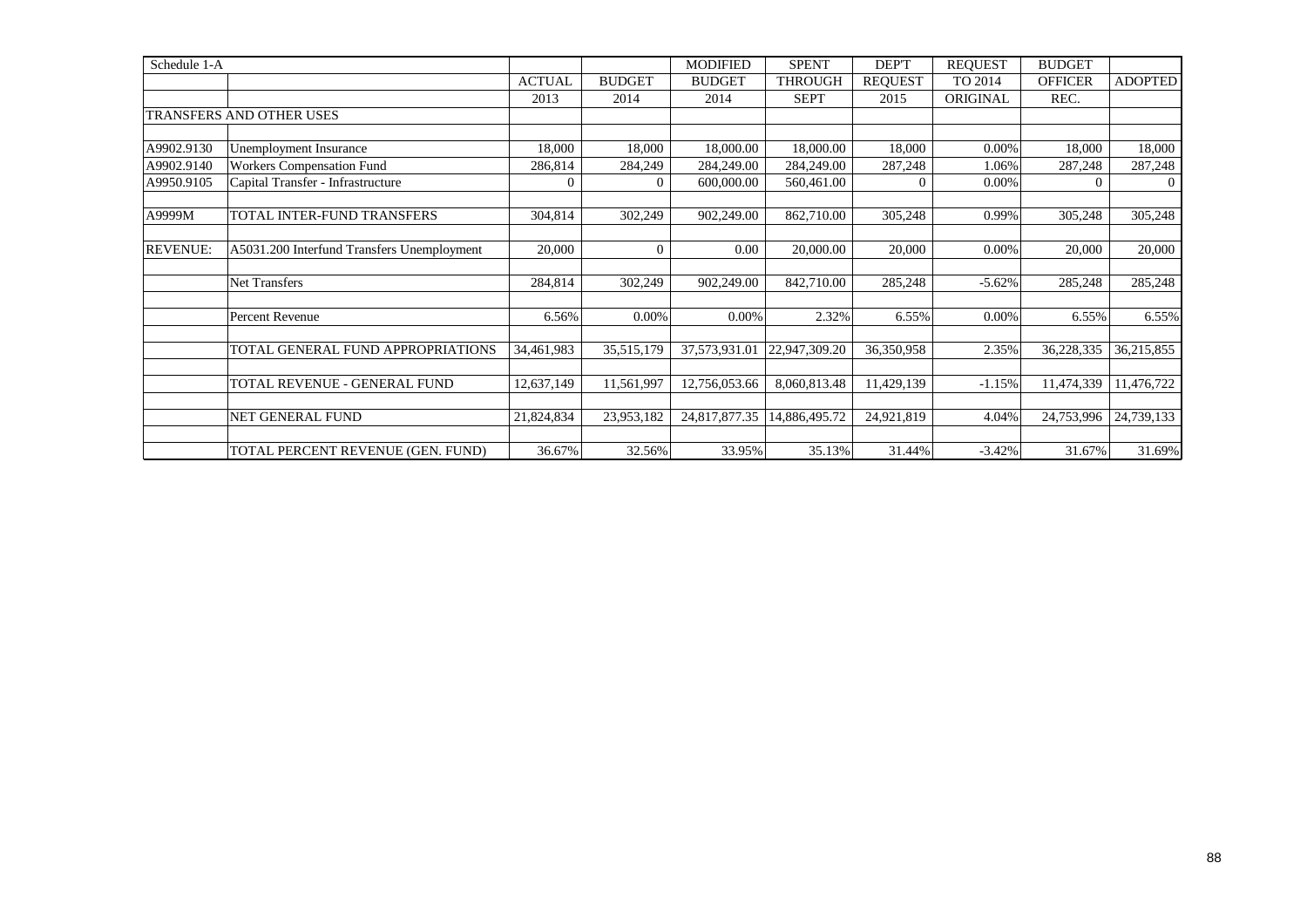| Schedule 1-A | | ACTUAL | BUDGET | MODIFIED BUDGET | SPENT THROUGH | DEP'T REQUEST | REQUEST TO 2014 | BUDGET OFFICER | ADOPTED |
|---|---|---|---|---|---|---|---|---|---|
| | | 2013 | 2014 | 2014 | SEPT | 2015 | ORIGINAL | REC. | |
| TRANSFERS AND OTHER USES | | | | | | | | | |
| A9902.9130 | Unemployment Insurance | 18,000 | 18,000 | 18,000.00 | 18,000.00 | 18,000 | 0.00% | 18,000 | 18,000 |
| A9902.9140 | Workers Compensation Fund | 286,814 | 284,249 | 284,249.00 | 284,249.00 | 287,248 | 1.06% | 287,248 | 287,248 |
| A9950.9105 | Capital Transfer - Infrastructure | 0 | 0 | 600,000.00 | 560,461.00 | 0 | 0.00% | 0 | 0 |
| A9999M | TOTAL INTER-FUND TRANSFERS | 304,814 | 302,249 | 902,249.00 | 862,710.00 | 305,248 | 0.99% | 305,248 | 305,248 |
| REVENUE: | A5031.200 Interfund Transfers Unemployment | 20,000 | 0 | 0.00 | 20,000.00 | 20,000 | 0.00% | 20,000 | 20,000 |
| | Net Transfers | 284,814 | 302,249 | 902,249.00 | 842,710.00 | 285,248 | -5.62% | 285,248 | 285,248 |
| | Percent Revenue | 6.56% | 0.00% | 0.00% | 2.32% | 6.55% | 0.00% | 6.55% | 6.55% |
| | TOTAL GENERAL FUND APPROPRIATIONS | 34,461,983 | 35,515,179 | 37,573,931.01 | 22,947,309.20 | 36,350,958 | 2.35% | 36,228,335 | 36,215,855 |
| | TOTAL REVENUE - GENERAL FUND | 12,637,149 | 11,561,997 | 12,756,053.66 | 8,060,813.48 | 11,429,139 | -1.15% | 11,474,339 | 11,476,722 |
| | NET GENERAL FUND | 21,824,834 | 23,953,182 | 24,817,877.35 | 14,886,495.72 | 24,921,819 | 4.04% | 24,753,996 | 24,739,133 |
| | TOTAL PERCENT REVENUE (GEN. FUND) | 36.67% | 32.56% | 33.95% | 35.13% | 31.44% | -3.42% | 31.67% | 31.69% |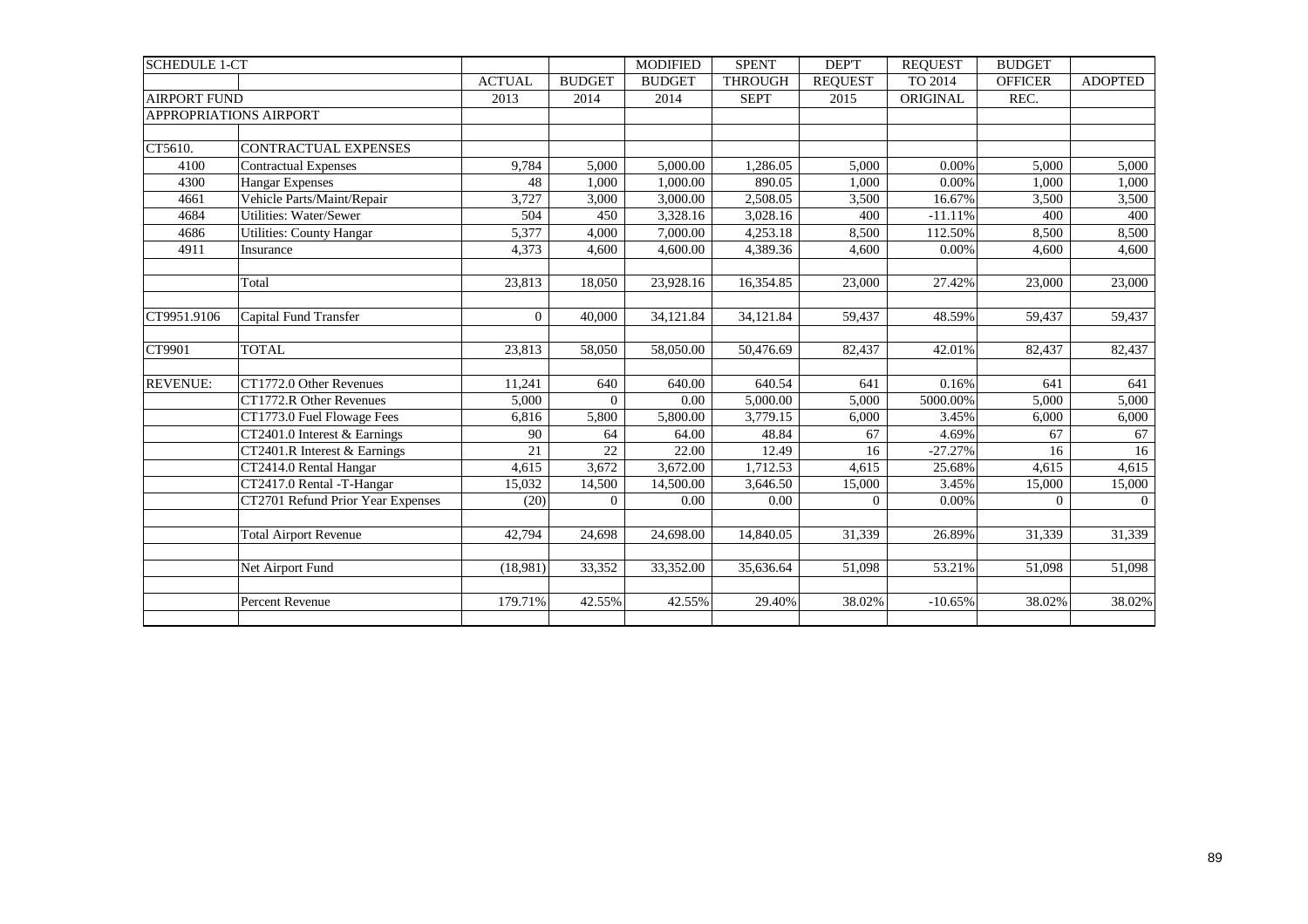| SCHEDULE 1-CT | | | | MODIFIED | SPENT | DEP'T | REQUEST | BUDGET | |
|---|---|---|---|---|---|---|---|---|---|
| | | ACTUAL | BUDGET | BUDGET | THROUGH | REQUEST | TO 2014 | OFFICER | ADOPTED |
| AIRPORT FUND | | 2013 | 2014 | 2014 | SEPT | 2015 | ORIGINAL | REC. | |
| APPROPRIATIONS AIRPORT | | | | | | | | | |
| | | | | | | | | | |
| CT5610. | CONTRACTUAL EXPENSES | | | | | | | | |
| 4100 | Contractual Expenses | 9,784 | 5,000 | 5,000.00 | 1,286.05 | 5,000 | 0.00% | 5,000 | 5,000 |
| 4300 | Hangar Expenses | 48 | 1,000 | 1,000.00 | 890.05 | 1,000 | 0.00% | 1,000 | 1,000 |
| 4661 | Vehicle Parts/Maint/Repair | 3,727 | 3,000 | 3,000.00 | 2,508.05 | 3,500 | 16.67% | 3,500 | 3,500 |
| 4684 | Utilities: Water/Sewer | 504 | 450 | 3,328.16 | 3,028.16 | 400 | -11.11% | 400 | 400 |
| 4686 | Utilities: County Hangar | 5,377 | 4,000 | 7,000.00 | 4,253.18 | 8,500 | 112.50% | 8,500 | 8,500 |
| 4911 | Insurance | 4,373 | 4,600 | 4,600.00 | 4,389.36 | 4,600 | 0.00% | 4,600 | 4,600 |
| | | | | | | | | | |
| | Total | 23,813 | 18,050 | 23,928.16 | 16,354.85 | 23,000 | 27.42% | 23,000 | 23,000 |
| | | | | | | | | | |
| CT9951.9106 | Capital Fund Transfer | 0 | 40,000 | 34,121.84 | 34,121.84 | 59,437 | 48.59% | 59,437 | 59,437 |
| | | | | | | | | | |
| CT9901 | TOTAL | 23,813 | 58,050 | 58,050.00 | 50,476.69 | 82,437 | 42.01% | 82,437 | 82,437 |
| | | | | | | | | | |
| REVENUE: | CT1772.0 Other Revenues | 11,241 | 640 | 640.00 | 640.54 | 641 | 0.16% | 641 | 641 |
| | CT1772.R Other Revenues | 5,000 | 0 | 0.00 | 5,000.00 | 5,000 | 5000.00% | 5,000 | 5,000 |
| | CT1773.0 Fuel Flowage Fees | 6,816 | 5,800 | 5,800.00 | 3,779.15 | 6,000 | 3.45% | 6,000 | 6,000 |
| | CT2401.0 Interest & Earnings | 90 | 64 | 64.00 | 48.84 | 67 | 4.69% | 67 | 67 |
| | CT2401.R Interest & Earnings | 21 | 22 | 22.00 | 12.49 | 16 | -27.27% | 16 | 16 |
| | CT2414.0 Rental Hangar | 4,615 | 3,672 | 3,672.00 | 1,712.53 | 4,615 | 25.68% | 4,615 | 4,615 |
| | CT2417.0 Rental -T-Hangar | 15,032 | 14,500 | 14,500.00 | 3,646.50 | 15,000 | 3.45% | 15,000 | 15,000 |
| | CT2701 Refund Prior Year Expenses | (20) | 0 | 0.00 | 0.00 | 0 | 0.00% | 0 | 0 |
| | | | | | | | | | |
| | Total Airport Revenue | 42,794 | 24,698 | 24,698.00 | 14,840.05 | 31,339 | 26.89% | 31,339 | 31,339 |
| | | | | | | | | | |
| | Net Airport Fund | (18,981) | 33,352 | 33,352.00 | 35,636.64 | 51,098 | 53.21% | 51,098 | 51,098 |
| | | | | | | | | | |
| | Percent Revenue | 179.71% | 42.55% | 42.55% | 29.40% | 38.02% | -10.65% | 38.02% | 38.02% |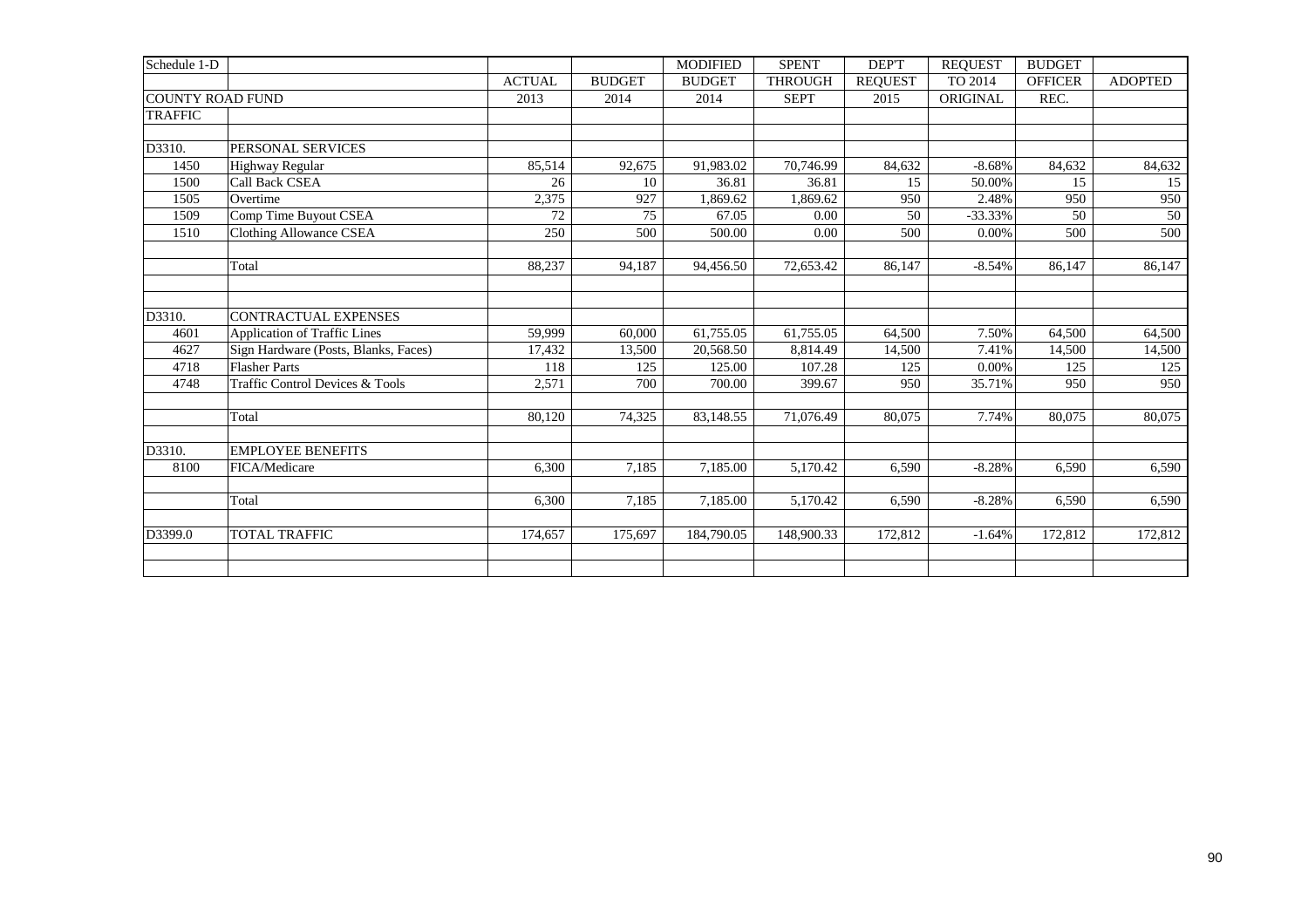| Schedule 1-D | | | | MODIFIED | SPENT | DEP'T | REQUEST | BUDGET | |
|---|---|---|---|---|---|---|---|---|---|
| | | ACTUAL | BUDGET | BUDGET | THROUGH | REQUEST | TO 2014 | OFFICER | ADOPTED |
| COUNTY ROAD FUND | | 2013 | 2014 | 2014 | SEPT | 2015 | ORIGINAL | REC. | |
| TRAFFIC | | | | | | | | | |
| | | | | | | | | | |
| D3310. | PERSONAL SERVICES | | | | | | | | |
| 1450 | Highway Regular | 85,514 | 92,675 | 91,983.02 | 70,746.99 | 84,632 | -8.68% | 84,632 | 84,632 |
| 1500 | Call Back CSEA | 26 | 10 | 36.81 | 36.81 | 15 | 50.00% | 15 | 15 |
| 1505 | Overtime | 2,375 | 927 | 1,869.62 | 1,869.62 | 950 | 2.48% | 950 | 950 |
| 1509 | Comp Time Buyout CSEA | 72 | 75 | 67.05 | 0.00 | 50 | -33.33% | 50 | 50 |
| 1510 | Clothing Allowance CSEA | 250 | 500 | 500.00 | 0.00 | 500 | 0.00% | 500 | 500 |
| | | | | | | | | | |
| | Total | 88,237 | 94,187 | 94,456.50 | 72,653.42 | 86,147 | -8.54% | 86,147 | 86,147 |
| | | | | | | | | | |
| | | | | | | | | | |
| D3310. | CONTRACTUAL EXPENSES | | | | | | | | |
| 4601 | Application of Traffic Lines | 59,999 | 60,000 | 61,755.05 | 61,755.05 | 64,500 | 7.50% | 64,500 | 64,500 |
| 4627 | Sign Hardware (Posts, Blanks, Faces) | 17,432 | 13,500 | 20,568.50 | 8,814.49 | 14,500 | 7.41% | 14,500 | 14,500 |
| 4718 | Flasher Parts | 118 | 125 | 125.00 | 107.28 | 125 | 0.00% | 125 | 125 |
| 4748 | Traffic Control Devices & Tools | 2,571 | 700 | 700.00 | 399.67 | 950 | 35.71% | 950 | 950 |
| | | | | | | | | | |
| | Total | 80,120 | 74,325 | 83,148.55 | 71,076.49 | 80,075 | 7.74% | 80,075 | 80,075 |
| | | | | | | | | | |
| D3310. | EMPLOYEE BENEFITS | | | | | | | | |
| 8100 | FICA/Medicare | 6,300 | 7,185 | 7,185.00 | 5,170.42 | 6,590 | -8.28% | 6,590 | 6,590 |
| | | | | | | | | | |
| | Total | 6,300 | 7,185 | 7,185.00 | 5,170.42 | 6,590 | -8.28% | 6,590 | 6,590 |
| | | | | | | | | | |
| D3399.0 | TOTAL TRAFFIC | 174,657 | 175,697 | 184,790.05 | 148,900.33 | 172,812 | -1.64% | 172,812 | 172,812 |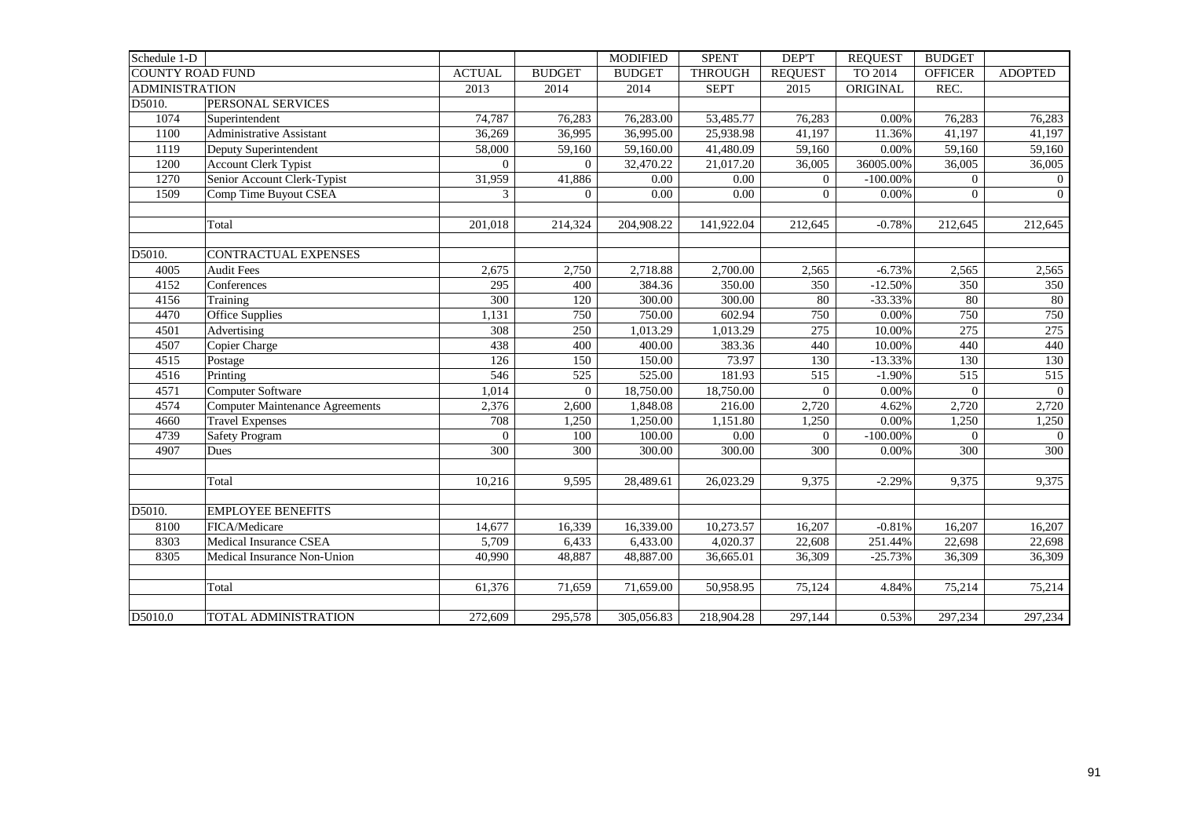| Schedule 1-D | | | | MODIFIED | SPENT | DEP'T | REQUEST | BUDGET | |
|---|---|---|---|---|---|---|---|---|---|
| COUNTY ROAD FUND | | ACTUAL | BUDGET | BUDGET | THROUGH | REQUEST | TO 2014 | OFFICER | ADOPTED |
| ADMINISTRATION | | 2013 | 2014 | 2014 | SEPT | 2015 | ORIGINAL | REC. | |
| D5010. | PERSONAL SERVICES | | | | | | | | |
| 1074 | Superintendent | 74,787 | 76,283 | 76,283.00 | 53,485.77 | 76,283 | 0.00% | 76,283 | 76,283 |
| 1100 | Administrative Assistant | 36,269 | 36,995 | 36,995.00 | 25,938.98 | 41,197 | 11.36% | 41,197 | 41,197 |
| 1119 | Deputy Superintendent | 58,000 | 59,160 | 59,160.00 | 41,480.09 | 59,160 | 0.00% | 59,160 | 59,160 |
| 1200 | Account Clerk Typist | 0 | 0 | 32,470.22 | 21,017.20 | 36,005 | 36005.00% | 36,005 | 36,005 |
| 1270 | Senior Account Clerk-Typist | 31,959 | 41,886 | 0.00 | 0.00 | 0 | -100.00% | 0 | 0 |
| 1509 | Comp Time Buyout CSEA | 3 | 0 | 0.00 | 0.00 | 0 | 0.00% | 0 | 0 |
| | | | | | | | | | |
| | Total | 201,018 | 214,324 | 204,908.22 | 141,922.04 | 212,645 | -0.78% | 212,645 | 212,645 |
| | | | | | | | | | |
| D5010. | CONTRACTUAL EXPENSES | | | | | | | | |
| 4005 | Audit Fees | 2,675 | 2,750 | 2,718.88 | 2,700.00 | 2,565 | -6.73% | 2,565 | 2,565 |
| 4152 | Conferences | 295 | 400 | 384.36 | 350.00 | 350 | -12.50% | 350 | 350 |
| 4156 | Training | 300 | 120 | 300.00 | 300.00 | 80 | -33.33% | 80 | 80 |
| 4470 | Office Supplies | 1,131 | 750 | 750.00 | 602.94 | 750 | 0.00% | 750 | 750 |
| 4501 | Advertising | 308 | 250 | 1,013.29 | 1,013.29 | 275 | 10.00% | 275 | 275 |
| 4507 | Copier Charge | 438 | 400 | 400.00 | 383.36 | 440 | 10.00% | 440 | 440 |
| 4515 | Postage | 126 | 150 | 150.00 | 73.97 | 130 | -13.33% | 130 | 130 |
| 4516 | Printing | 546 | 525 | 525.00 | 181.93 | 515 | -1.90% | 515 | 515 |
| 4571 | Computer Software | 1,014 | 0 | 18,750.00 | 18,750.00 | 0 | 0.00% | 0 | 0 |
| 4574 | Computer Maintenance Agreements | 2,376 | 2,600 | 1,848.08 | 216.00 | 2,720 | 4.62% | 2,720 | 2,720 |
| 4660 | Travel Expenses | 708 | 1,250 | 1,250.00 | 1,151.80 | 1,250 | 0.00% | 1,250 | 1,250 |
| 4739 | Safety Program | 0 | 100 | 100.00 | 0.00 | 0 | -100.00% | 0 | 0 |
| 4907 | Dues | 300 | 300 | 300.00 | 300.00 | 300 | 0.00% | 300 | 300 |
| | | | | | | | | | |
| | Total | 10,216 | 9,595 | 28,489.61 | 26,023.29 | 9,375 | -2.29% | 9,375 | 9,375 |
| | | | | | | | | | |
| D5010. | EMPLOYEE BENEFITS | | | | | | | | |
| 8100 | FICA/Medicare | 14,677 | 16,339 | 16,339.00 | 10,273.57 | 16,207 | -0.81% | 16,207 | 16,207 |
| 8303 | Medical Insurance CSEA | 5,709 | 6,433 | 6,433.00 | 4,020.37 | 22,608 | 251.44% | 22,698 | 22,698 |
| 8305 | Medical Insurance Non-Union | 40,990 | 48,887 | 48,887.00 | 36,665.01 | 36,309 | -25.73% | 36,309 | 36,309 |
| | | | | | | | | | |
| | Total | 61,376 | 71,659 | 71,659.00 | 50,958.95 | 75,124 | 4.84% | 75,214 | 75,214 |
| | | | | | | | | | |
| D5010.0 | TOTAL ADMINISTRATION | 272,609 | 295,578 | 305,056.83 | 218,904.28 | 297,144 | 0.53% | 297,234 | 297,234 |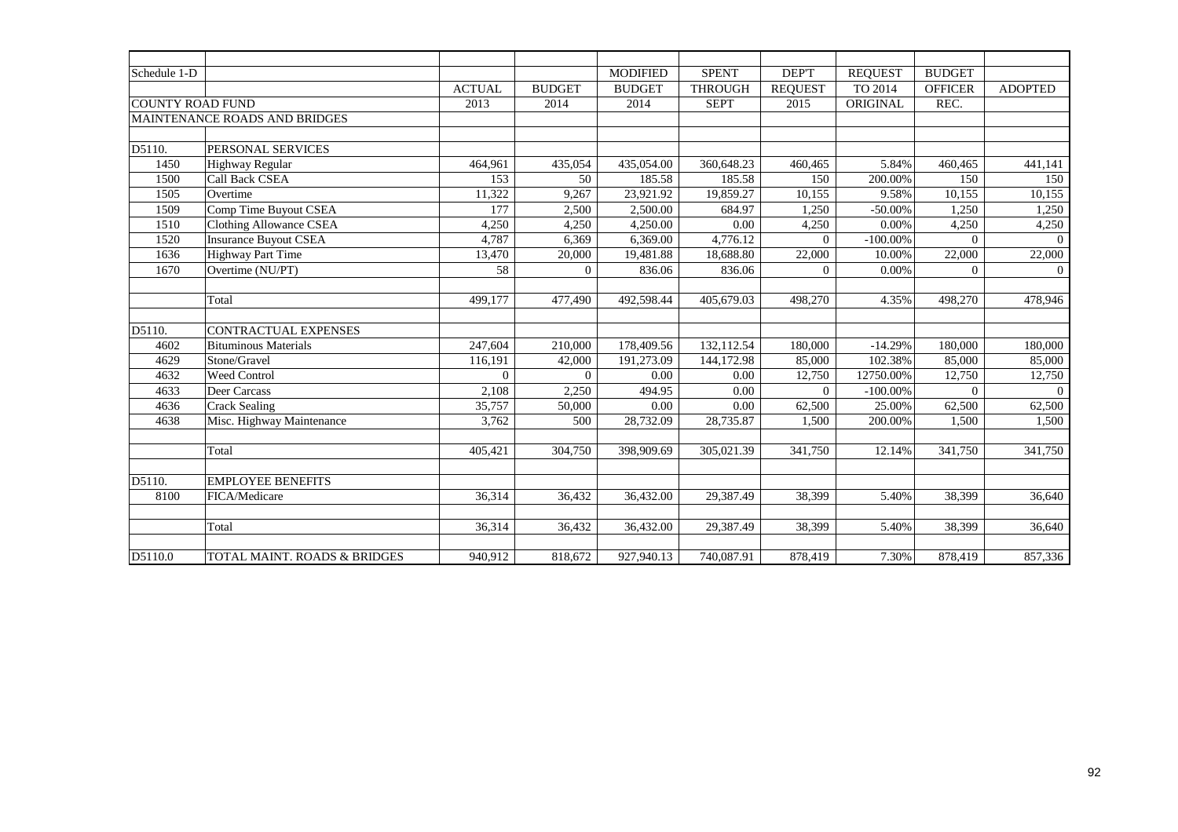| Schedule 1-D | | | | MODIFIED | SPENT | DEP'T | REQUEST | BUDGET | |
|---|---|---|---|---|---|---|---|---|---|
| | | ACTUAL | BUDGET | BUDGET | THROUGH | REQUEST | TO 2014 | OFFICER | ADOPTED |
| COUNTY ROAD FUND | | 2013 | 2014 | 2014 | SEPT | 2015 | ORIGINAL | REC. | |
| MAINTENANCE ROADS AND BRIDGES | | | | | | | | | |
| | | | | | | | | | |
| D5110. | PERSONAL SERVICES | | | | | | | | |
| 1450 | Highway Regular | 464,961 | 435,054 | 435,054.00 | 360,648.23 | 460,465 | 5.84% | 460,465 | 441,141 |
| 1500 | Call Back CSEA | 153 | 50 | 185.58 | 185.58 | 150 | 200.00% | 150 | 150 |
| 1505 | Overtime | 11,322 | 9,267 | 23,921.92 | 19,859.27 | 10,155 | 9.58% | 10,155 | 10,155 |
| 1509 | Comp Time Buyout CSEA | 177 | 2,500 | 2,500.00 | 684.97 | 1,250 | -50.00% | 1,250 | 1,250 |
| 1510 | Clothing Allowance CSEA | 4,250 | 4,250 | 4,250.00 | 0.00 | 4,250 | 0.00% | 4,250 | 4,250 |
| 1520 | Insurance Buyout CSEA | 4,787 | 6,369 | 6,369.00 | 4,776.12 | 0 | -100.00% | 0 | 0 |
| 1636 | Highway Part Time | 13,470 | 20,000 | 19,481.88 | 18,688.80 | 22,000 | 10.00% | 22,000 | 22,000 |
| 1670 | Overtime (NU/PT) | 58 | 0 | 836.06 | 836.06 | 0 | 0.00% | 0 | 0 |
| | | | | | | | | | |
| | Total | 499,177 | 477,490 | 492,598.44 | 405,679.03 | 498,270 | 4.35% | 498,270 | 478,946 |
| | | | | | | | | | |
| D5110. | CONTRACTUAL EXPENSES | | | | | | | | |
| 4602 | Bituminous Materials | 247,604 | 210,000 | 178,409.56 | 132,112.54 | 180,000 | -14.29% | 180,000 | 180,000 |
| 4629 | Stone/Gravel | 116,191 | 42,000 | 191,273.09 | 144,172.98 | 85,000 | 102.38% | 85,000 | 85,000 |
| 4632 | Weed Control | 0 | 0 | 0.00 | 0.00 | 12,750 | 12750.00% | 12,750 | 12,750 |
| 4633 | Deer Carcass | 2,108 | 2,250 | 494.95 | 0.00 | 0 | -100.00% | 0 | 0 |
| 4636 | Crack Sealing | 35,757 | 50,000 | 0.00 | 0.00 | 62,500 | 25.00% | 62,500 | 62,500 |
| 4638 | Misc. Highway Maintenance | 3,762 | 500 | 28,732.09 | 28,735.87 | 1,500 | 200.00% | 1,500 | 1,500 |
| | | | | | | | | | |
| | Total | 405,421 | 304,750 | 398,909.69 | 305,021.39 | 341,750 | 12.14% | 341,750 | 341,750 |
| | | | | | | | | | |
| D5110. | EMPLOYEE BENEFITS | | | | | | | | |
| 8100 | FICA/Medicare | 36,314 | 36,432 | 36,432.00 | 29,387.49 | 38,399 | 5.40% | 38,399 | 36,640 |
| | | | | | | | | | |
| | Total | 36,314 | 36,432 | 36,432.00 | 29,387.49 | 38,399 | 5.40% | 38,399 | 36,640 |
| | | | | | | | | | |
| D5110.0 | TOTAL MAINT. ROADS & BRIDGES | 940,912 | 818,672 | 927,940.13 | 740,087.91 | 878,419 | 7.30% | 878,419 | 857,336 |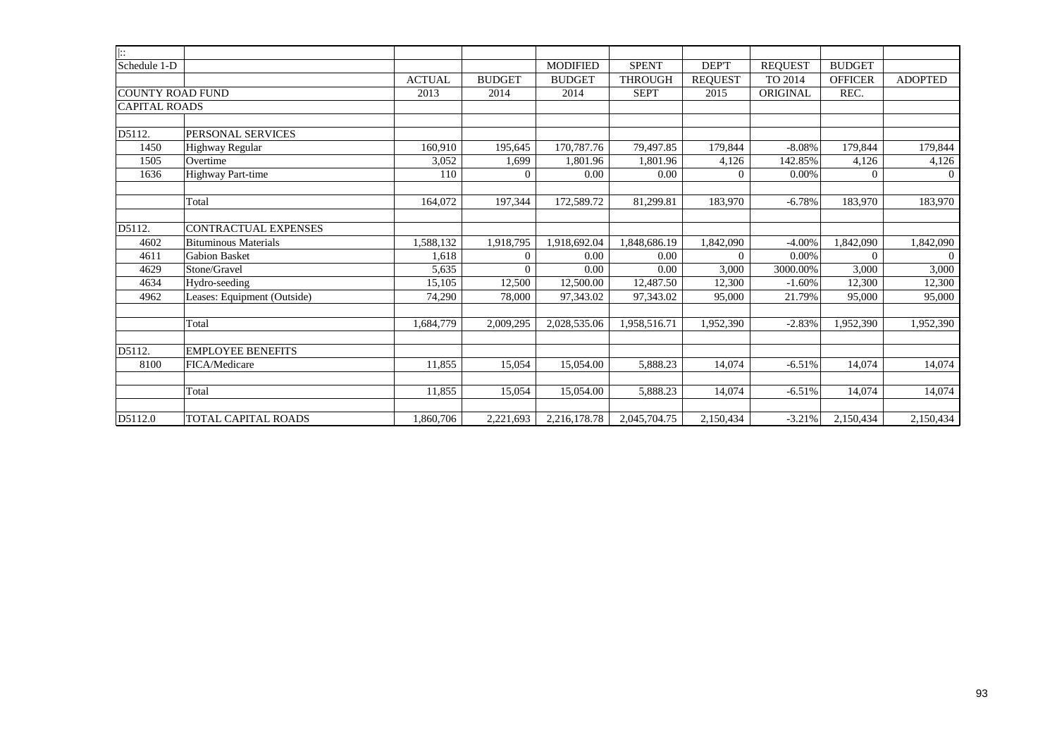| \|:: | | | | | | | | | |
|---|---|---|---|---|---|---|---|---|---|
| Schedule 1-D | | | | MODIFIED | SPENT | DEP'T | REQUEST | BUDGET | |
| | | ACTUAL | BUDGET | BUDGET | THROUGH | REQUEST | TO 2014 | OFFICER | ADOPTED |
| COUNTY ROAD FUND | | 2013 | 2014 | 2014 | SEPT | 2015 | ORIGINAL | REC. | |
| CAPITAL ROADS | | | | | | | | | |
| | | | | | | | | | |
| D5112. | PERSONAL SERVICES | | | | | | | | |
| 1450 | Highway Regular | 160,910 | 195,645 | 170,787.76 | 79,497.85 | 179,844 | -8.08% | 179,844 | 179,844 |
| 1505 | Overtime | 3,052 | 1,699 | 1,801.96 | 1,801.96 | 4,126 | 142.85% | 4,126 | 4,126 |
| 1636 | Highway Part-time | 110 | 0 | 0.00 | 0.00 | 0 | 0.00% | 0 | 0 |
| | | | | | | | | | |
| | Total | 164,072 | 197,344 | 172,589.72 | 81,299.81 | 183,970 | -6.78% | 183,970 | 183,970 |
| | | | | | | | | | |
| D5112. | CONTRACTUAL EXPENSES | | | | | | | | |
| 4602 | Bituminous Materials | 1,588,132 | 1,918,795 | 1,918,692.04 | 1,848,686.19 | 1,842,090 | -4.00% | 1,842,090 | 1,842,090 |
| 4611 | Gabion Basket | 1,618 | 0 | 0.00 | 0.00 | 0 | 0.00% | 0 | 0 |
| 4629 | Stone/Gravel | 5,635 | 0 | 0.00 | 0.00 | 3,000 | 3000.00% | 3,000 | 3,000 |
| 4634 | Hydro-seeding | 15,105 | 12,500 | 12,500.00 | 12,487.50 | 12,300 | -1.60% | 12,300 | 12,300 |
| 4962 | Leases: Equipment (Outside) | 74,290 | 78,000 | 97,343.02 | 97,343.02 | 95,000 | 21.79% | 95,000 | 95,000 |
| | | | | | | | | | |
| | Total | 1,684,779 | 2,009,295 | 2,028,535.06 | 1,958,516.71 | 1,952,390 | -2.83% | 1,952,390 | 1,952,390 |
| | | | | | | | | | |
| D5112. | EMPLOYEE BENEFITS | | | | | | | | |
| 8100 | FICA/Medicare | 11,855 | 15,054 | 15,054.00 | 5,888.23 | 14,074 | -6.51% | 14,074 | 14,074 |
| | | | | | | | | | |
| | Total | 11,855 | 15,054 | 15,054.00 | 5,888.23 | 14,074 | -6.51% | 14,074 | 14,074 |
| | | | | | | | | | |
| D5112.0 | TOTAL CAPITAL ROADS | 1,860,706 | 2,221,693 | 2,216,178.78 | 2,045,704.75 | 2,150,434 | -3.21% | 2,150,434 | 2,150,434 |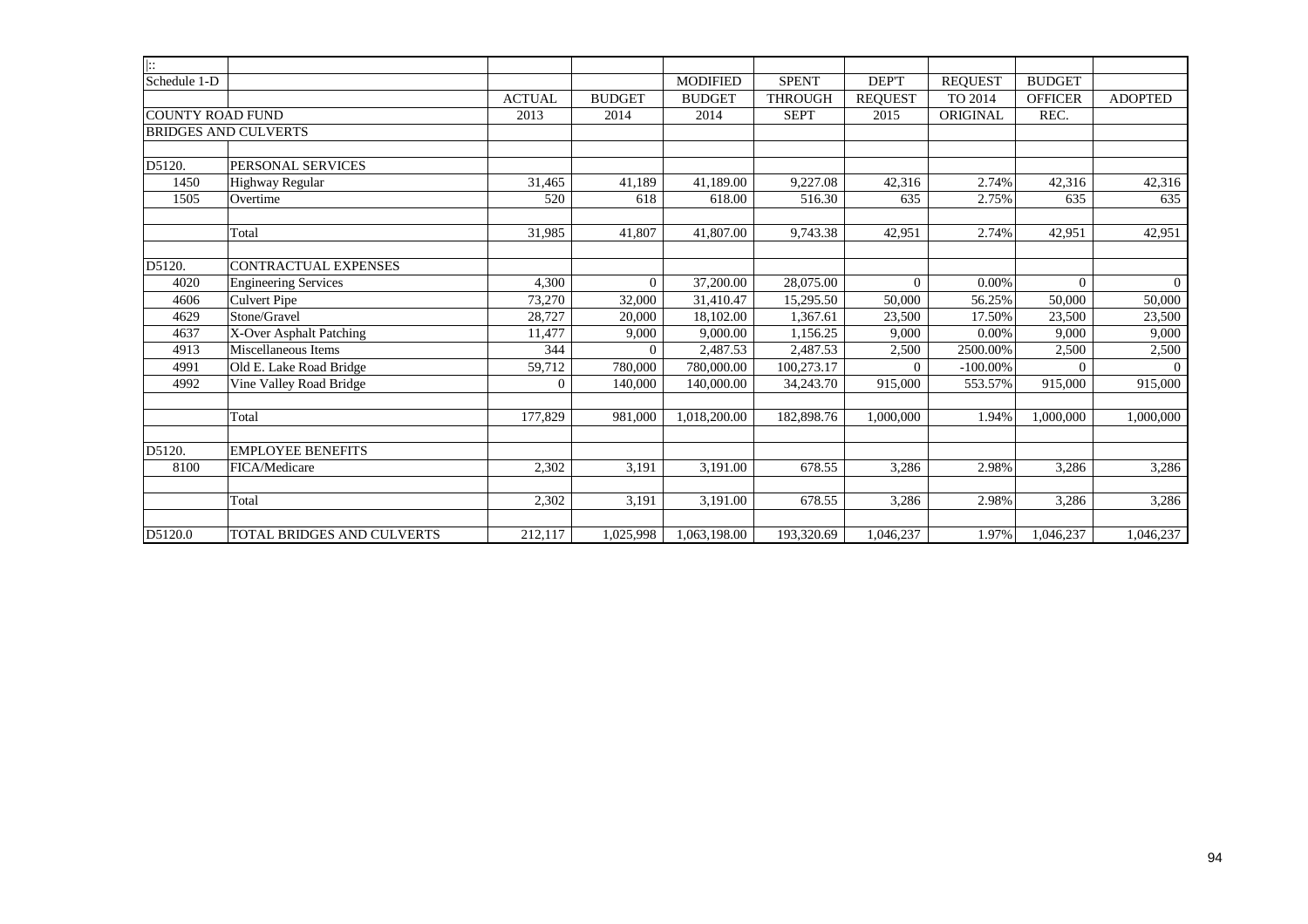| \|:: | | | | | | | | | |
|---|---|---|---|---|---|---|---|---|---|
| Schedule 1-D | | | | MODIFIED | SPENT | DEP'T | REQUEST | BUDGET | |
| | | ACTUAL | BUDGET | BUDGET | THROUGH | REQUEST | TO 2014 | OFFICER | ADOPTED |
| COUNTY ROAD FUND | | 2013 | 2014 | 2014 | SEPT | 2015 | ORIGINAL | REC. | |
| BRIDGES AND CULVERTS | | | | | | | | | |
| | | | | | | | | | |
| D5120. | PERSONAL SERVICES | | | | | | | | |
| 1450 | Highway Regular | 31,465 | 41,189 | 41,189.00 | 9,227.08 | 42,316 | 2.74% | 42,316 | 42,316 |
| 1505 | Overtime | 520 | 618 | 618.00 | 516.30 | 635 | 2.75% | 635 | 635 |
| | | | | | | | | | |
| | Total | 31,985 | 41,807 | 41,807.00 | 9,743.38 | 42,951 | 2.74% | 42,951 | 42,951 |
| | | | | | | | | | |
| D5120. | CONTRACTUAL EXPENSES | | | | | | | | |
| 4020 | Engineering Services | 4,300 | 0 | 37,200.00 | 28,075.00 | 0 | 0.00% | 0 | 0 |
| 4606 | Culvert Pipe | 73,270 | 32,000 | 31,410.47 | 15,295.50 | 50,000 | 56.25% | 50,000 | 50,000 |
| 4629 | Stone/Gravel | 28,727 | 20,000 | 18,102.00 | 1,367.61 | 23,500 | 17.50% | 23,500 | 23,500 |
| 4637 | X-Over Asphalt Patching | 11,477 | 9,000 | 9,000.00 | 1,156.25 | 9,000 | 0.00% | 9,000 | 9,000 |
| 4913 | Miscellaneous Items | 344 | 0 | 2,487.53 | 2,487.53 | 2,500 | 2500.00% | 2,500 | 2,500 |
| 4991 | Old E. Lake Road Bridge | 59,712 | 780,000 | 780,000.00 | 100,273.17 | 0 | -100.00% | 0 | 0 |
| 4992 | Vine Valley Road Bridge | 0 | 140,000 | 140,000.00 | 34,243.70 | 915,000 | 553.57% | 915,000 | 915,000 |
| | | | | | | | | | |
| | Total | 177,829 | 981,000 | 1,018,200.00 | 182,898.76 | 1,000,000 | 1.94% | 1,000,000 | 1,000,000 |
| | | | | | | | | | |
| D5120. | EMPLOYEE BENEFITS | | | | | | | | |
| 8100 | FICA/Medicare | 2,302 | 3,191 | 3,191.00 | 678.55 | 3,286 | 2.98% | 3,286 | 3,286 |
| | | | | | | | | | |
| | Total | 2,302 | 3,191 | 3,191.00 | 678.55 | 3,286 | 2.98% | 3,286 | 3,286 |
| | | | | | | | | | |
| D5120.0 | TOTAL BRIDGES AND CULVERTS | 212,117 | 1,025,998 | 1,063,198.00 | 193,320.69 | 1,046,237 | 1.97% | 1,046,237 | 1,046,237 |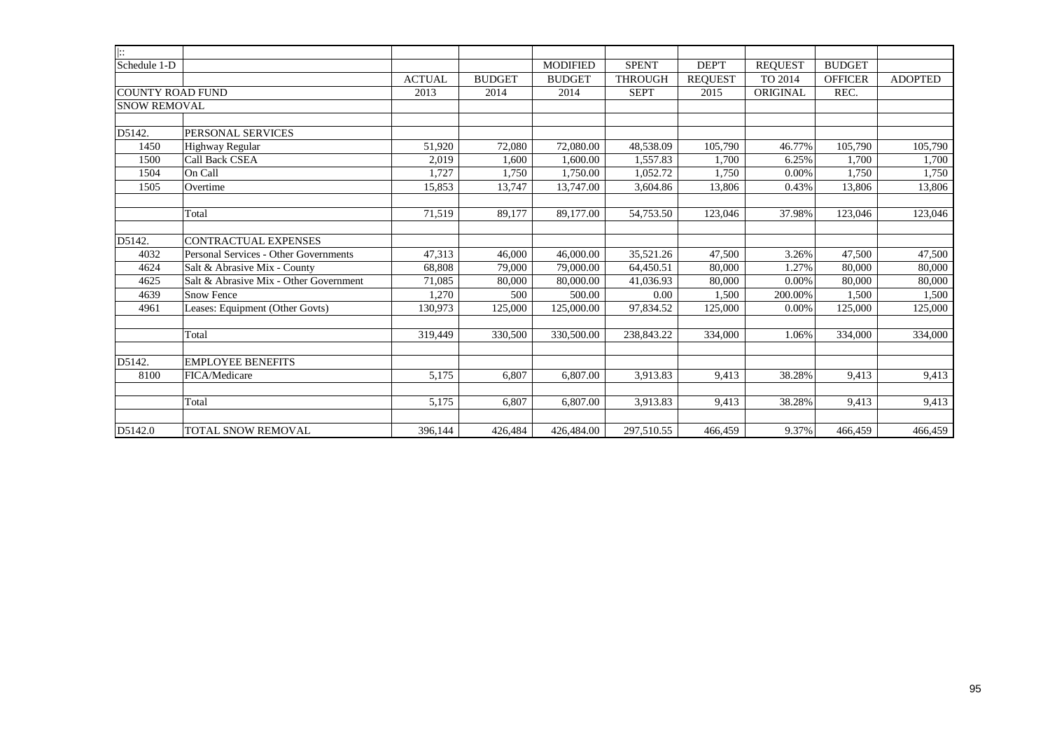| \|:: | | | | | | | | | |
|---|---|---|---|---|---|---|---|---|---|
| Schedule 1-D | | | | MODIFIED | SPENT | DEP'T | REQUEST | BUDGET | |
| | | ACTUAL | BUDGET | BUDGET | THROUGH | REQUEST | TO 2014 | OFFICER | ADOPTED |
| COUNTY ROAD FUND | | 2013 | 2014 | 2014 | SEPT | 2015 | ORIGINAL | REC. | |
| SNOW REMOVAL | | | | | | | | | |
| | | | | | | | | | |
| D5142. | PERSONAL SERVICES | | | | | | | | |
| 1450 | Highway Regular | 51,920 | 72,080 | 72,080.00 | 48,538.09 | 105,790 | 46.77% | 105,790 | 105,790 |
| 1500 | Call Back CSEA | 2,019 | 1,600 | 1,600.00 | 1,557.83 | 1,700 | 6.25% | 1,700 | 1,700 |
| 1504 | On Call | 1,727 | 1,750 | 1,750.00 | 1,052.72 | 1,750 | 0.00% | 1,750 | 1,750 |
| 1505 | Overtime | 15,853 | 13,747 | 13,747.00 | 3,604.86 | 13,806 | 0.43% | 13,806 | 13,806 |
| | | | | | | | | | |
| | Total | 71,519 | 89,177 | 89,177.00 | 54,753.50 | 123,046 | 37.98% | 123,046 | 123,046 |
| | | | | | | | | | |
| D5142. | CONTRACTUAL EXPENSES | | | | | | | | |
| 4032 | Personal Services - Other Governments | 47,313 | 46,000 | 46,000.00 | 35,521.26 | 47,500 | 3.26% | 47,500 | 47,500 |
| 4624 | Salt & Abrasive Mix - County | 68,808 | 79,000 | 79,000.00 | 64,450.51 | 80,000 | 1.27% | 80,000 | 80,000 |
| 4625 | Salt & Abrasive Mix - Other Government | 71,085 | 80,000 | 80,000.00 | 41,036.93 | 80,000 | 0.00% | 80,000 | 80,000 |
| 4639 | Snow Fence | 1,270 | 500 | 500.00 | 0.00 | 1,500 | 200.00% | 1,500 | 1,500 |
| 4961 | Leases: Equipment (Other Govts) | 130,973 | 125,000 | 125,000.00 | 97,834.52 | 125,000 | 0.00% | 125,000 | 125,000 |
| | | | | | | | | | |
| | Total | 319,449 | 330,500 | 330,500.00 | 238,843.22 | 334,000 | 1.06% | 334,000 | 334,000 |
| | | | | | | | | | |
| D5142. | EMPLOYEE BENEFITS | | | | | | | | |
| 8100 | FICA/Medicare | 5,175 | 6,807 | 6,807.00 | 3,913.83 | 9,413 | 38.28% | 9,413 | 9,413 |
| | | | | | | | | | |
| | Total | 5,175 | 6,807 | 6,807.00 | 3,913.83 | 9,413 | 38.28% | 9,413 | 9,413 |
| | | | | | | | | | |
| D5142.0 | TOTAL SNOW REMOVAL | 396,144 | 426,484 | 426,484.00 | 297,510.55 | 466,459 | 9.37% | 466,459 | 466,459 |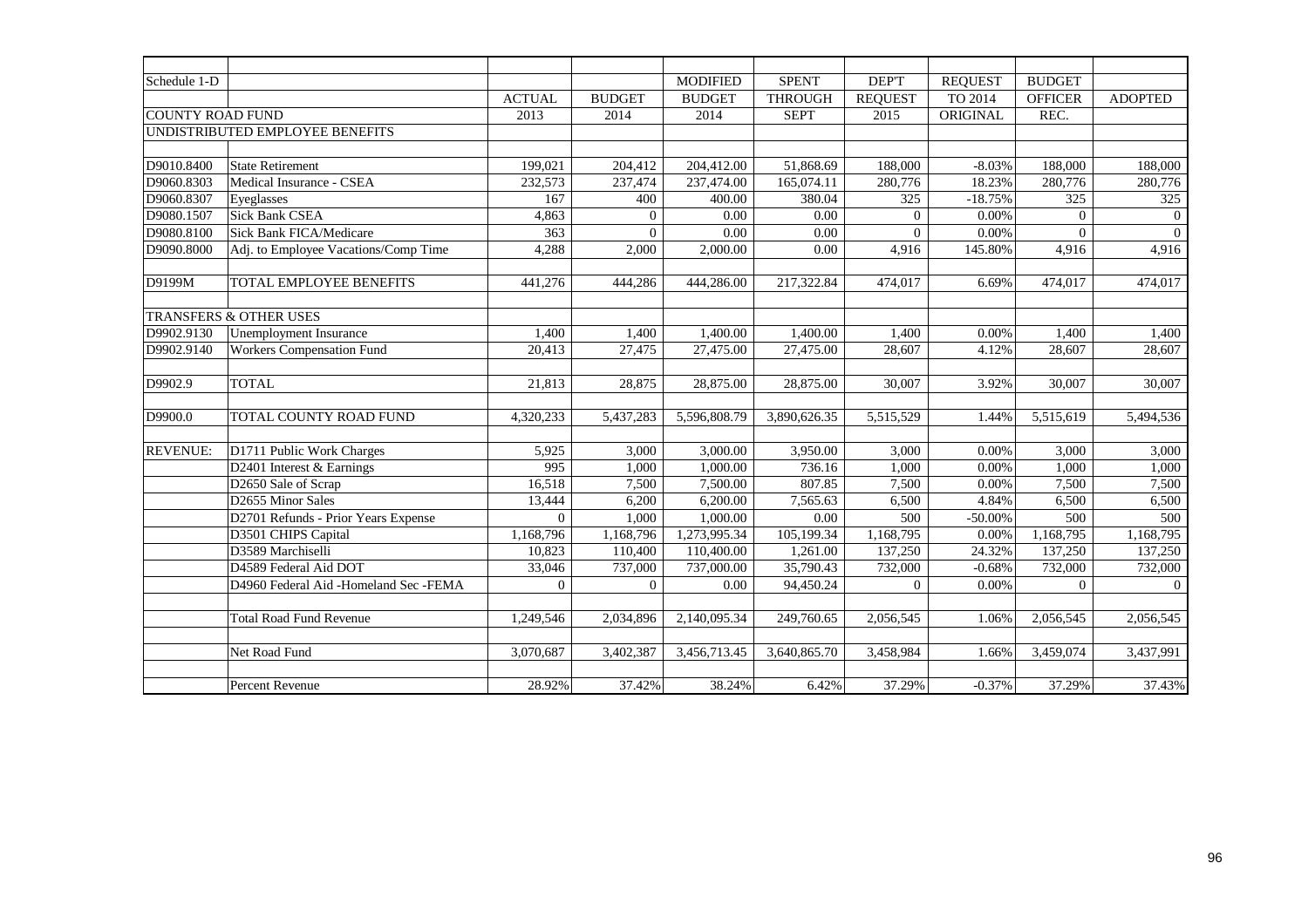| Schedule 1-D | | | | MODIFIED | SPENT | DEP'T | REQUEST | BUDGET | |
|---|---|---|---|---|---|---|---|---|---|
| | | ACTUAL | BUDGET | BUDGET | THROUGH | REQUEST | TO 2014 | OFFICER | ADOPTED |
| COUNTY ROAD FUND | | 2013 | 2014 | 2014 | SEPT | 2015 | ORIGINAL | REC. | |
| UNDISTRIBUTED EMPLOYEE BENEFITS | | | | | | | | | |
| | | | | | | | | | |
| D9010.8400 | State Retirement | 199,021 | 204,412 | 204,412.00 | 51,868.69 | 188,000 | -8.03% | 188,000 | 188,000 |
| D9060.8303 | Medical Insurance - CSEA | 232,573 | 237,474 | 237,474.00 | 165,074.11 | 280,776 | 18.23% | 280,776 | 280,776 |
| D9060.8307 | Eyeglasses | 167 | 400 | 400.00 | 380.04 | 325 | -18.75% | 325 | 325 |
| D9080.1507 | Sick Bank CSEA | 4,863 | 0 | 0.00 | 0.00 | 0 | 0.00% | 0 | 0 |
| D9080.8100 | Sick Bank FICA/Medicare | 363 | 0 | 0.00 | 0.00 | 0 | 0.00% | 0 | 0 |
| D9090.8000 | Adj. to Employee Vacations/Comp Time | 4,288 | 2,000 | 2,000.00 | 0.00 | 4,916 | 145.80% | 4,916 | 4,916 |
| | | | | | | | | | |
| D9199M | TOTAL EMPLOYEE BENEFITS | 441,276 | 444,286 | 444,286.00 | 217,322.84 | 474,017 | 6.69% | 474,017 | 474,017 |
| | | | | | | | | | |
| TRANSFERS & OTHER USES | | | | | | | | | |
| D9902.9130 | Unemployment Insurance | 1,400 | 1,400 | 1,400.00 | 1,400.00 | 1,400 | 0.00% | 1,400 | 1,400 |
| D9902.9140 | Workers Compensation Fund | 20,413 | 27,475 | 27,475.00 | 27,475.00 | 28,607 | 4.12% | 28,607 | 28,607 |
| | | | | | | | | | |
| D9902.9 | TOTAL | 21,813 | 28,875 | 28,875.00 | 28,875.00 | 30,007 | 3.92% | 30,007 | 30,007 |
| | | | | | | | | | |
| D9900.0 | TOTAL COUNTY ROAD FUND | 4,320,233 | 5,437,283 | 5,596,808.79 | 3,890,626.35 | 5,515,529 | 1.44% | 5,515,619 | 5,494,536 |
| | | | | | | | | | |
| REVENUE: | D1711 Public Work Charges | 5,925 | 3,000 | 3,000.00 | 3,950.00 | 3,000 | 0.00% | 3,000 | 3,000 |
| | D2401 Interest & Earnings | 995 | 1,000 | 1,000.00 | 736.16 | 1,000 | 0.00% | 1,000 | 1,000 |
| | D2650 Sale of Scrap | 16,518 | 7,500 | 7,500.00 | 807.85 | 7,500 | 0.00% | 7,500 | 7,500 |
| | D2655 Minor Sales | 13,444 | 6,200 | 6,200.00 | 7,565.63 | 6,500 | 4.84% | 6,500 | 6,500 |
| | D2701 Refunds - Prior Years Expense | 0 | 1,000 | 1,000.00 | 0.00 | 500 | -50.00% | 500 | 500 |
| | D3501 CHIPS Capital | 1,168,796 | 1,168,796 | 1,273,995.34 | 105,199.34 | 1,168,795 | 0.00% | 1,168,795 | 1,168,795 |
| | D3589 Marchiselli | 10,823 | 110,400 | 110,400.00 | 1,261.00 | 137,250 | 24.32% | 137,250 | 137,250 |
| | D4589 Federal Aid DOT | 33,046 | 737,000 | 737,000.00 | 35,790.43 | 732,000 | -0.68% | 732,000 | 732,000 |
| | D4960 Federal Aid -Homeland Sec -FEMA | 0 | 0 | 0.00 | 94,450.24 | 0 | 0.00% | 0 | 0 |
| | | | | | | | | | |
| | Total Road Fund Revenue | 1,249,546 | 2,034,896 | 2,140,095.34 | 249,760.65 | 2,056,545 | 1.06% | 2,056,545 | 2,056,545 |
| | | | | | | | | | |
| | Net Road Fund | 3,070,687 | 3,402,387 | 3,456,713.45 | 3,640,865.70 | 3,458,984 | 1.66% | 3,459,074 | 3,437,991 |
| | | | | | | | | | |
| | Percent Revenue | 28.92% | 37.42% | 38.24% | 6.42% | 37.29% | -0.37% | 37.29% | 37.43% |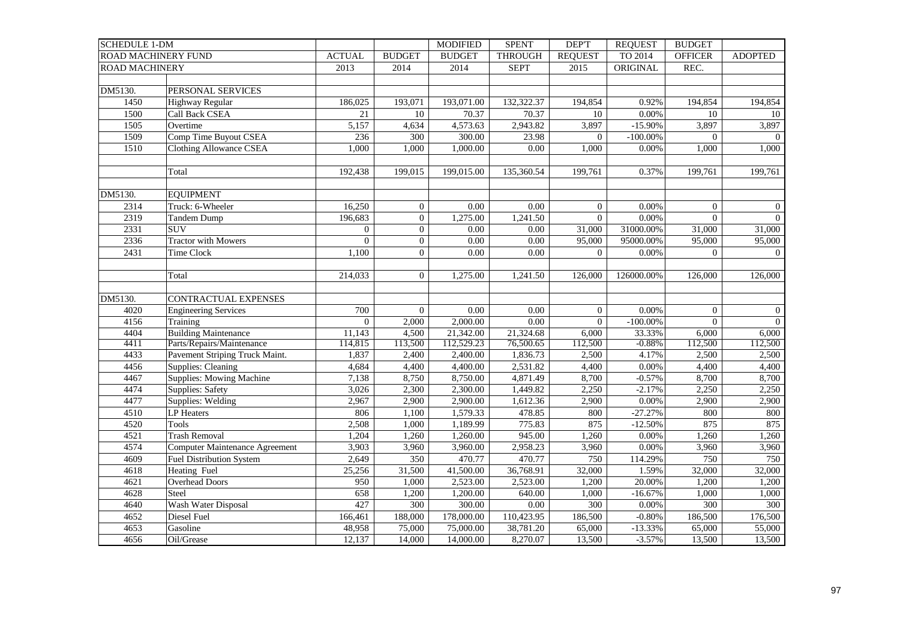| SCHEDULE 1-DM | | | | MODIFIED | SPENT | DEP'T | REQUEST | BUDGET | |
|---|---|---|---|---|---|---|---|---|---|
| ROAD MACHINERY FUND | | ACTUAL | BUDGET | BUDGET | THROUGH | REQUEST | TO 2014 | OFFICER | ADOPTED |
| ROAD MACHINERY | | 2013 | 2014 | 2014 | SEPT | 2015 | ORIGINAL | REC. | |
| | | | | | | | | | |
| DM5130. | PERSONAL SERVICES | | | | | | | | |
| 1450 | Highway Regular | 186,025 | 193,071 | 193,071.00 | 132,322.37 | 194,854 | 0.92% | 194,854 | 194,854 |
| 1500 | Call Back CSEA | 21 | 10 | 70.37 | 70.37 | 10 | 0.00% | 10 | 10 |
| 1505 | Overtime | 5,157 | 4,634 | 4,573.63 | 2,943.82 | 3,897 | -15.90% | 3,897 | 3,897 |
| 1509 | Comp Time Buyout CSEA | 236 | 300 | 300.00 | 23.98 | 0 | -100.00% | 0 | 0 |
| 1510 | Clothing Allowance CSEA | 1,000 | 1,000 | 1,000.00 | 0.00 | 1,000 | 0.00% | 1,000 | 1,000 |
| | | | | | | | | | |
| | Total | 192,438 | 199,015 | 199,015.00 | 135,360.54 | 199,761 | 0.37% | 199,761 | 199,761 |
| | | | | | | | | | |
| DM5130. | EQUIPMENT | | | | | | | | |
| 2314 | Truck: 6-Wheeler | 16,250 | 0 | 0.00 | 0.00 | 0 | 0.00% | 0 | 0 |
| 2319 | Tandem Dump | 196,683 | 0 | 1,275.00 | 1,241.50 | 0 | 0.00% | 0 | 0 |
| 2331 | SUV | 0 | 0 | 0.00 | 0.00 | 31,000 | 31000.00% | 31,000 | 31,000 |
| 2336 | Tractor with Mowers | 0 | 0 | 0.00 | 0.00 | 95,000 | 95000.00% | 95,000 | 95,000 |
| 2431 | Time Clock | 1,100 | 0 | 0.00 | 0.00 | 0 | 0.00% | 0 | 0 |
| | | | | | | | | | |
| | Total | 214,033 | 0 | 1,275.00 | 1,241.50 | 126,000 | 126000.00% | 126,000 | 126,000 |
| | | | | | | | | | |
| DM5130. | CONTRACTUAL EXPENSES | | | | | | | | |
| 4020 | Engineering Services | 700 | 0 | 0.00 | 0.00 | 0 | 0.00% | 0 | 0 |
| 4156 | Training | 0 | 2,000 | 2,000.00 | 0.00 | 0 | -100.00% | 0 | 0 |
| 4404 | Building Maintenance | 11,143 | 4,500 | 21,342.00 | 21,324.68 | 6,000 | 33.33% | 6,000 | 6,000 |
| 4411 | Parts/Repairs/Maintenance | 114,815 | 113,500 | 112,529.23 | 76,500.65 | 112,500 | -0.88% | 112,500 | 112,500 |
| 4433 | Pavement Striping Truck Maint. | 1,837 | 2,400 | 2,400.00 | 1,836.73 | 2,500 | 4.17% | 2,500 | 2,500 |
| 4456 | Supplies: Cleaning | 4,684 | 4,400 | 4,400.00 | 2,531.82 | 4,400 | 0.00% | 4,400 | 4,400 |
| 4467 | Supplies: Mowing Machine | 7,138 | 8,750 | 8,750.00 | 4,871.49 | 8,700 | -0.57% | 8,700 | 8,700 |
| 4474 | Supplies: Safety | 3,026 | 2,300 | 2,300.00 | 1,449.82 | 2,250 | -2.17% | 2,250 | 2,250 |
| 4477 | Supplies: Welding | 2,967 | 2,900 | 2,900.00 | 1,612.36 | 2,900 | 0.00% | 2,900 | 2,900 |
| 4510 | LP Heaters | 806 | 1,100 | 1,579.33 | 478.85 | 800 | -27.27% | 800 | 800 |
| 4520 | Tools | 2,508 | 1,000 | 1,189.99 | 775.83 | 875 | -12.50% | 875 | 875 |
| 4521 | Trash Removal | 1,204 | 1,260 | 1,260.00 | 945.00 | 1,260 | 0.00% | 1,260 | 1,260 |
| 4574 | Computer Maintenance Agreement | 3,903 | 3,960 | 3,960.00 | 2,958.23 | 3,960 | 0.00% | 3,960 | 3,960 |
| 4609 | Fuel Distribution System | 2,649 | 350 | 470.77 | 470.77 | 750 | 114.29% | 750 | 750 |
| 4618 | Heating Fuel | 25,256 | 31,500 | 41,500.00 | 36,768.91 | 32,000 | 1.59% | 32,000 | 32,000 |
| 4621 | Overhead Doors | 950 | 1,000 | 2,523.00 | 2,523.00 | 1,200 | 20.00% | 1,200 | 1,200 |
| 4628 | Steel | 658 | 1,200 | 1,200.00 | 640.00 | 1,000 | -16.67% | 1,000 | 1,000 |
| 4640 | Wash Water Disposal | 427 | 300 | 300.00 | 0.00 | 300 | 0.00% | 300 | 300 |
| 4652 | Diesel Fuel | 166,461 | 188,000 | 178,000.00 | 110,423.95 | 186,500 | -0.80% | 186,500 | 176,500 |
| 4653 | Gasoline | 48,958 | 75,000 | 75,000.00 | 38,781.20 | 65,000 | -13.33% | 65,000 | 55,000 |
| 4656 | Oil/Grease | 12,137 | 14,000 | 14,000.00 | 8,270.07 | 13,500 | -3.57% | 13,500 | 13,500 |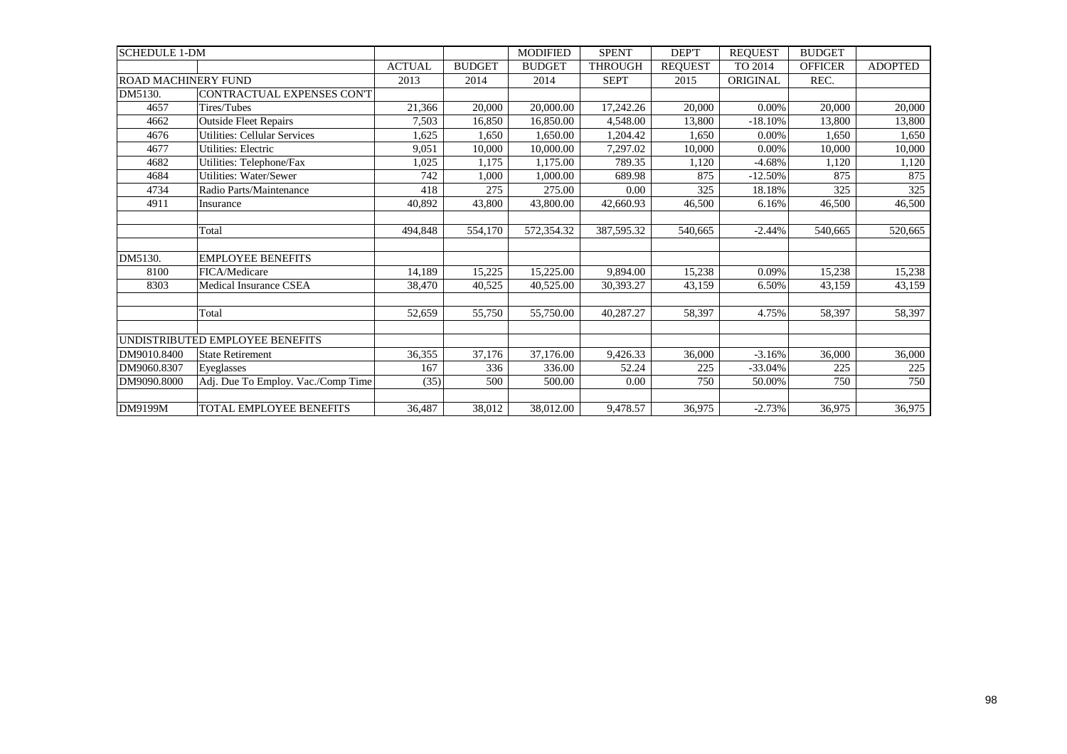| SCHEDULE 1-DM | | | | MODIFIED | SPENT | DEP'T | REQUEST | BUDGET | |
|---|---|---|---|---|---|---|---|---|---|
| | | ACTUAL | BUDGET | BUDGET | THROUGH | REQUEST | TO 2014 | OFFICER | ADOPTED |
| ROAD MACHINERY FUND | | 2013 | 2014 | 2014 | SEPT | 2015 | ORIGINAL | REC. | |
| DM5130. | CONTRACTUAL EXPENSES CON'T | | | | | | | | |
| 4657 | Tires/Tubes | 21,366 | 20,000 | 20,000.00 | 17,242.26 | 20,000 | 0.00% | 20,000 | 20,000 |
| 4662 | Outside Fleet Repairs | 7,503 | 16,850 | 16,850.00 | 4,548.00 | 13,800 | -18.10% | 13,800 | 13,800 |
| 4676 | Utilities: Cellular Services | 1,625 | 1,650 | 1,650.00 | 1,204.42 | 1,650 | 0.00% | 1,650 | 1,650 |
| 4677 | Utilities: Electric | 9,051 | 10,000 | 10,000.00 | 7,297.02 | 10,000 | 0.00% | 10,000 | 10,000 |
| 4682 | Utilities: Telephone/Fax | 1,025 | 1,175 | 1,175.00 | 789.35 | 1,120 | -4.68% | 1,120 | 1,120 |
| 4684 | Utilities: Water/Sewer | 742 | 1,000 | 1,000.00 | 689.98 | 875 | -12.50% | 875 | 875 |
| 4734 | Radio Parts/Maintenance | 418 | 275 | 275.00 | 0.00 | 325 | 18.18% | 325 | 325 |
| 4911 | Insurance | 40,892 | 43,800 | 43,800.00 | 42,660.93 | 46,500 | 6.16% | 46,500 | 46,500 |
| | | | | | | | | | |
| | Total | 494,848 | 554,170 | 572,354.32 | 387,595.32 | 540,665 | -2.44% | 540,665 | 520,665 |
| | | | | | | | | | |
| DM5130. | EMPLOYEE BENEFITS | | | | | | | | |
| 8100 | FICA/Medicare | 14,189 | 15,225 | 15,225.00 | 9,894.00 | 15,238 | 0.09% | 15,238 | 15,238 |
| 8303 | Medical Insurance CSEA | 38,470 | 40,525 | 40,525.00 | 30,393.27 | 43,159 | 6.50% | 43,159 | 43,159 |
| | | | | | | | | | |
| | Total | 52,659 | 55,750 | 55,750.00 | 40,287.27 | 58,397 | 4.75% | 58,397 | 58,397 |
| | | | | | | | | | |
| UNDISTRIBUTED EMPLOYEE BENEFITS | | | | | | | | | |
| DM9010.8400 | State Retirement | 36,355 | 37,176 | 37,176.00 | 9,426.33 | 36,000 | -3.16% | 36,000 | 36,000 |
| DM9060.8307 | Eyeglasses | 167 | 336 | 336.00 | 52.24 | 225 | -33.04% | 225 | 225 |
| DM9090.8000 | Adj. Due To Employ. Vac./Comp Time | (35) | 500 | 500.00 | 0.00 | 750 | 50.00% | 750 | 750 |
| | | | | | | | | | |
| DM9199M | TOTAL EMPLOYEE BENEFITS | 36,487 | 38,012 | 38,012.00 | 9,478.57 | 36,975 | -2.73% | 36,975 | 36,975 |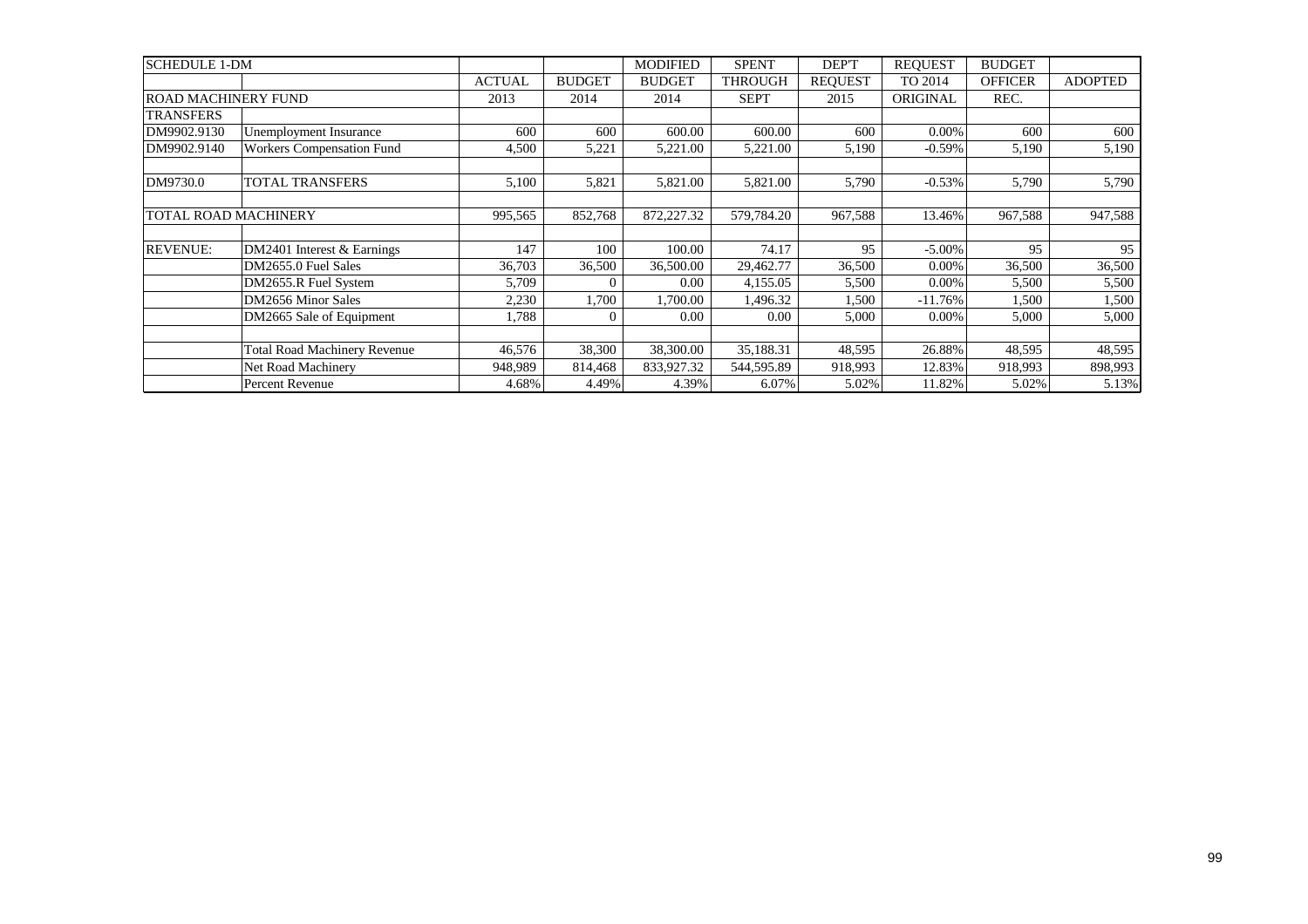| SCHEDULE 1-DM | | | | MODIFIED | SPENT | DEP'T | REQUEST | BUDGET | |
|---|---|---|---|---|---|---|---|---|---|
| | | ACTUAL | BUDGET | BUDGET | THROUGH | REQUEST | TO 2014 | OFFICER | ADOPTED |
| ROAD MACHINERY FUND | | 2013 | 2014 | 2014 | SEPT | 2015 | ORIGINAL | REC. | |
| TRANSFERS | | | | | | | | | |
| DM9902.9130 | Unemployment Insurance | 600 | 600 | 600.00 | 600.00 | 600 | 0.00% | 600 | 600 |
| DM9902.9140 | Workers Compensation Fund | 4,500 | 5,221 | 5,221.00 | 5,221.00 | 5,190 | -0.59% | 5,190 | 5,190 |
| | | | | | | | | | |
| DM9730.0 | TOTAL TRANSFERS | 5,100 | 5,821 | 5,821.00 | 5,821.00 | 5,790 | -0.53% | 5,790 | 5,790 |
| | | | | | | | | | |
| TOTAL ROAD MACHINERY | | 995,565 | 852,768 | 872,227.32 | 579,784.20 | 967,588 | 13.46% | 967,588 | 947,588 |
| | | | | | | | | | |
| REVENUE: | DM2401 Interest & Earnings | 147 | 100 | 100.00 | 74.17 | 95 | -5.00% | 95 | 95 |
| | DM2655.0 Fuel Sales | 36,703 | 36,500 | 36,500.00 | 29,462.77 | 36,500 | 0.00% | 36,500 | 36,500 |
| | DM2655.R Fuel System | 5,709 | 0 | 0.00 | 4,155.05 | 5,500 | 0.00% | 5,500 | 5,500 |
| | DM2656 Minor Sales | 2,230 | 1,700 | 1,700.00 | 1,496.32 | 1,500 | -11.76% | 1,500 | 1,500 |
| | DM2665 Sale of Equipment | 1,788 | 0 | 0.00 | 0.00 | 5,000 | 0.00% | 5,000 | 5,000 |
| | | | | | | | | | |
| | Total Road Machinery Revenue | 46,576 | 38,300 | 38,300.00 | 35,188.31 | 48,595 | 26.88% | 48,595 | 48,595 |
| | Net Road Machinery | 948,989 | 814,468 | 833,927.32 | 544,595.89 | 918,993 | 12.83% | 918,993 | 898,993 |
| | Percent Revenue | 4.68% | 4.49% | 4.39% | 6.07% | 5.02% | 11.82% | 5.02% | 5.13% |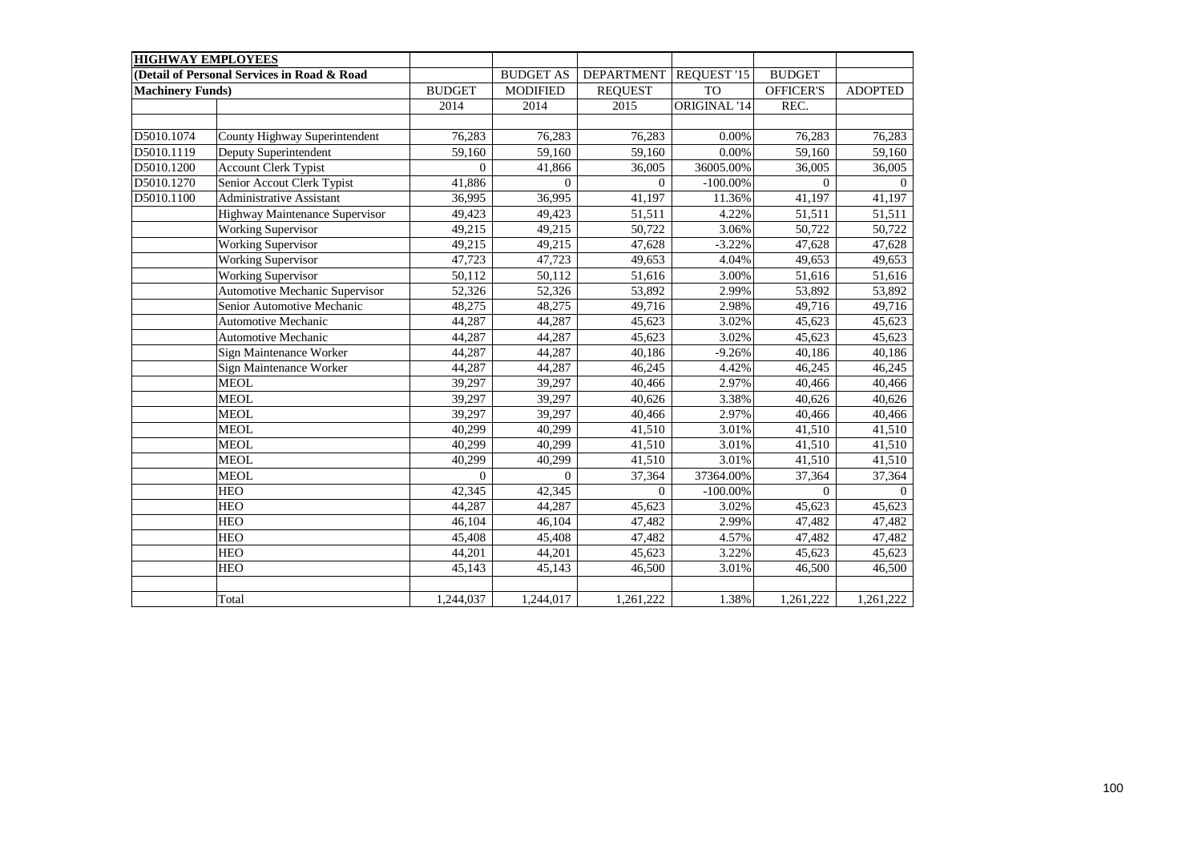| HIGHWAY EMPLOYEES | | | | | | | |
|---|---|---|---|---|---|---|---|
| (Detail of Personal Services in Road & Road | | | BUDGET AS | DEPARTMENT | REQUEST '15 | BUDGET | |
| Machinery Funds) | | BUDGET | MODIFIED | REQUEST | TO | OFFICER'S | ADOPTED |
| | | 2014 | 2014 | 2015 | ORIGINAL '14 | REC. | |
| | | | | | | | |
| D5010.1074 | County Highway Superintendent | 76,283 | 76,283 | 76,283 | 0.00% | 76,283 | 76,283 |
| D5010.1119 | Deputy Superintendent | 59,160 | 59,160 | 59,160 | 0.00% | 59,160 | 59,160 |
| D5010.1200 | Account Clerk Typist | 0 | 41,866 | 36,005 | 36005.00% | 36,005 | 36,005 |
| D5010.1270 | Senior Accout Clerk Typist | 41,886 | 0 | 0 | -100.00% | 0 | 0 |
| D5010.1100 | Administrative Assistant | 36,995 | 36,995 | 41,197 | 11.36% | 41,197 | 41,197 |
| | Highway Maintenance Supervisor | 49,423 | 49,423 | 51,511 | 4.22% | 51,511 | 51,511 |
| | Working Supervisor | 49,215 | 49,215 | 50,722 | 3.06% | 50,722 | 50,722 |
| | Working Supervisor | 49,215 | 49,215 | 47,628 | -3.22% | 47,628 | 47,628 |
| | Working Supervisor | 47,723 | 47,723 | 49,653 | 4.04% | 49,653 | 49,653 |
| | Working Supervisor | 50,112 | 50,112 | 51,616 | 3.00% | 51,616 | 51,616 |
| | Automotive Mechanic Supervisor | 52,326 | 52,326 | 53,892 | 2.99% | 53,892 | 53,892 |
| | Senior Automotive Mechanic | 48,275 | 48,275 | 49,716 | 2.98% | 49,716 | 49,716 |
| | Automotive Mechanic | 44,287 | 44,287 | 45,623 | 3.02% | 45,623 | 45,623 |
| | Automotive Mechanic | 44,287 | 44,287 | 45,623 | 3.02% | 45,623 | 45,623 |
| | Sign Maintenance Worker | 44,287 | 44,287 | 40,186 | -9.26% | 40,186 | 40,186 |
| | Sign Maintenance Worker | 44,287 | 44,287 | 46,245 | 4.42% | 46,245 | 46,245 |
| | MEOL | 39,297 | 39,297 | 40,466 | 2.97% | 40,466 | 40,466 |
| | MEOL | 39,297 | 39,297 | 40,626 | 3.38% | 40,626 | 40,626 |
| | MEOL | 39,297 | 39,297 | 40,466 | 2.97% | 40,466 | 40,466 |
| | MEOL | 40,299 | 40,299 | 41,510 | 3.01% | 41,510 | 41,510 |
| | MEOL | 40,299 | 40,299 | 41,510 | 3.01% | 41,510 | 41,510 |
| | MEOL | 40,299 | 40,299 | 41,510 | 3.01% | 41,510 | 41,510 |
| | MEOL | 0 | 0 | 37,364 | 37364.00% | 37,364 | 37,364 |
| | HEO | 42,345 | 42,345 | 0 | -100.00% | 0 | 0 |
| | HEO | 44,287 | 44,287 | 45,623 | 3.02% | 45,623 | 45,623 |
| | HEO | 46,104 | 46,104 | 47,482 | 2.99% | 47,482 | 47,482 |
| | HEO | 45,408 | 45,408 | 47,482 | 4.57% | 47,482 | 47,482 |
| | HEO | 44,201 | 44,201 | 45,623 | 3.22% | 45,623 | 45,623 |
| | HEO | 45,143 | 45,143 | 46,500 | 3.01% | 46,500 | 46,500 |
| | | | | | | | |
| | Total | 1,244,037 | 1,244,017 | 1,261,222 | 1.38% | 1,261,222 | 1,261,222 |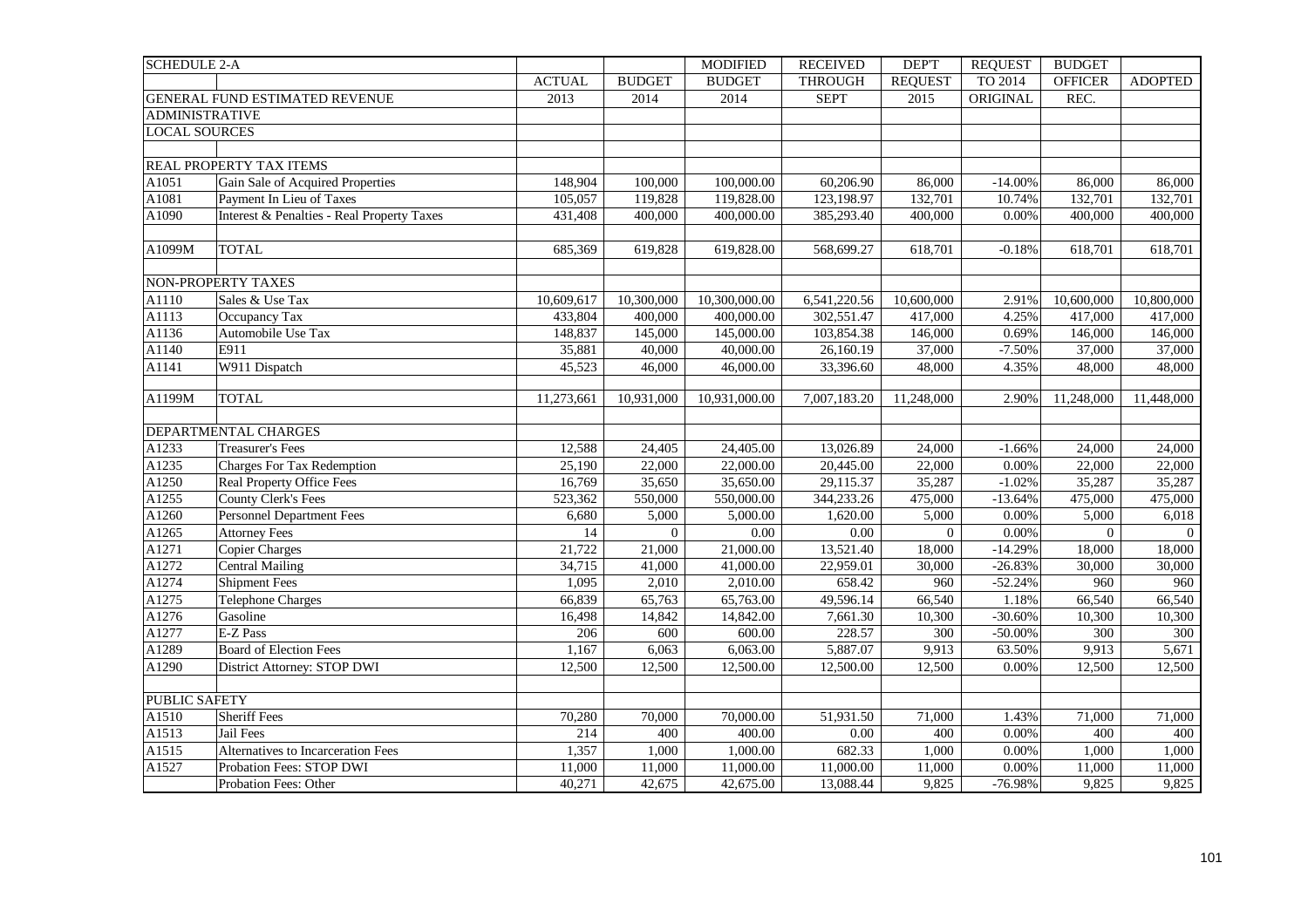| SCHEDULE 2-A | | ACTUAL 2013 | BUDGET 2014 | MODIFIED BUDGET 2014 | RECEIVED THROUGH SEPT | DEP'T REQUEST 2015 | REQUEST TO 2014 ORIGINAL | BUDGET OFFICER REC. | ADOPTED |
|---|---|---|---|---|---|---|---|---|---|
| | GENERAL FUND ESTIMATED REVENUE | | | | | | | | |
| ADMINISTRATIVE | | | | | | | | | |
| LOCAL SOURCES | | | | | | | | | |
| | | | | | | | | | |
| | REAL PROPERTY TAX ITEMS | | | | | | | | |
| A1051 | Gain Sale of Acquired Properties | 148,904 | 100,000 | 100,000.00 | 60,206.90 | 86,000 | -14.00% | 86,000 | 86,000 |
| A1081 | Payment In Lieu of Taxes | 105,057 | 119,828 | 119,828.00 | 123,198.97 | 132,701 | 10.74% | 132,701 | 132,701 |
| A1090 | Interest & Penalties - Real Property Taxes | 431,408 | 400,000 | 400,000.00 | 385,293.40 | 400,000 | 0.00% | 400,000 | 400,000 |
| | | | | | | | | | |
| A1099M | TOTAL | 685,369 | 619,828 | 619,828.00 | 568,699.27 | 618,701 | -0.18% | 618,701 | 618,701 |
| | | | | | | | | | |
| | NON-PROPERTY TAXES | | | | | | | | |
| A1110 | Sales & Use Tax | 10,609,617 | 10,300,000 | 10,300,000.00 | 6,541,220.56 | 10,600,000 | 2.91% | 10,600,000 | 10,800,000 |
| A1113 | Occupancy Tax | 433,804 | 400,000 | 400,000.00 | 302,551.47 | 417,000 | 4.25% | 417,000 | 417,000 |
| A1136 | Automobile Use Tax | 148,837 | 145,000 | 145,000.00 | 103,854.38 | 146,000 | 0.69% | 146,000 | 146,000 |
| A1140 | E911 | 35,881 | 40,000 | 40,000.00 | 26,160.19 | 37,000 | -7.50% | 37,000 | 37,000 |
| A1141 | W911 Dispatch | 45,523 | 46,000 | 46,000.00 | 33,396.60 | 48,000 | 4.35% | 48,000 | 48,000 |
| | | | | | | | | | |
| A1199M | TOTAL | 11,273,661 | 10,931,000 | 10,931,000.00 | 7,007,183.20 | 11,248,000 | 2.90% | 11,248,000 | 11,448,000 |
| | | | | | | | | | |
| | DEPARTMENTAL CHARGES | | | | | | | | |
| A1233 | Treasurer's Fees | 12,588 | 24,405 | 24,405.00 | 13,026.89 | 24,000 | -1.66% | 24,000 | 24,000 |
| A1235 | Charges For Tax Redemption | 25,190 | 22,000 | 22,000.00 | 20,445.00 | 22,000 | 0.00% | 22,000 | 22,000 |
| A1250 | Real Property Office Fees | 16,769 | 35,650 | 35,650.00 | 29,115.37 | 35,287 | -1.02% | 35,287 | 35,287 |
| A1255 | County Clerk's Fees | 523,362 | 550,000 | 550,000.00 | 344,233.26 | 475,000 | -13.64% | 475,000 | 475,000 |
| A1260 | Personnel Department Fees | 6,680 | 5,000 | 5,000.00 | 1,620.00 | 5,000 | 0.00% | 5,000 | 6,018 |
| A1265 | Attorney Fees | 14 | 0 | 0.00 | 0.00 | 0 | 0.00% | 0 | 0 |
| A1271 | Copier Charges | 21,722 | 21,000 | 21,000.00 | 13,521.40 | 18,000 | -14.29% | 18,000 | 18,000 |
| A1272 | Central Mailing | 34,715 | 41,000 | 41,000.00 | 22,959.01 | 30,000 | -26.83% | 30,000 | 30,000 |
| A1274 | Shipment Fees | 1,095 | 2,010 | 2,010.00 | 658.42 | 960 | -52.24% | 960 | 960 |
| A1275 | Telephone Charges | 66,839 | 65,763 | 65,763.00 | 49,596.14 | 66,540 | 1.18% | 66,540 | 66,540 |
| A1276 | Gasoline | 16,498 | 14,842 | 14,842.00 | 7,661.30 | 10,300 | -30.60% | 10,300 | 10,300 |
| A1277 | E-Z Pass | 206 | 600 | 600.00 | 228.57 | 300 | -50.00% | 300 | 300 |
| A1289 | Board of Election Fees | 1,167 | 6,063 | 6,063.00 | 5,887.07 | 9,913 | 63.50% | 9,913 | 5,671 |
| A1290 | District Attorney: STOP DWI | 12,500 | 12,500 | 12,500.00 | 12,500.00 | 12,500 | 0.00% | 12,500 | 12,500 |
| | | | | | | | | | |
| PUBLIC SAFETY | | | | | | | | | |
| A1510 | Sheriff Fees | 70,280 | 70,000 | 70,000.00 | 51,931.50 | 71,000 | 1.43% | 71,000 | 71,000 |
| A1513 | Jail Fees | 214 | 400 | 400.00 | 0.00 | 400 | 0.00% | 400 | 400 |
| A1515 | Alternatives to Incarceration Fees | 1,357 | 1,000 | 1,000.00 | 682.33 | 1,000 | 0.00% | 1,000 | 1,000 |
| A1527 | Probation Fees: STOP DWI | 11,000 | 11,000 | 11,000.00 | 11,000.00 | 11,000 | 0.00% | 11,000 | 11,000 |
| | Probation Fees: Other | 40,271 | 42,675 | 42,675.00 | 13,088.44 | 9,825 | -76.98% | 9,825 | 9,825 |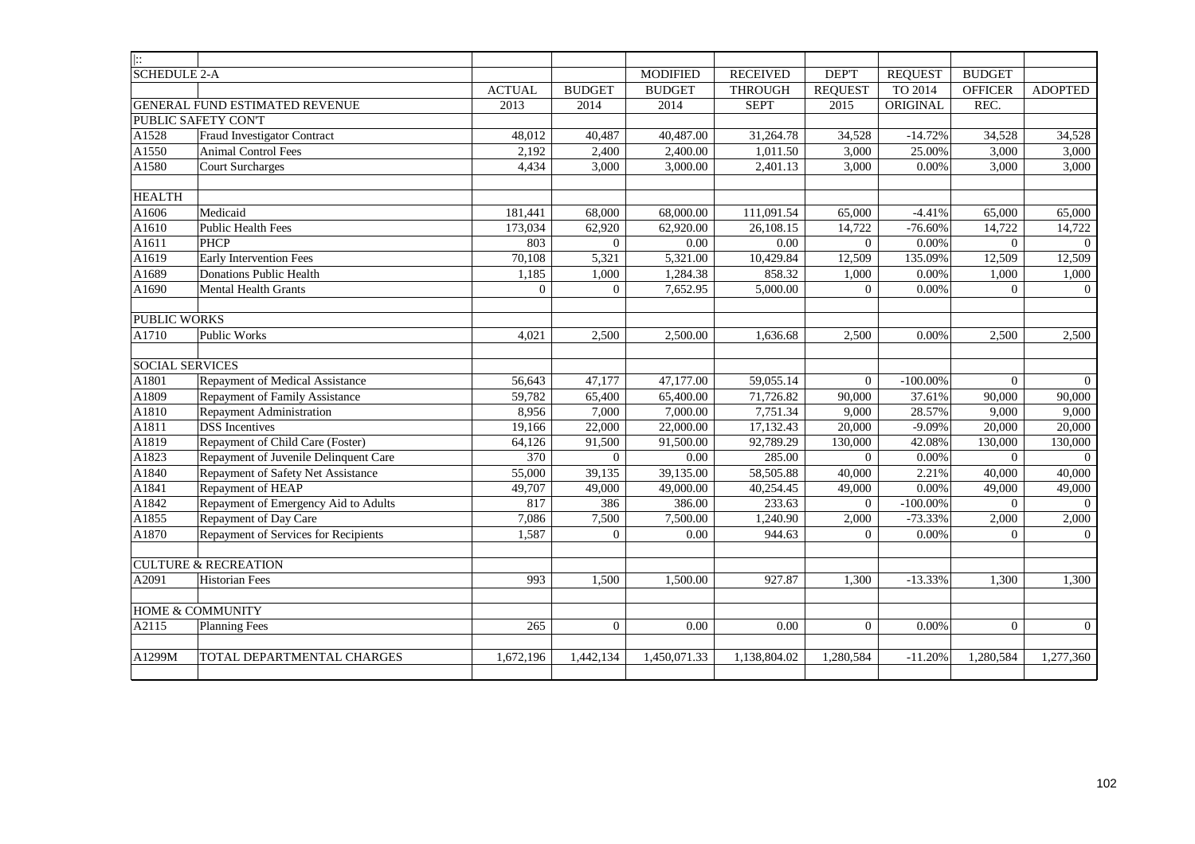| ⁞: | | | | | | | | | |
|---|---|---|---|---|---|---|---|---|---|
| SCHEDULE 2-A | | | | MODIFIED | RECEIVED | DEP'T | REQUEST | BUDGET | |
| | | ACTUAL | BUDGET | BUDGET | THROUGH | REQUEST | TO 2014 | OFFICER | ADOPTED |
| GENERAL FUND ESTIMATED REVENUE | | 2013 | 2014 | 2014 | SEPT | 2015 | ORIGINAL | REC. | |
| PUBLIC SAFETY CON'T | | | | | | | | | |
| A1528 | Fraud Investigator Contract | 48,012 | 40,487 | 40,487.00 | 31,264.78 | 34,528 | -14.72% | 34,528 | 34,528 |
| A1550 | Animal Control Fees | 2,192 | 2,400 | 2,400.00 | 1,011.50 | 3,000 | 25.00% | 3,000 | 3,000 |
| A1580 | Court Surcharges | 4,434 | 3,000 | 3,000.00 | 2,401.13 | 3,000 | 0.00% | 3,000 | 3,000 |
| | | | | | | | | | |
| HEALTH | | | | | | | | | |
| A1606 | Medicaid | 181,441 | 68,000 | 68,000.00 | 111,091.54 | 65,000 | -4.41% | 65,000 | 65,000 |
| A1610 | Public Health Fees | 173,034 | 62,920 | 62,920.00 | 26,108.15 | 14,722 | -76.60% | 14,722 | 14,722 |
| A1611 | PHCP | 803 | 0 | 0.00 | 0.00 | 0 | 0.00% | 0 | 0 |
| A1619 | Early Intervention Fees | 70,108 | 5,321 | 5,321.00 | 10,429.84 | 12,509 | 135.09% | 12,509 | 12,509 |
| A1689 | Donations Public Health | 1,185 | 1,000 | 1,284.38 | 858.32 | 1,000 | 0.00% | 1,000 | 1,000 |
| A1690 | Mental Health Grants | 0 | 0 | 7,652.95 | 5,000.00 | 0 | 0.00% | 0 | 0 |
| | | | | | | | | | |
| PUBLIC WORKS | | | | | | | | | |
| A1710 | Public Works | 4,021 | 2,500 | 2,500.00 | 1,636.68 | 2,500 | 0.00% | 2,500 | 2,500 |
| | | | | | | | | | |
| SOCIAL SERVICES | | | | | | | | | |
| A1801 | Repayment of Medical Assistance | 56,643 | 47,177 | 47,177.00 | 59,055.14 | 0 | -100.00% | 0 | 0 |
| A1809 | Repayment of Family Assistance | 59,782 | 65,400 | 65,400.00 | 71,726.82 | 90,000 | 37.61% | 90,000 | 90,000 |
| A1810 | Repayment Administration | 8,956 | 7,000 | 7,000.00 | 7,751.34 | 9,000 | 28.57% | 9,000 | 9,000 |
| A1811 | DSS Incentives | 19,166 | 22,000 | 22,000.00 | 17,132.43 | 20,000 | -9.09% | 20,000 | 20,000 |
| A1819 | Repayment of Child Care (Foster) | 64,126 | 91,500 | 91,500.00 | 92,789.29 | 130,000 | 42.08% | 130,000 | 130,000 |
| A1823 | Repayment of Juvenile Delinquent Care | 370 | 0 | 0.00 | 285.00 | 0 | 0.00% | 0 | 0 |
| A1840 | Repayment of Safety Net Assistance | 55,000 | 39,135 | 39,135.00 | 58,505.88 | 40,000 | 2.21% | 40,000 | 40,000 |
| A1841 | Repayment of HEAP | 49,707 | 49,000 | 49,000.00 | 40,254.45 | 49,000 | 0.00% | 49,000 | 49,000 |
| A1842 | Repayment of Emergency Aid to Adults | 817 | 386 | 386.00 | 233.63 | 0 | -100.00% | 0 | 0 |
| A1855 | Repayment of Day Care | 7,086 | 7,500 | 7,500.00 | 1,240.90 | 2,000 | -73.33% | 2,000 | 2,000 |
| A1870 | Repayment of Services for Recipients | 1,587 | 0 | 0.00 | 944.63 | 0 | 0.00% | 0 | 0 |
| | | | | | | | | | |
| CULTURE & RECREATION | | | | | | | | | |
| A2091 | Historian Fees | 993 | 1,500 | 1,500.00 | 927.87 | 1,300 | -13.33% | 1,300 | 1,300 |
| | | | | | | | | | |
| HOME & COMMUNITY | | | | | | | | | |
| A2115 | Planning Fees | 265 | 0 | 0.00 | 0.00 | 0 | 0.00% | 0 | 0 |
| | | | | | | | | | |
| A1299M | TOTAL DEPARTMENTAL CHARGES | 1,672,196 | 1,442,134 | 1,450,071.33 | 1,138,804.02 | 1,280,584 | -11.20% | 1,280,584 | 1,277,360 |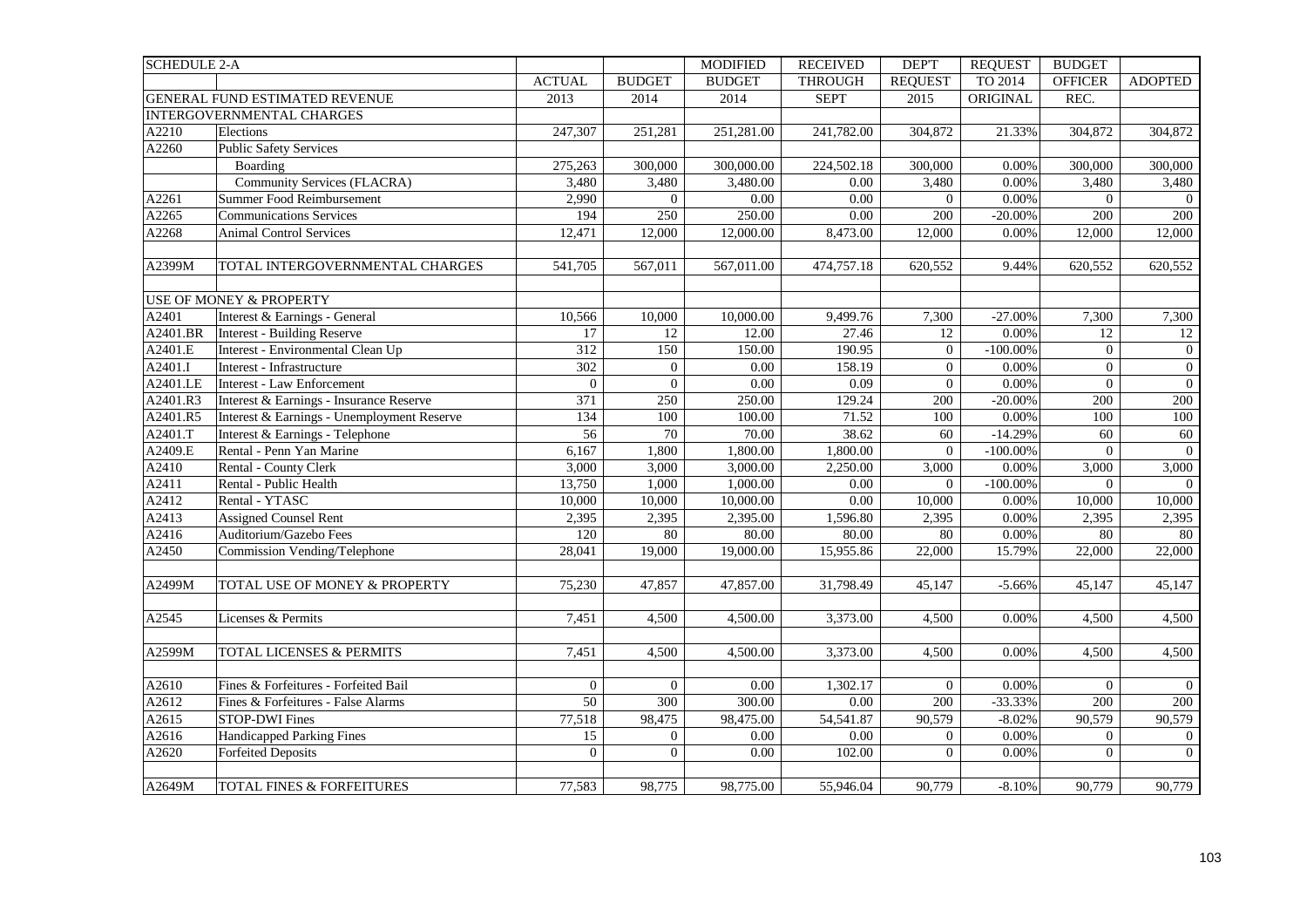| SCHEDULE 2-A | | | | MODIFIED | RECEIVED | DEP'T | REQUEST | BUDGET | |
|---|---|---|---|---|---|---|---|---|---|
| | | ACTUAL | BUDGET | BUDGET | THROUGH | REQUEST | TO 2014 | OFFICER | ADOPTED |
| | GENERAL FUND ESTIMATED REVENUE | 2013 | 2014 | 2014 | SEPT | 2015 | ORIGINAL | REC. | |
| | INTERGOVERNMENTAL CHARGES | | | | | | | | |
| A2210 | Elections | 247,307 | 251,281 | 251,281.00 | 241,782.00 | 304,872 | 21.33% | 304,872 | 304,872 |
| A2260 | Public Safety Services | | | | | | | | |
| | Boarding | 275,263 | 300,000 | 300,000.00 | 224,502.18 | 300,000 | 0.00% | 300,000 | 300,000 |
| | Community Services (FLACRA) | 3,480 | 3,480 | 3,480.00 | 0.00 | 3,480 | 0.00% | 3,480 | 3,480 |
| A2261 | Summer Food Reimbursement | 2,990 | 0 | 0.00 | 0.00 | 0 | 0.00% | 0 | 0 |
| A2265 | Communications Services | 194 | 250 | 250.00 | 0.00 | 200 | -20.00% | 200 | 200 |
| A2268 | Animal Control Services | 12,471 | 12,000 | 12,000.00 | 8,473.00 | 12,000 | 0.00% | 12,000 | 12,000 |
| | | | | | | | | | |
| A2399M | TOTAL INTERGOVERNMENTAL CHARGES | 541,705 | 567,011 | 567,011.00 | 474,757.18 | 620,552 | 9.44% | 620,552 | 620,552 |
| | | | | | | | | | |
| | USE OF MONEY & PROPERTY | | | | | | | | |
| A2401 | Interest & Earnings - General | 10,566 | 10,000 | 10,000.00 | 9,499.76 | 7,300 | -27.00% | 7,300 | 7,300 |
| A2401.BR | Interest - Building Reserve | 17 | 12 | 12.00 | 27.46 | 12 | 0.00% | 12 | 12 |
| A2401.E | Interest - Environmental Clean Up | 312 | 150 | 150.00 | 190.95 | 0 | -100.00% | 0 | 0 |
| A2401.I | Interest - Infrastructure | 302 | 0 | 0.00 | 158.19 | 0 | 0.00% | 0 | 0 |
| A2401.LE | Interest - Law Enforcement | 0 | 0 | 0.00 | 0.09 | 0 | 0.00% | 0 | 0 |
| A2401.R3 | Interest & Earnings - Insurance Reserve | 371 | 250 | 250.00 | 129.24 | 200 | -20.00% | 200 | 200 |
| A2401.R5 | Interest & Earnings - Unemployment Reserve | 134 | 100 | 100.00 | 71.52 | 100 | 0.00% | 100 | 100 |
| A2401.T | Interest & Earnings - Telephone | 56 | 70 | 70.00 | 38.62 | 60 | -14.29% | 60 | 60 |
| A2409.E | Rental - Penn Yan Marine | 6,167 | 1,800 | 1,800.00 | 1,800.00 | 0 | -100.00% | 0 | 0 |
| A2410 | Rental - County Clerk | 3,000 | 3,000 | 3,000.00 | 2,250.00 | 3,000 | 0.00% | 3,000 | 3,000 |
| A2411 | Rental - Public Health | 13,750 | 1,000 | 1,000.00 | 0.00 | 0 | -100.00% | 0 | 0 |
| A2412 | Rental - YTASC | 10,000 | 10,000 | 10,000.00 | 0.00 | 10,000 | 0.00% | 10,000 | 10,000 |
| A2413 | Assigned Counsel Rent | 2,395 | 2,395 | 2,395.00 | 1,596.80 | 2,395 | 0.00% | 2,395 | 2,395 |
| A2416 | Auditorium/Gazebo Fees | 120 | 80 | 80.00 | 80.00 | 80 | 0.00% | 80 | 80 |
| A2450 | Commission Vending/Telephone | 28,041 | 19,000 | 19,000.00 | 15,955.86 | 22,000 | 15.79% | 22,000 | 22,000 |
| | | | | | | | | | |
| A2499M | TOTAL USE OF MONEY & PROPERTY | 75,230 | 47,857 | 47,857.00 | 31,798.49 | 45,147 | -5.66% | 45,147 | 45,147 |
| | | | | | | | | | |
| A2545 | Licenses & Permits | 7,451 | 4,500 | 4,500.00 | 3,373.00 | 4,500 | 0.00% | 4,500 | 4,500 |
| | | | | | | | | | |
| A2599M | TOTAL LICENSES & PERMITS | 7,451 | 4,500 | 4,500.00 | 3,373.00 | 4,500 | 0.00% | 4,500 | 4,500 |
| | | | | | | | | | |
| A2610 | Fines & Forfeitures - Forfeited Bail | 0 | 0 | 0.00 | 1,302.17 | 0 | 0.00% | 0 | 0 |
| A2612 | Fines & Forfeitures - False Alarms | 50 | 300 | 300.00 | 0.00 | 200 | -33.33% | 200 | 200 |
| A2615 | STOP-DWI Fines | 77,518 | 98,475 | 98,475.00 | 54,541.87 | 90,579 | -8.02% | 90,579 | 90,579 |
| A2616 | Handicapped Parking Fines | 15 | 0 | 0.00 | 0.00 | 0 | 0.00% | 0 | 0 |
| A2620 | Forfeited Deposits | 0 | 0 | 0.00 | 102.00 | 0 | 0.00% | 0 | 0 |
| | | | | | | | | | |
| A2649M | TOTAL FINES & FORFEITURES | 77,583 | 98,775 | 98,775.00 | 55,946.04 | 90,779 | -8.10% | 90,779 | 90,779 |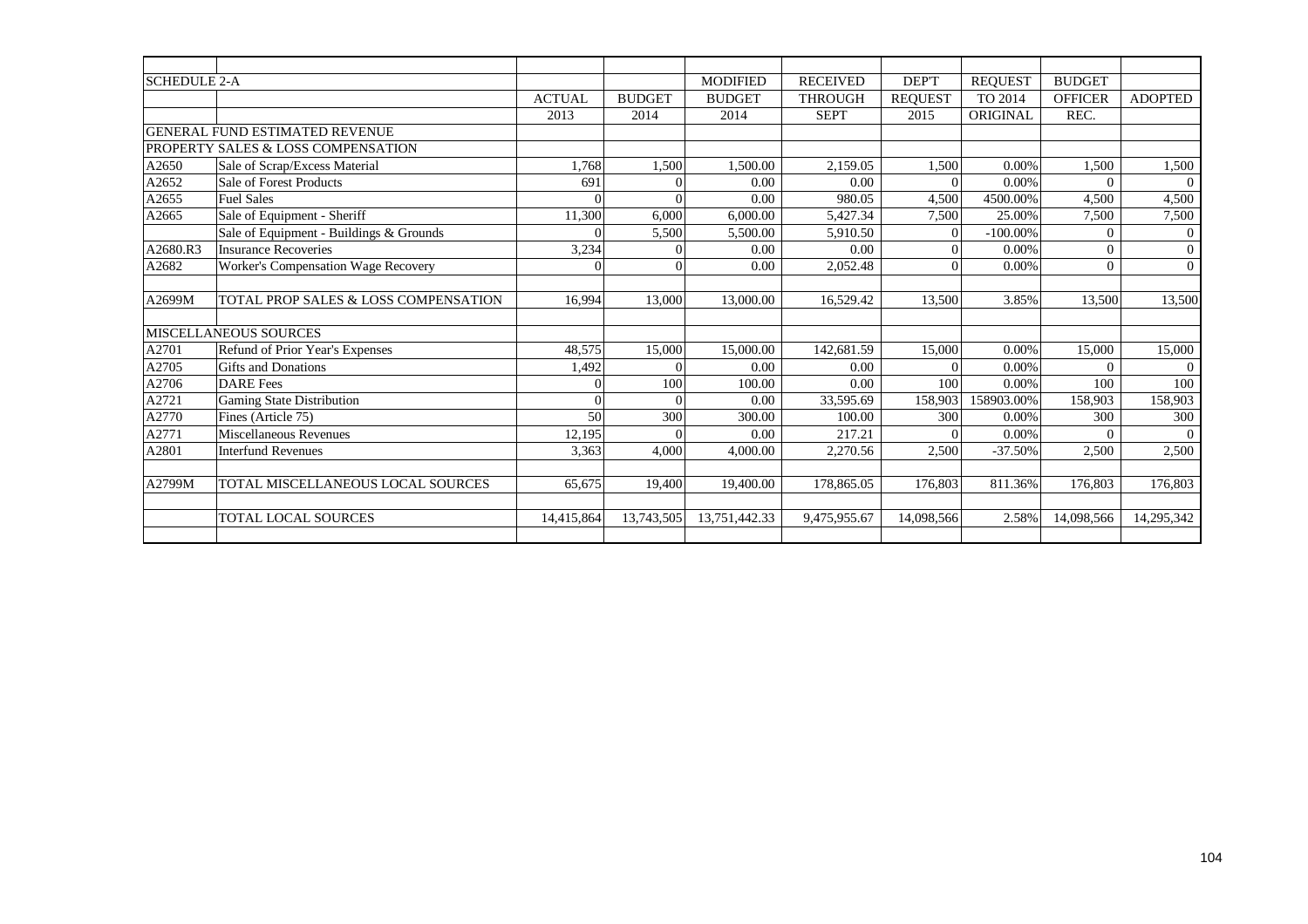| SCHEDULE 2-A | | ACTUAL | BUDGET | MODIFIED BUDGET | RECEIVED THROUGH | DEP'T REQUEST | REQUEST TO 2014 | BUDGET OFFICER | ADOPTED |
|---|---|---|---|---|---|---|---|---|---|
| | | 2013 | 2014 | 2014 | SEPT | 2015 | ORIGINAL | REC. | |
| | GENERAL FUND ESTIMATED REVENUE | | | | | | | | |
| | PROPERTY SALES & LOSS COMPENSATION | | | | | | | | |
| A2650 | Sale of Scrap/Excess Material | 1,768 | 1,500 | 1,500.00 | 2,159.05 | 1,500 | 0.00% | 1,500 | 1,500 |
| A2652 | Sale of Forest Products | 691 | 0 | 0.00 | 0.00 | 0 | 0.00% | 0 | 0 |
| A2655 | Fuel Sales | 0 | 0 | 0.00 | 980.05 | 4,500 | 4500.00% | 4,500 | 4,500 |
| A2665 | Sale of Equipment - Sheriff | 11,300 | 6,000 | 6,000.00 | 5,427.34 | 7,500 | 25.00% | 7,500 | 7,500 |
| | Sale of Equipment - Buildings & Grounds | 0 | 5,500 | 5,500.00 | 5,910.50 | 0 | -100.00% | 0 | 0 |
| A2680.R3 | Insurance Recoveries | 3,234 | 0 | 0.00 | 0.00 | 0 | 0.00% | 0 | 0 |
| A2682 | Worker's Compensation Wage Recovery | 0 | 0 | 0.00 | 2,052.48 | 0 | 0.00% | 0 | 0 |
| | | | | | | | | | |
| A2699M | TOTAL PROP SALES & LOSS COMPENSATION | 16,994 | 13,000 | 13,000.00 | 16,529.42 | 13,500 | 3.85% | 13,500 | 13,500 |
| | | | | | | | | | |
| | MISCELLANEOUS SOURCES | | | | | | | | |
| A2701 | Refund of Prior Year's Expenses | 48,575 | 15,000 | 15,000.00 | 142,681.59 | 15,000 | 0.00% | 15,000 | 15,000 |
| A2705 | Gifts and Donations | 1,492 | 0 | 0.00 | 0.00 | 0 | 0.00% | 0 | 0 |
| A2706 | DARE Fees | 0 | 100 | 100.00 | 0.00 | 100 | 0.00% | 100 | 100 |
| A2721 | Gaming State Distribution | 0 | 0 | 0.00 | 33,595.69 | 158,903 | 158903.00% | 158,903 | 158,903 |
| A2770 | Fines (Article 75) | 50 | 300 | 300.00 | 100.00 | 300 | 0.00% | 300 | 300 |
| A2771 | Miscellaneous Revenues | 12,195 | 0 | 0.00 | 217.21 | 0 | 0.00% | 0 | 0 |
| A2801 | Interfund Revenues | 3,363 | 4,000 | 4,000.00 | 2,270.56 | 2,500 | -37.50% | 2,500 | 2,500 |
| | | | | | | | | | |
| A2799M | TOTAL MISCELLANEOUS LOCAL SOURCES | 65,675 | 19,400 | 19,400.00 | 178,865.05 | 176,803 | 811.36% | 176,803 | 176,803 |
| | | | | | | | | | |
| | TOTAL LOCAL SOURCES | 14,415,864 | 13,743,505 | 13,751,442.33 | 9,475,955.67 | 14,098,566 | 2.58% | 14,098,566 | 14,295,342 |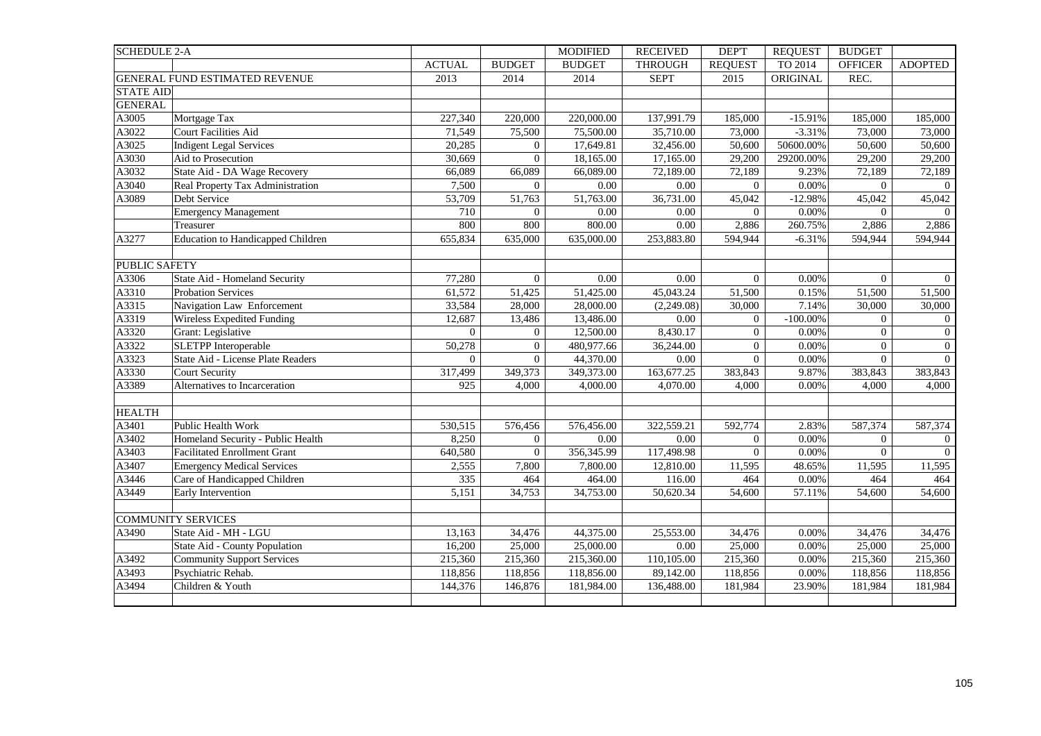| SCHEDULE 2-A | | | | MODIFIED | RECEIVED | DEP'T | REQUEST | BUDGET | |
|---|---|---|---|---|---|---|---|---|---|
| | | ACTUAL | BUDGET | BUDGET | THROUGH | REQUEST | TO 2014 | OFFICER | ADOPTED |
| | GENERAL FUND ESTIMATED REVENUE | 2013 | 2014 | 2014 | SEPT | 2015 | ORIGINAL | REC. | |
| STATE AID | | | | | | | | | |
| GENERAL | | | | | | | | | |
| A3005 | Mortgage Tax | 227,340 | 220,000 | 220,000.00 | 137,991.79 | 185,000 | -15.91% | 185,000 | 185,000 |
| A3022 | Court Facilities Aid | 71,549 | 75,500 | 75,500.00 | 35,710.00 | 73,000 | -3.31% | 73,000 | 73,000 |
| A3025 | Indigent Legal Services | 20,285 | 0 | 17,649.81 | 32,456.00 | 50,600 | 50600.00% | 50,600 | 50,600 |
| A3030 | Aid to Prosecution | 30,669 | 0 | 18,165.00 | 17,165.00 | 29,200 | 29200.00% | 29,200 | 29,200 |
| A3032 | State Aid - DA Wage Recovery | 66,089 | 66,089 | 66,089.00 | 72,189.00 | 72,189 | 9.23% | 72,189 | 72,189 |
| A3040 | Real Property Tax Administration | 7,500 | 0 | 0.00 | 0.00 | 0 | 0.00% | 0 | 0 |
| A3089 | Debt Service | 53,709 | 51,763 | 51,763.00 | 36,731.00 | 45,042 | -12.98% | 45,042 | 45,042 |
| | Emergency Management | 710 | 0 | 0.00 | 0.00 | 0 | 0.00% | 0 | 0 |
| | Treasurer | 800 | 800 | 800.00 | 0.00 | 2,886 | 260.75% | 2,886 | 2,886 |
| A3277 | Education to Handicapped Children | 655,834 | 635,000 | 635,000.00 | 253,883.80 | 594,944 | -6.31% | 594,944 | 594,944 |
| | | | | | | | | | |
| PUBLIC SAFETY | | | | | | | | | |
| A3306 | State Aid - Homeland Security | 77,280 | 0 | 0.00 | 0.00 | 0 | 0.00% | 0 | 0 |
| A3310 | Probation Services | 61,572 | 51,425 | 51,425.00 | 45,043.24 | 51,500 | 0.15% | 51,500 | 51,500 |
| A3315 | Navigation Law Enforcement | 33,584 | 28,000 | 28,000.00 | (2,249.08) | 30,000 | 7.14% | 30,000 | 30,000 |
| A3319 | Wireless Expedited Funding | 12,687 | 13,486 | 13,486.00 | 0.00 | 0 | -100.00% | 0 | 0 |
| A3320 | Grant: Legislative | 0 | 0 | 12,500.00 | 8,430.17 | 0 | 0.00% | 0 | 0 |
| A3322 | SLETPP Interoperable | 50,278 | 0 | 480,977.66 | 36,244.00 | 0 | 0.00% | 0 | 0 |
| A3323 | State Aid - License Plate Readers | 0 | 0 | 44,370.00 | 0.00 | 0 | 0.00% | 0 | 0 |
| A3330 | Court Security | 317,499 | 349,373 | 349,373.00 | 163,677.25 | 383,843 | 9.87% | 383,843 | 383,843 |
| A3389 | Alternatives to Incarceration | 925 | 4,000 | 4,000.00 | 4,070.00 | 4,000 | 0.00% | 4,000 | 4,000 |
| | | | | | | | | | |
| HEALTH | | | | | | | | | |
| A3401 | Public Health Work | 530,515 | 576,456 | 576,456.00 | 322,559.21 | 592,774 | 2.83% | 587,374 | 587,374 |
| A3402 | Homeland Security - Public Health | 8,250 | 0 | 0.00 | 0.00 | 0 | 0.00% | 0 | 0 |
| A3403 | Facilitated Enrollment Grant | 640,580 | 0 | 356,345.99 | 117,498.98 | 0 | 0.00% | 0 | 0 |
| A3407 | Emergency Medical Services | 2,555 | 7,800 | 7,800.00 | 12,810.00 | 11,595 | 48.65% | 11,595 | 11,595 |
| A3446 | Care of Handicapped Children | 335 | 464 | 464.00 | 116.00 | 464 | 0.00% | 464 | 464 |
| A3449 | Early Intervention | 5,151 | 34,753 | 34,753.00 | 50,620.34 | 54,600 | 57.11% | 54,600 | 54,600 |
| | | | | | | | | | |
| COMMUNITY SERVICES | | | | | | | | | |
| A3490 | State Aid - MH - LGU | 13,163 | 34,476 | 44,375.00 | 25,553.00 | 34,476 | 0.00% | 34,476 | 34,476 |
| | State Aid - County Population | 16,200 | 25,000 | 25,000.00 | 0.00 | 25,000 | 0.00% | 25,000 | 25,000 |
| A3492 | Community Support Services | 215,360 | 215,360 | 215,360.00 | 110,105.00 | 215,360 | 0.00% | 215,360 | 215,360 |
| A3493 | Psychiatric Rehab. | 118,856 | 118,856 | 118,856.00 | 89,142.00 | 118,856 | 0.00% | 118,856 | 118,856 |
| A3494 | Children & Youth | 144,376 | 146,876 | 181,984.00 | 136,488.00 | 181,984 | 23.90% | 181,984 | 181,984 |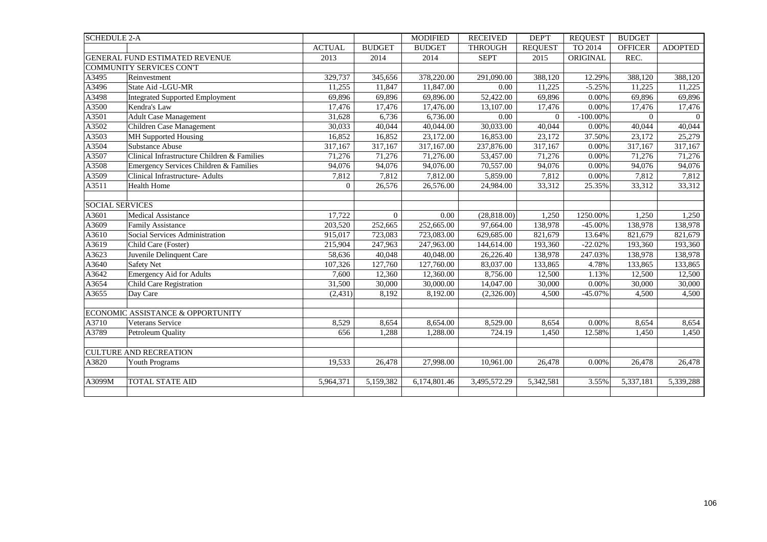| SCHEDULE 2-A | | | | MODIFIED | RECEIVED | DEP'T | REQUEST | BUDGET | |
|---|---|---|---|---|---|---|---|---|---|
| | | ACTUAL | BUDGET | BUDGET | THROUGH | REQUEST | TO 2014 | OFFICER | ADOPTED |
| GENERAL FUND ESTIMATED REVENUE | | 2013 | 2014 | 2014 | SEPT | 2015 | ORIGINAL | REC. | |
| COMMUNITY SERVICES CON'T | | | | | | | | | |
| A3495 | Reinvestment | 329,737 | 345,656 | 378,220.00 | 291,090.00 | 388,120 | 12.29% | 388,120 | 388,120 |
| A3496 | State Aid -LGU-MR | 11,255 | 11,847 | 11,847.00 | 0.00 | 11,225 | -5.25% | 11,225 | 11,225 |
| A3498 | Integrated Supported Employment | 69,896 | 69,896 | 69,896.00 | 52,422.00 | 69,896 | 0.00% | 69,896 | 69,896 |
| A3500 | Kendra's Law | 17,476 | 17,476 | 17,476.00 | 13,107.00 | 17,476 | 0.00% | 17,476 | 17,476 |
| A3501 | Adult Case Management | 31,628 | 6,736 | 6,736.00 | 0.00 | 0 | -100.00% | 0 | 0 |
| A3502 | Children Case Management | 30,033 | 40,044 | 40,044.00 | 30,033.00 | 40,044 | 0.00% | 40,044 | 40,044 |
| A3503 | MH Supported Housing | 16,852 | 16,852 | 23,172.00 | 16,853.00 | 23,172 | 37.50% | 23,172 | 25,279 |
| A3504 | Substance Abuse | 317,167 | 317,167 | 317,167.00 | 237,876.00 | 317,167 | 0.00% | 317,167 | 317,167 |
| A3507 | Clinical Infrastructure Children & Families | 71,276 | 71,276 | 71,276.00 | 53,457.00 | 71,276 | 0.00% | 71,276 | 71,276 |
| A3508 | Emergency Services Children & Families | 94,076 | 94,076 | 94,076.00 | 70,557.00 | 94,076 | 0.00% | 94,076 | 94,076 |
| A3509 | Clinical Infrastructure- Adults | 7,812 | 7,812 | 7,812.00 | 5,859.00 | 7,812 | 0.00% | 7,812 | 7,812 |
| A3511 | Health Home | 0 | 26,576 | 26,576.00 | 24,984.00 | 33,312 | 25.35% | 33,312 | 33,312 |
| | | | | | | | | | |
| SOCIAL SERVICES | | | | | | | | | |
| A3601 | Medical Assistance | 17,722 | 0 | 0.00 | (28,818.00) | 1,250 | 1250.00% | 1,250 | 1,250 |
| A3609 | Family Assistance | 203,520 | 252,665 | 252,665.00 | 97,664.00 | 138,978 | -45.00% | 138,978 | 138,978 |
| A3610 | Social Services Administration | 915,017 | 723,083 | 723,083.00 | 629,685.00 | 821,679 | 13.64% | 821,679 | 821,679 |
| A3619 | Child Care (Foster) | 215,904 | 247,963 | 247,963.00 | 144,614.00 | 193,360 | -22.02% | 193,360 | 193,360 |
| A3623 | Juvenile Delinquent Care | 58,636 | 40,048 | 40,048.00 | 26,226.40 | 138,978 | 247.03% | 138,978 | 138,978 |
| A3640 | Safety Net | 107,326 | 127,760 | 127,760.00 | 83,037.00 | 133,865 | 4.78% | 133,865 | 133,865 |
| A3642 | Emergency Aid for Adults | 7,600 | 12,360 | 12,360.00 | 8,756.00 | 12,500 | 1.13% | 12,500 | 12,500 |
| A3654 | Child Care Registration | 31,500 | 30,000 | 30,000.00 | 14,047.00 | 30,000 | 0.00% | 30,000 | 30,000 |
| A3655 | Day Care | (2,431) | 8,192 | 8,192.00 | (2,326.00) | 4,500 | -45.07% | 4,500 | 4,500 |
| | | | | | | | | | |
| ECONOMIC ASSISTANCE & OPPORTUNITY | | | | | | | | | |
| A3710 | Veterans Service | 8,529 | 8,654 | 8,654.00 | 8,529.00 | 8,654 | 0.00% | 8,654 | 8,654 |
| A3789 | Petroleum Quality | 656 | 1,288 | 1,288.00 | 724.19 | 1,450 | 12.58% | 1,450 | 1,450 |
| | | | | | | | | | |
| CULTURE AND RECREATION | | | | | | | | | |
| A3820 | Youth Programs | 19,533 | 26,478 | 27,998.00 | 10,961.00 | 26,478 | 0.00% | 26,478 | 26,478 |
| | | | | | | | | | |
| A3099M | TOTAL STATE AID | 5,964,371 | 5,159,382 | 6,174,801.46 | 3,495,572.29 | 5,342,581 | 3.55% | 5,337,181 | 5,339,288 |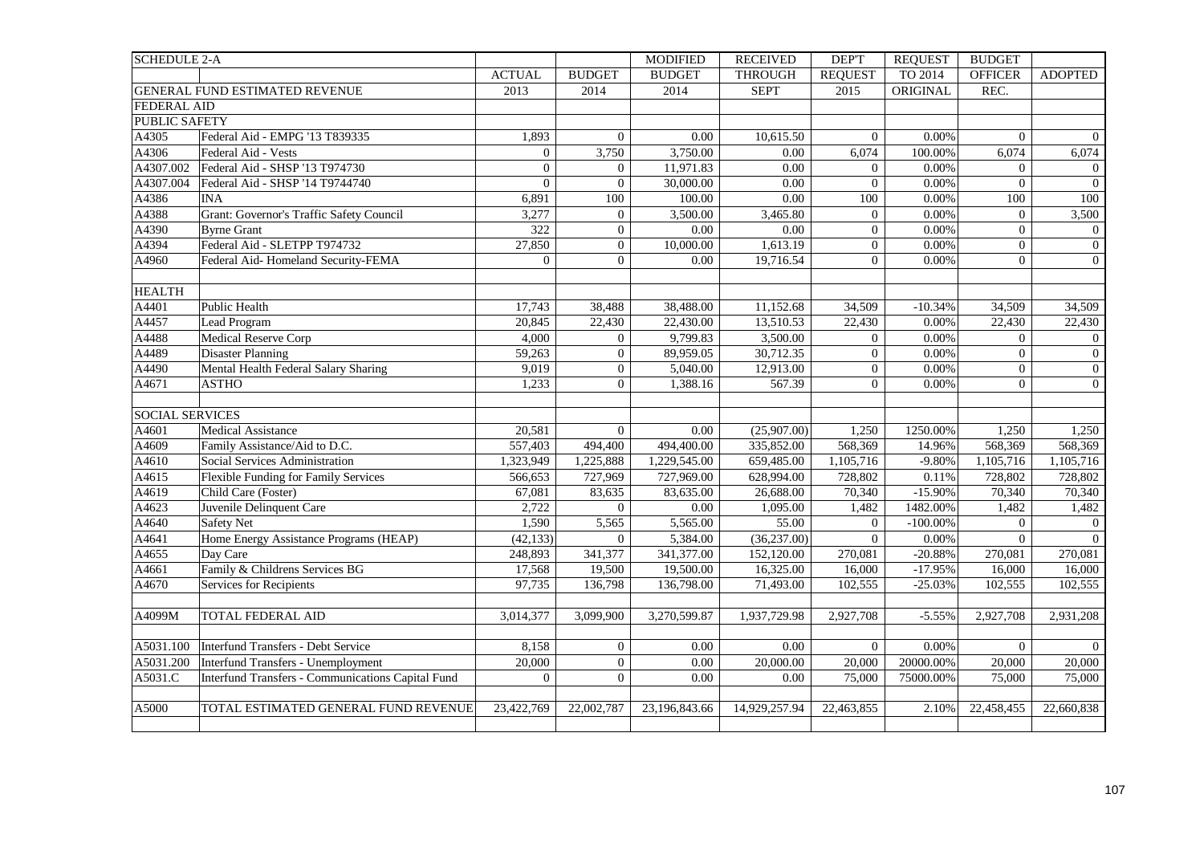| SCHEDULE 2-A | | | | MODIFIED | RECEIVED | DEP'T | REQUEST | BUDGET | |
|---|---|---|---|---|---|---|---|---|---|
| | | ACTUAL | BUDGET | BUDGET | THROUGH | REQUEST | TO 2014 | OFFICER | ADOPTED |
| | GENERAL FUND ESTIMATED REVENUE | 2013 | 2014 | 2014 | SEPT | 2015 | ORIGINAL | REC. | |
| FEDERAL AID | | | | | | | | | |
| PUBLIC SAFETY | | | | | | | | | |
| A4305 | Federal Aid - EMPG '13 T839335 | 1,893 | 0 | 0.00 | 10,615.50 | 0 | 0.00% | 0 | 0 |
| A4306 | Federal Aid - Vests | 0 | 3,750 | 3,750.00 | 0.00 | 6,074 | 100.00% | 6,074 | 6,074 |
| A4307.002 | Federal Aid - SHSP '13 T974730 | 0 | 0 | 11,971.83 | 0.00 | 0 | 0.00% | 0 | 0 |
| A4307.004 | Federal Aid - SHSP '14 T9744740 | 0 | 0 | 30,000.00 | 0.00 | 0 | 0.00% | 0 | 0 |
| A4386 | INA | 6,891 | 100 | 100.00 | 0.00 | 100 | 0.00% | 100 | 100 |
| A4388 | Grant: Governor's Traffic Safety Council | 3,277 | 0 | 3,500.00 | 3,465.80 | 0 | 0.00% | 0 | 3,500 |
| A4390 | Byrne Grant | 322 | 0 | 0.00 | 0.00 | 0 | 0.00% | 0 | 0 |
| A4394 | Federal Aid - SLETPP T974732 | 27,850 | 0 | 10,000.00 | 1,613.19 | 0 | 0.00% | 0 | 0 |
| A4960 | Federal Aid- Homeland Security-FEMA | 0 | 0 | 0.00 | 19,716.54 | 0 | 0.00% | 0 | 0 |
| | | | | | | | | | |
| HEALTH | | | | | | | | | |
| A4401 | Public Health | 17,743 | 38,488 | 38,488.00 | 11,152.68 | 34,509 | -10.34% | 34,509 | 34,509 |
| A4457 | Lead Program | 20,845 | 22,430 | 22,430.00 | 13,510.53 | 22,430 | 0.00% | 22,430 | 22,430 |
| A4488 | Medical Reserve Corp | 4,000 | 0 | 9,799.83 | 3,500.00 | 0 | 0.00% | 0 | 0 |
| A4489 | Disaster Planning | 59,263 | 0 | 89,959.05 | 30,712.35 | 0 | 0.00% | 0 | 0 |
| A4490 | Mental Health Federal Salary Sharing | 9,019 | 0 | 5,040.00 | 12,913.00 | 0 | 0.00% | 0 | 0 |
| A4671 | ASTHO | 1,233 | 0 | 1,388.16 | 567.39 | 0 | 0.00% | 0 | 0 |
| | | | | | | | | | |
| SOCIAL SERVICES | | | | | | | | | |
| A4601 | Medical Assistance | 20,581 | 0 | 0.00 | (25,907.00) | 1,250 | 1250.00% | 1,250 | 1,250 |
| A4609 | Family Assistance/Aid to D.C. | 557,403 | 494,400 | 494,400.00 | 335,852.00 | 568,369 | 14.96% | 568,369 | 568,369 |
| A4610 | Social Services Administration | 1,323,949 | 1,225,888 | 1,229,545.00 | 659,485.00 | 1,105,716 | -9.80% | 1,105,716 | 1,105,716 |
| A4615 | Flexible Funding for Family Services | 566,653 | 727,969 | 727,969.00 | 628,994.00 | 728,802 | 0.11% | 728,802 | 728,802 |
| A4619 | Child Care (Foster) | 67,081 | 83,635 | 83,635.00 | 26,688.00 | 70,340 | -15.90% | 70,340 | 70,340 |
| A4623 | Juvenile Delinquent Care | 2,722 | 0 | 0.00 | 1,095.00 | 1,482 | 1482.00% | 1,482 | 1,482 |
| A4640 | Safety Net | 1,590 | 5,565 | 5,565.00 | 55.00 | 0 | -100.00% | 0 | 0 |
| A4641 | Home Energy Assistance Programs (HEAP) | (42,133) | 0 | 5,384.00 | (36,237.00) | 0 | 0.00% | 0 | 0 |
| A4655 | Day Care | 248,893 | 341,377 | 341,377.00 | 152,120.00 | 270,081 | -20.88% | 270,081 | 270,081 |
| A4661 | Family & Childrens Services BG | 17,568 | 19,500 | 19,500.00 | 16,325.00 | 16,000 | -17.95% | 16,000 | 16,000 |
| A4670 | Services for Recipients | 97,735 | 136,798 | 136,798.00 | 71,493.00 | 102,555 | -25.03% | 102,555 | 102,555 |
| | | | | | | | | | |
| A4099M | TOTAL FEDERAL AID | 3,014,377 | 3,099,900 | 3,270,599.87 | 1,937,729.98 | 2,927,708 | -5.55% | 2,927,708 | 2,931,208 |
| | | | | | | | | | |
| A5031.100 | Interfund Transfers - Debt Service | 8,158 | 0 | 0.00 | 0.00 | 0 | 0.00% | 0 | 0 |
| A5031.200 | Interfund Transfers - Unemployment | 20,000 | 0 | 0.00 | 20,000.00 | 20,000 | 20000.00% | 20,000 | 20,000 |
| A5031.C | Interfund Transfers - Communications Capital Fund | 0 | 0 | 0.00 | 0.00 | 75,000 | 75000.00% | 75,000 | 75,000 |
| | | | | | | | | | |
| A5000 | TOTAL ESTIMATED GENERAL FUND REVENUE | 23,422,769 | 22,002,787 | 23,196,843.66 | 14,929,257.94 | 22,463,855 | 2.10% | 22,458,455 | 22,660,838 |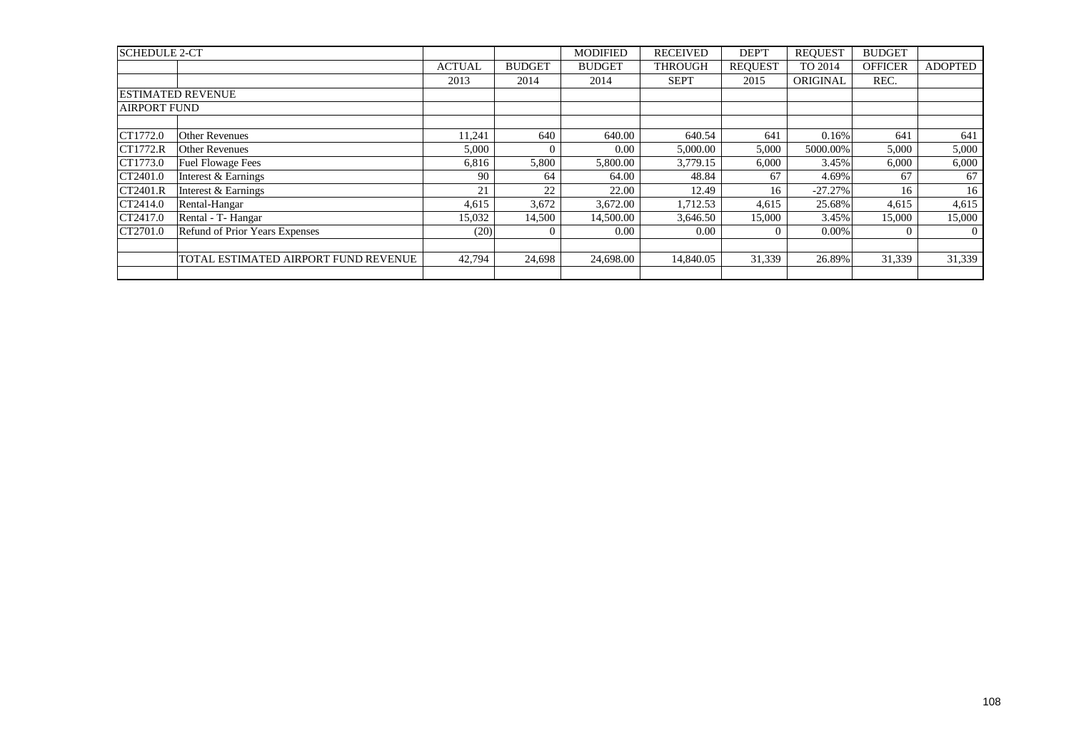| SCHEDULE 2-CT | | | | MODIFIED | RECEIVED | DEP'T | REQUEST | BUDGET | |
|---|---|---|---|---|---|---|---|---|---|
| | | ACTUAL | BUDGET | BUDGET | THROUGH | REQUEST | TO 2014 | OFFICER | ADOPTED |
| | | 2013 | 2014 | 2014 | SEPT | 2015 | ORIGINAL | REC. | |
| ESTIMATED REVENUE | | | | | | | | | |
| AIRPORT FUND | | | | | | | | | |
| | | | | | | | | | |
| CT1772.0 | Other Revenues | 11,241 | 640 | 640.00 | 640.54 | 641 | 0.16% | 641 | 641 |
| CT1772.R | Other Revenues | 5,000 | 0 | 0.00 | 5,000.00 | 5,000 | 5000.00% | 5,000 | 5,000 |
| CT1773.0 | Fuel Flowage Fees | 6,816 | 5,800 | 5,800.00 | 3,779.15 | 6,000 | 3.45% | 6,000 | 6,000 |
| CT2401.0 | Interest & Earnings | 90 | 64 | 64.00 | 48.84 | 67 | 4.69% | 67 | 67 |
| CT2401.R | Interest & Earnings | 21 | 22 | 22.00 | 12.49 | 16 | -27.27% | 16 | 16 |
| CT2414.0 | Rental-Hangar | 4,615 | 3,672 | 3,672.00 | 1,712.53 | 4,615 | 25.68% | 4,615 | 4,615 |
| CT2417.0 | Rental - T- Hangar | 15,032 | 14,500 | 14,500.00 | 3,646.50 | 15,000 | 3.45% | 15,000 | 15,000 |
| CT2701.0 | Refund of Prior Years Expenses | (20) | 0 | 0.00 | 0.00 | 0 | 0.00% | 0 | 0 |
| | | | | | | | | | |
| | TOTAL ESTIMATED AIRPORT FUND REVENUE | 42,794 | 24,698 | 24,698.00 | 14,840.05 | 31,339 | 26.89% | 31,339 | 31,339 |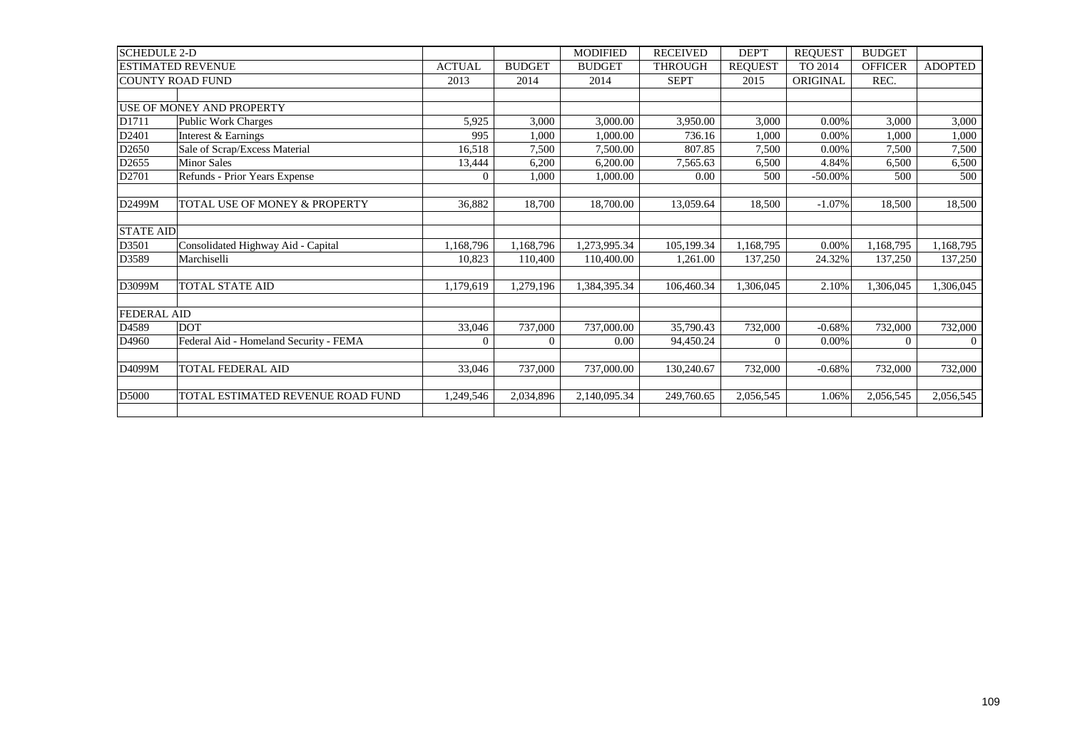| SCHEDULE 2-D | | | | MODIFIED | RECEIVED | DEP'T | REQUEST | BUDGET | |
|---|---|---|---|---|---|---|---|---|---|
| ESTIMATED REVENUE | | ACTUAL | BUDGET | BUDGET | THROUGH | REQUEST | TO 2014 | OFFICER | ADOPTED |
| COUNTY ROAD FUND | | 2013 | 2014 | 2014 | SEPT | 2015 | ORIGINAL | REC. | |
| | | | | | | | | | |
| USE OF MONEY AND PROPERTY | | | | | | | | | |
| D1711 | Public Work Charges | 5,925 | 3,000 | 3,000.00 | 3,950.00 | 3,000 | 0.00% | 3,000 | 3,000 |
| D2401 | Interest & Earnings | 995 | 1,000 | 1,000.00 | 736.16 | 1,000 | 0.00% | 1,000 | 1,000 |
| D2650 | Sale of Scrap/Excess Material | 16,518 | 7,500 | 7,500.00 | 807.85 | 7,500 | 0.00% | 7,500 | 7,500 |
| D2655 | Minor Sales | 13,444 | 6,200 | 6,200.00 | 7,565.63 | 6,500 | 4.84% | 6,500 | 6,500 |
| D2701 | Refunds - Prior Years Expense | 0 | 1,000 | 1,000.00 | 0.00 | 500 | -50.00% | 500 | 500 |
| | | | | | | | | | |
| D2499M | TOTAL USE OF MONEY & PROPERTY | 36,882 | 18,700 | 18,700.00 | 13,059.64 | 18,500 | -1.07% | 18,500 | 18,500 |
| | | | | | | | | | |
| STATE AID | | | | | | | | | |
| D3501 | Consolidated Highway Aid - Capital | 1,168,796 | 1,168,796 | 1,273,995.34 | 105,199.34 | 1,168,795 | 0.00% | 1,168,795 | 1,168,795 |
| D3589 | Marchiselli | 10,823 | 110,400 | 110,400.00 | 1,261.00 | 137,250 | 24.32% | 137,250 | 137,250 |
| | | | | | | | | | |
| D3099M | TOTAL STATE AID | 1,179,619 | 1,279,196 | 1,384,395.34 | 106,460.34 | 1,306,045 | 2.10% | 1,306,045 | 1,306,045 |
| | | | | | | | | | |
| FEDERAL AID | | | | | | | | | |
| D4589 | DOT | 33,046 | 737,000 | 737,000.00 | 35,790.43 | 732,000 | -0.68% | 732,000 | 732,000 |
| D4960 | Federal Aid - Homeland Security - FEMA | 0 | 0 | 0.00 | 94,450.24 | 0 | 0.00% | 0 | 0 |
| | | | | | | | | | |
| D4099M | TOTAL FEDERAL AID | 33,046 | 737,000 | 737,000.00 | 130,240.67 | 732,000 | -0.68% | 732,000 | 732,000 |
| | | | | | | | | | |
| D5000 | TOTAL ESTIMATED REVENUE ROAD FUND | 1,249,546 | 2,034,896 | 2,140,095.34 | 249,760.65 | 2,056,545 | 1.06% | 2,056,545 | 2,056,545 |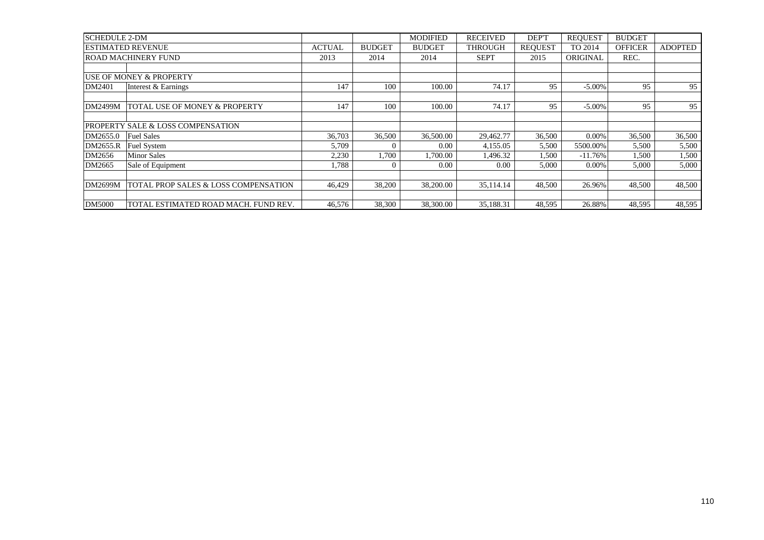| SCHEDULE 2-DM | | | | MODIFIED | RECEIVED | DEP'T | REQUEST | BUDGET | |
|---|---|---|---|---|---|---|---|---|---|
| ESTIMATED REVENUE | | ACTUAL | BUDGET | BUDGET | THROUGH | REQUEST | TO 2014 | OFFICER | ADOPTED |
| ROAD MACHINERY FUND | | 2013 | 2014 | 2014 | SEPT | 2015 | ORIGINAL | REC. | |
| | | | | | | | | | |
| USE OF MONEY & PROPERTY | | | | | | | | | |
| DM2401 | Interest & Earnings | 147 | 100 | 100.00 | 74.17 | 95 | -5.00% | 95 | 95 |
| | | | | | | | | | |
| DM2499M | TOTAL USE OF MONEY & PROPERTY | 147 | 100 | 100.00 | 74.17 | 95 | -5.00% | 95 | 95 |
| | | | | | | | | | |
| PROPERTY SALE & LOSS COMPENSATION | | | | | | | | | |
| DM2655.0 | Fuel Sales | 36,703 | 36,500 | 36,500.00 | 29,462.77 | 36,500 | 0.00% | 36,500 | 36,500 |
| DM2655.R | Fuel System | 5,709 | 0 | 0.00 | 4,155.05 | 5,500 | 5500.00% | 5,500 | 5,500 |
| DM2656 | Minor Sales | 2,230 | 1,700 | 1,700.00 | 1,496.32 | 1,500 | -11.76% | 1,500 | 1,500 |
| DM2665 | Sale of Equipment | 1,788 | 0 | 0.00 | 0.00 | 5,000 | 0.00% | 5,000 | 5,000 |
| | | | | | | | | | |
| DM2699M | TOTAL PROP SALES & LOSS COMPENSATION | 46,429 | 38,200 | 38,200.00 | 35,114.14 | 48,500 | 26.96% | 48,500 | 48,500 |
| | | | | | | | | | |
| DM5000 | TOTAL ESTIMATED ROAD MACH. FUND REV. | 46,576 | 38,300 | 38,300.00 | 35,188.31 | 48,595 | 26.88% | 48,595 | 48,595 |